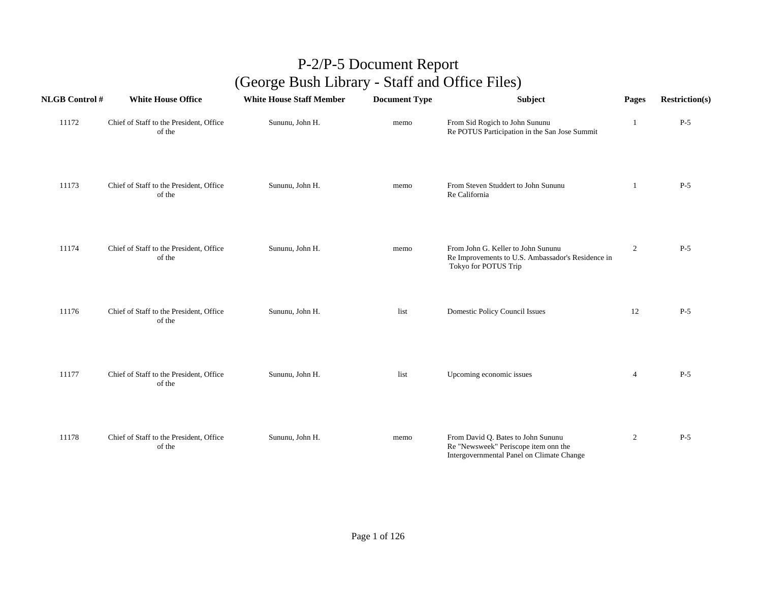# P-2/P-5 Document Report
## (George Bush Library - Staff and Office Files)

| NLGB Control # | White House Office | White House Staff Member | Document Type | Subject | Pages | Restriction(s) |
|---|---|---|---|---|---|---|
| 11172 | Chief of Staff to the President, Office of the | Sununu, John H. | memo | From Sid Rogich to John Sununu Re POTUS Participation in the San Jose Summit | 1 | P-5 |
| 11173 | Chief of Staff to the President, Office of the | Sununu, John H. | memo | From Steven Studdert to John Sununu Re California | 1 | P-5 |
| 11174 | Chief of Staff to the President, Office of the | Sununu, John H. | memo | From John G. Keller to John Sununu Re Improvements to U.S. Ambassador's Residence in Tokyo for POTUS Trip | 2 | P-5 |
| 11176 | Chief of Staff to the President, Office of the | Sununu, John H. | list | Domestic Policy Council Issues | 12 | P-5 |
| 11177 | Chief of Staff to the President, Office of the | Sununu, John H. | list | Upcoming economic issues | 4 | P-5 |
| 11178 | Chief of Staff to the President, Office of the | Sununu, John H. | memo | From David Q. Bates to John Sununu Re "Newsweek" Periscope item onn the Intergovernmental Panel on Climate Change | 2 | P-5 |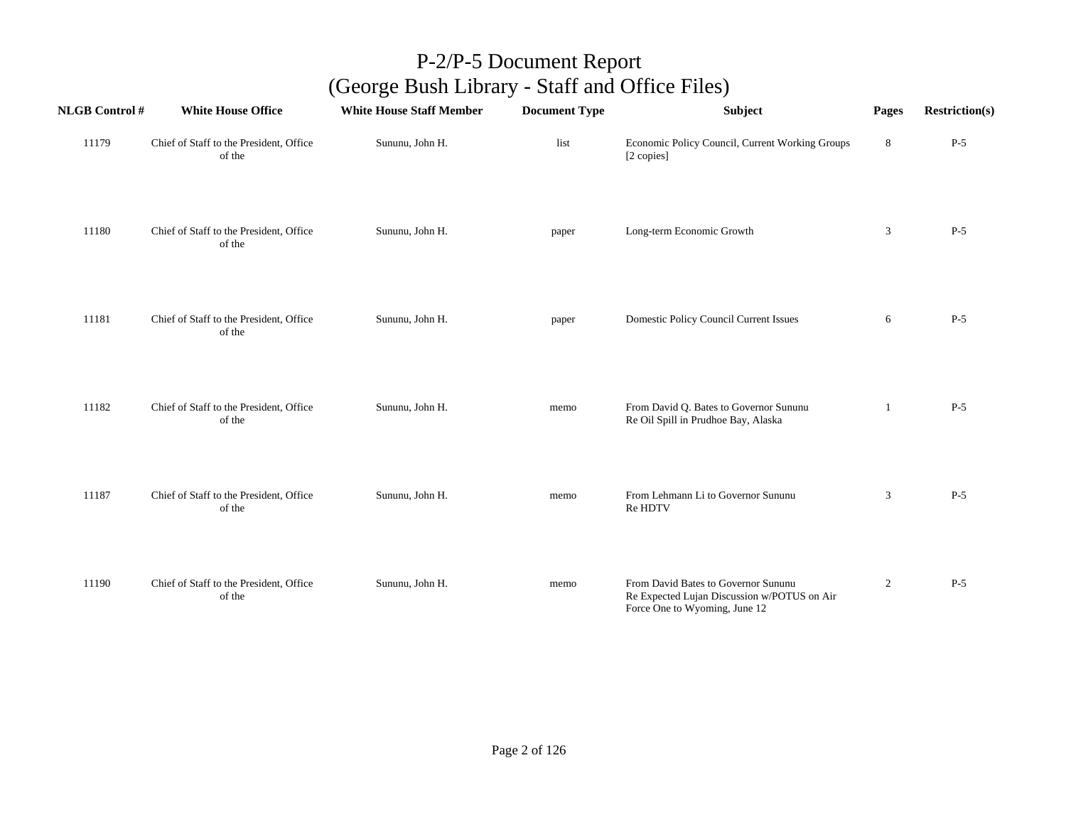# P-2/P-5 Document Report
## (George Bush Library - Staff and Office Files)

| NLGB Control # | White House Office | White House Staff Member | Document Type | Subject | Pages | Restriction(s) |
|---|---|---|---|---|---|---|
| 11179 | Chief of Staff to the President, Office of the | Sununu, John H. | list | Economic Policy Council, Current Working Groups [2 copies] | 8 | P-5 |
| 11180 | Chief of Staff to the President, Office of the | Sununu, John H. | paper | Long-term Economic Growth | 3 | P-5 |
| 11181 | Chief of Staff to the President, Office of the | Sununu, John H. | paper | Domestic Policy Council Current Issues | 6 | P-5 |
| 11182 | Chief of Staff to the President, Office of the | Sununu, John H. | memo | From David Q. Bates to Governor Sununu Re Oil Spill in Prudhoe Bay, Alaska | 1 | P-5 |
| 11187 | Chief of Staff to the President, Office of the | Sununu, John H. | memo | From Lehmann Li to Governor Sununu Re HDTV | 3 | P-5 |
| 11190 | Chief of Staff to the President, Office of the | Sununu, John H. | memo | From David Bates to Governor Sununu Re Expected Lujan Discussion w/POTUS on Air Force One to Wyoming, June 12 | 2 | P-5 |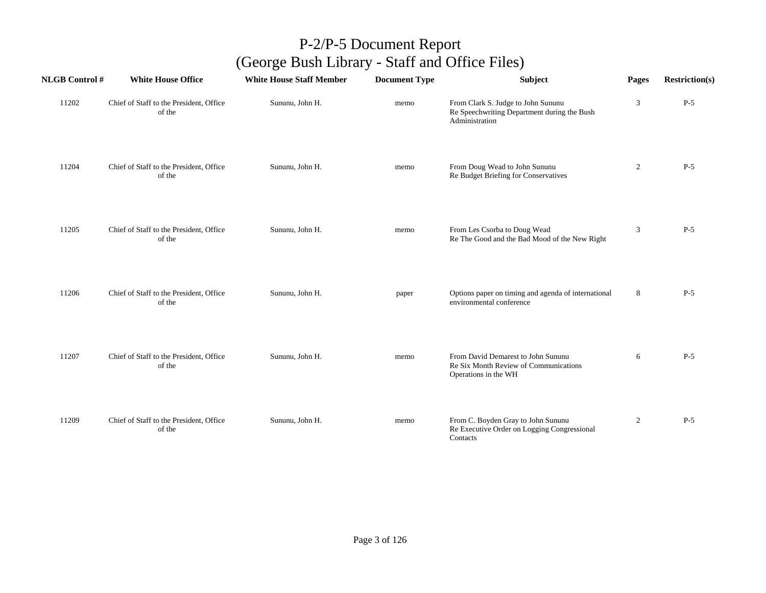# P-2/P-5 Document Report
## (George Bush Library - Staff and Office Files)

| NLGB Control # | White House Office | White House Staff Member | Document Type | Subject | Pages | Restriction(s) |
|---|---|---|---|---|---|---|
| 11202 | Chief of Staff to the President, Office of the | Sununu, John H. | memo | From Clark S. Judge to John Sununu<br>Re Speechwriting Department during the Bush Administration | 3 | P-5 |
| 11204 | Chief of Staff to the President, Office of the | Sununu, John H. | memo | From Doug Wead to John Sununu<br>Re Budget Briefing for Conservatives | 2 | P-5 |
| 11205 | Chief of Staff to the President, Office of the | Sununu, John H. | memo | From Les Csorba to Doug Wead<br>Re The Good and the Bad Mood of the New Right | 3 | P-5 |
| 11206 | Chief of Staff to the President, Office of the | Sununu, John H. | paper | Options paper on timing and agenda of international environmental conference | 8 | P-5 |
| 11207 | Chief of Staff to the President, Office of the | Sununu, John H. | memo | From David Demarest to John Sununu<br>Re Six Month Review of Communications Operations in the WH | 6 | P-5 |
| 11209 | Chief of Staff to the President, Office of the | Sununu, John H. | memo | From C. Boyden Gray to John Sununu<br>Re Executive Order on Logging Congressional Contacts | 2 | P-5 |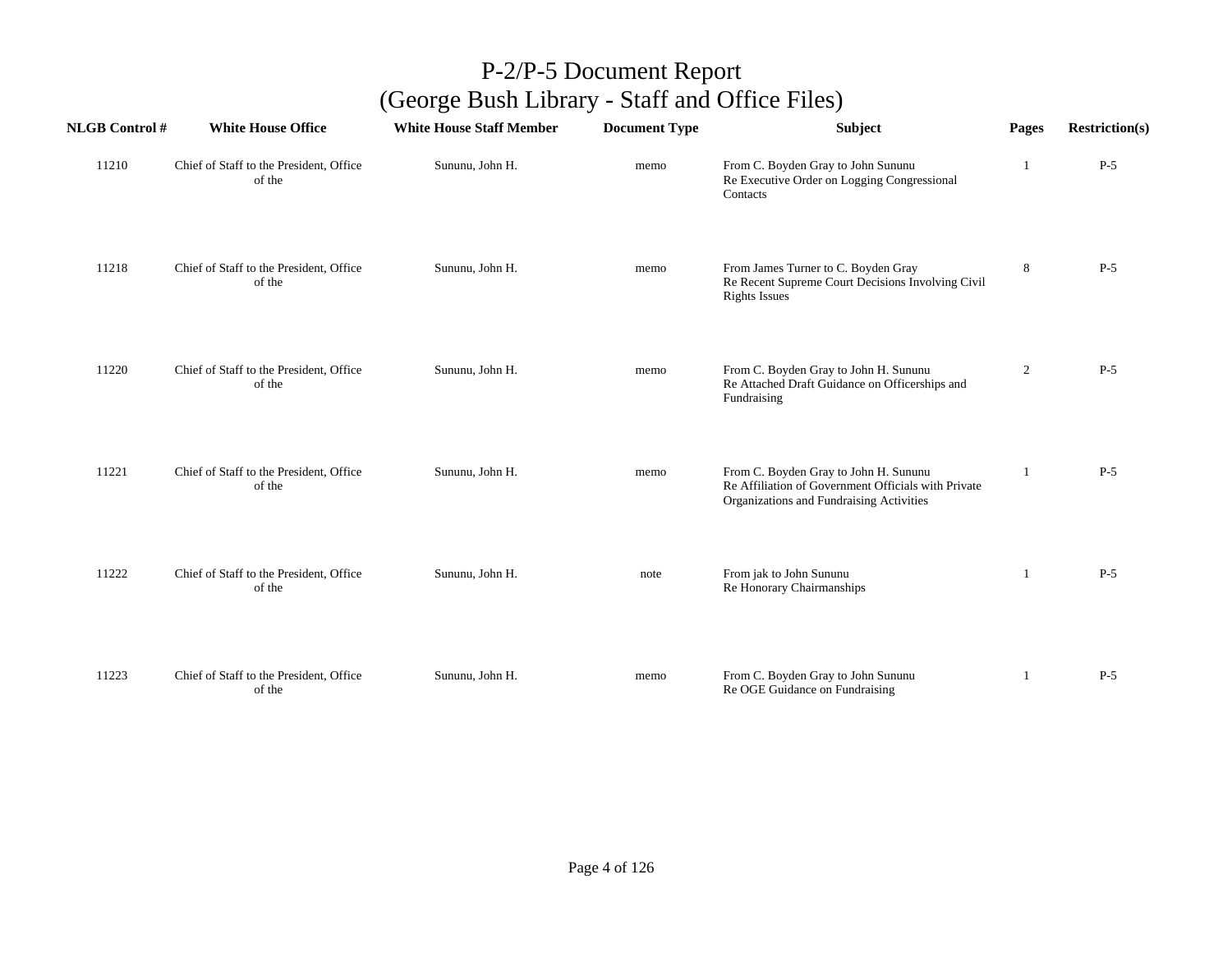# P-2/P-5 Document Report
# (George Bush Library - Staff and Office Files)

| NLGB Control # | White House Office | White House Staff Member | Document Type | Subject | Pages | Restriction(s) |
|---|---|---|---|---|---|---|
| 11210 | Chief of Staff to the President, Office of the | Sununu, John H. | memo | From C. Boyden Gray to John Sununu Re Executive Order on Logging Congressional Contacts | 1 | P-5 |
| 11218 | Chief of Staff to the President, Office of the | Sununu, John H. | memo | From James Turner to C. Boyden Gray Re Recent Supreme Court Decisions Involving Civil Rights Issues | 8 | P-5 |
| 11220 | Chief of Staff to the President, Office of the | Sununu, John H. | memo | From C. Boyden Gray to John H. Sununu Re Attached Draft Guidance on Officerships and Fundraising | 2 | P-5 |
| 11221 | Chief of Staff to the President, Office of the | Sununu, John H. | memo | From C. Boyden Gray to John H. Sununu Re Affiliation of Government Officials with Private Organizations and Fundraising Activities | 1 | P-5 |
| 11222 | Chief of Staff to the President, Office of the | Sununu, John H. | note | From jak to John Sununu Re Honorary Chairmanships | 1 | P-5 |
| 11223 | Chief of Staff to the President, Office of the | Sununu, John H. | memo | From C. Boyden Gray to John Sununu Re OGE Guidance on Fundraising | 1 | P-5 |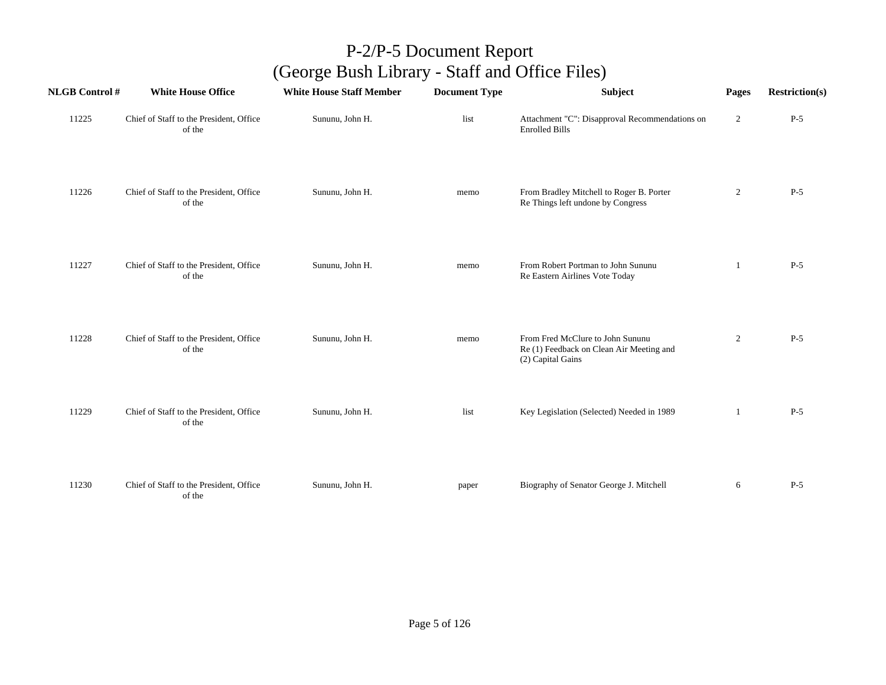# P-2/P-5 Document Report
## (George Bush Library - Staff and Office Files)

| NLGB Control # | White House Office | White House Staff Member | Document Type | Subject | Pages | Restriction(s) |
|---|---|---|---|---|---|---|
| 11225 | Chief of Staff to the President, Office of the | Sununu, John H. | list | Attachment "C": Disapproval Recommendations on Enrolled Bills | 2 | P-5 |
| 11226 | Chief of Staff to the President, Office of the | Sununu, John H. | memo | From Bradley Mitchell to Roger B. Porter Re Things left undone by Congress | 2 | P-5 |
| 11227 | Chief of Staff to the President, Office of the | Sununu, John H. | memo | From Robert Portman to John Sununu Re Eastern Airlines Vote Today | 1 | P-5 |
| 11228 | Chief of Staff to the President, Office of the | Sununu, John H. | memo | From Fred McClure to John Sununu Re (1) Feedback on Clean Air Meeting and (2) Capital Gains | 2 | P-5 |
| 11229 | Chief of Staff to the President, Office of the | Sununu, John H. | list | Key Legislation (Selected) Needed in 1989 | 1 | P-5 |
| 11230 | Chief of Staff to the President, Office of the | Sununu, John H. | paper | Biography of Senator George J. Mitchell | 6 | P-5 |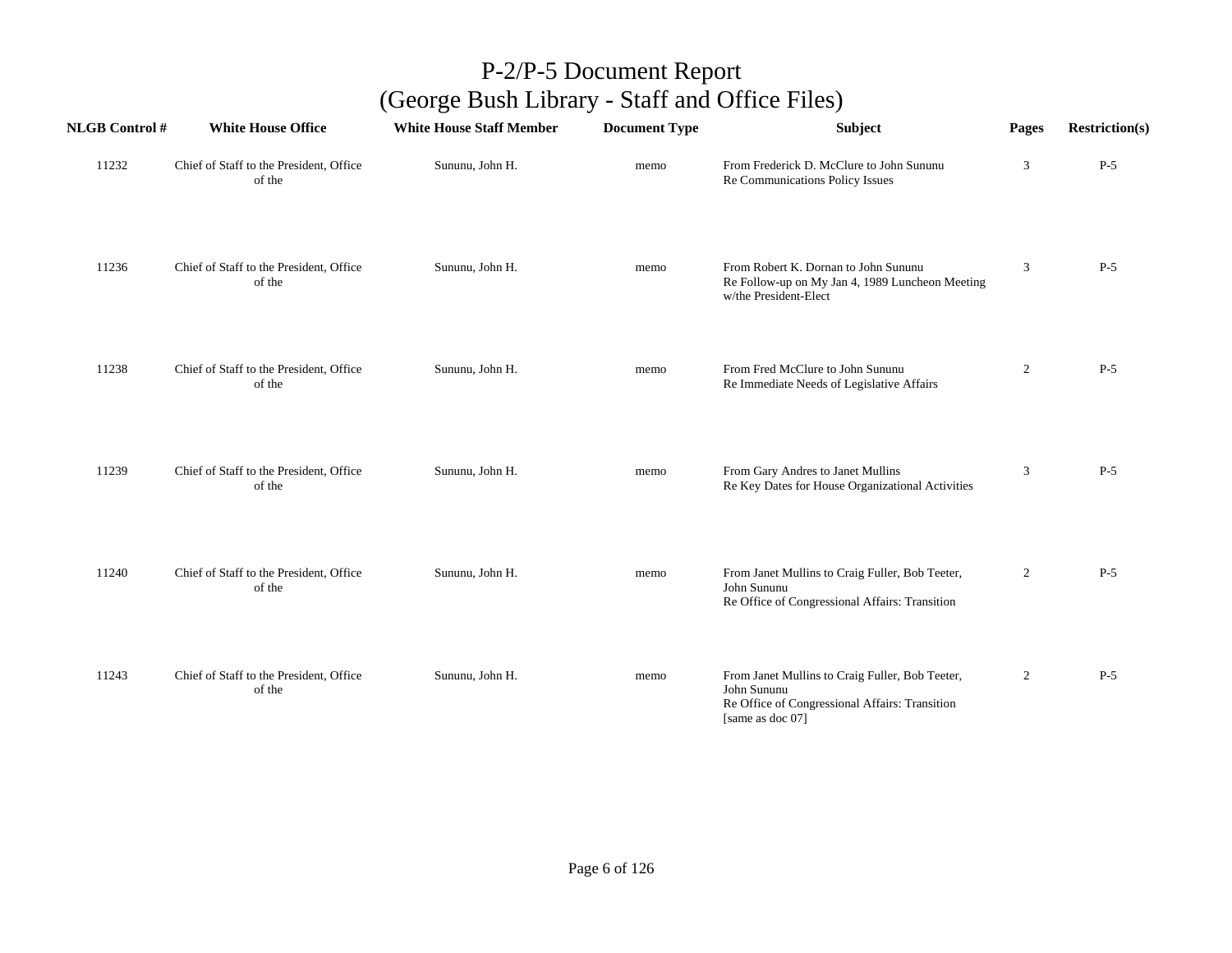# P-2/P-5 Document Report
## (George Bush Library - Staff and Office Files)

| NLGB Control # | White House Office | White House Staff Member | Document Type | Subject | Pages | Restriction(s) |
|---|---|---|---|---|---|---|
| 11232 | Chief of Staff to the President, Office of the | Sununu, John H. | memo | From Frederick D. McClure to John Sununu<br>Re Communications Policy Issues | 3 | P-5 |
| 11236 | Chief of Staff to the President, Office of the | Sununu, John H. | memo | From Robert K. Dornan to John Sununu<br>Re Follow-up on My Jan 4, 1989 Luncheon Meeting w/the President-Elect | 3 | P-5 |
| 11238 | Chief of Staff to the President, Office of the | Sununu, John H. | memo | From Fred McClure to John Sununu<br>Re Immediate Needs of Legislative Affairs | 2 | P-5 |
| 11239 | Chief of Staff to the President, Office of the | Sununu, John H. | memo | From Gary Andres to Janet Mullins<br>Re Key Dates for House Organizational Activities | 3 | P-5 |
| 11240 | Chief of Staff to the President, Office of the | Sununu, John H. | memo | From Janet Mullins to Craig Fuller, Bob Teeter, John Sununu<br>Re Office of Congressional Affairs: Transition | 2 | P-5 |
| 11243 | Chief of Staff to the President, Office of the | Sununu, John H. | memo | From Janet Mullins to Craig Fuller, Bob Teeter, John Sununu<br>Re Office of Congressional Affairs: Transition [same as doc 07] | 2 | P-5 |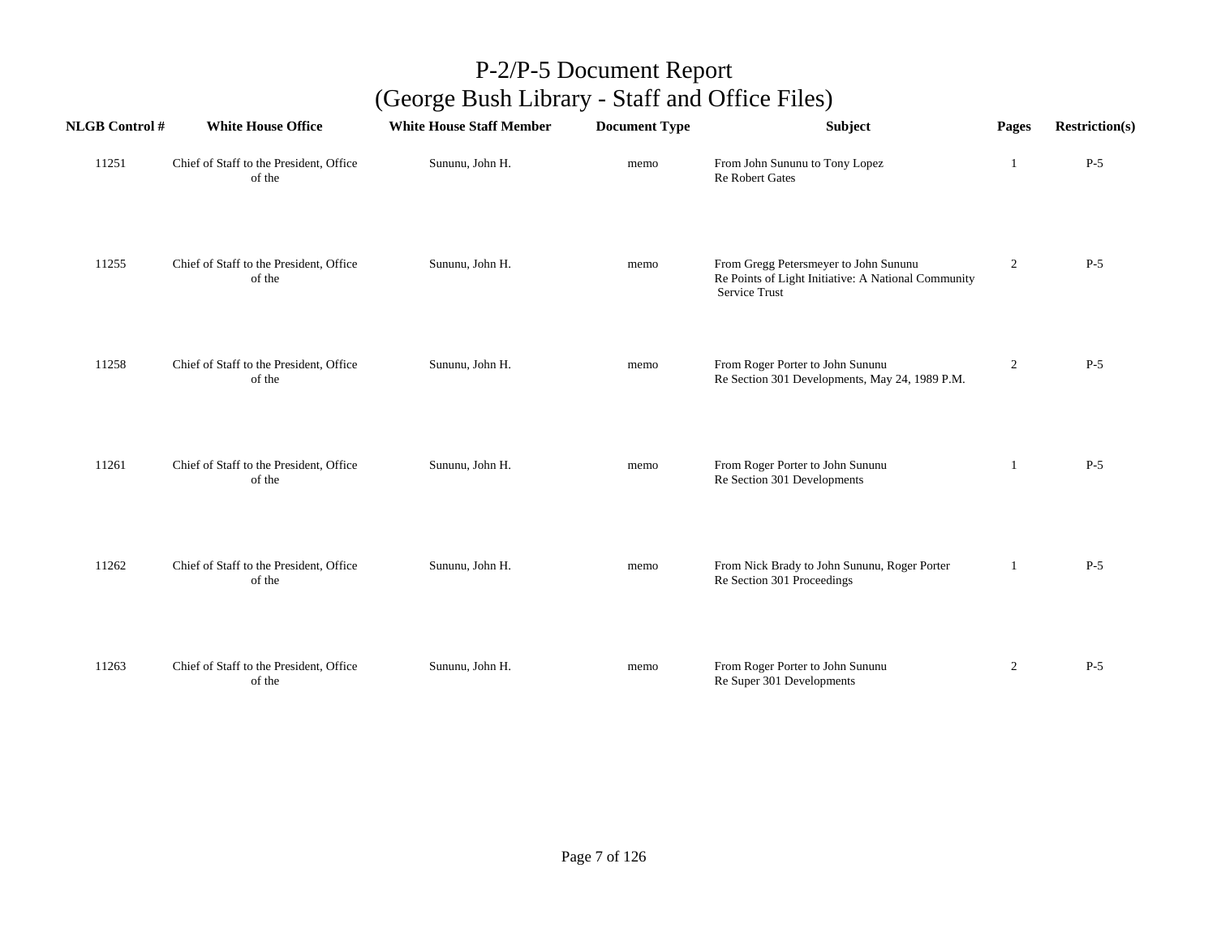# P-2/P-5 Document Report
## (George Bush Library - Staff and Office Files)

| NLGB Control # | White House Office | White House Staff Member | Document Type | Subject | Pages | Restriction(s) |
|---|---|---|---|---|---|---|
| 11251 | Chief of Staff to the President, Office of the | Sununu, John H. | memo | From John Sununu to Tony Lopez<br>Re Robert Gates | 1 | P-5 |
| 11255 | Chief of Staff to the President, Office of the | Sununu, John H. | memo | From Gregg Petersmeyer to John Sununu<br>Re Points of Light Initiative: A National Community Service Trust | 2 | P-5 |
| 11258 | Chief of Staff to the President, Office of the | Sununu, John H. | memo | From Roger Porter to John Sununu<br>Re Section 301 Developments, May 24, 1989 P.M. | 2 | P-5 |
| 11261 | Chief of Staff to the President, Office of the | Sununu, John H. | memo | From Roger Porter to John Sununu<br>Re Section 301 Developments | 1 | P-5 |
| 11262 | Chief of Staff to the President, Office of the | Sununu, John H. | memo | From Nick Brady to John Sununu, Roger Porter<br>Re Section 301 Proceedings | 1 | P-5 |
| 11263 | Chief of Staff to the President, Office of the | Sununu, John H. | memo | From Roger Porter to John Sununu<br>Re Super 301 Developments | 2 | P-5 |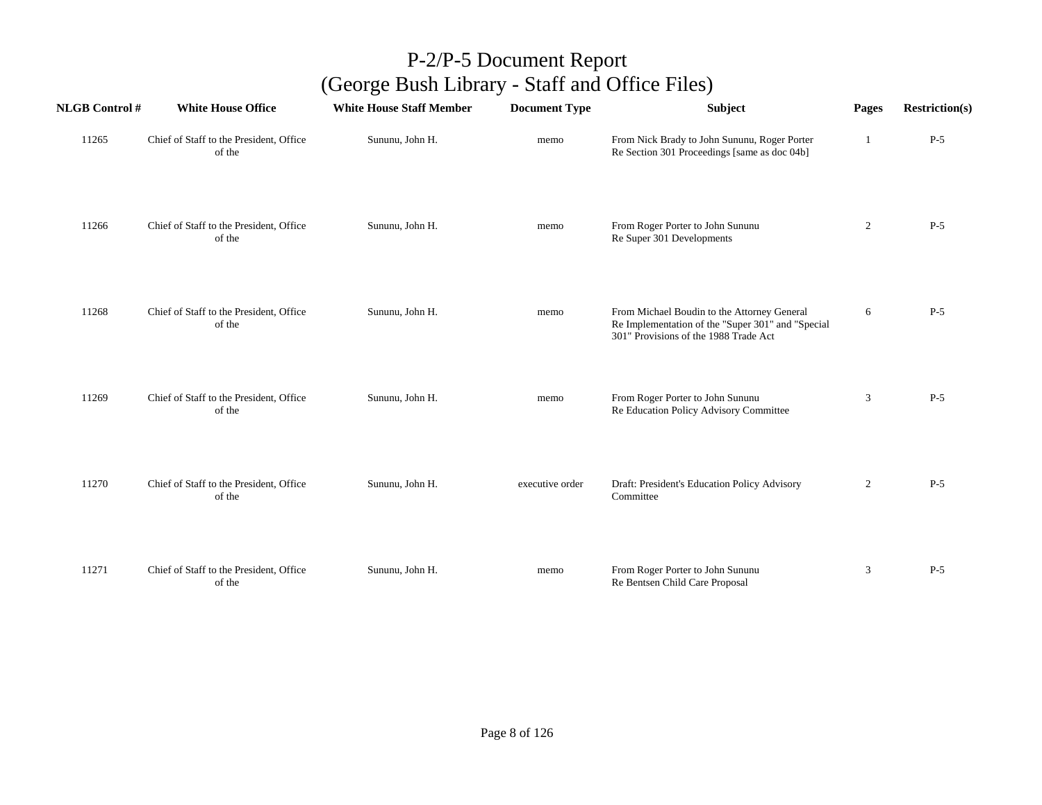# P-2/P-5 Document Report
## (George Bush Library - Staff and Office Files)

| NLGB Control # | White House Office | White House Staff Member | Document Type | Subject | Pages | Restriction(s) |
|---|---|---|---|---|---|---|
| 11265 | Chief of Staff to the President, Office of the | Sununu, John H. | memo | From Nick Brady to John Sununu, Roger Porter Re Section 301 Proceedings [same as doc 04b] | 1 | P-5 |
| 11266 | Chief of Staff to the President, Office of the | Sununu, John H. | memo | From Roger Porter to John Sununu Re Super 301 Developments | 2 | P-5 |
| 11268 | Chief of Staff to the President, Office of the | Sununu, John H. | memo | From Michael Boudin to the Attorney General Re Implementation of the "Super 301" and "Special 301" Provisions of the 1988 Trade Act | 6 | P-5 |
| 11269 | Chief of Staff to the President, Office of the | Sununu, John H. | memo | From Roger Porter to John Sununu Re Education Policy Advisory Committee | 3 | P-5 |
| 11270 | Chief of Staff to the President, Office of the | Sununu, John H. | executive order | Draft: President's Education Policy Advisory Committee | 2 | P-5 |
| 11271 | Chief of Staff to the President, Office of the | Sununu, John H. | memo | From Roger Porter to John Sununu Re Bentsen Child Care Proposal | 3 | P-5 |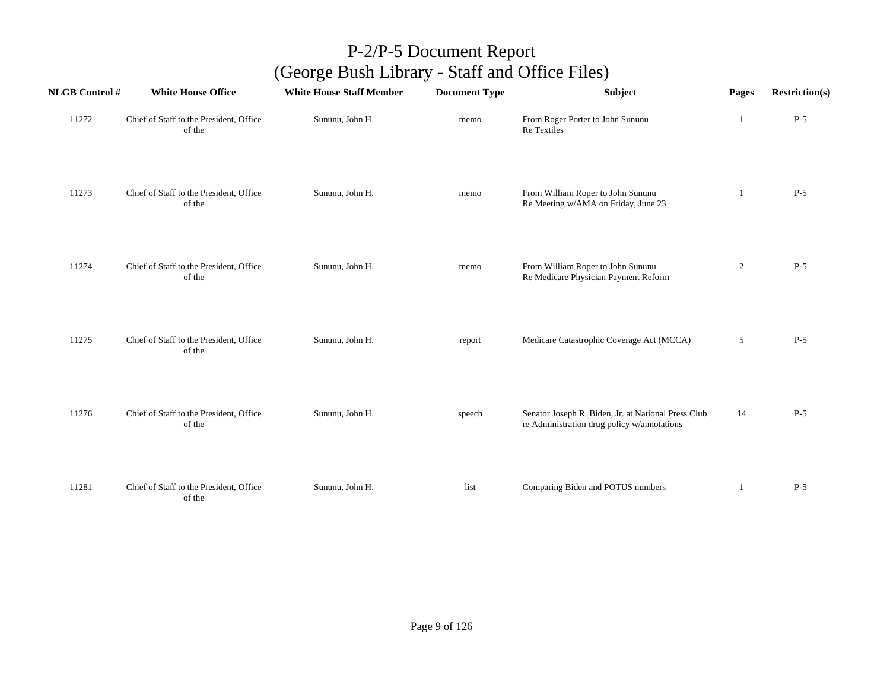# P-2/P-5 Document Report
## (George Bush Library - Staff and Office Files)

| NLGB Control # | White House Office | White House Staff Member | Document Type | Subject | Pages | Restriction(s) |
|---|---|---|---|---|---|---|
| 11272 | Chief of Staff to the President, Office of the | Sununu, John H. | memo | From Roger Porter to John Sununu<br>Re Textiles | 1 | P-5 |
| 11273 | Chief of Staff to the President, Office of the | Sununu, John H. | memo | From William Roper to John Sununu<br>Re Meeting w/AMA on Friday, June 23 | 1 | P-5 |
| 11274 | Chief of Staff to the President, Office of the | Sununu, John H. | memo | From William Roper to John Sununu<br>Re Medicare Physician Payment Reform | 2 | P-5 |
| 11275 | Chief of Staff to the President, Office of the | Sununu, John H. | report | Medicare Catastrophic Coverage Act (MCCA) | 5 | P-5 |
| 11276 | Chief of Staff to the President, Office of the | Sununu, John H. | speech | Senator Joseph R. Biden, Jr. at National Press Club re Administration drug policy w/annotations | 14 | P-5 |
| 11281 | Chief of Staff to the President, Office of the | Sununu, John H. | list | Comparing Biden and POTUS numbers | 1 | P-5 |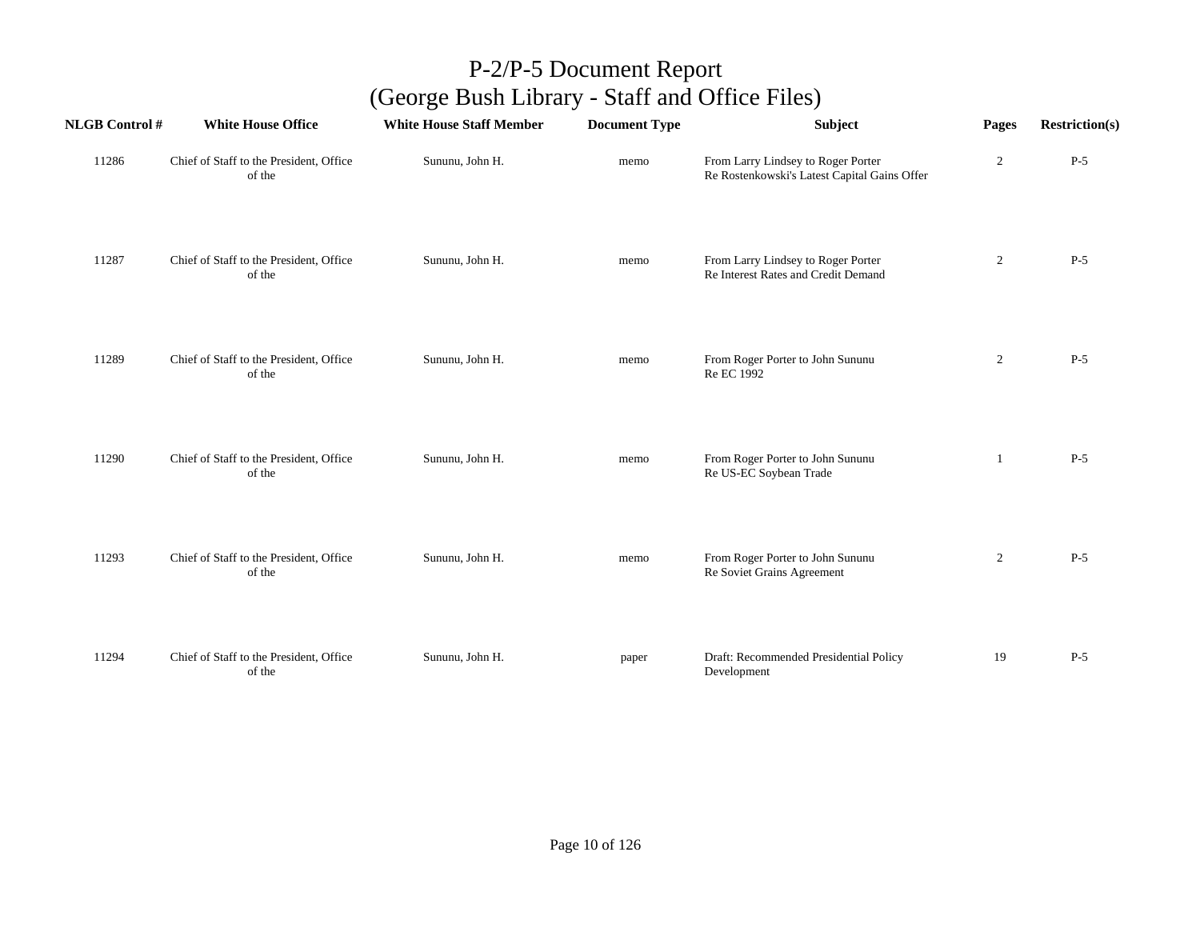# P-2/P-5 Document Report
## (George Bush Library - Staff and Office Files)

| NLGB Control # | White House Office | White House Staff Member | Document Type | Subject | Pages | Restriction(s) |
|---|---|---|---|---|---|---|
| 11286 | Chief of Staff to the President, Office of the | Sununu, John H. | memo | From Larry Lindsey to Roger Porter Re Rostenkowski's Latest Capital Gains Offer | 2 | P-5 |
| 11287 | Chief of Staff to the President, Office of the | Sununu, John H. | memo | From Larry Lindsey to Roger Porter Re Interest Rates and Credit Demand | 2 | P-5 |
| 11289 | Chief of Staff to the President, Office of the | Sununu, John H. | memo | From Roger Porter to John Sununu Re EC 1992 | 2 | P-5 |
| 11290 | Chief of Staff to the President, Office of the | Sununu, John H. | memo | From Roger Porter to John Sununu Re US-EC Soybean Trade | 1 | P-5 |
| 11293 | Chief of Staff to the President, Office of the | Sununu, John H. | memo | From Roger Porter to John Sununu Re Soviet Grains Agreement | 2 | P-5 |
| 11294 | Chief of Staff to the President, Office of the | Sununu, John H. | paper | Draft: Recommended Presidential Policy Development | 19 | P-5 |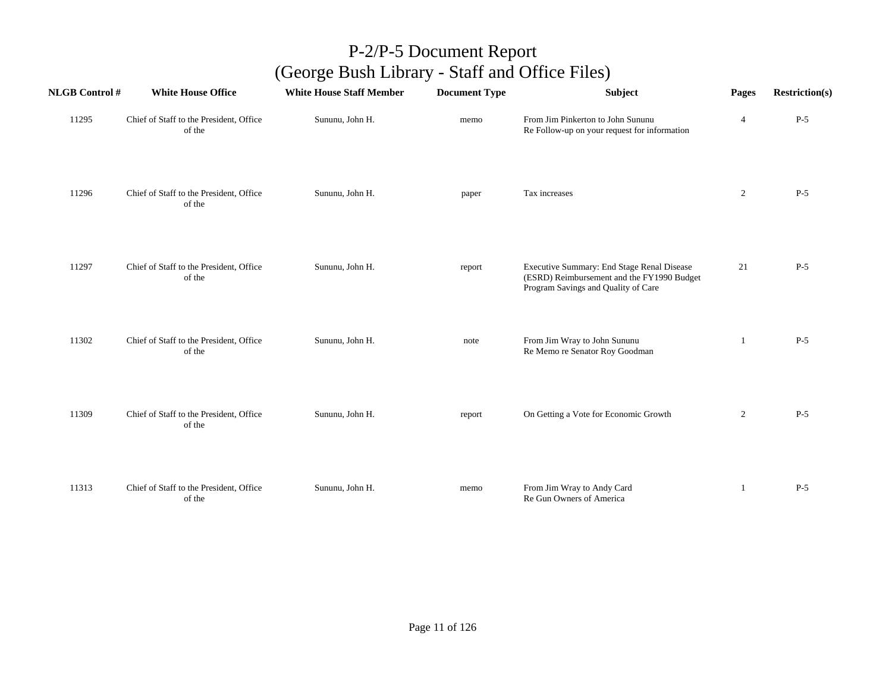# P-2/P-5 Document Report
## (George Bush Library - Staff and Office Files)

| NLGB Control # | White House Office | White House Staff Member | Document Type | Subject | Pages | Restriction(s) |
|---|---|---|---|---|---|---|
| 11295 | Chief of Staff to the President, Office of the | Sununu, John H. | memo | From Jim Pinkerton to John Sununu Re Follow-up on your request for information | 4 | P-5 |
| 11296 | Chief of Staff to the President, Office of the | Sununu, John H. | paper | Tax increases | 2 | P-5 |
| 11297 | Chief of Staff to the President, Office of the | Sununu, John H. | report | Executive Summary: End Stage Renal Disease (ESRD) Reimbursement and the FY1990 Budget Program Savings and Quality of Care | 21 | P-5 |
| 11302 | Chief of Staff to the President, Office of the | Sununu, John H. | note | From Jim Wray to John Sununu Re Memo re Senator Roy Goodman | 1 | P-5 |
| 11309 | Chief of Staff to the President, Office of the | Sununu, John H. | report | On Getting a Vote for Economic Growth | 2 | P-5 |
| 11313 | Chief of Staff to the President, Office of the | Sununu, John H. | memo | From Jim Wray to Andy Card Re Gun Owners of America | 1 | P-5 |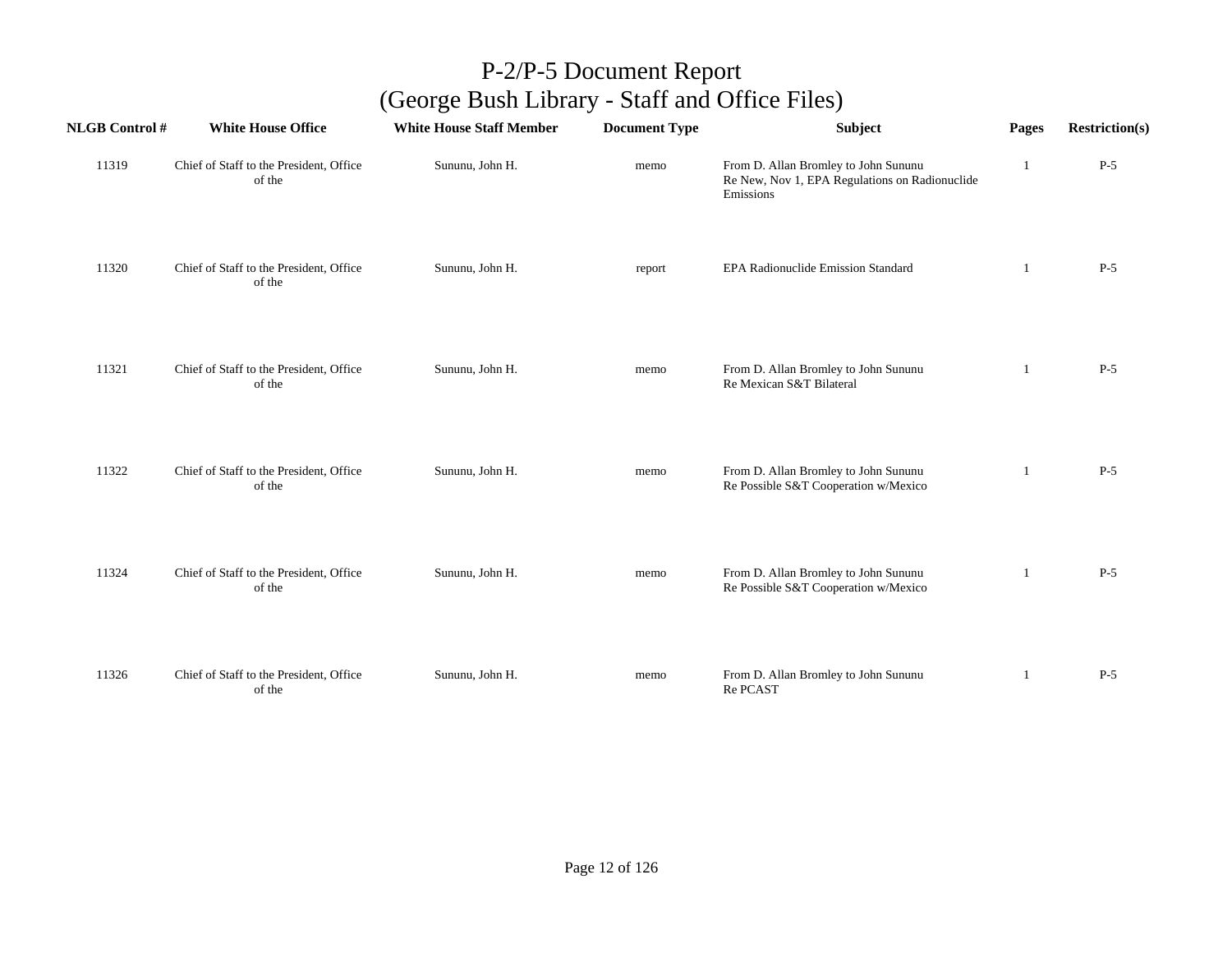# P-2/P-5 Document Report
# (George Bush Library - Staff and Office Files)

| NLGB Control # | White House Office | White House Staff Member | Document Type | Subject | Pages | Restriction(s) |
|---|---|---|---|---|---|---|
| 11319 | Chief of Staff to the President, Office of the | Sununu, John H. | memo | From D. Allan Bromley to John Sununu Re New, Nov 1, EPA Regulations on Radionuclide Emissions | 1 | P-5 |
| 11320 | Chief of Staff to the President, Office of the | Sununu, John H. | report | EPA Radionuclide Emission Standard | 1 | P-5 |
| 11321 | Chief of Staff to the President, Office of the | Sununu, John H. | memo | From D. Allan Bromley to John Sununu Re Mexican S&T Bilateral | 1 | P-5 |
| 11322 | Chief of Staff to the President, Office of the | Sununu, John H. | memo | From D. Allan Bromley to John Sununu Re Possible S&T Cooperation w/Mexico | 1 | P-5 |
| 11324 | Chief of Staff to the President, Office of the | Sununu, John H. | memo | From D. Allan Bromley to John Sununu Re Possible S&T Cooperation w/Mexico | 1 | P-5 |
| 11326 | Chief of Staff to the President, Office of the | Sununu, John H. | memo | From D. Allan Bromley to John Sununu Re PCAST | 1 | P-5 |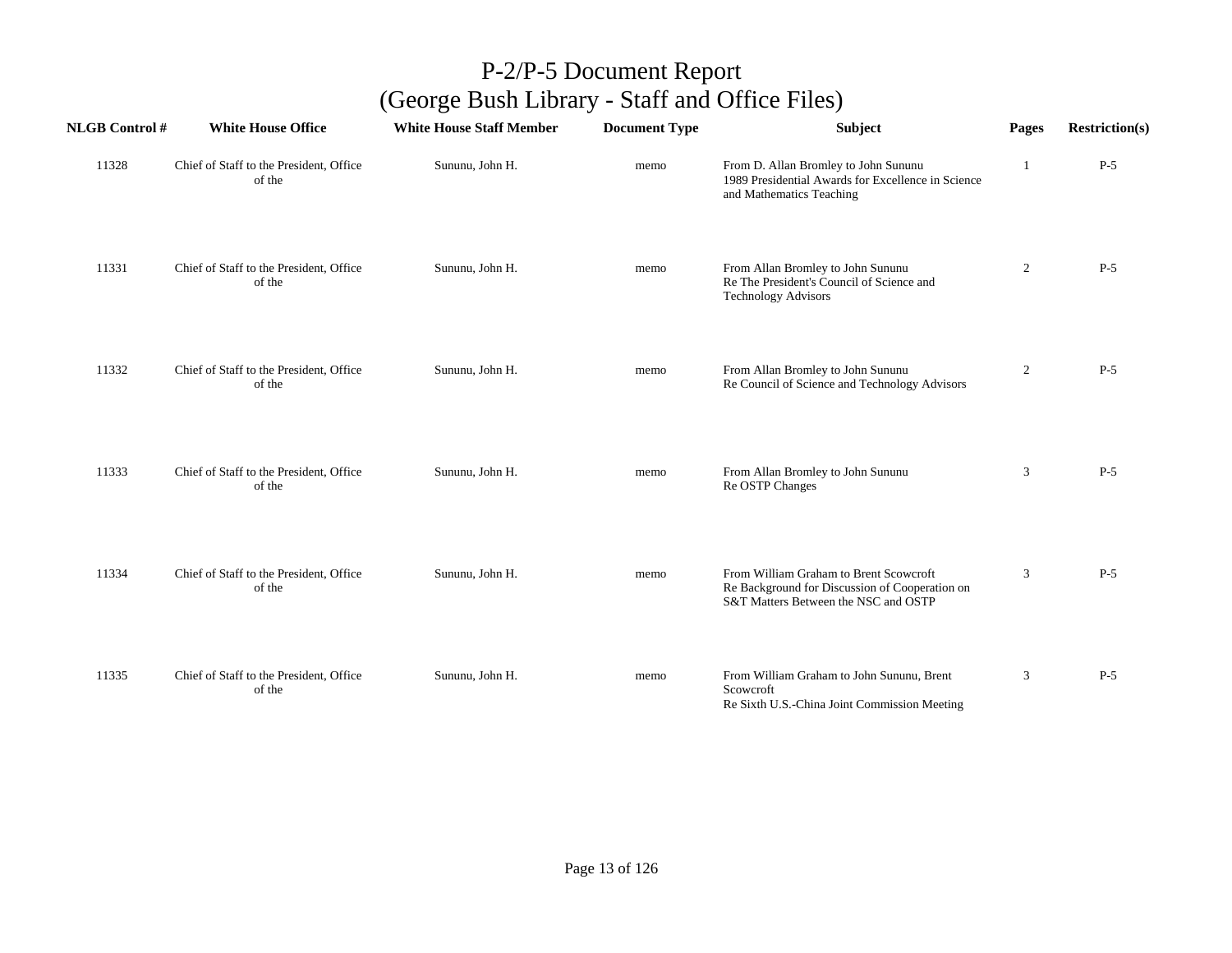# P-2/P-5 Document Report
## (George Bush Library - Staff and Office Files)

| NLGB Control # | White House Office | White House Staff Member | Document Type | Subject | Pages | Restriction(s) |
|---|---|---|---|---|---|---|
| 11328 | Chief of Staff to the President, Office of the | Sununu, John H. | memo | From D. Allan Bromley to John Sununu 1989 Presidential Awards for Excellence in Science and Mathematics Teaching | 1 | P-5 |
| 11331 | Chief of Staff to the President, Office of the | Sununu, John H. | memo | From Allan Bromley to John Sununu Re The President's Council of Science and Technology Advisors | 2 | P-5 |
| 11332 | Chief of Staff to the President, Office of the | Sununu, John H. | memo | From Allan Bromley to John Sununu Re Council of Science and Technology Advisors | 2 | P-5 |
| 11333 | Chief of Staff to the President, Office of the | Sununu, John H. | memo | From Allan Bromley to John Sununu Re OSTP Changes | 3 | P-5 |
| 11334 | Chief of Staff to the President, Office of the | Sununu, John H. | memo | From William Graham to Brent Scowcroft Re Background for Discussion of Cooperation on S&T Matters Between the NSC and OSTP | 3 | P-5 |
| 11335 | Chief of Staff to the President, Office of the | Sununu, John H. | memo | From William Graham to John Sununu, Brent Scowcroft Re Sixth U.S.-China Joint Commission Meeting | 3 | P-5 |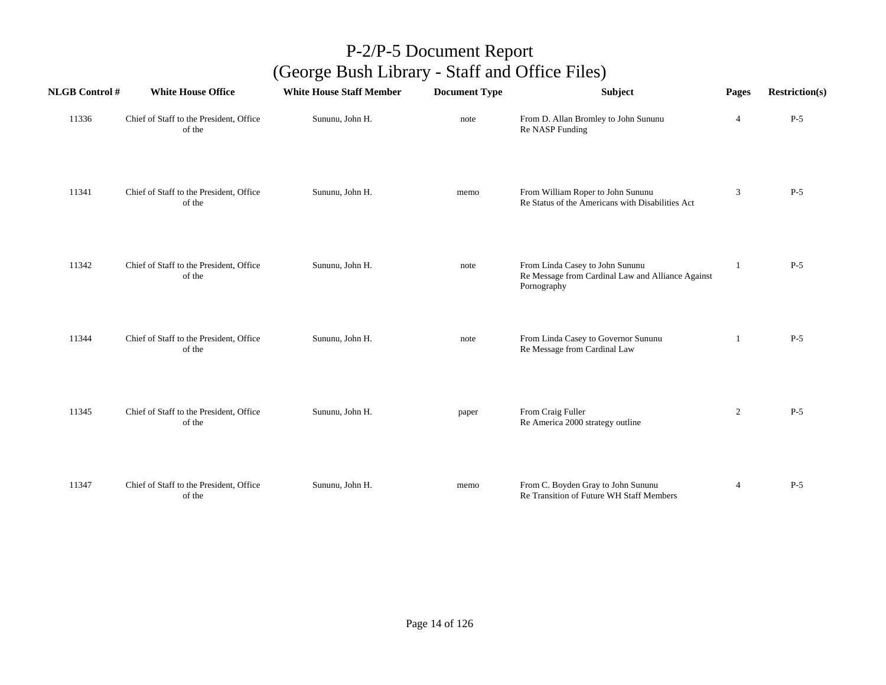# P-2/P-5 Document Report
## (George Bush Library - Staff and Office Files)

| NLGB Control # | White House Office | White House Staff Member | Document Type | Subject | Pages | Restriction(s) |
|---|---|---|---|---|---|---|
| 11336 | Chief of Staff to the President, Office of the | Sununu, John H. | note | From D. Allan Bromley to John Sununu<br>Re NASP Funding | 4 | P-5 |
| 11341 | Chief of Staff to the President, Office of the | Sununu, John H. | memo | From William Roper to John Sununu<br>Re Status of the Americans with Disabilities Act | 3 | P-5 |
| 11342 | Chief of Staff to the President, Office of the | Sununu, John H. | note | From Linda Casey to John Sununu<br>Re Message from Cardinal Law and Alliance Against Pornography | 1 | P-5 |
| 11344 | Chief of Staff to the President, Office of the | Sununu, John H. | note | From Linda Casey to Governor Sununu<br>Re Message from Cardinal Law | 1 | P-5 |
| 11345 | Chief of Staff to the President, Office of the | Sununu, John H. | paper | From Craig Fuller<br>Re America 2000 strategy outline | 2 | P-5 |
| 11347 | Chief of Staff to the President, Office of the | Sununu, John H. | memo | From C. Boyden Gray to John Sununu<br>Re Transition of Future WH Staff Members | 4 | P-5 |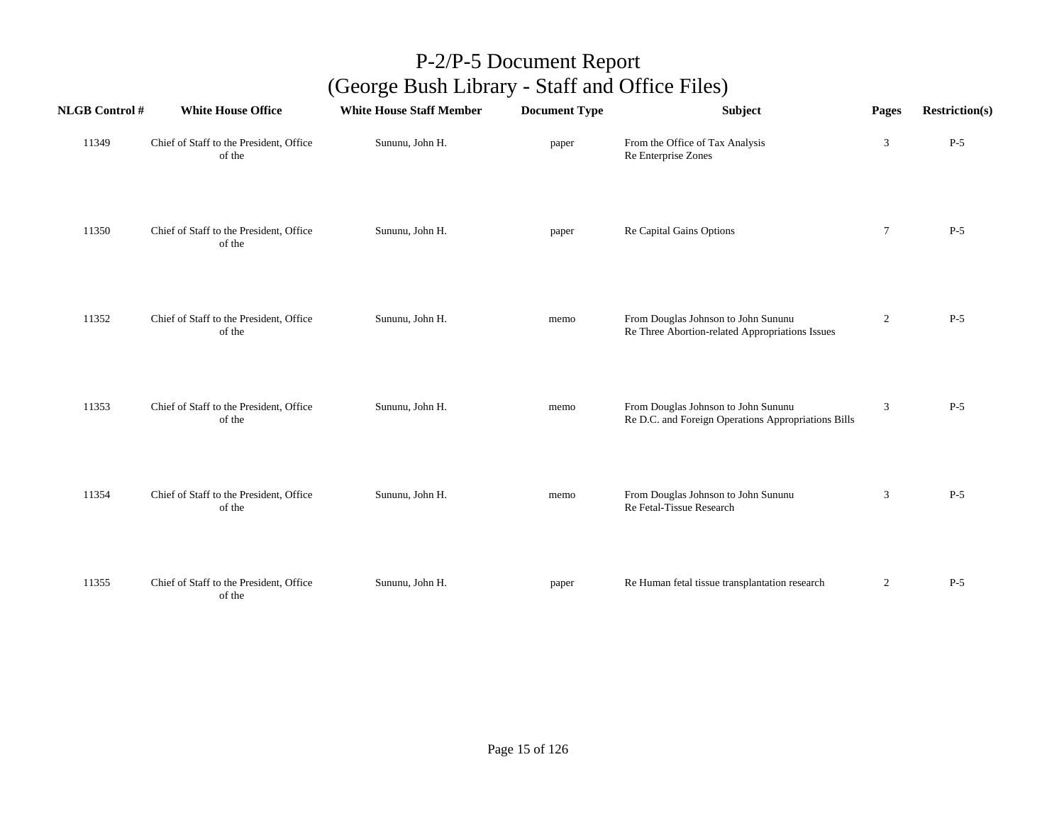# P-2/P-5 Document Report
## (George Bush Library - Staff and Office Files)

| NLGB Control # | White House Office | White House Staff Member | Document Type | Subject | Pages | Restriction(s) |
|---|---|---|---|---|---|---|
| 11349 | Chief of Staff to the President, Office of the | Sununu, John H. | paper | From the Office of Tax Analysis<br>Re Enterprise Zones | 3 | P-5 |
| 11350 | Chief of Staff to the President, Office of the | Sununu, John H. | paper | Re Capital Gains Options | 7 | P-5 |
| 11352 | Chief of Staff to the President, Office of the | Sununu, John H. | memo | From Douglas Johnson to John Sununu<br>Re Three Abortion-related Appropriations Issues | 2 | P-5 |
| 11353 | Chief of Staff to the President, Office of the | Sununu, John H. | memo | From Douglas Johnson to John Sununu<br>Re D.C. and Foreign Operations Appropriations Bills | 3 | P-5 |
| 11354 | Chief of Staff to the President, Office of the | Sununu, John H. | memo | From Douglas Johnson to John Sununu<br>Re Fetal-Tissue Research | 3 | P-5 |
| 11355 | Chief of Staff to the President, Office of the | Sununu, John H. | paper | Re Human fetal tissue transplantation research | 2 | P-5 |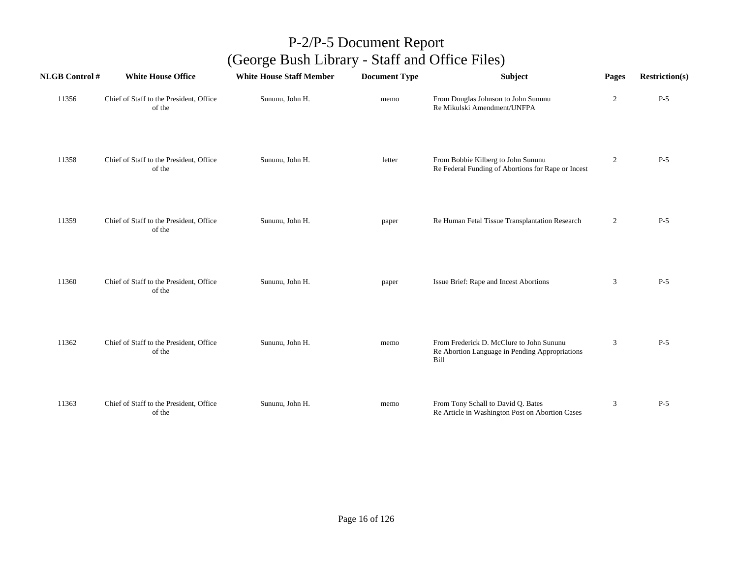# P-2/P-5 Document Report
## (George Bush Library - Staff and Office Files)

| NLGB Control # | White House Office | White House Staff Member | Document Type | Subject | Pages | Restriction(s) |
|---|---|---|---|---|---|---|
| 11356 | Chief of Staff to the President, Office of the | Sununu, John H. | memo | From Douglas Johnson to John Sununu Re Mikulski Amendment/UNFPA | 2 | P-5 |
| 11358 | Chief of Staff to the President, Office of the | Sununu, John H. | letter | From Bobbie Kilberg to John Sununu Re Federal Funding of Abortions for Rape or Incest | 2 | P-5 |
| 11359 | Chief of Staff to the President, Office of the | Sununu, John H. | paper | Re Human Fetal Tissue Transplantation Research | 2 | P-5 |
| 11360 | Chief of Staff to the President, Office of the | Sununu, John H. | paper | Issue Brief: Rape and Incest Abortions | 3 | P-5 |
| 11362 | Chief of Staff to the President, Office of the | Sununu, John H. | memo | From Frederick D. McClure to John Sununu Re Abortion Language in Pending Appropriations Bill | 3 | P-5 |
| 11363 | Chief of Staff to the President, Office of the | Sununu, John H. | memo | From Tony Schall to David Q. Bates Re Article in Washington Post on Abortion Cases | 3 | P-5 |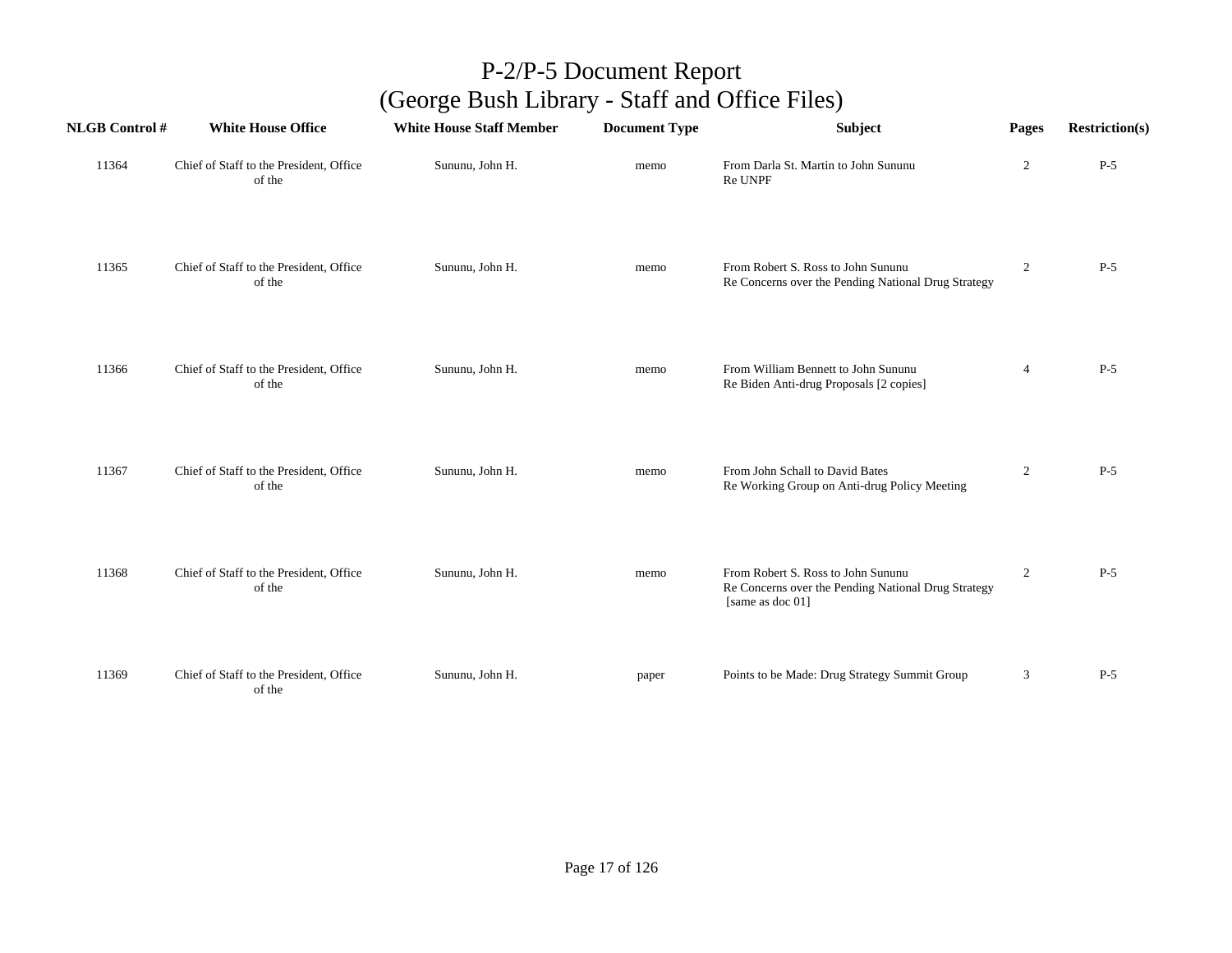# P-2/P-5 Document Report
## (George Bush Library - Staff and Office Files)

| NLGB Control # | White House Office | White House Staff Member | Document Type | Subject | Pages | Restriction(s) |
|---|---|---|---|---|---|---|
| 11364 | Chief of Staff to the President, Office of the | Sununu, John H. | memo | From Darla St. Martin to John Sununu Re UNPF | 2 | P-5 |
| 11365 | Chief of Staff to the President, Office of the | Sununu, John H. | memo | From Robert S. Ross to John Sununu Re Concerns over the Pending National Drug Strategy | 2 | P-5 |
| 11366 | Chief of Staff to the President, Office of the | Sununu, John H. | memo | From William Bennett to John Sununu Re Biden Anti-drug Proposals [2 copies] | 4 | P-5 |
| 11367 | Chief of Staff to the President, Office of the | Sununu, John H. | memo | From John Schall to David Bates Re Working Group on Anti-drug Policy Meeting | 2 | P-5 |
| 11368 | Chief of Staff to the President, Office of the | Sununu, John H. | memo | From Robert S. Ross to John Sununu Re Concerns over the Pending National Drug Strategy [same as doc 01] | 2 | P-5 |
| 11369 | Chief of Staff to the President, Office of the | Sununu, John H. | paper | Points to be Made: Drug Strategy Summit Group | 3 | P-5 |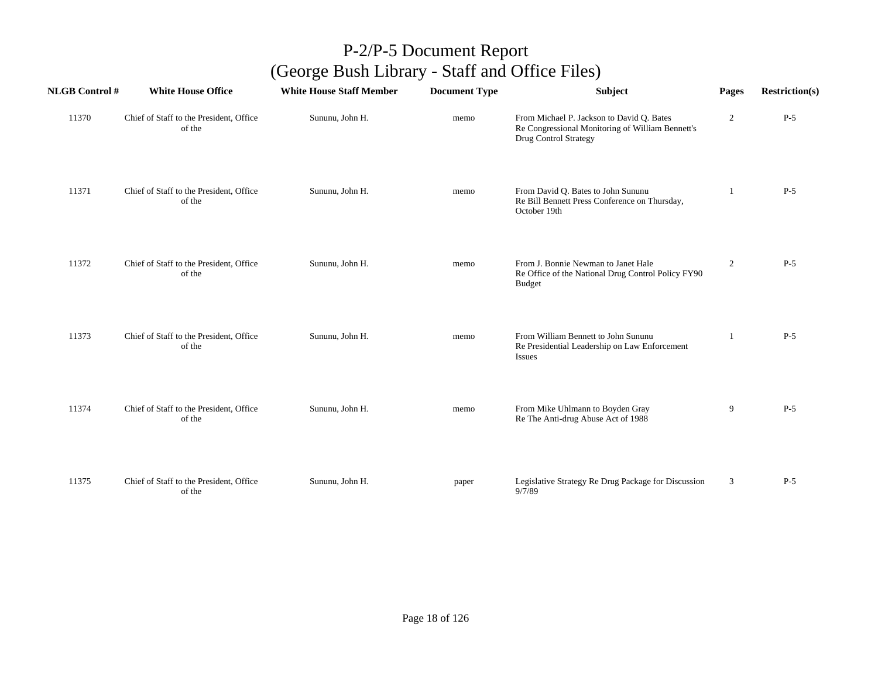# P-2/P-5 Document Report
## (George Bush Library - Staff and Office Files)

| NLGB Control # | White House Office | White House Staff Member | Document Type | Subject | Pages | Restriction(s) |
|---|---|---|---|---|---|---|
| 11370 | Chief of Staff to the President, Office of the | Sununu, John H. | memo | From Michael P. Jackson to David Q. Bates Re Congressional Monitoring of William Bennett's Drug Control Strategy | 2 | P-5 |
| 11371 | Chief of Staff to the President, Office of the | Sununu, John H. | memo | From David Q. Bates to John Sununu Re Bill Bennett Press Conference on Thursday, October 19th | 1 | P-5 |
| 11372 | Chief of Staff to the President, Office of the | Sununu, John H. | memo | From J. Bonnie Newman to Janet Hale Re Office of the National Drug Control Policy FY90 Budget | 2 | P-5 |
| 11373 | Chief of Staff to the President, Office of the | Sununu, John H. | memo | From William Bennett to John Sununu Re Presidential Leadership on Law Enforcement Issues | 1 | P-5 |
| 11374 | Chief of Staff to the President, Office of the | Sununu, John H. | memo | From Mike Uhlmann to Boyden Gray Re The Anti-drug Abuse Act of 1988 | 9 | P-5 |
| 11375 | Chief of Staff to the President, Office of the | Sununu, John H. | paper | Legislative Strategy Re Drug Package for Discussion 9/7/89 | 3 | P-5 |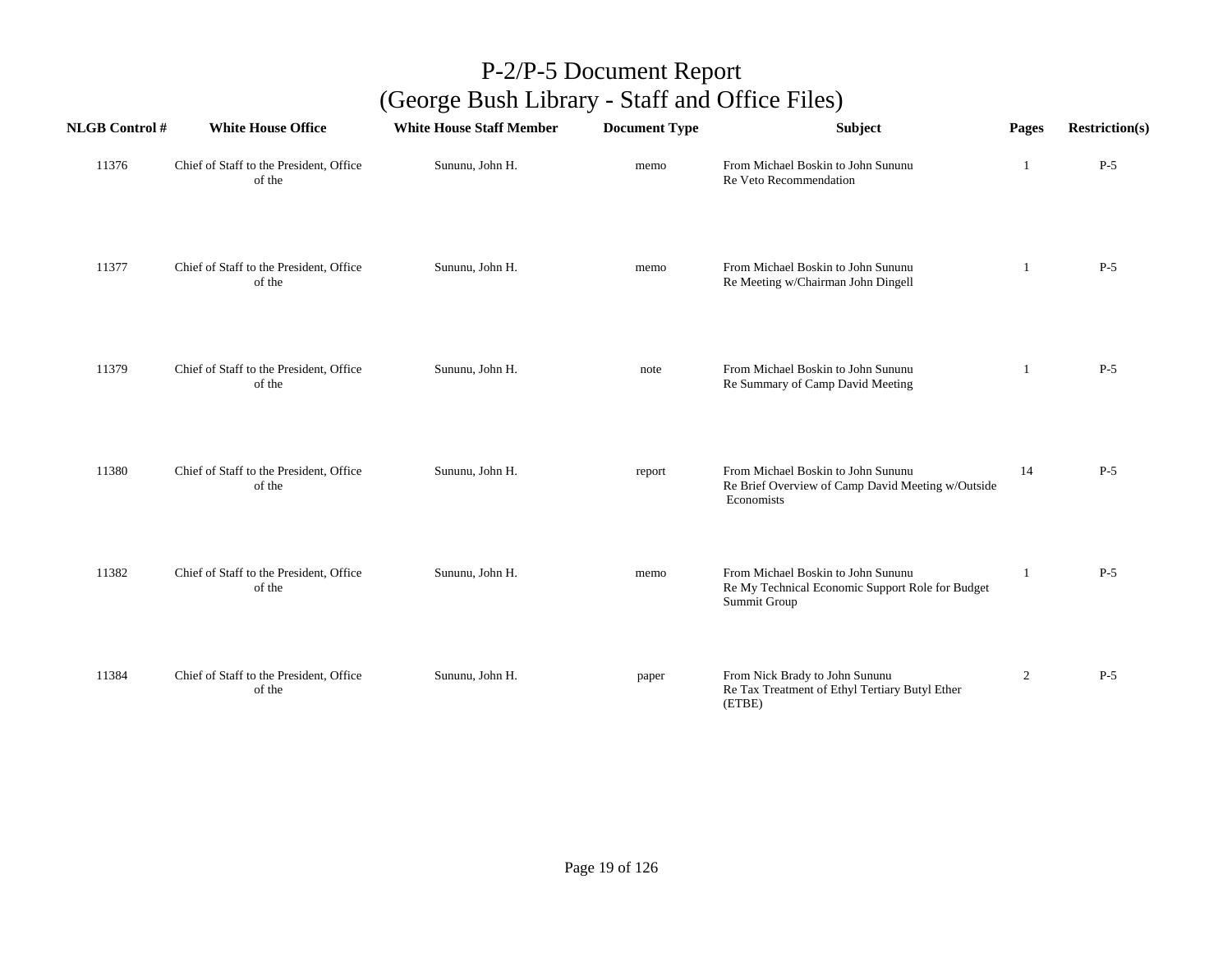# P-2/P-5 Document Report
## (George Bush Library - Staff and Office Files)

| NLGB Control # | White House Office | White House Staff Member | Document Type | Subject | Pages | Restriction(s) |
|---|---|---|---|---|---|---|
| 11376 | Chief of Staff to the President, Office of the | Sununu, John H. | memo | From Michael Boskin to John Sununu Re Veto Recommendation | 1 | P-5 |
| 11377 | Chief of Staff to the President, Office of the | Sununu, John H. | memo | From Michael Boskin to John Sununu Re Meeting w/Chairman John Dingell | 1 | P-5 |
| 11379 | Chief of Staff to the President, Office of the | Sununu, John H. | note | From Michael Boskin to John Sununu Re Summary of Camp David Meeting | 1 | P-5 |
| 11380 | Chief of Staff to the President, Office of the | Sununu, John H. | report | From Michael Boskin to John Sununu Re Brief Overview of Camp David Meeting w/Outside Economists | 14 | P-5 |
| 11382 | Chief of Staff to the President, Office of the | Sununu, John H. | memo | From Michael Boskin to John Sununu Re My Technical Economic Support Role for Budget Summit Group | 1 | P-5 |
| 11384 | Chief of Staff to the President, Office of the | Sununu, John H. | paper | From Nick Brady to John Sununu Re Tax Treatment of Ethyl Tertiary Butyl Ether (ETBE) | 2 | P-5 |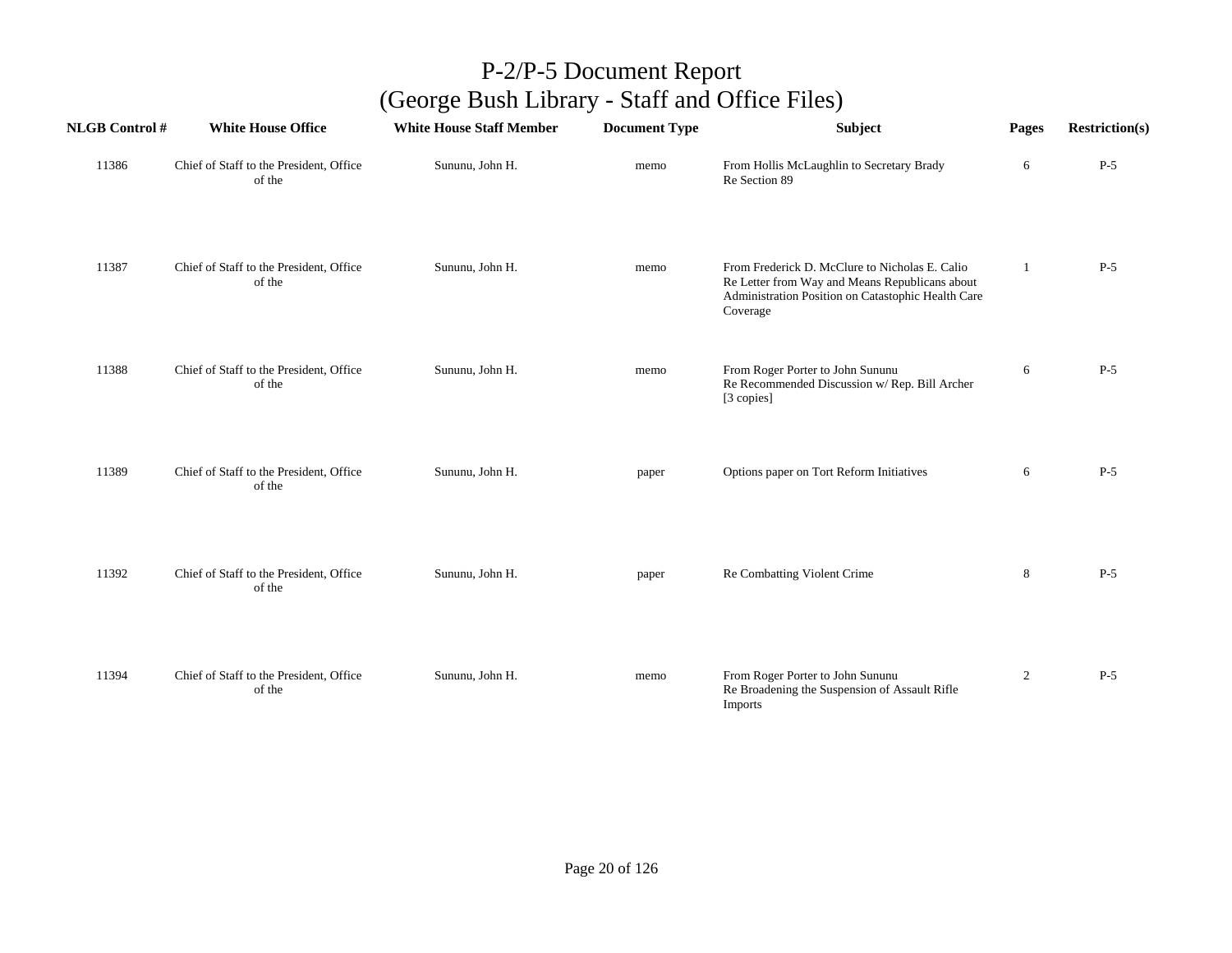# P-2/P-5 Document Report
## (George Bush Library - Staff and Office Files)

| NLGB Control # | White House Office | White House Staff Member | Document Type | Subject | Pages | Restriction(s) |
|---|---|---|---|---|---|---|
| 11386 | Chief of Staff to the President, Office of the | Sununu, John H. | memo | From Hollis McLaughlin to Secretary Brady Re Section 89 | 6 | P-5 |
| 11387 | Chief of Staff to the President, Office of the | Sununu, John H. | memo | From Frederick D. McClure to Nicholas E. Calio Re Letter from Way and Means Republicans about Administration Position on Catastophic Health Care Coverage | 1 | P-5 |
| 11388 | Chief of Staff to the President, Office of the | Sununu, John H. | memo | From Roger Porter to John Sununu Re Recommended Discussion w/ Rep. Bill Archer [3 copies] | 6 | P-5 |
| 11389 | Chief of Staff to the President, Office of the | Sununu, John H. | paper | Options paper on Tort Reform Initiatives | 6 | P-5 |
| 11392 | Chief of Staff to the President, Office of the | Sununu, John H. | paper | Re Combatting Violent Crime | 8 | P-5 |
| 11394 | Chief of Staff to the President, Office of the | Sununu, John H. | memo | From Roger Porter to John Sununu Re Broadening the Suspension of Assault Rifle Imports | 2 | P-5 |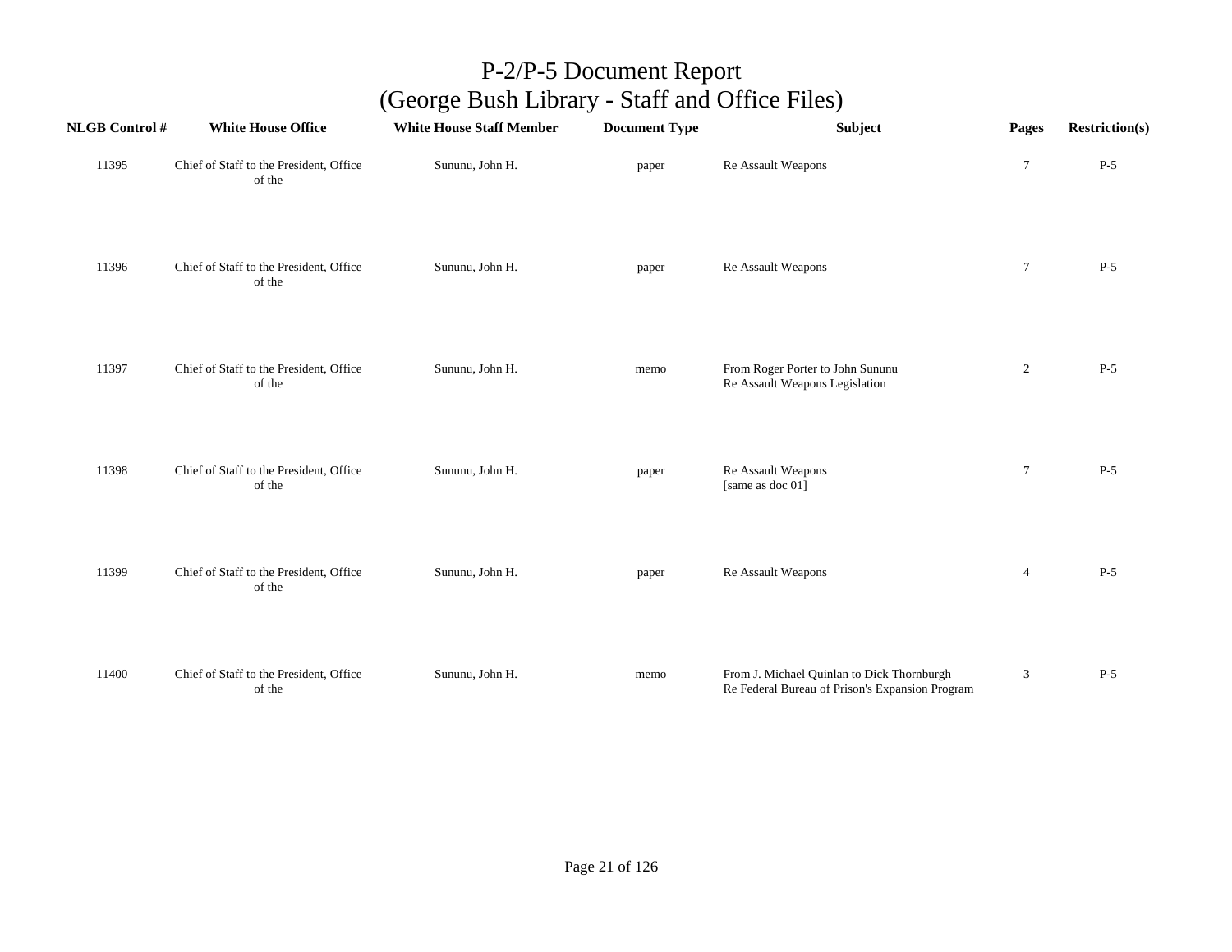# P-2/P-5 Document Report
# (George Bush Library - Staff and Office Files)

| NLGB Control # | White House Office | White House Staff Member | Document Type | Subject | Pages | Restriction(s) |
|---|---|---|---|---|---|---|
| 11395 | Chief of Staff to the President, Office of the | Sununu, John H. | paper | Re Assault Weapons | 7 | P-5 |
| 11396 | Chief of Staff to the President, Office of the | Sununu, John H. | paper | Re Assault Weapons | 7 | P-5 |
| 11397 | Chief of Staff to the President, Office of the | Sununu, John H. | memo | From Roger Porter to John Sununu Re Assault Weapons Legislation | 2 | P-5 |
| 11398 | Chief of Staff to the President, Office of the | Sununu, John H. | paper | Re Assault Weapons [same as doc 01] | 7 | P-5 |
| 11399 | Chief of Staff to the President, Office of the | Sununu, John H. | paper | Re Assault Weapons | 4 | P-5 |
| 11400 | Chief of Staff to the President, Office of the | Sununu, John H. | memo | From J. Michael Quinlan to Dick Thornburgh Re Federal Bureau of Prison's Expansion Program | 3 | P-5 |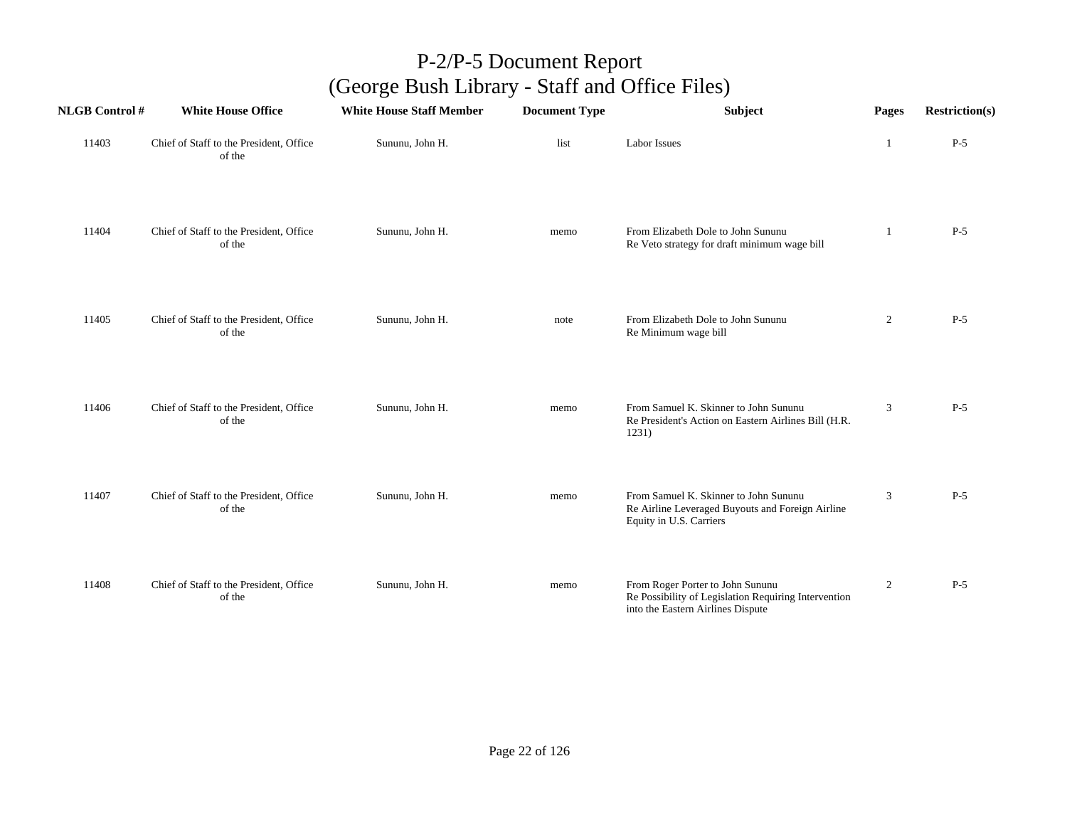# P-2/P-5 Document Report
## (George Bush Library - Staff and Office Files)

| NLGB Control # | White House Office | White House Staff Member | Document Type | Subject | Pages | Restriction(s) |
|---|---|---|---|---|---|---|
| 11403 | Chief of Staff to the President, Office of the | Sununu, John H. | list | Labor Issues | 1 | P-5 |
| 11404 | Chief of Staff to the President, Office of the | Sununu, John H. | memo | From Elizabeth Dole to John Sununu Re Veto strategy for draft minimum wage bill | 1 | P-5 |
| 11405 | Chief of Staff to the President, Office of the | Sununu, John H. | note | From Elizabeth Dole to John Sununu Re Minimum wage bill | 2 | P-5 |
| 11406 | Chief of Staff to the President, Office of the | Sununu, John H. | memo | From Samuel K. Skinner to John Sununu Re President's Action on Eastern Airlines Bill (H.R. 1231) | 3 | P-5 |
| 11407 | Chief of Staff to the President, Office of the | Sununu, John H. | memo | From Samuel K. Skinner to John Sununu Re Airline Leveraged Buyouts and Foreign Airline Equity in U.S. Carriers | 3 | P-5 |
| 11408 | Chief of Staff to the President, Office of the | Sununu, John H. | memo | From Roger Porter to John Sununu Re Possibility of Legislation Requiring Intervention into the Eastern Airlines Dispute | 2 | P-5 |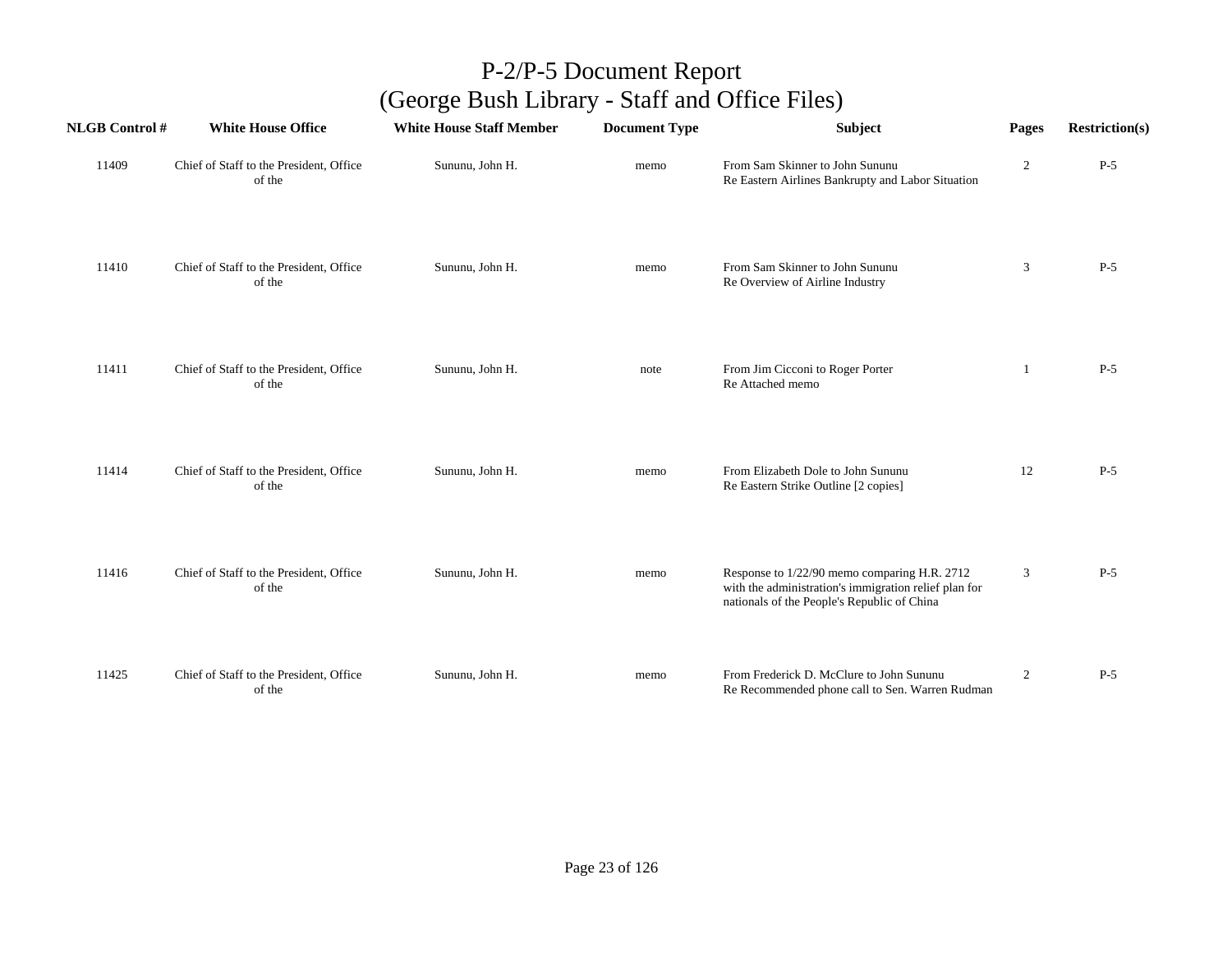# P-2/P-5 Document Report
## (George Bush Library - Staff and Office Files)

| NLGB Control # | White House Office | White House Staff Member | Document Type | Subject | Pages | Restriction(s) |
|---|---|---|---|---|---|---|
| 11409 | Chief of Staff to the President, Office of the | Sununu, John H. | memo | From Sam Skinner to John Sununu<br>Re Eastern Airlines Bankrupty and Labor Situation | 2 | P-5 |
| 11410 | Chief of Staff to the President, Office of the | Sununu, John H. | memo | From Sam Skinner to John Sununu<br>Re Overview of Airline Industry | 3 | P-5 |
| 11411 | Chief of Staff to the President, Office of the | Sununu, John H. | note | From Jim Cicconi to Roger Porter<br>Re Attached memo | 1 | P-5 |
| 11414 | Chief of Staff to the President, Office of the | Sununu, John H. | memo | From Elizabeth Dole to John Sununu<br>Re Eastern Strike Outline [2 copies] | 12 | P-5 |
| 11416 | Chief of Staff to the President, Office of the | Sununu, John H. | memo | Response to 1/22/90 memo comparing H.R. 2712 with the administration's immigration relief plan for nationals of the People's Republic of China | 3 | P-5 |
| 11425 | Chief of Staff to the President, Office of the | Sununu, John H. | memo | From Frederick D. McClure to John Sununu<br>Re Recommended phone call to Sen. Warren Rudman | 2 | P-5 |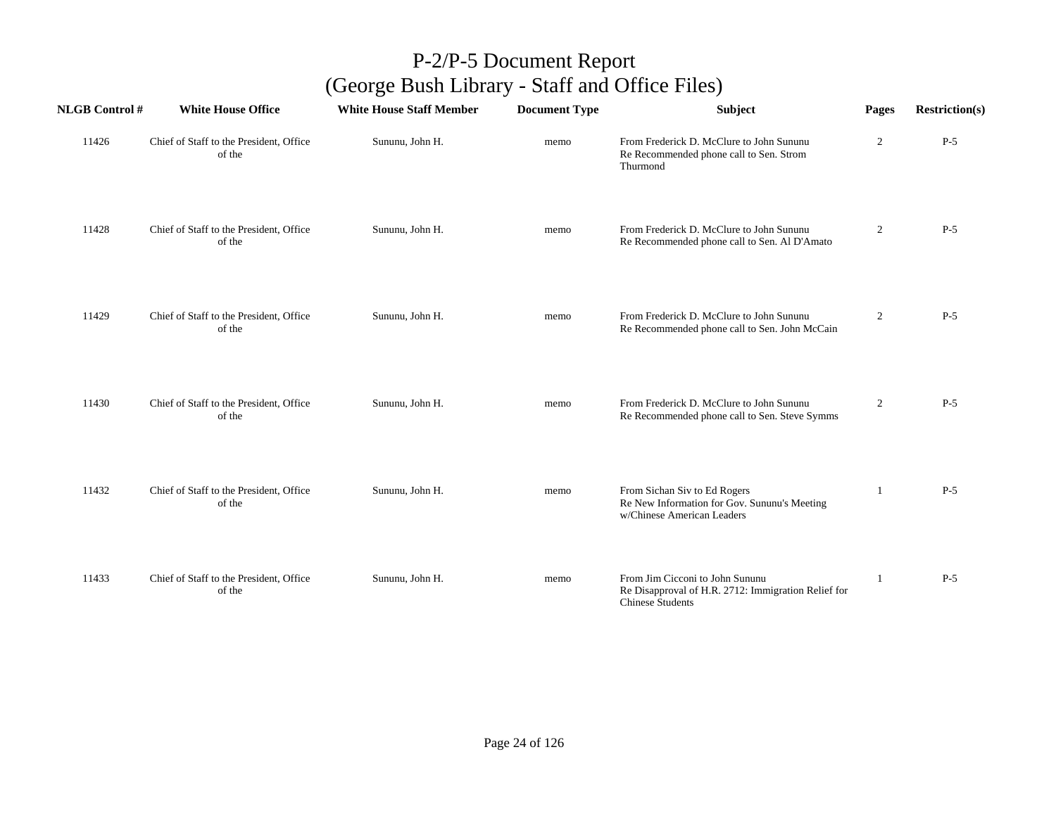# P-2/P-5 Document Report
## (George Bush Library - Staff and Office Files)

| NLGB Control # | White House Office | White House Staff Member | Document Type | Subject | Pages | Restriction(s) |
|---|---|---|---|---|---|---|
| 11426 | Chief of Staff to the President, Office of the | Sununu, John H. | memo | From Frederick D. McClure to John Sununu Re Recommended phone call to Sen. Strom Thurmond | 2 | P-5 |
| 11428 | Chief of Staff to the President, Office of the | Sununu, John H. | memo | From Frederick D. McClure to John Sununu Re Recommended phone call to Sen. Al D'Amato | 2 | P-5 |
| 11429 | Chief of Staff to the President, Office of the | Sununu, John H. | memo | From Frederick D. McClure to John Sununu Re Recommended phone call to Sen. John McCain | 2 | P-5 |
| 11430 | Chief of Staff to the President, Office of the | Sununu, John H. | memo | From Frederick D. McClure to John Sununu Re Recommended phone call to Sen. Steve Symms | 2 | P-5 |
| 11432 | Chief of Staff to the President, Office of the | Sununu, John H. | memo | From Sichan Siv to Ed Rogers Re New Information for Gov. Sununu's Meeting w/Chinese American Leaders | 1 | P-5 |
| 11433 | Chief of Staff to the President, Office of the | Sununu, John H. | memo | From Jim Cicconi to John Sununu Re Disapproval of H.R. 2712: Immigration Relief for Chinese Students | 1 | P-5 |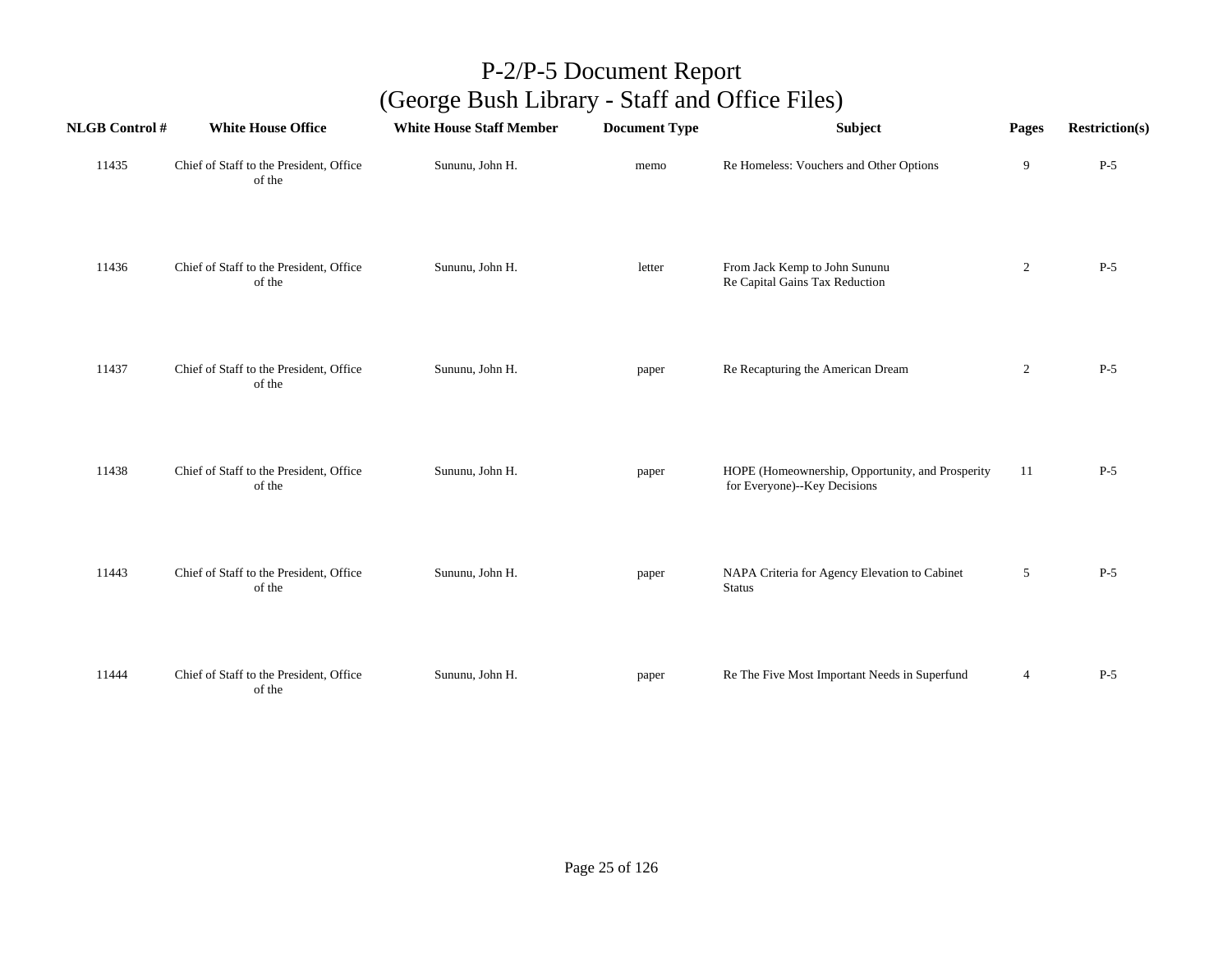# P-2/P-5 Document Report
## (George Bush Library - Staff and Office Files)

| NLGB Control # | White House Office | White House Staff Member | Document Type | Subject | Pages | Restriction(s) |
|---|---|---|---|---|---|---|
| 11435 | Chief of Staff to the President, Office of the | Sununu, John H. | memo | Re Homeless: Vouchers and Other Options | 9 | P-5 |
| 11436 | Chief of Staff to the President, Office of the | Sununu, John H. | letter | From Jack Kemp to John Sununu Re Capital Gains Tax Reduction | 2 | P-5 |
| 11437 | Chief of Staff to the President, Office of the | Sununu, John H. | paper | Re Recapturing the American Dream | 2 | P-5 |
| 11438 | Chief of Staff to the President, Office of the | Sununu, John H. | paper | HOPE (Homeownership, Opportunity, and Prosperity for Everyone)--Key Decisions | 11 | P-5 |
| 11443 | Chief of Staff to the President, Office of the | Sununu, John H. | paper | NAPA Criteria for Agency Elevation to Cabinet Status | 5 | P-5 |
| 11444 | Chief of Staff to the President, Office of the | Sununu, John H. | paper | Re The Five Most Important Needs in Superfund | 4 | P-5 |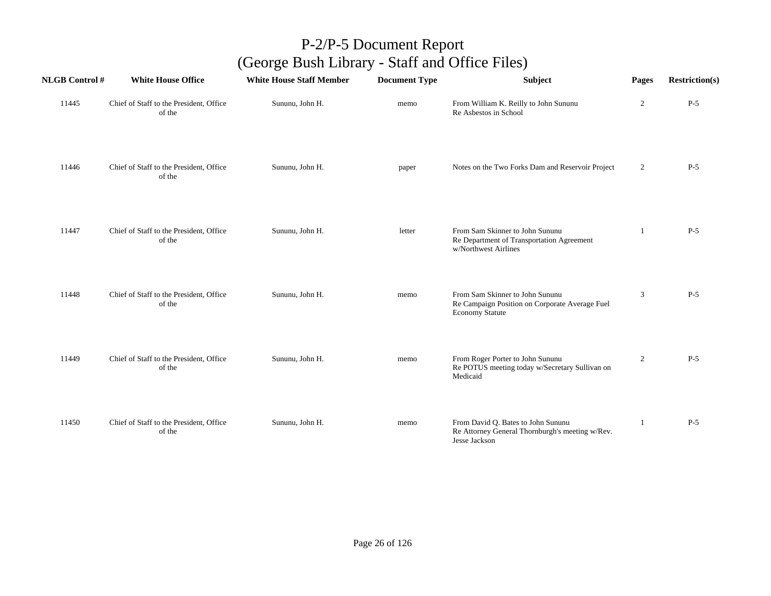# P-2/P-5 Document Report
## (George Bush Library - Staff and Office Files)

| NLGB Control # | White House Office | White House Staff Member | Document Type | Subject | Pages | Restriction(s) |
|---|---|---|---|---|---|---|
| 11445 | Chief of Staff to the President, Office of the | Sununu, John H. | memo | From William K. Reilly to John Sununu Re Asbestos in School | 2 | P-5 |
| 11446 | Chief of Staff to the President, Office of the | Sununu, John H. | paper | Notes on the Two Forks Dam and Reservoir Project | 2 | P-5 |
| 11447 | Chief of Staff to the President, Office of the | Sununu, John H. | letter | From Sam Skinner to John Sununu Re Department of Transportation Agreement w/Northwest Airlines | 1 | P-5 |
| 11448 | Chief of Staff to the President, Office of the | Sununu, John H. | memo | From Sam Skinner to John Sununu Re Campaign Position on Corporate Average Fuel Economy Statute | 3 | P-5 |
| 11449 | Chief of Staff to the President, Office of the | Sununu, John H. | memo | From Roger Porter to John Sununu Re POTUS meeting today w/Secretary Sullivan on Medicaid | 2 | P-5 |
| 11450 | Chief of Staff to the President, Office of the | Sununu, John H. | memo | From David Q. Bates to John Sununu Re Attorney General Thornburgh's meeting w/Rev. Jesse Jackson | 1 | P-5 |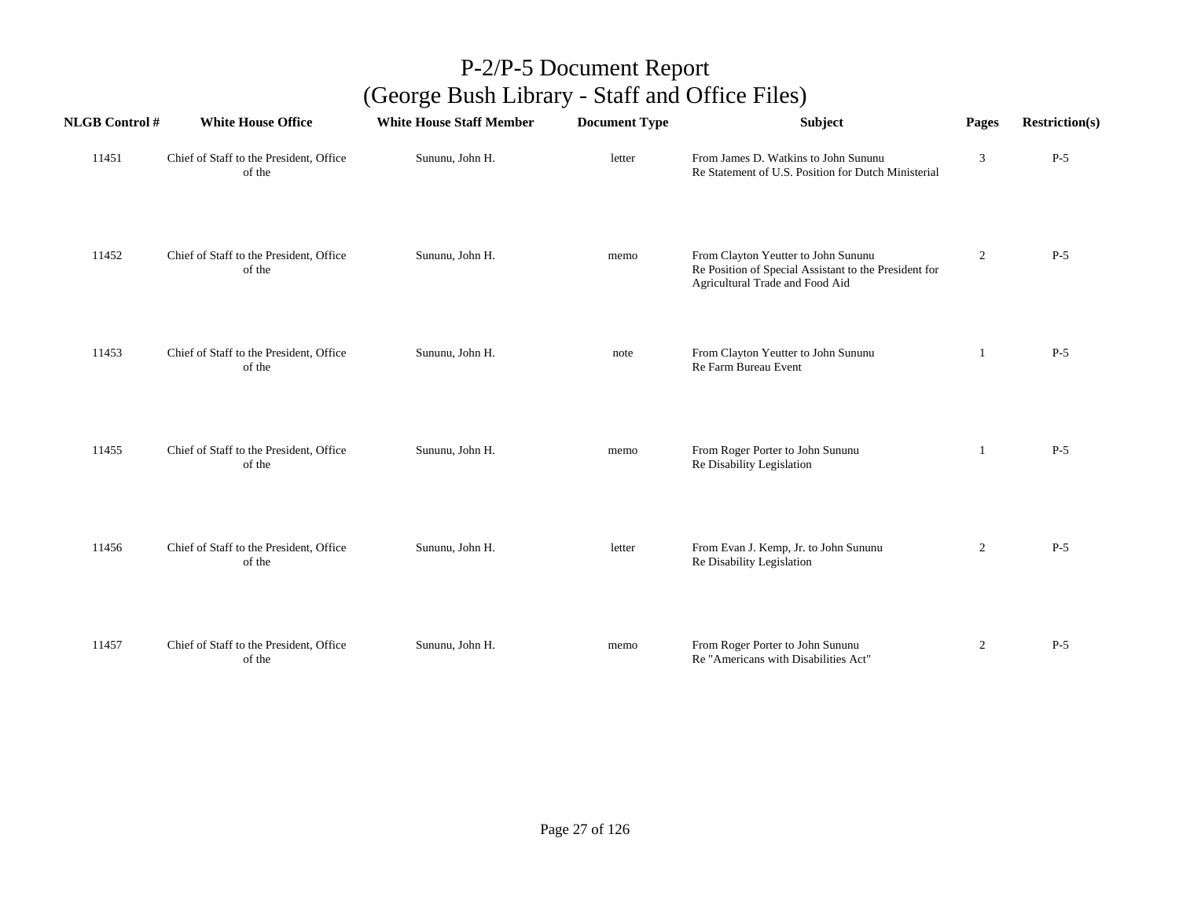# P-2/P-5 Document Report
## (George Bush Library - Staff and Office Files)

| NLGB Control # | White House Office | White House Staff Member | Document Type | Subject | Pages | Restriction(s) |
|---|---|---|---|---|---|---|
| 11451 | Chief of Staff to the President, Office of the | Sununu, John H. | letter | From James D. Watkins to John Sununu Re Statement of U.S. Position for Dutch Ministerial | 3 | P-5 |
| 11452 | Chief of Staff to the President, Office of the | Sununu, John H. | memo | From Clayton Yeutter to John Sununu Re Position of Special Assistant to the President for Agricultural Trade and Food Aid | 2 | P-5 |
| 11453 | Chief of Staff to the President, Office of the | Sununu, John H. | note | From Clayton Yeutter to John Sununu Re Farm Bureau Event | 1 | P-5 |
| 11455 | Chief of Staff to the President, Office of the | Sununu, John H. | memo | From Roger Porter to John Sununu Re Disability Legislation | 1 | P-5 |
| 11456 | Chief of Staff to the President, Office of the | Sununu, John H. | letter | From Evan J. Kemp, Jr. to John Sununu Re Disability Legislation | 2 | P-5 |
| 11457 | Chief of Staff to the President, Office of the | Sununu, John H. | memo | From Roger Porter to John Sununu Re "Americans with Disabilities Act" | 2 | P-5 |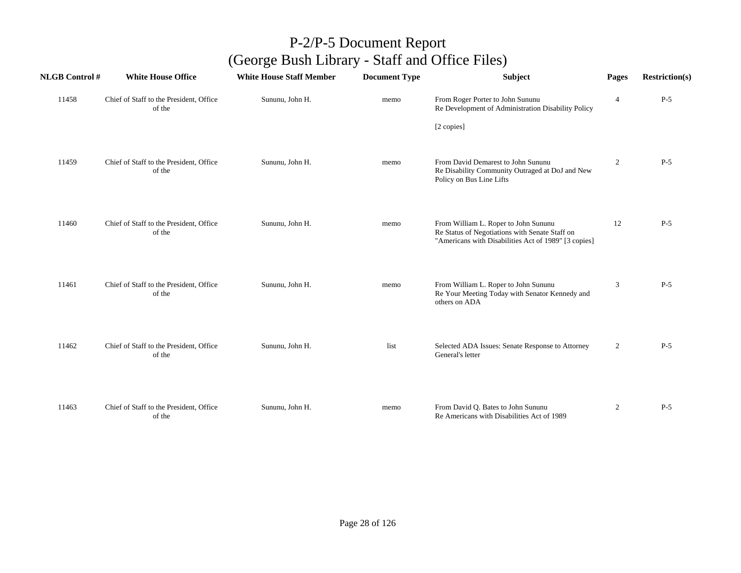# P-2/P-5 Document Report
## (George Bush Library - Staff and Office Files)

| NLGB Control # | White House Office | White House Staff Member | Document Type | Subject | Pages | Restriction(s) |
|---|---|---|---|---|---|---|
| 11458 | Chief of Staff to the President, Office of the | Sununu, John H. | memo | From Roger Porter to John Sununu<br>Re Development of Administration Disability Policy<br><br>[2 copies] | 4 | P-5 |
| 11459 | Chief of Staff to the President, Office of the | Sununu, John H. | memo | From David Demarest to John Sununu<br>Re Disability Community Outraged at DoJ and New Policy on Bus Line Lifts | 2 | P-5 |
| 11460 | Chief of Staff to the President, Office of the | Sununu, John H. | memo | From William L. Roper to John Sununu<br>Re Status of Negotiations with Senate Staff on "Americans with Disabilities Act of 1989" [3 copies] | 12 | P-5 |
| 11461 | Chief of Staff to the President, Office of the | Sununu, John H. | memo | From William L. Roper to John Sununu<br>Re Your Meeting Today with Senator Kennedy and others on ADA | 3 | P-5 |
| 11462 | Chief of Staff to the President, Office of the | Sununu, John H. | list | Selected ADA Issues: Senate Response to Attorney General's letter | 2 | P-5 |
| 11463 | Chief of Staff to the President, Office of the | Sununu, John H. | memo | From David Q. Bates to John Sununu<br>Re Americans with Disabilities Act of 1989 | 2 | P-5 |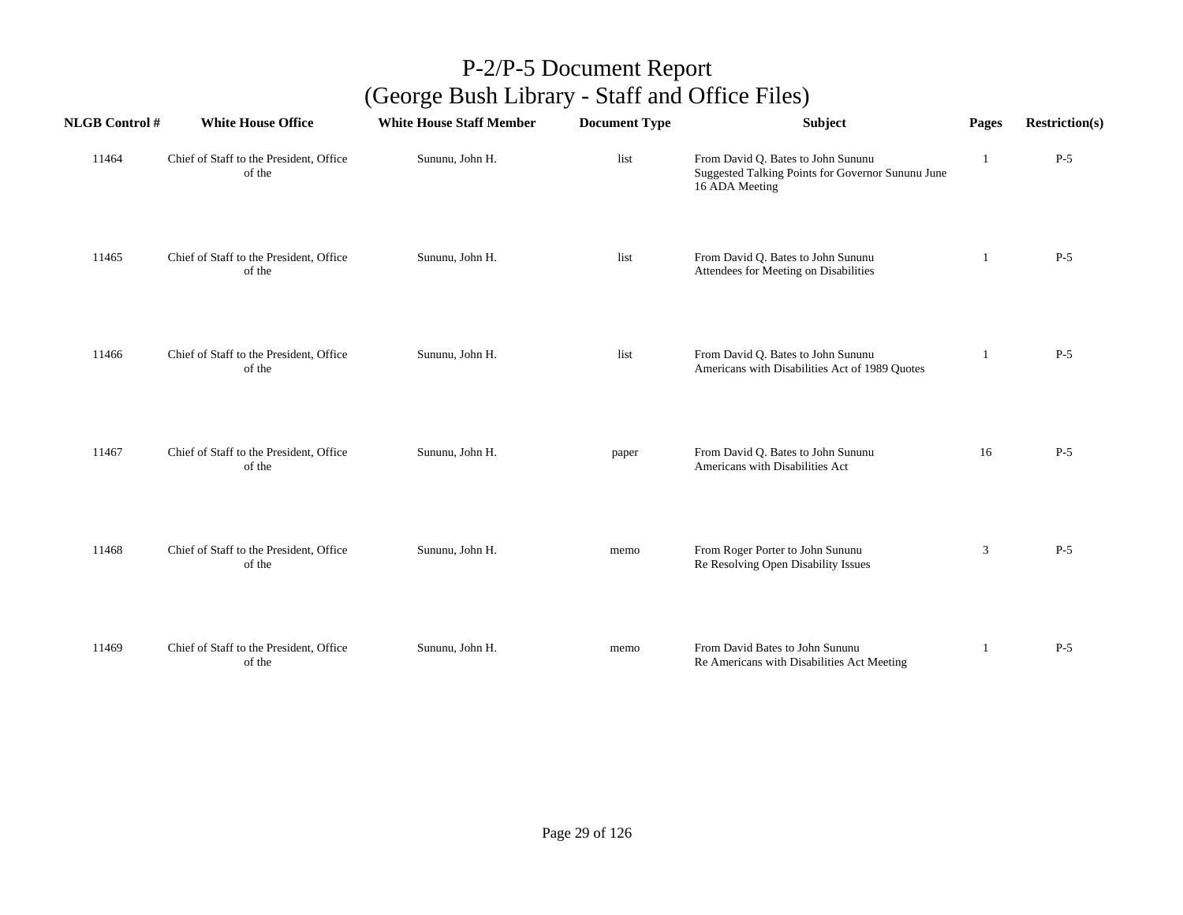# P-2/P-5 Document Report
## (George Bush Library - Staff and Office Files)

| NLGB Control # | White House Office | White House Staff Member | Document Type | Subject | Pages | Restriction(s) |
|---|---|---|---|---|---|---|
| 11464 | Chief of Staff to the President, Office of the | Sununu, John H. | list | From David Q. Bates to John Sununu<br>Suggested Talking Points for Governor Sununu June 16 ADA Meeting | 1 | P-5 |
| 11465 | Chief of Staff to the President, Office of the | Sununu, John H. | list | From David Q. Bates to John Sununu<br>Attendees for Meeting on Disabilities | 1 | P-5 |
| 11466 | Chief of Staff to the President, Office of the | Sununu, John H. | list | From David Q. Bates to John Sununu<br>Americans with Disabilities Act of 1989 Quotes | 1 | P-5 |
| 11467 | Chief of Staff to the President, Office of the | Sununu, John H. | paper | From David Q. Bates to John Sununu<br>Americans with Disabilities Act | 16 | P-5 |
| 11468 | Chief of Staff to the President, Office of the | Sununu, John H. | memo | From Roger Porter to John Sununu<br>Re Resolving Open Disability Issues | 3 | P-5 |
| 11469 | Chief of Staff to the President, Office of the | Sununu, John H. | memo | From David Bates to John Sununu<br>Re Americans with Disabilities Act Meeting | 1 | P-5 |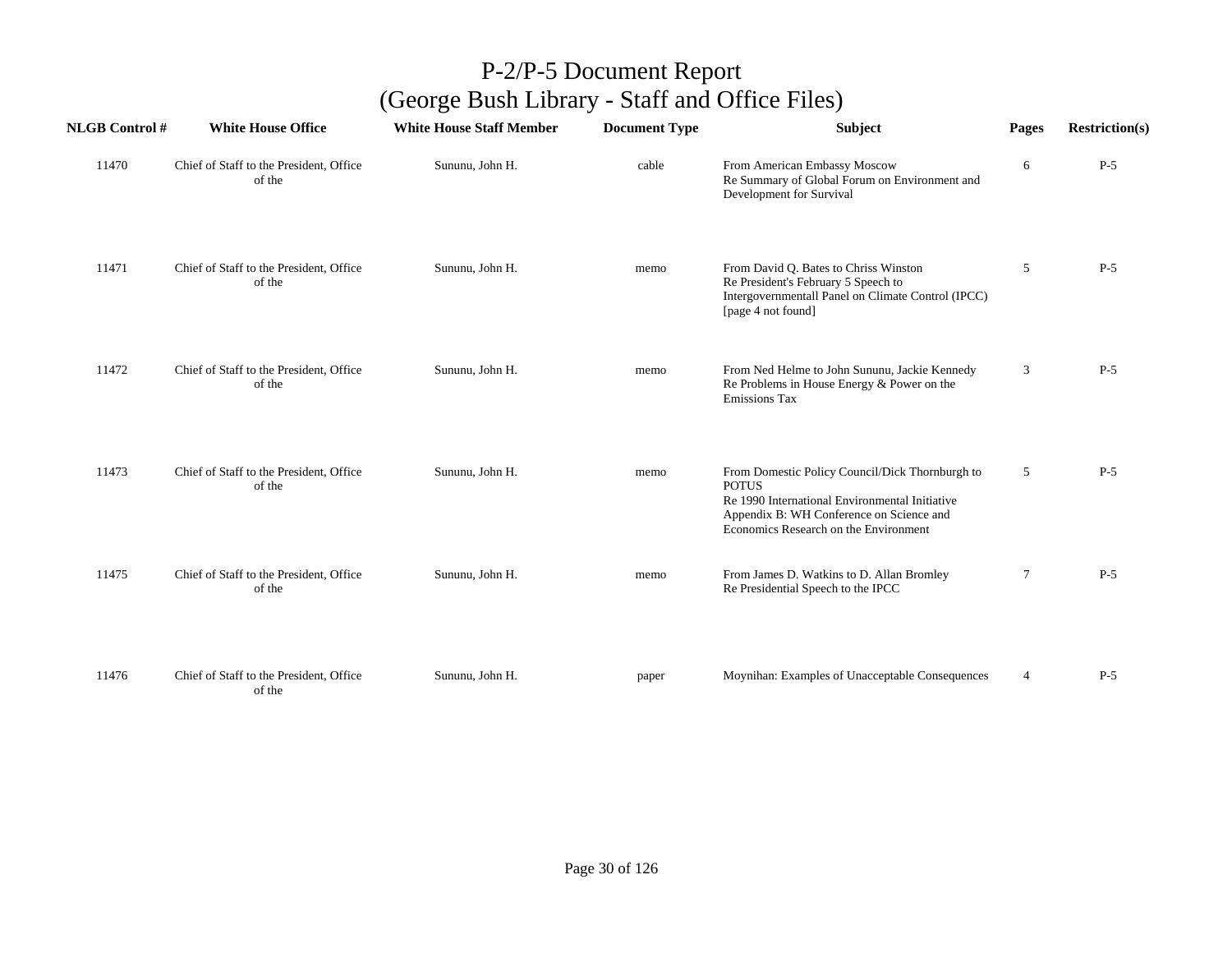# P-2/P-5 Document Report
## (George Bush Library - Staff and Office Files)

| NLGB Control # | White House Office | White House Staff Member | Document Type | Subject | Pages | Restriction(s) |
|---|---|---|---|---|---|---|
| 11470 | Chief of Staff to the President, Office of the | Sununu, John H. | cable | From American Embassy Moscow<br>Re Summary of Global Forum on Environment and Development for Survival | 6 | P-5 |
| 11471 | Chief of Staff to the President, Office of the | Sununu, John H. | memo | From David Q. Bates to Chriss Winston<br>Re President's February 5 Speech to Intergovernmentall Panel on Climate Control (IPCC) [page 4 not found] | 5 | P-5 |
| 11472 | Chief of Staff to the President, Office of the | Sununu, John H. | memo | From Ned Helme to John Sununu, Jackie Kennedy<br>Re Problems in House Energy & Power on the Emissions Tax | 3 | P-5 |
| 11473 | Chief of Staff to the President, Office of the | Sununu, John H. | memo | From Domestic Policy Council/Dick Thornburgh to POTUS<br>Re 1990 International Environmental Initiative Appendix B: WH Conference on Science and Economics Research on the Environment | 5 | P-5 |
| 11475 | Chief of Staff to the President, Office of the | Sununu, John H. | memo | From James D. Watkins to D. Allan Bromley<br>Re Presidential Speech to the IPCC | 7 | P-5 |
| 11476 | Chief of Staff to the President, Office of the | Sununu, John H. | paper | Moynihan: Examples of Unacceptable Consequences | 4 | P-5 |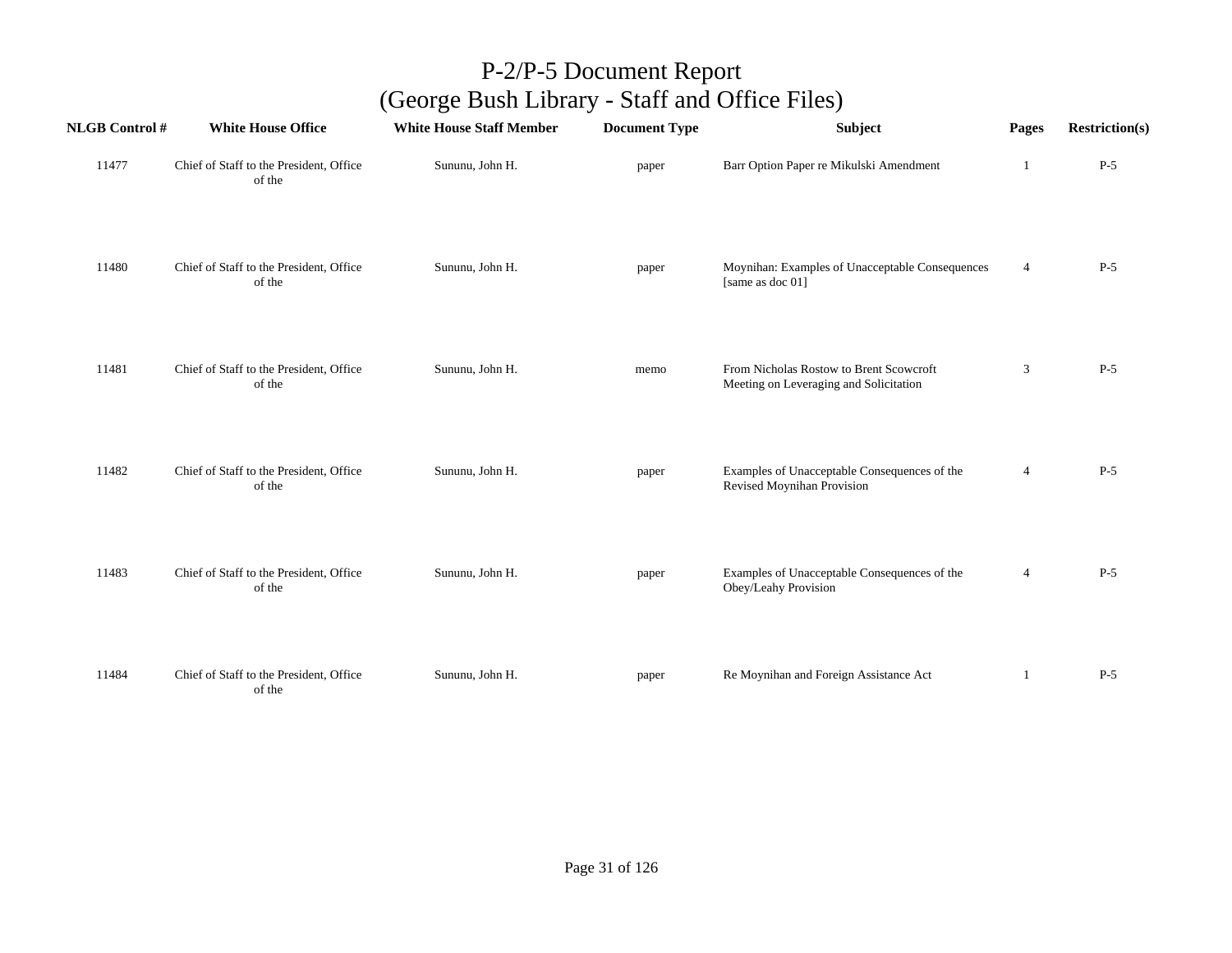# P-2/P-5 Document Report
## (George Bush Library - Staff and Office Files)

| NLGB Control # | White House Office | White House Staff Member | Document Type | Subject | Pages | Restriction(s) |
|---|---|---|---|---|---|---|
| 11477 | Chief of Staff to the President, Office of the | Sununu, John H. | paper | Barr Option Paper re Mikulski Amendment | 1 | P-5 |
| 11480 | Chief of Staff to the President, Office of the | Sununu, John H. | paper | Moynihan: Examples of Unacceptable Consequences [same as doc 01] | 4 | P-5 |
| 11481 | Chief of Staff to the President, Office of the | Sununu, John H. | memo | From Nicholas Rostow to Brent Scowcroft Meeting on Leveraging and Solicitation | 3 | P-5 |
| 11482 | Chief of Staff to the President, Office of the | Sununu, John H. | paper | Examples of Unacceptable Consequences of the Revised Moynihan Provision | 4 | P-5 |
| 11483 | Chief of Staff to the President, Office of the | Sununu, John H. | paper | Examples of Unacceptable Consequences of the Obey/Leahy Provision | 4 | P-5 |
| 11484 | Chief of Staff to the President, Office of the | Sununu, John H. | paper | Re Moynihan and Foreign Assistance Act | 1 | P-5 |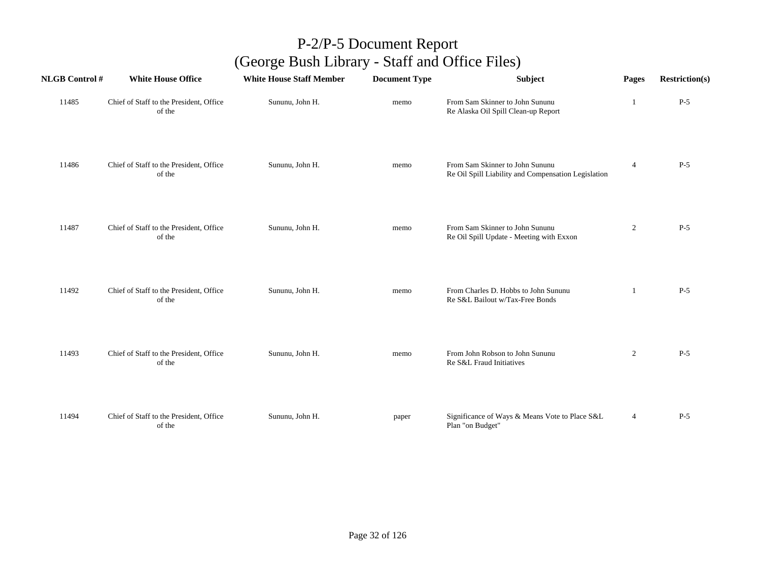# P-2/P-5 Document Report
## (George Bush Library - Staff and Office Files)

| NLGB Control # | White House Office | White House Staff Member | Document Type | Subject | Pages | Restriction(s) |
|---|---|---|---|---|---|---|
| 11485 | Chief of Staff to the President, Office of the | Sununu, John H. | memo | From Sam Skinner to John Sununu<br>Re Alaska Oil Spill Clean-up Report | 1 | P-5 |
| 11486 | Chief of Staff to the President, Office of the | Sununu, John H. | memo | From Sam Skinner to John Sununu<br>Re Oil Spill Liability and Compensation Legislation | 4 | P-5 |
| 11487 | Chief of Staff to the President, Office of the | Sununu, John H. | memo | From Sam Skinner to John Sununu<br>Re Oil Spill Update - Meeting with Exxon | 2 | P-5 |
| 11492 | Chief of Staff to the President, Office of the | Sununu, John H. | memo | From Charles D. Hobbs to John Sununu<br>Re S&L Bailout w/Tax-Free Bonds | 1 | P-5 |
| 11493 | Chief of Staff to the President, Office of the | Sununu, John H. | memo | From John Robson to John Sununu<br>Re S&L Fraud Initiatives | 2 | P-5 |
| 11494 | Chief of Staff to the President, Office of the | Sununu, John H. | paper | Significance of Ways & Means Vote to Place S&L Plan "on Budget" | 4 | P-5 |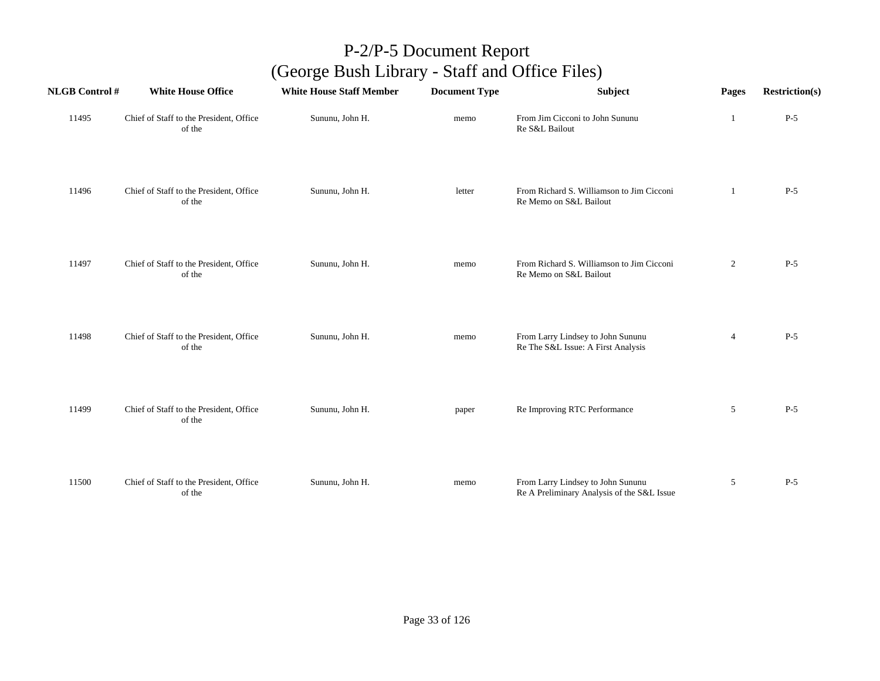# P-2/P-5 Document Report
## (George Bush Library - Staff and Office Files)

| NLGB Control # | White House Office | White House Staff Member | Document Type | Subject | Pages | Restriction(s) |
|---|---|---|---|---|---|---|
| 11495 | Chief of Staff to the President, Office of the | Sununu, John H. | memo | From Jim Cicconi to John Sununu<br>Re S&L Bailout | 1 | P-5 |
| 11496 | Chief of Staff to the President, Office of the | Sununu, John H. | letter | From Richard S. Williamson to Jim Cicconi<br>Re Memo on S&L Bailout | 1 | P-5 |
| 11497 | Chief of Staff to the President, Office of the | Sununu, John H. | memo | From Richard S. Williamson to Jim Cicconi<br>Re Memo on S&L Bailout | 2 | P-5 |
| 11498 | Chief of Staff to the President, Office of the | Sununu, John H. | memo | From Larry Lindsey to John Sununu<br>Re The S&L Issue: A First Analysis | 4 | P-5 |
| 11499 | Chief of Staff to the President, Office of the | Sununu, John H. | paper | Re Improving RTC Performance | 5 | P-5 |
| 11500 | Chief of Staff to the President, Office of the | Sununu, John H. | memo | From Larry Lindsey to John Sununu<br>Re A Preliminary Analysis of the S&L Issue | 5 | P-5 |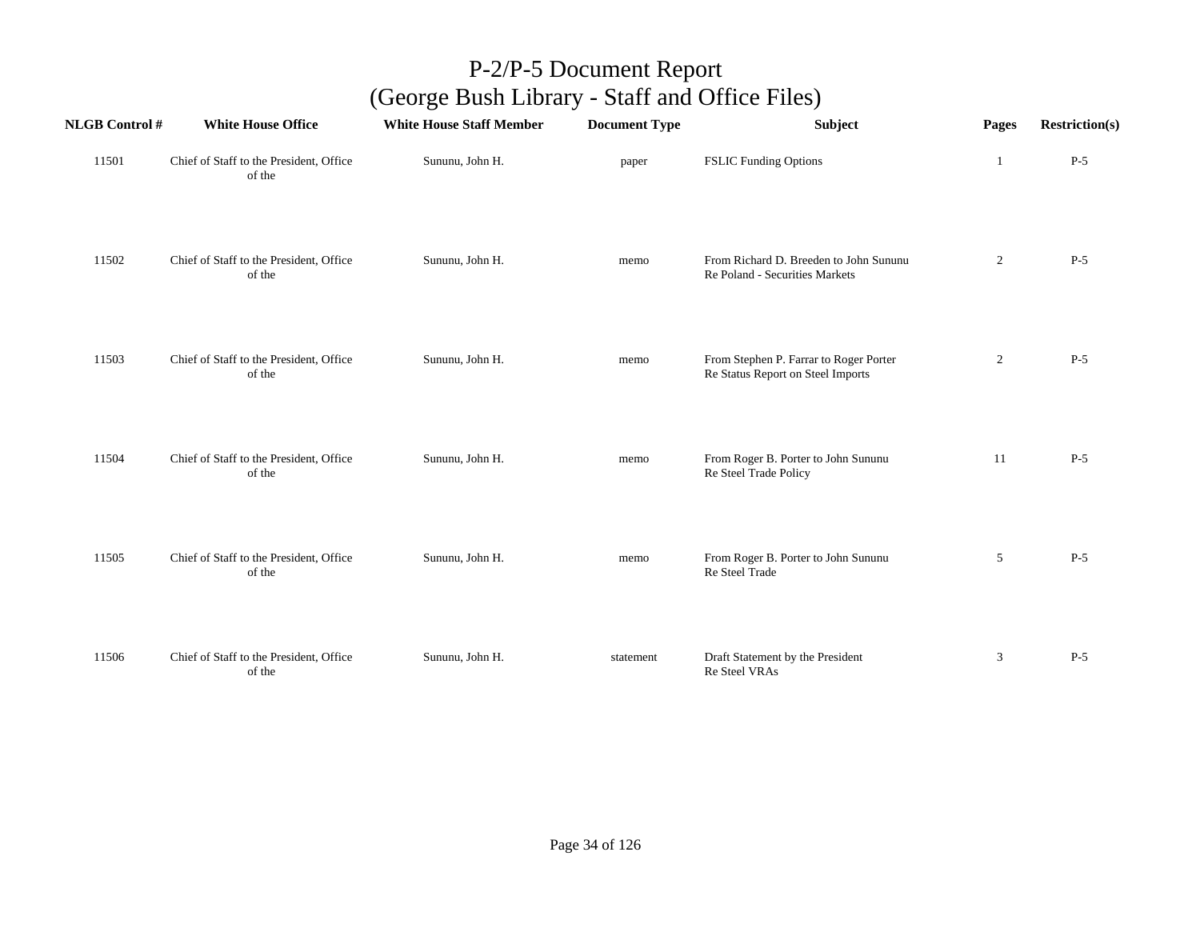# P-2/P-5 Document Report
## (George Bush Library - Staff and Office Files)

| NLGB Control # | White House Office | White House Staff Member | Document Type | Subject | Pages | Restriction(s) |
|---|---|---|---|---|---|---|
| 11501 | Chief of Staff to the President, Office of the | Sununu, John H. | paper | FSLIC Funding Options | 1 | P-5 |
| 11502 | Chief of Staff to the President, Office of the | Sununu, John H. | memo | From Richard D. Breeden to John Sununu Re Poland - Securities Markets | 2 | P-5 |
| 11503 | Chief of Staff to the President, Office of the | Sununu, John H. | memo | From Stephen P. Farrar to Roger Porter Re Status Report on Steel Imports | 2 | P-5 |
| 11504 | Chief of Staff to the President, Office of the | Sununu, John H. | memo | From Roger B. Porter to John Sununu Re Steel Trade Policy | 11 | P-5 |
| 11505 | Chief of Staff to the President, Office of the | Sununu, John H. | memo | From Roger B. Porter to John Sununu Re Steel Trade | 5 | P-5 |
| 11506 | Chief of Staff to the President, Office of the | Sununu, John H. | statement | Draft Statement by the President Re Steel VRAs | 3 | P-5 |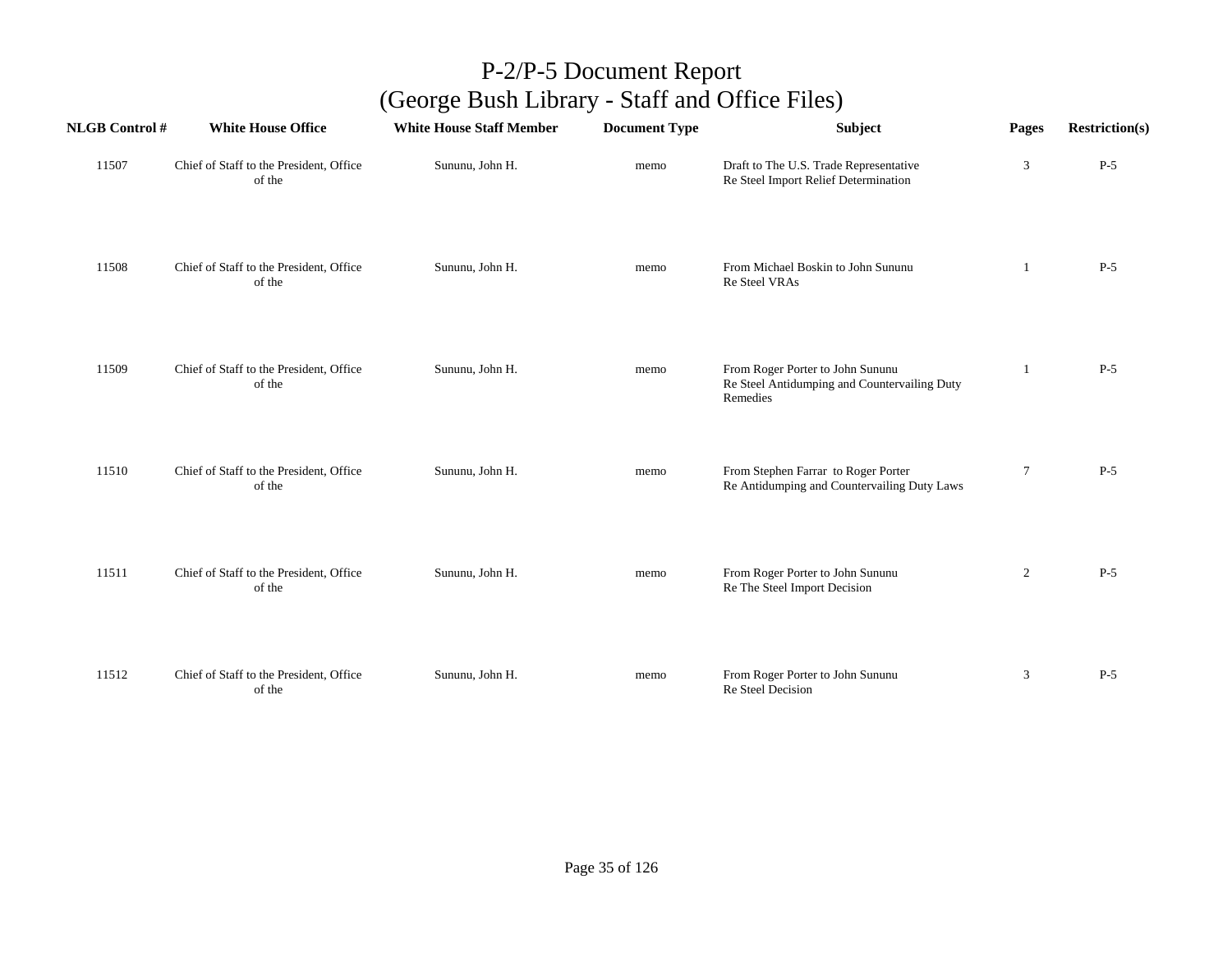# P-2/P-5 Document Report
## (George Bush Library - Staff and Office Files)

| NLGB Control # | White House Office | White House Staff Member | Document Type | Subject | Pages | Restriction(s) |
|---|---|---|---|---|---|---|
| 11507 | Chief of Staff to the President, Office of the | Sununu, John H. | memo | Draft to The U.S. Trade Representative Re Steel Import Relief Determination | 3 | P-5 |
| 11508 | Chief of Staff to the President, Office of the | Sununu, John H. | memo | From Michael Boskin to John Sununu Re Steel VRAs | 1 | P-5 |
| 11509 | Chief of Staff to the President, Office of the | Sununu, John H. | memo | From Roger Porter to John Sununu Re Steel Antidumping and Countervailing Duty Remedies | 1 | P-5 |
| 11510 | Chief of Staff to the President, Office of the | Sununu, John H. | memo | From Stephen Farrar to Roger Porter Re Antidumping and Countervailing Duty Laws | 7 | P-5 |
| 11511 | Chief of Staff to the President, Office of the | Sununu, John H. | memo | From Roger Porter to John Sununu Re The Steel Import Decision | 2 | P-5 |
| 11512 | Chief of Staff to the President, Office of the | Sununu, John H. | memo | From Roger Porter to John Sununu Re Steel Decision | 3 | P-5 |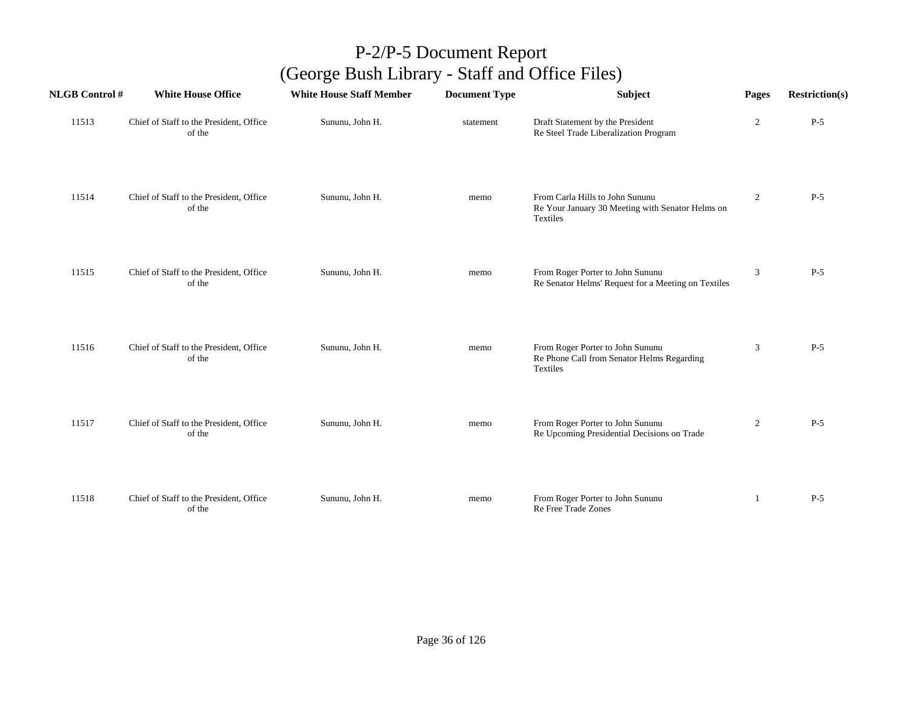# P-2/P-5 Document Report
## (George Bush Library - Staff and Office Files)

| NLGB Control # | White House Office | White House Staff Member | Document Type | Subject | Pages | Restriction(s) |
|---|---|---|---|---|---|---|
| 11513 | Chief of Staff to the President, Office of the | Sununu, John H. | statement | Draft Statement by the President Re Steel Trade Liberalization Program | 2 | P-5 |
| 11514 | Chief of Staff to the President, Office of the | Sununu, John H. | memo | From Carla Hills to John Sununu Re Your January 30 Meeting with Senator Helms on Textiles | 2 | P-5 |
| 11515 | Chief of Staff to the President, Office of the | Sununu, John H. | memo | From Roger Porter to John Sununu Re Senator Helms' Request for a Meeting on Textiles | 3 | P-5 |
| 11516 | Chief of Staff to the President, Office of the | Sununu, John H. | memo | From Roger Porter to John Sununu Re Phone Call from Senator Helms Regarding Textiles | 3 | P-5 |
| 11517 | Chief of Staff to the President, Office of the | Sununu, John H. | memo | From Roger Porter to John Sununu Re Upcoming Presidential Decisions on Trade | 2 | P-5 |
| 11518 | Chief of Staff to the President, Office of the | Sununu, John H. | memo | From Roger Porter to John Sununu Re Free Trade Zones | 1 | P-5 |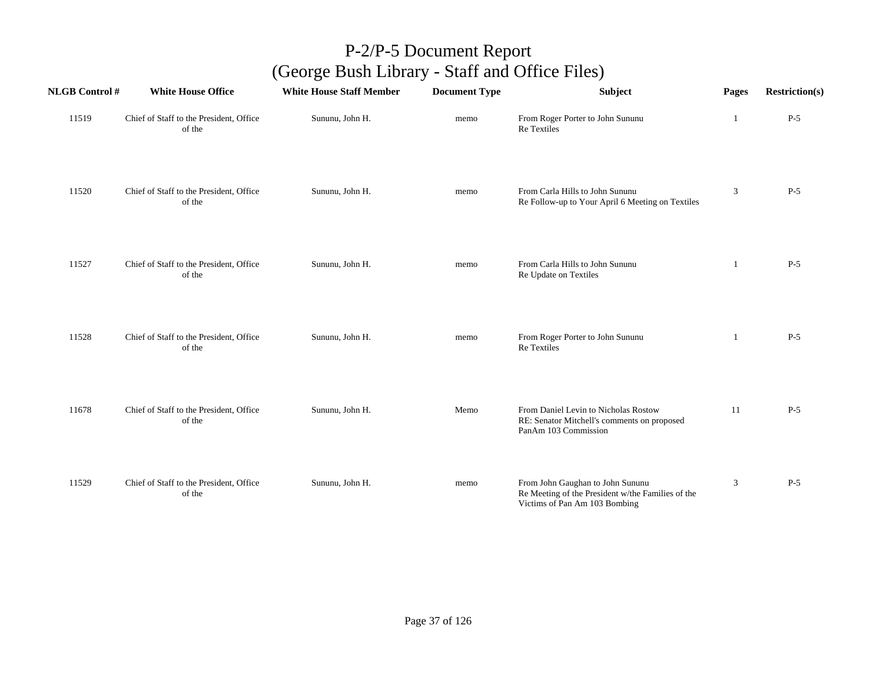# P-2/P-5 Document Report
## (George Bush Library - Staff and Office Files)

| NLGB Control # | White House Office | White House Staff Member | Document Type | Subject | Pages | Restriction(s) |
|---|---|---|---|---|---|---|
| 11519 | Chief of Staff to the President, Office of the | Sununu, John H. | memo | From Roger Porter to John Sununu<br>Re Textiles | 1 | P-5 |
| 11520 | Chief of Staff to the President, Office of the | Sununu, John H. | memo | From Carla Hills to John Sununu<br>Re Follow-up to Your April 6 Meeting on Textiles | 3 | P-5 |
| 11527 | Chief of Staff to the President, Office of the | Sununu, John H. | memo | From Carla Hills to John Sununu<br>Re Update on Textiles | 1 | P-5 |
| 11528 | Chief of Staff to the President, Office of the | Sununu, John H. | memo | From Roger Porter to John Sununu<br>Re Textiles | 1 | P-5 |
| 11678 | Chief of Staff to the President, Office of the | Sununu, John H. | Memo | From Daniel Levin to Nicholas Rostow<br>RE: Senator Mitchell's comments on proposed PanAm 103 Commission | 11 | P-5 |
| 11529 | Chief of Staff to the President, Office of the | Sununu, John H. | memo | From John Gaughan to John Sununu<br>Re Meeting of the President w/the Families of the Victims of Pan Am 103 Bombing | 3 | P-5 |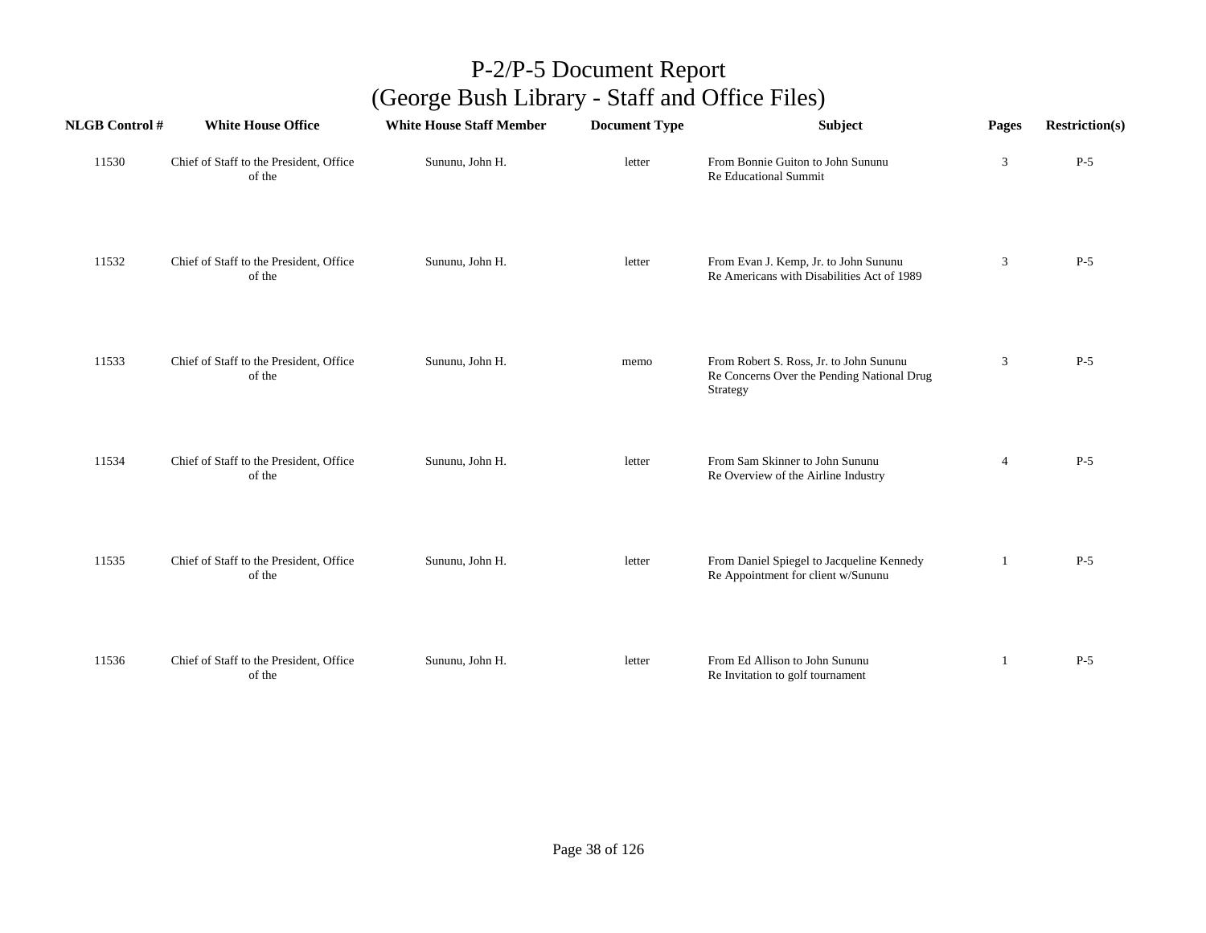# P-2/P-5 Document Report
## (George Bush Library - Staff and Office Files)

| NLGB Control # | White House Office | White House Staff Member | Document Type | Subject | Pages | Restriction(s) |
|---|---|---|---|---|---|---|
| 11530 | Chief of Staff to the President, Office of the | Sununu, John H. | letter | From Bonnie Guiton to John Sununu Re Educational Summit | 3 | P-5 |
| 11532 | Chief of Staff to the President, Office of the | Sununu, John H. | letter | From Evan J. Kemp, Jr. to John Sununu Re Americans with Disabilities Act of 1989 | 3 | P-5 |
| 11533 | Chief of Staff to the President, Office of the | Sununu, John H. | memo | From Robert S. Ross, Jr. to John Sununu Re Concerns Over the Pending National Drug Strategy | 3 | P-5 |
| 11534 | Chief of Staff to the President, Office of the | Sununu, John H. | letter | From Sam Skinner to John Sununu Re Overview of the Airline Industry | 4 | P-5 |
| 11535 | Chief of Staff to the President, Office of the | Sununu, John H. | letter | From Daniel Spiegel to Jacqueline Kennedy Re Appointment for client w/Sununu | 1 | P-5 |
| 11536 | Chief of Staff to the President, Office of the | Sununu, John H. | letter | From Ed Allison to John Sununu Re Invitation to golf tournament | 1 | P-5 |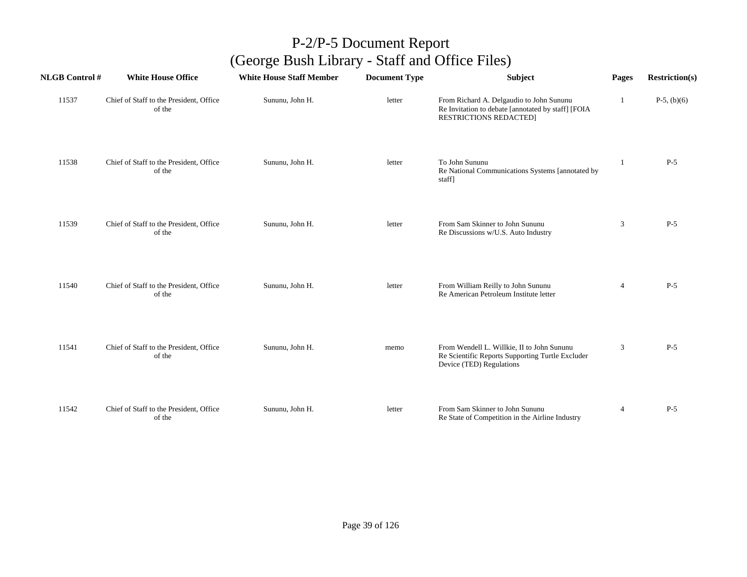# P-2/P-5 Document Report
# (George Bush Library - Staff and Office Files)

| NLGB Control # | White House Office | White House Staff Member | Document Type | Subject | Pages | Restriction(s) |
|---|---|---|---|---|---|---|
| 11537 | Chief of Staff to the President, Office of the | Sununu, John H. | letter | From Richard A. Delgaudio to John Sununu Re Invitation to debate [annotated by staff] [FOIA RESTRICTIONS REDACTED] | 1 | P-5, (b)(6) |
| 11538 | Chief of Staff to the President, Office of the | Sununu, John H. | letter | To John Sununu Re National Communications Systems [annotated by staff] | 1 | P-5 |
| 11539 | Chief of Staff to the President, Office of the | Sununu, John H. | letter | From Sam Skinner to John Sununu Re Discussions w/U.S. Auto Industry | 3 | P-5 |
| 11540 | Chief of Staff to the President, Office of the | Sununu, John H. | letter | From William Reilly to John Sununu Re American Petroleum Institute letter | 4 | P-5 |
| 11541 | Chief of Staff to the President, Office of the | Sununu, John H. | memo | From Wendell L. Willkie, II to John Sununu Re Scientific Reports Supporting Turtle Excluder Device (TED) Regulations | 3 | P-5 |
| 11542 | Chief of Staff to the President, Office of the | Sununu, John H. | letter | From Sam Skinner to John Sununu Re State of Competition in the Airline Industry | 4 | P-5 |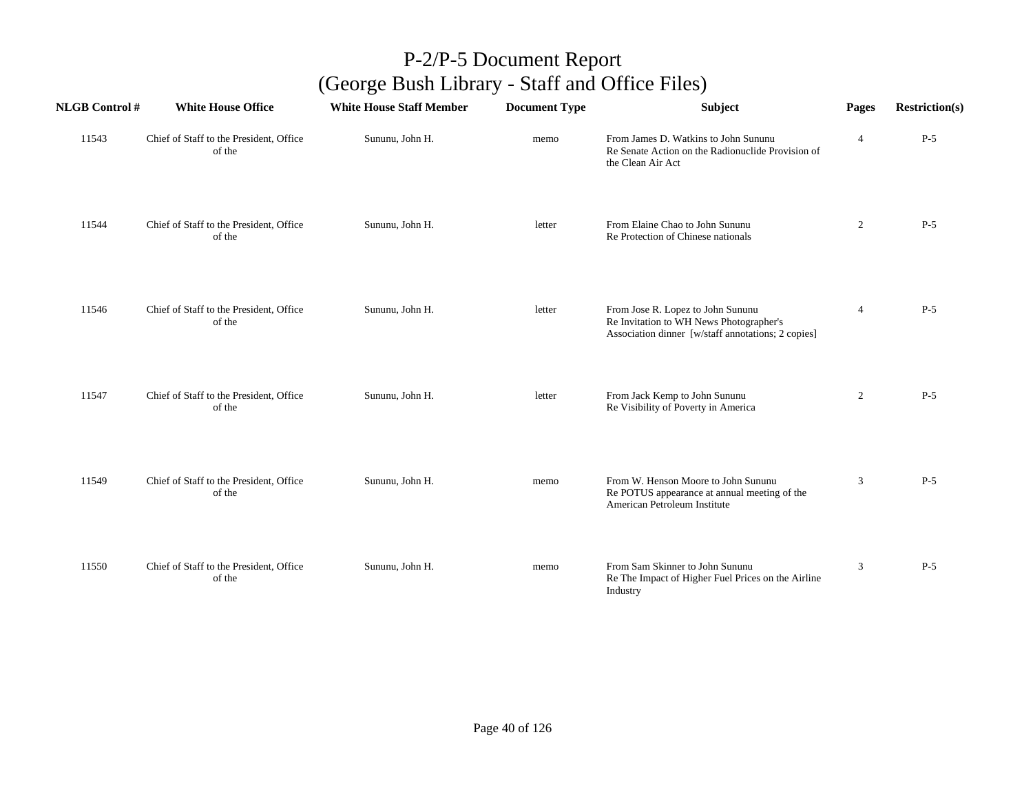# P-2/P-5 Document Report
## (George Bush Library - Staff and Office Files)

| NLGB Control # | White House Office | White House Staff Member | Document Type | Subject | Pages | Restriction(s) |
|---|---|---|---|---|---|---|
| 11543 | Chief of Staff to the President, Office of the | Sununu, John H. | memo | From James D. Watkins to John Sununu Re Senate Action on the Radionuclide Provision of the Clean Air Act | 4 | P-5 |
| 11544 | Chief of Staff to the President, Office of the | Sununu, John H. | letter | From Elaine Chao to John Sununu Re Protection of Chinese nationals | 2 | P-5 |
| 11546 | Chief of Staff to the President, Office of the | Sununu, John H. | letter | From Jose R. Lopez to John Sununu Re Invitation to WH News Photographer's Association dinner [w/staff annotations; 2 copies] | 4 | P-5 |
| 11547 | Chief of Staff to the President, Office of the | Sununu, John H. | letter | From Jack Kemp to John Sununu Re Visibility of Poverty in America | 2 | P-5 |
| 11549 | Chief of Staff to the President, Office of the | Sununu, John H. | memo | From W. Henson Moore to John Sununu Re POTUS appearance at annual meeting of the American Petroleum Institute | 3 | P-5 |
| 11550 | Chief of Staff to the President, Office of the | Sununu, John H. | memo | From Sam Skinner to John Sununu Re The Impact of Higher Fuel Prices on the Airline Industry | 3 | P-5 |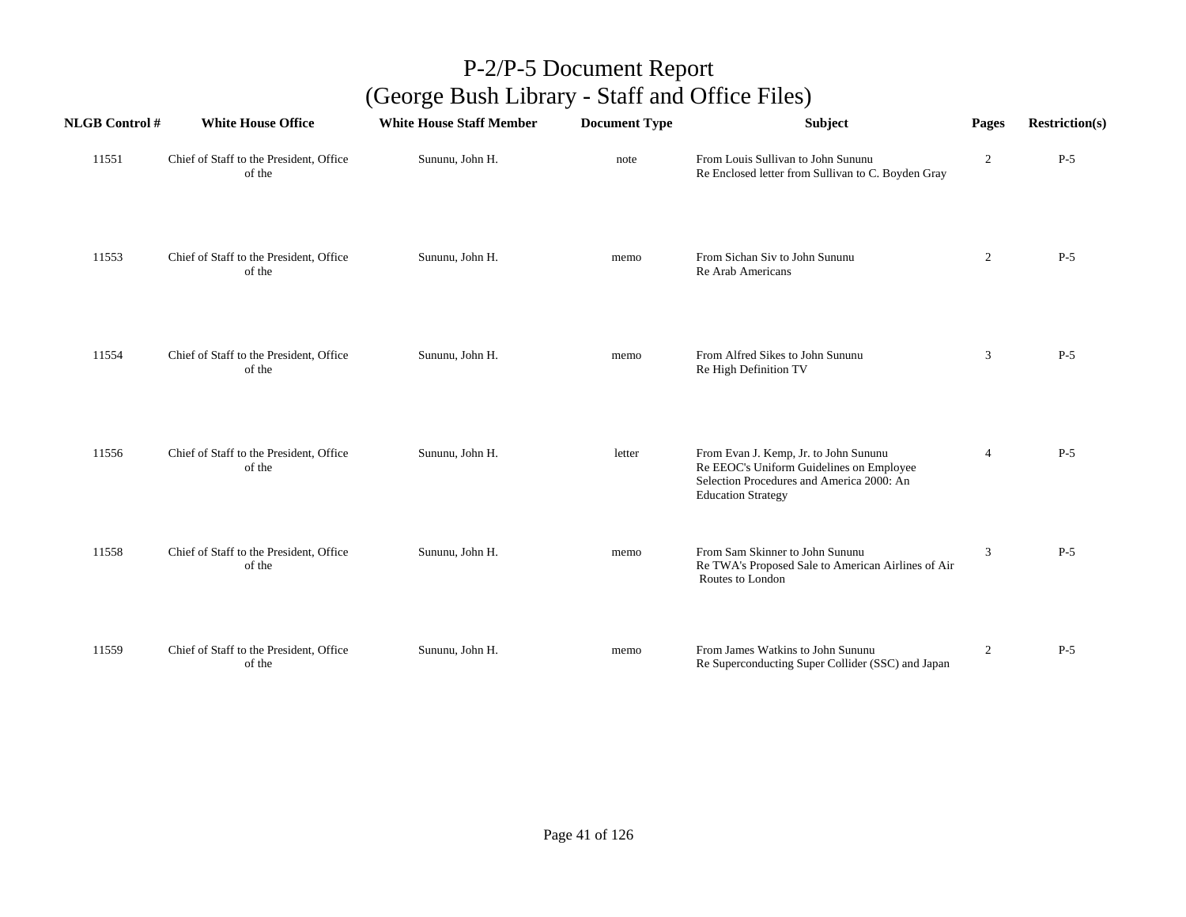# P-2/P-5 Document Report
## (George Bush Library - Staff and Office Files)

| NLGB Control # | White House Office | White House Staff Member | Document Type | Subject | Pages | Restriction(s) |
|---|---|---|---|---|---|---|
| 11551 | Chief of Staff to the President, Office of the | Sununu, John H. | note | From Louis Sullivan to John Sununu<br>Re Enclosed letter from Sullivan to C. Boyden Gray | 2 | P-5 |
| 11553 | Chief of Staff to the President, Office of the | Sununu, John H. | memo | From Sichan Siv to John Sununu<br>Re Arab Americans | 2 | P-5 |
| 11554 | Chief of Staff to the President, Office of the | Sununu, John H. | memo | From Alfred Sikes to John Sununu<br>Re High Definition TV | 3 | P-5 |
| 11556 | Chief of Staff to the President, Office of the | Sununu, John H. | letter | From Evan J. Kemp, Jr. to John Sununu<br>Re EEOC's Uniform Guidelines on Employee Selection Procedures and America 2000: An Education Strategy | 4 | P-5 |
| 11558 | Chief of Staff to the President, Office of the | Sununu, John H. | memo | From Sam Skinner to John Sununu<br>Re TWA's Proposed Sale to American Airlines of Air Routes to London | 3 | P-5 |
| 11559 | Chief of Staff to the President, Office of the | Sununu, John H. | memo | From James Watkins to John Sununu<br>Re Superconducting Super Collider (SSC) and Japan | 2 | P-5 |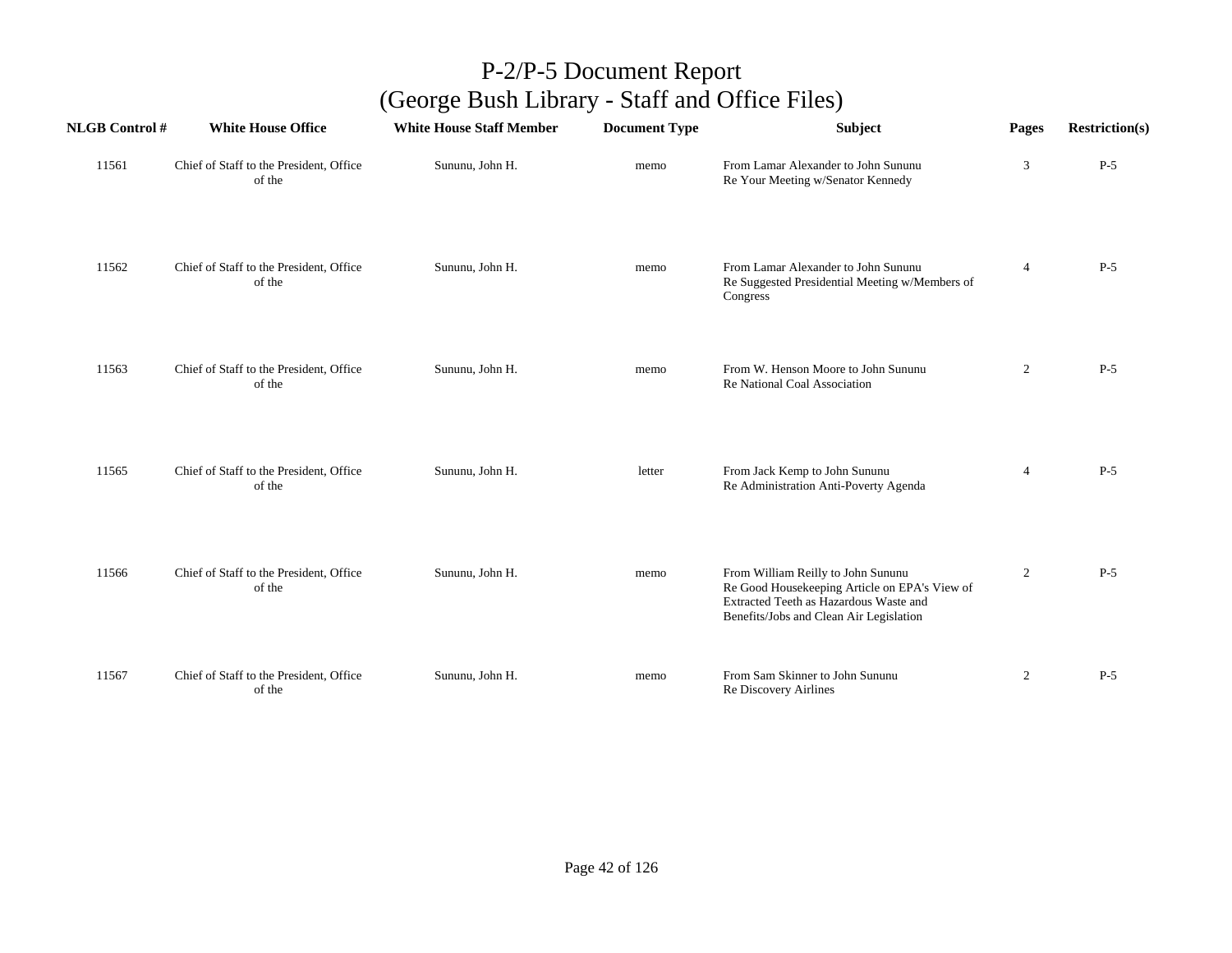# P-2/P-5 Document Report
## (George Bush Library - Staff and Office Files)

| NLGB Control # | White House Office | White House Staff Member | Document Type | Subject | Pages | Restriction(s) |
|---|---|---|---|---|---|---|
| 11561 | Chief of Staff to the President, Office of the | Sununu, John H. | memo | From Lamar Alexander to John Sununu<br>Re Your Meeting w/Senator Kennedy | 3 | P-5 |
| 11562 | Chief of Staff to the President, Office of the | Sununu, John H. | memo | From Lamar Alexander to John Sununu<br>Re Suggested Presidential Meeting w/Members of Congress | 4 | P-5 |
| 11563 | Chief of Staff to the President, Office of the | Sununu, John H. | memo | From W. Henson Moore to John Sununu<br>Re National Coal Association | 2 | P-5 |
| 11565 | Chief of Staff to the President, Office of the | Sununu, John H. | letter | From Jack Kemp to John Sununu<br>Re Administration Anti-Poverty Agenda | 4 | P-5 |
| 11566 | Chief of Staff to the President, Office of the | Sununu, John H. | memo | From William Reilly to John Sununu<br>Re Good Housekeeping Article on EPA's View of Extracted Teeth as Hazardous Waste and Benefits/Jobs and Clean Air Legislation | 2 | P-5 |
| 11567 | Chief of Staff to the President, Office of the | Sununu, John H. | memo | From Sam Skinner to John Sununu<br>Re Discovery Airlines | 2 | P-5 |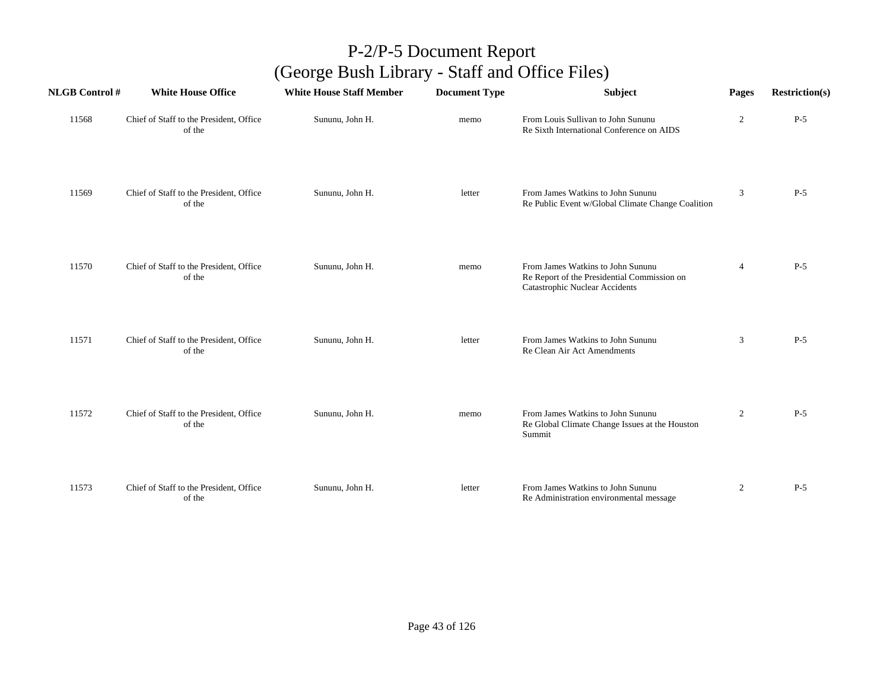# P-2/P-5 Document Report
## (George Bush Library - Staff and Office Files)

| NLGB Control # | White House Office | White House Staff Member | Document Type | Subject | Pages | Restriction(s) |
|---|---|---|---|---|---|---|
| 11568 | Chief of Staff to the President, Office of the | Sununu, John H. | memo | From Louis Sullivan to John Sununu Re Sixth International Conference on AIDS | 2 | P-5 |
| 11569 | Chief of Staff to the President, Office of the | Sununu, John H. | letter | From James Watkins to John Sununu Re Public Event w/Global Climate Change Coalition | 3 | P-5 |
| 11570 | Chief of Staff to the President, Office of the | Sununu, John H. | memo | From James Watkins to John Sununu Re Report of the Presidential Commission on Catastrophic Nuclear Accidents | 4 | P-5 |
| 11571 | Chief of Staff to the President, Office of the | Sununu, John H. | letter | From James Watkins to John Sununu Re Clean Air Act Amendments | 3 | P-5 |
| 11572 | Chief of Staff to the President, Office of the | Sununu, John H. | memo | From James Watkins to John Sununu Re Global Climate Change Issues at the Houston Summit | 2 | P-5 |
| 11573 | Chief of Staff to the President, Office of the | Sununu, John H. | letter | From James Watkins to John Sununu Re Administration environmental message | 2 | P-5 |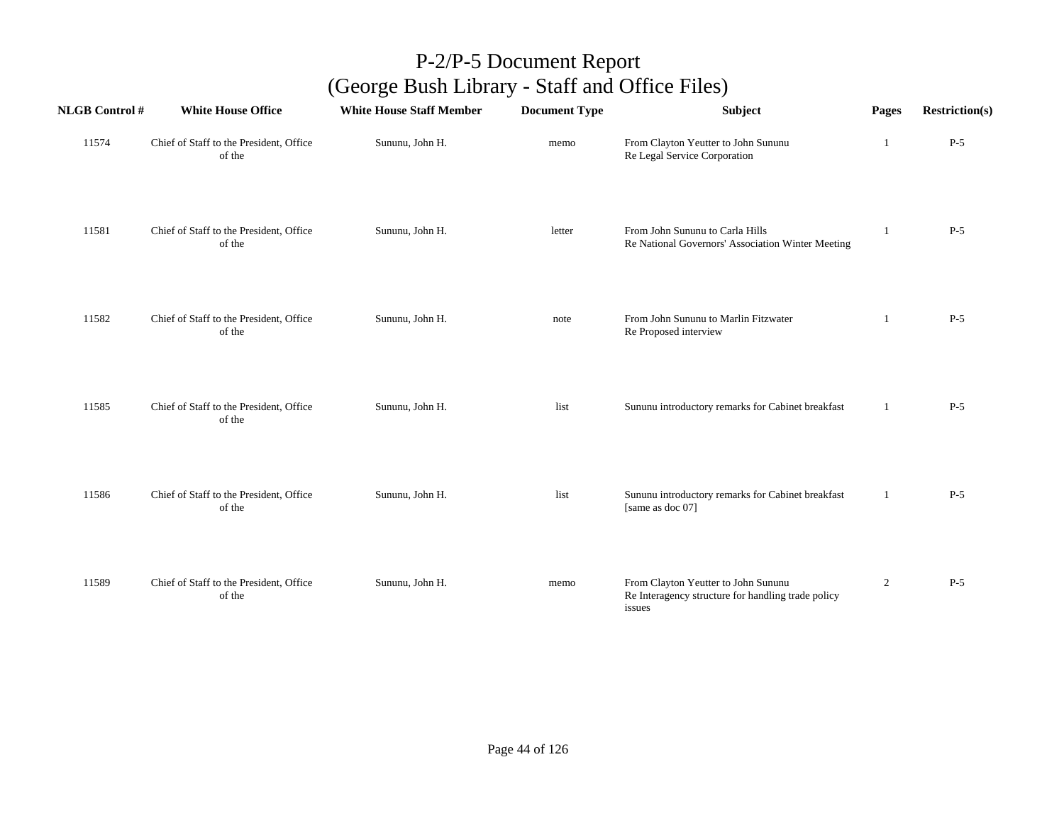# P-2/P-5 Document Report
## (George Bush Library - Staff and Office Files)

| NLGB Control # | White House Office | White House Staff Member | Document Type | Subject | Pages | Restriction(s) |
|---|---|---|---|---|---|---|
| 11574 | Chief of Staff to the President, Office of the | Sununu, John H. | memo | From Clayton Yeutter to John Sununu<br>Re Legal Service Corporation | 1 | P-5 |
| 11581 | Chief of Staff to the President, Office of the | Sununu, John H. | letter | From John Sununu to Carla Hills<br>Re National Governors' Association Winter Meeting | 1 | P-5 |
| 11582 | Chief of Staff to the President, Office of the | Sununu, John H. | note | From John Sununu to Marlin Fitzwater<br>Re Proposed interview | 1 | P-5 |
| 11585 | Chief of Staff to the President, Office of the | Sununu, John H. | list | Sununu introductory remarks for Cabinet breakfast | 1 | P-5 |
| 11586 | Chief of Staff to the President, Office of the | Sununu, John H. | list | Sununu introductory remarks for Cabinet breakfast [same as doc 07] | 1 | P-5 |
| 11589 | Chief of Staff to the President, Office of the | Sununu, John H. | memo | From Clayton Yeutter to John Sununu<br>Re Interagency structure for handling trade policy issues | 2 | P-5 |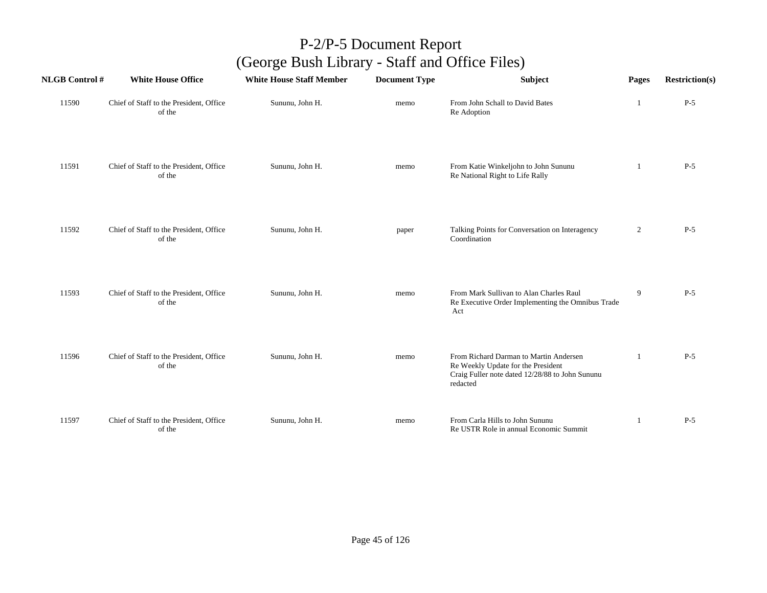# P-2/P-5 Document Report
## (George Bush Library - Staff and Office Files)

| NLGB Control # | White House Office | White House Staff Member | Document Type | Subject | Pages | Restriction(s) |
|---|---|---|---|---|---|---|
| 11590 | Chief of Staff to the President, Office of the | Sununu, John H. | memo | From John Schall to David Bates<br>Re Adoption | 1 | P-5 |
| 11591 | Chief of Staff to the President, Office of the | Sununu, John H. | memo | From Katie Winkeljohn to John Sununu<br>Re National Right to Life Rally | 1 | P-5 |
| 11592 | Chief of Staff to the President, Office of the | Sununu, John H. | paper | Talking Points for Conversation on Interagency Coordination | 2 | P-5 |
| 11593 | Chief of Staff to the President, Office of the | Sununu, John H. | memo | From Mark Sullivan to Alan Charles Raul<br>Re Executive Order Implementing the Omnibus Trade Act | 9 | P-5 |
| 11596 | Chief of Staff to the President, Office of the | Sununu, John H. | memo | From Richard Darman to Martin Andersen<br>Re Weekly Update for the President<br>Craig Fuller note dated 12/28/88 to John Sununu redacted | 1 | P-5 |
| 11597 | Chief of Staff to the President, Office of the | Sununu, John H. | memo | From Carla Hills to John Sununu<br>Re USTR Role in annual Economic Summit | 1 | P-5 |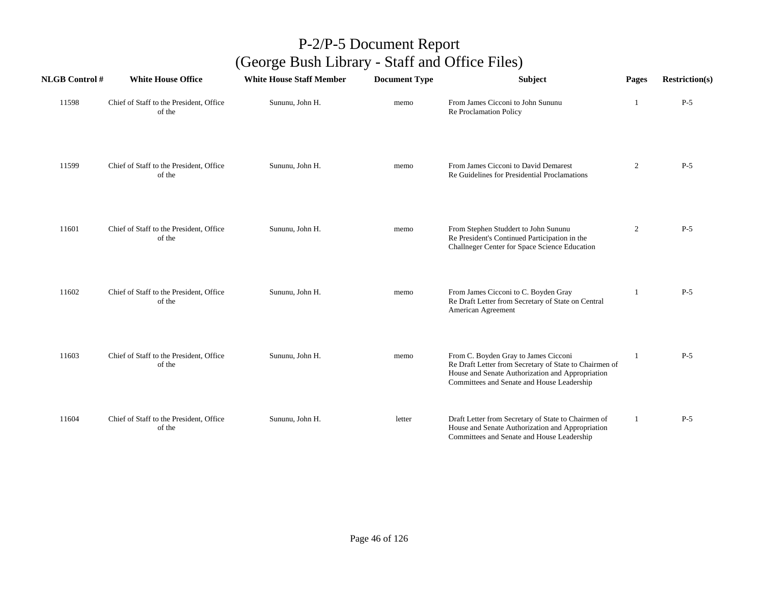# P-2/P-5 Document Report
## (George Bush Library - Staff and Office Files)

| NLGB Control # | White House Office | White House Staff Member | Document Type | Subject | Pages | Restriction(s) |
|---|---|---|---|---|---|---|
| 11598 | Chief of Staff to the President, Office of the | Sununu, John H. | memo | From James Cicconi to John Sununu Re Proclamation Policy | 1 | P-5 |
| 11599 | Chief of Staff to the President, Office of the | Sununu, John H. | memo | From James Cicconi to David Demarest Re Guidelines for Presidential Proclamations | 2 | P-5 |
| 11601 | Chief of Staff to the President, Office of the | Sununu, John H. | memo | From Stephen Studdert to John Sununu Re President's Continued Participation in the Challneger Center for Space Science Education | 2 | P-5 |
| 11602 | Chief of Staff to the President, Office of the | Sununu, John H. | memo | From James Cicconi to C. Boyden Gray Re Draft Letter from Secretary of State on Central American Agreement | 1 | P-5 |
| 11603 | Chief of Staff to the President, Office of the | Sununu, John H. | memo | From C. Boyden Gray to James Cicconi Re Draft Letter from Secretary of State to Chairmen of House and Senate Authorization and Appropriation Committees and Senate and House Leadership | 1 | P-5 |
| 11604 | Chief of Staff to the President, Office of the | Sununu, John H. | letter | Draft Letter from Secretary of State to Chairmen of House and Senate Authorization and Appropriation Committees and Senate and House Leadership | 1 | P-5 |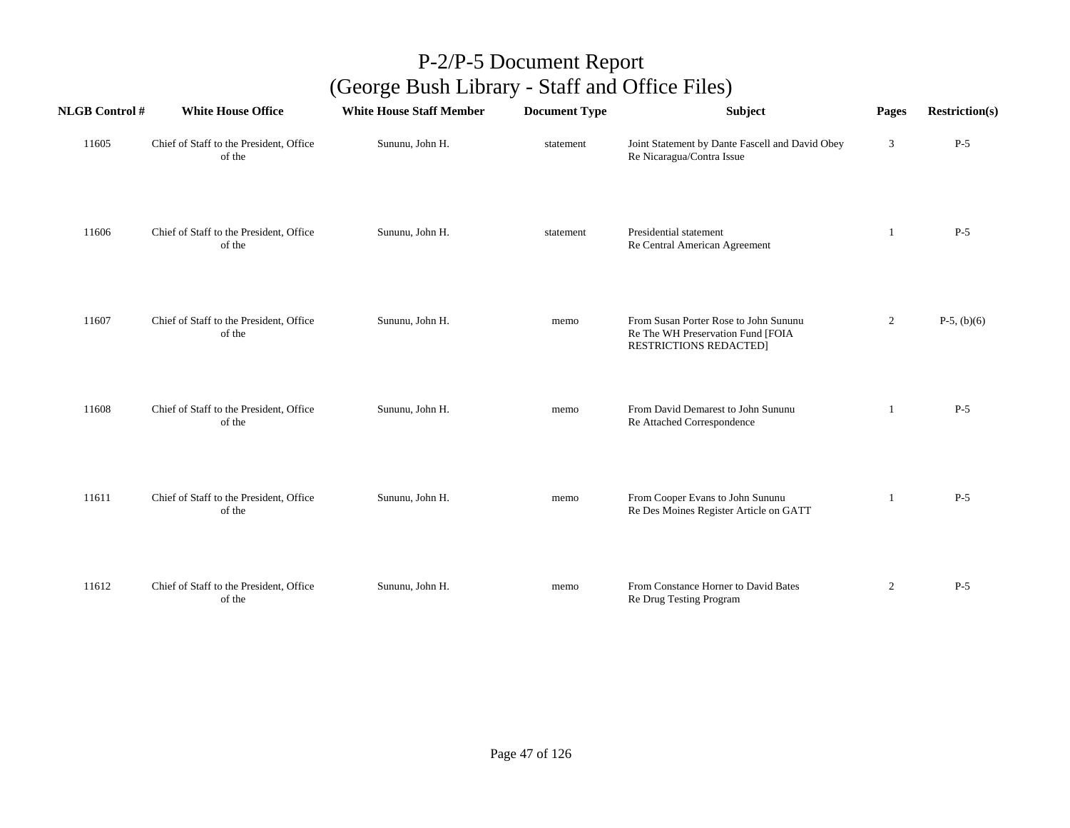# P-2/P-5 Document Report
## (George Bush Library - Staff and Office Files)

| NLGB Control # | White House Office | White House Staff Member | Document Type | Subject | Pages | Restriction(s) |
|---|---|---|---|---|---|---|
| 11605 | Chief of Staff to the President, Office of the | Sununu, John H. | statement | Joint Statement by Dante Fascell and David Obey Re Nicaragua/Contra Issue | 3 | P-5 |
| 11606 | Chief of Staff to the President, Office of the | Sununu, John H. | statement | Presidential statement Re Central American Agreement | 1 | P-5 |
| 11607 | Chief of Staff to the President, Office of the | Sununu, John H. | memo | From Susan Porter Rose to John Sununu Re The WH Preservation Fund [FOIA RESTRICTIONS REDACTED] | 2 | P-5, (b)(6) |
| 11608 | Chief of Staff to the President, Office of the | Sununu, John H. | memo | From David Demarest to John Sununu Re Attached Correspondence | 1 | P-5 |
| 11611 | Chief of Staff to the President, Office of the | Sununu, John H. | memo | From Cooper Evans to John Sununu Re Des Moines Register Article on GATT | 1 | P-5 |
| 11612 | Chief of Staff to the President, Office of the | Sununu, John H. | memo | From Constance Horner to David Bates Re Drug Testing Program | 2 | P-5 |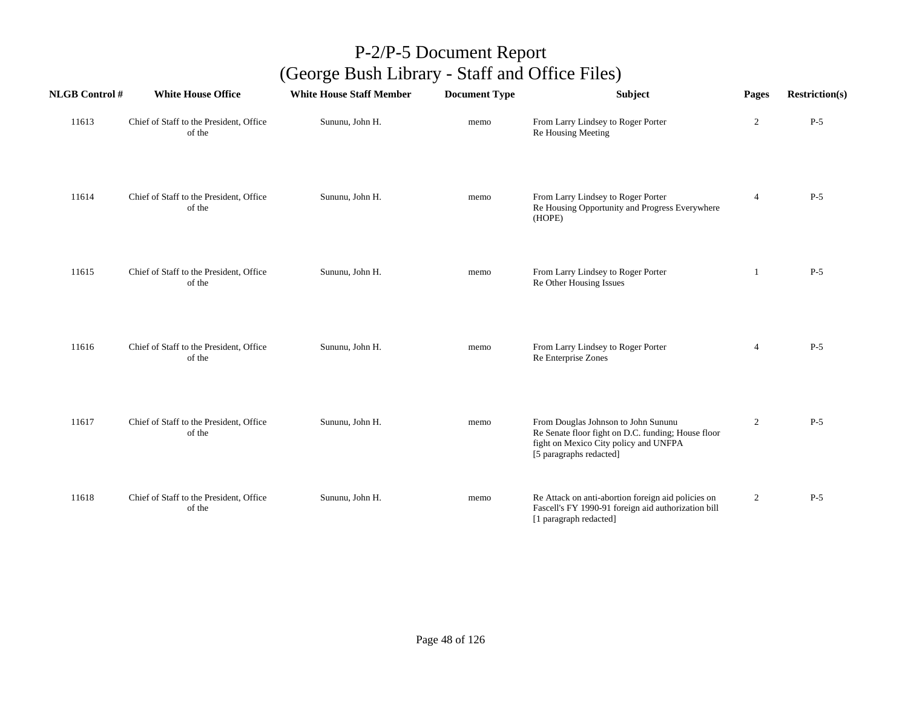# P-2/P-5 Document Report
## (George Bush Library - Staff and Office Files)

| NLGB Control # | White House Office | White House Staff Member | Document Type | Subject | Pages | Restriction(s) |
|---|---|---|---|---|---|---|
| 11613 | Chief of Staff to the President, Office of the | Sununu, John H. | memo | From Larry Lindsey to Roger Porter<br>Re Housing Meeting | 2 | P-5 |
| 11614 | Chief of Staff to the President, Office of the | Sununu, John H. | memo | From Larry Lindsey to Roger Porter<br>Re Housing Opportunity and Progress Everywhere (HOPE) | 4 | P-5 |
| 11615 | Chief of Staff to the President, Office of the | Sununu, John H. | memo | From Larry Lindsey to Roger Porter<br>Re Other Housing Issues | 1 | P-5 |
| 11616 | Chief of Staff to the President, Office of the | Sununu, John H. | memo | From Larry Lindsey to Roger Porter<br>Re Enterprise Zones | 4 | P-5 |
| 11617 | Chief of Staff to the President, Office of the | Sununu, John H. | memo | From Douglas Johnson to John Sununu<br>Re Senate floor fight on D.C. funding; House floor fight on Mexico City policy and UNFPA<br>[5 paragraphs redacted] | 2 | P-5 |
| 11618 | Chief of Staff to the President, Office of the | Sununu, John H. | memo | Re Attack on anti-abortion foreign aid policies on Fascell's FY 1990-91 foreign aid authorization bill<br>[1 paragraph redacted] | 2 | P-5 |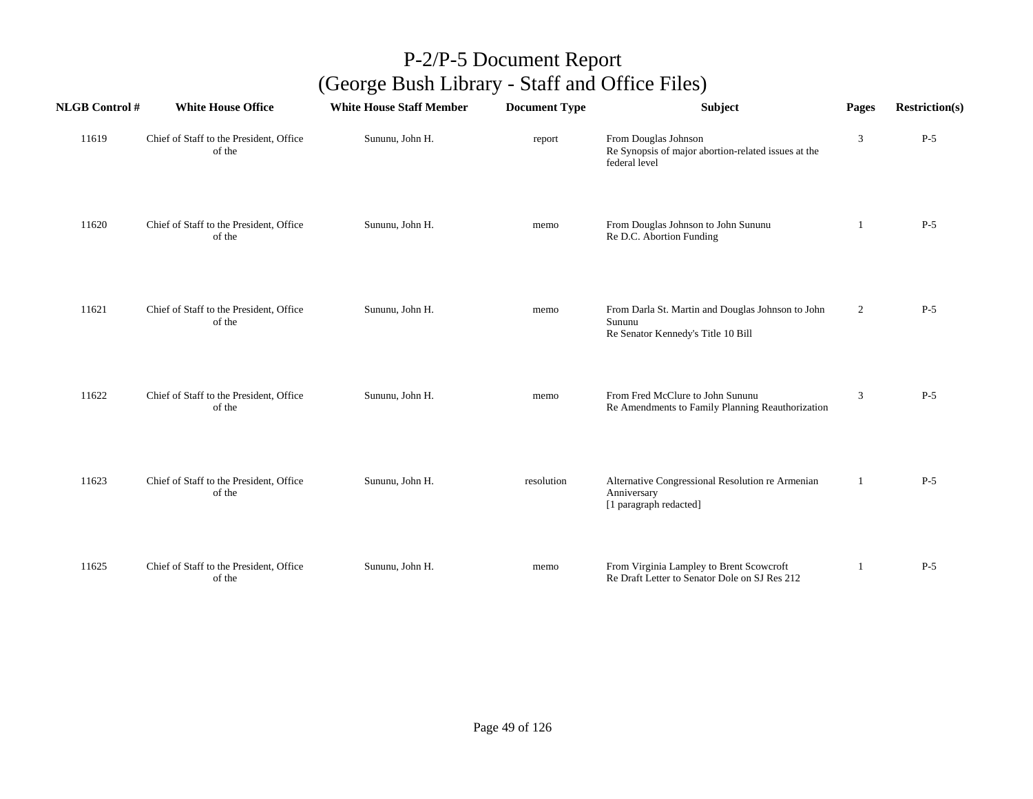# P-2/P-5 Document Report
## (George Bush Library - Staff and Office Files)

| NLGB Control # | White House Office | White House Staff Member | Document Type | Subject | Pages | Restriction(s) |
|---|---|---|---|---|---|---|
| 11619 | Chief of Staff to the President, Office of the | Sununu, John H. | report | From Douglas Johnson<br>Re Synopsis of major abortion-related issues at the federal level | 3 | P-5 |
| 11620 | Chief of Staff to the President, Office of the | Sununu, John H. | memo | From Douglas Johnson to John Sununu<br>Re D.C. Abortion Funding | 1 | P-5 |
| 11621 | Chief of Staff to the President, Office of the | Sununu, John H. | memo | From Darla St. Martin and Douglas Johnson to John Sununu<br>Re Senator Kennedy's Title 10 Bill | 2 | P-5 |
| 11622 | Chief of Staff to the President, Office of the | Sununu, John H. | memo | From Fred McClure to John Sununu<br>Re Amendments to Family Planning Reauthorization | 3 | P-5 |
| 11623 | Chief of Staff to the President, Office of the | Sununu, John H. | resolution | Alternative Congressional Resolution re Armenian Anniversary<br>[1 paragraph redacted] | 1 | P-5 |
| 11625 | Chief of Staff to the President, Office of the | Sununu, John H. | memo | From Virginia Lampley to Brent Scowcroft<br>Re Draft Letter to Senator Dole on SJ Res 212 | 1 | P-5 |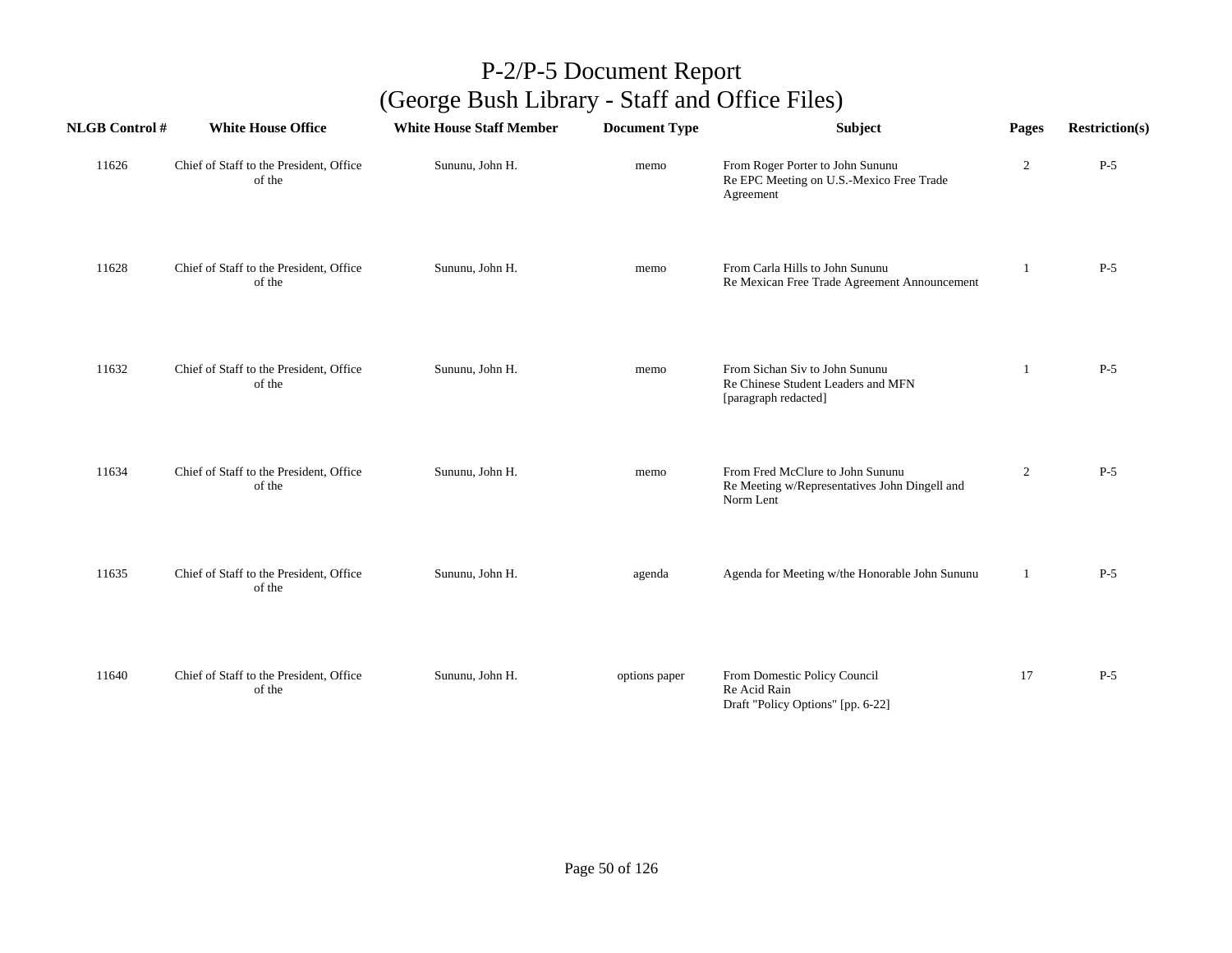# P-2/P-5 Document Report
## (George Bush Library - Staff and Office Files)

| NLGB Control # | White House Office | White House Staff Member | Document Type | Subject | Pages | Restriction(s) |
|---|---|---|---|---|---|---|
| 11626 | Chief of Staff to the President, Office of the | Sununu, John H. | memo | From Roger Porter to John Sununu<br>Re EPC Meeting on U.S.-Mexico Free Trade Agreement | 2 | P-5 |
| 11628 | Chief of Staff to the President, Office of the | Sununu, John H. | memo | From Carla Hills to John Sununu<br>Re Mexican Free Trade Agreement Announcement | 1 | P-5 |
| 11632 | Chief of Staff to the President, Office of the | Sununu, John H. | memo | From Sichan Siv to John Sununu<br>Re Chinese Student Leaders and MFN<br>[paragraph redacted] | 1 | P-5 |
| 11634 | Chief of Staff to the President, Office of the | Sununu, John H. | memo | From Fred McClure to John Sununu<br>Re Meeting w/Representatives John Dingell and Norm Lent | 2 | P-5 |
| 11635 | Chief of Staff to the President, Office of the | Sununu, John H. | agenda | Agenda for Meeting w/the Honorable John Sununu | 1 | P-5 |
| 11640 | Chief of Staff to the President, Office of the | Sununu, John H. | options paper | From Domestic Policy Council<br>Re Acid Rain<br>Draft "Policy Options" [pp. 6-22] | 17 | P-5 |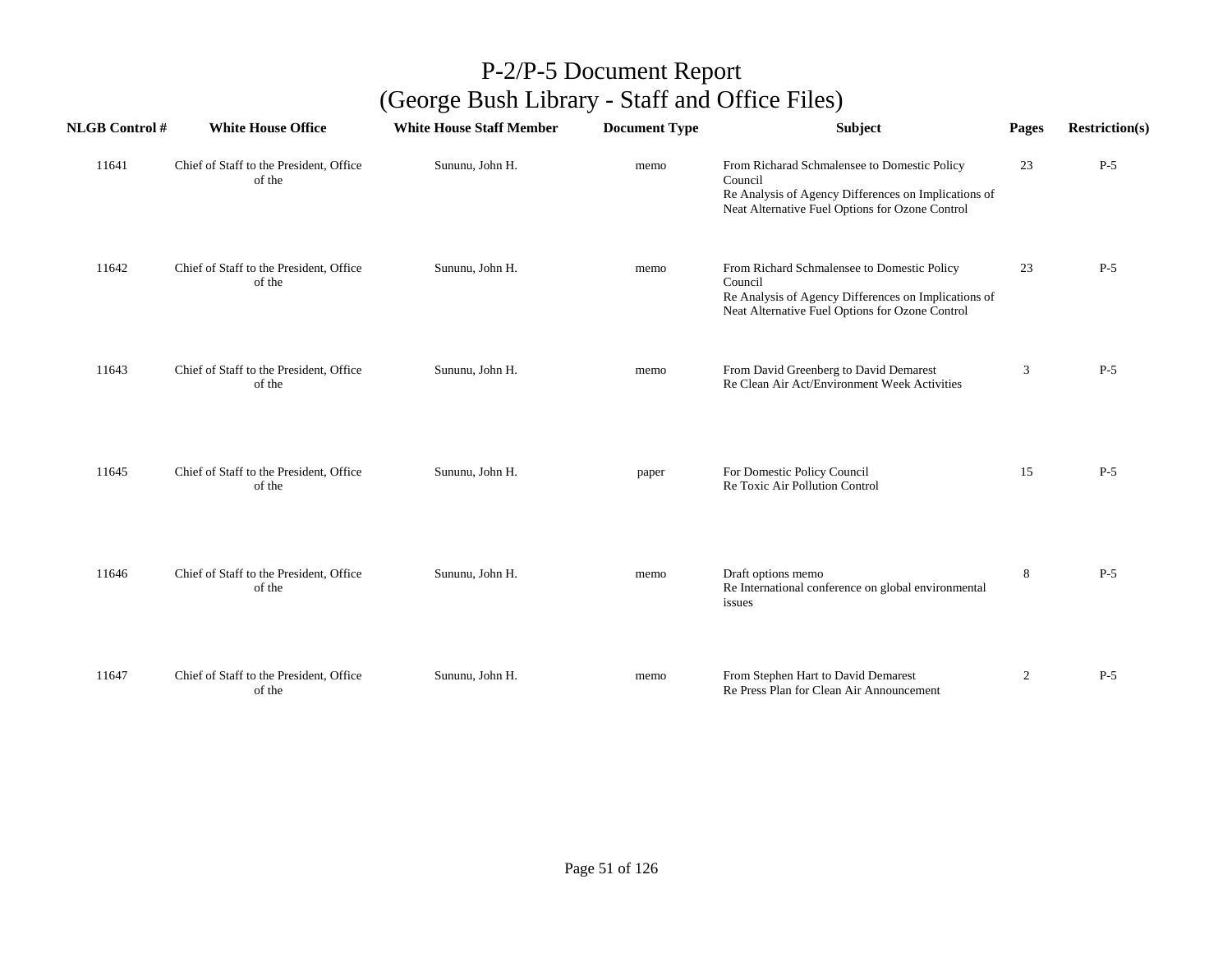# P-2/P-5 Document Report
## (George Bush Library - Staff and Office Files)

| NLGB Control # | White House Office | White House Staff Member | Document Type | Subject | Pages | Restriction(s) |
|---|---|---|---|---|---|---|
| 11641 | Chief of Staff to the President, Office of the | Sununu, John H. | memo | From Richarad Schmalensee to Domestic Policy Council<br>Re Analysis of Agency Differences on Implications of Neat Alternative Fuel Options for Ozone Control | 23 | P-5 |
| 11642 | Chief of Staff to the President, Office of the | Sununu, John H. | memo | From Richard Schmalensee to Domestic Policy Council<br>Re Analysis of Agency Differences on Implications of Neat Alternative Fuel Options for Ozone Control | 23 | P-5 |
| 11643 | Chief of Staff to the President, Office of the | Sununu, John H. | memo | From David Greenberg to David Demarest<br>Re Clean Air Act/Environment Week Activities | 3 | P-5 |
| 11645 | Chief of Staff to the President, Office of the | Sununu, John H. | paper | For Domestic Policy Council<br>Re Toxic Air Pollution Control | 15 | P-5 |
| 11646 | Chief of Staff to the President, Office of the | Sununu, John H. | memo | Draft options memo<br>Re International conference on global environmental issues | 8 | P-5 |
| 11647 | Chief of Staff to the President, Office of the | Sununu, John H. | memo | From Stephen Hart to David Demarest<br>Re Press Plan for Clean Air Announcement | 2 | P-5 |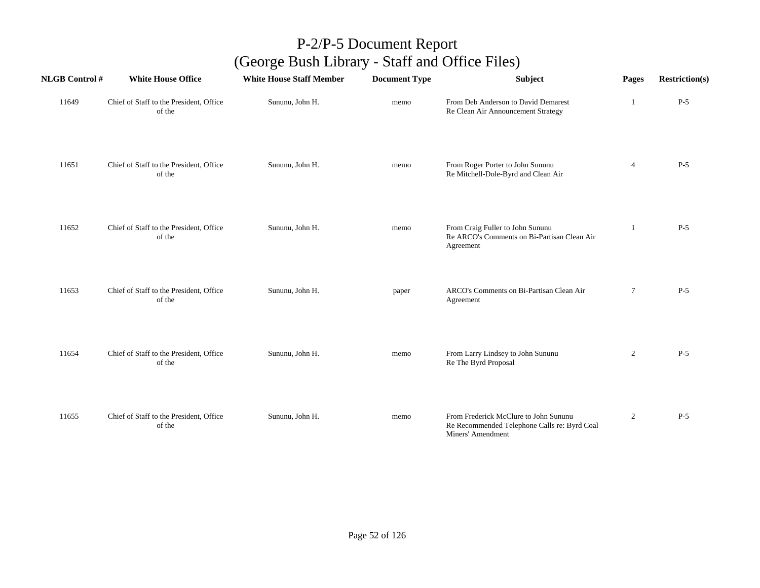# P-2/P-5 Document Report
## (George Bush Library - Staff and Office Files)

| NLGB Control # | White House Office | White House Staff Member | Document Type | Subject | Pages | Restriction(s) |
|---|---|---|---|---|---|---|
| 11649 | Chief of Staff to the President, Office of the | Sununu, John H. | memo | From Deb Anderson to David Demarest Re Clean Air Announcement Strategy | 1 | P-5 |
| 11651 | Chief of Staff to the President, Office of the | Sununu, John H. | memo | From Roger Porter to John Sununu Re Mitchell-Dole-Byrd and Clean Air | 4 | P-5 |
| 11652 | Chief of Staff to the President, Office of the | Sununu, John H. | memo | From Craig Fuller to John Sununu Re ARCO's Comments on Bi-Partisan Clean Air Agreement | 1 | P-5 |
| 11653 | Chief of Staff to the President, Office of the | Sununu, John H. | paper | ARCO's Comments on Bi-Partisan Clean Air Agreement | 7 | P-5 |
| 11654 | Chief of Staff to the President, Office of the | Sununu, John H. | memo | From Larry Lindsey to John Sununu Re The Byrd Proposal | 2 | P-5 |
| 11655 | Chief of Staff to the President, Office of the | Sununu, John H. | memo | From Frederick McClure to John Sununu Re Recommended Telephone Calls re: Byrd Coal Miners' Amendment | 2 | P-5 |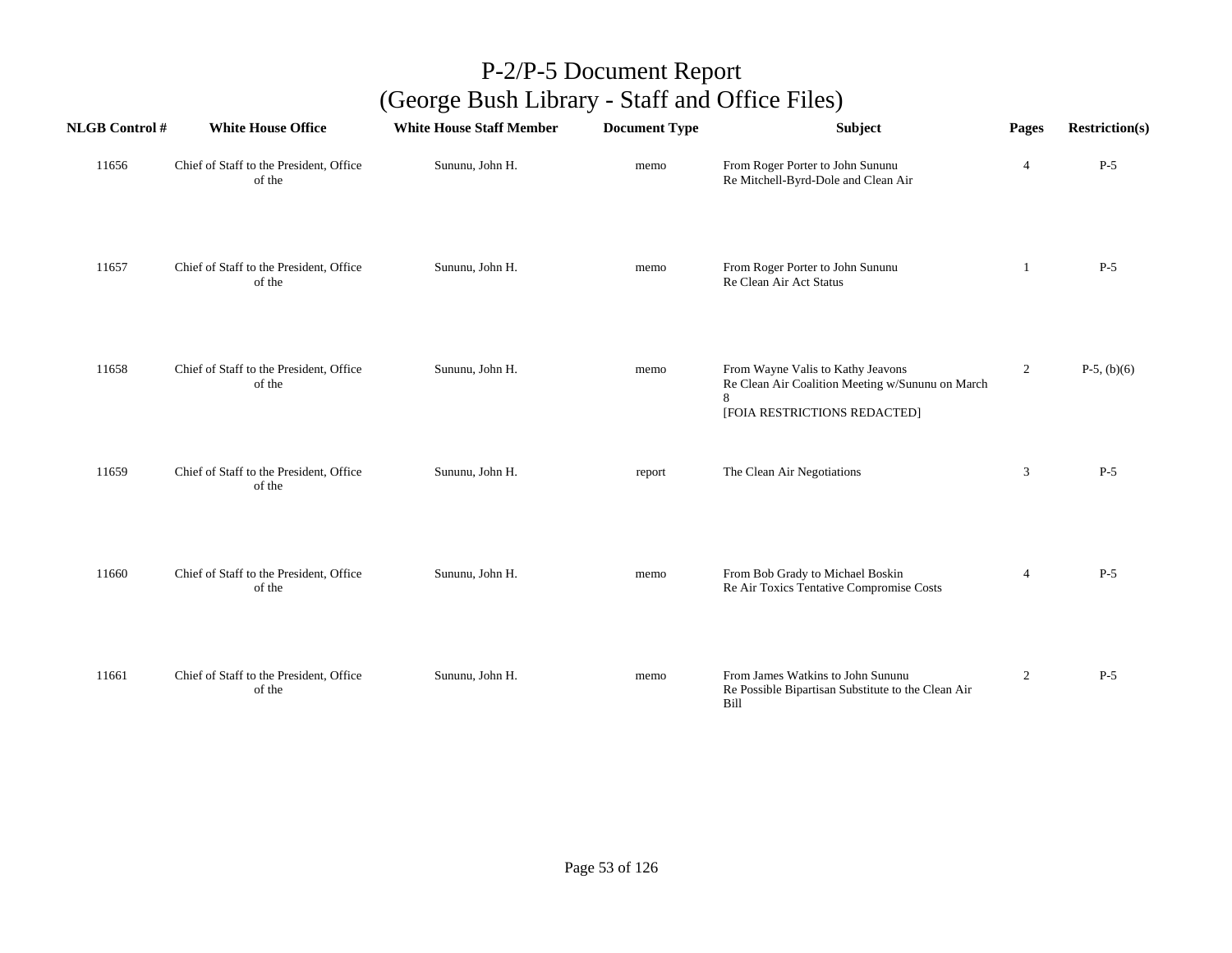# P-2/P-5 Document Report
# (George Bush Library - Staff and Office Files)

| NLGB Control # | White House Office | White House Staff Member | Document Type | Subject | Pages | Restriction(s) |
|---|---|---|---|---|---|---|
| 11656 | Chief of Staff to the President, Office of the | Sununu, John H. | memo | From Roger Porter to John Sununu Re Mitchell-Byrd-Dole and Clean Air | 4 | P-5 |
| 11657 | Chief of Staff to the President, Office of the | Sununu, John H. | memo | From Roger Porter to John Sununu Re Clean Air Act Status | 1 | P-5 |
| 11658 | Chief of Staff to the President, Office of the | Sununu, John H. | memo | From Wayne Valis to Kathy Jeavons Re Clean Air Coalition Meeting w/Sununu on March 8 [FOIA RESTRICTIONS REDACTED] | 2 | P-5, (b)(6) |
| 11659 | Chief of Staff to the President, Office of the | Sununu, John H. | report | The Clean Air Negotiations | 3 | P-5 |
| 11660 | Chief of Staff to the President, Office of the | Sununu, John H. | memo | From Bob Grady to Michael Boskin Re Air Toxics Tentative Compromise Costs | 4 | P-5 |
| 11661 | Chief of Staff to the President, Office of the | Sununu, John H. | memo | From James Watkins to John Sununu Re Possible Bipartisan Substitute to the Clean Air Bill | 2 | P-5 |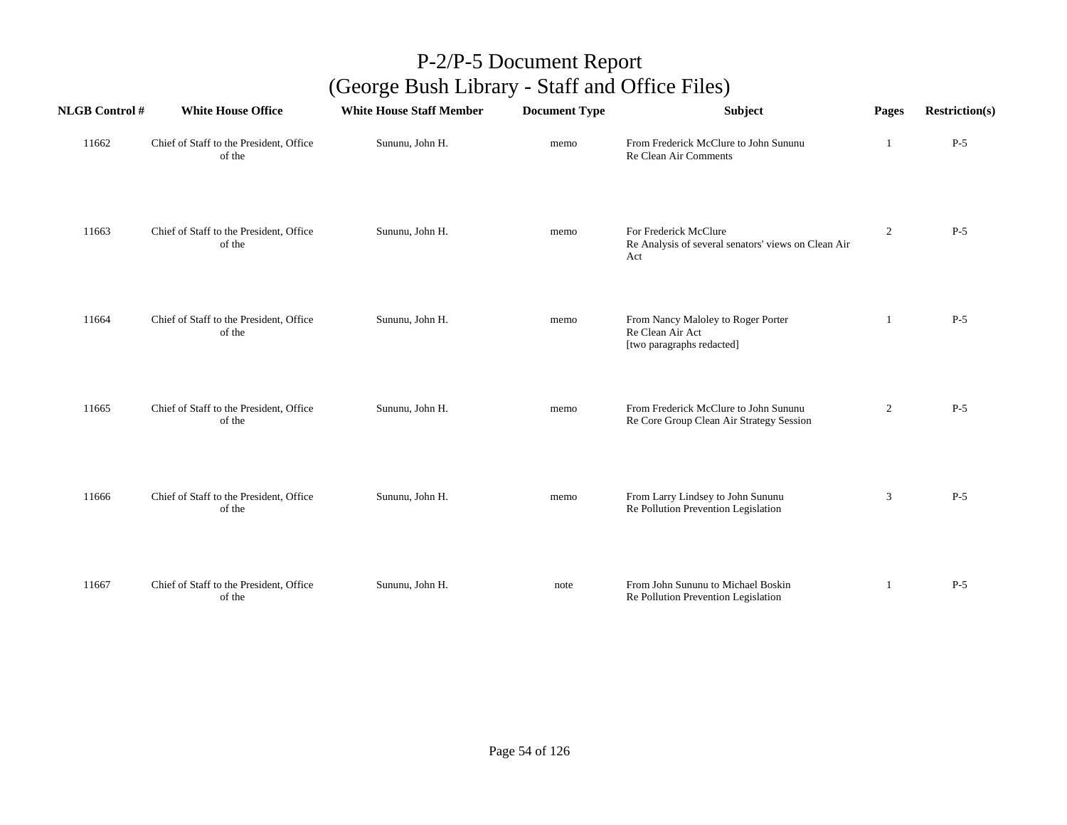# P-2/P-5 Document Report
## (George Bush Library - Staff and Office Files)

| NLGB Control # | White House Office | White House Staff Member | Document Type | Subject | Pages | Restriction(s) |
|---|---|---|---|---|---|---|
| 11662 | Chief of Staff to the President, Office of the | Sununu, John H. | memo | From Frederick McClure to John Sununu<br>Re Clean Air Comments | 1 | P-5 |
| 11663 | Chief of Staff to the President, Office of the | Sununu, John H. | memo | For Frederick McClure<br>Re Analysis of several senators' views on Clean Air Act | 2 | P-5 |
| 11664 | Chief of Staff to the President, Office of the | Sununu, John H. | memo | From Nancy Maloley to Roger Porter<br>Re Clean Air Act<br>[two paragraphs redacted] | 1 | P-5 |
| 11665 | Chief of Staff to the President, Office of the | Sununu, John H. | memo | From Frederick McClure to John Sununu<br>Re Core Group Clean Air Strategy Session | 2 | P-5 |
| 11666 | Chief of Staff to the President, Office of the | Sununu, John H. | memo | From Larry Lindsey to John Sununu<br>Re Pollution Prevention Legislation | 3 | P-5 |
| 11667 | Chief of Staff to the President, Office of the | Sununu, John H. | note | From John Sununu to Michael Boskin<br>Re Pollution Prevention Legislation | 1 | P-5 |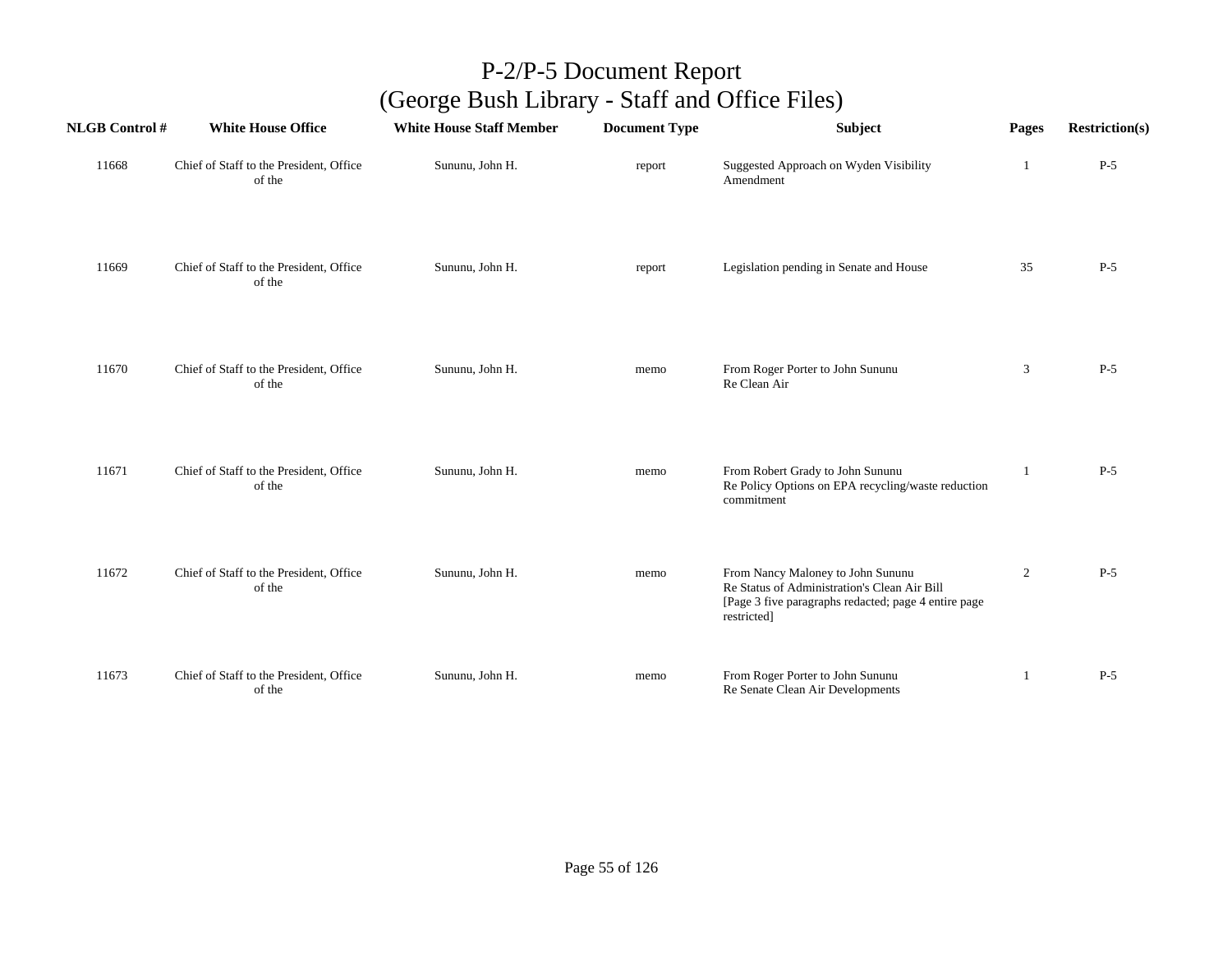# P-2/P-5 Document Report
## (George Bush Library - Staff and Office Files)

| NLGB Control # | White House Office | White House Staff Member | Document Type | Subject | Pages | Restriction(s) |
|---|---|---|---|---|---|---|
| 11668 | Chief of Staff to the President, Office of the | Sununu, John H. | report | Suggested Approach on Wyden Visibility Amendment | 1 | P-5 |
| 11669 | Chief of Staff to the President, Office of the | Sununu, John H. | report | Legislation pending in Senate and House | 35 | P-5 |
| 11670 | Chief of Staff to the President, Office of the | Sununu, John H. | memo | From Roger Porter to John Sununu Re Clean Air | 3 | P-5 |
| 11671 | Chief of Staff to the President, Office of the | Sununu, John H. | memo | From Robert Grady to John Sununu Re Policy Options on EPA recycling/waste reduction commitment | 1 | P-5 |
| 11672 | Chief of Staff to the President, Office of the | Sununu, John H. | memo | From Nancy Maloney to John Sununu Re Status of Administration's Clean Air Bill [Page 3 five paragraphs redacted; page 4 entire page restricted] | 2 | P-5 |
| 11673 | Chief of Staff to the President, Office of the | Sununu, John H. | memo | From Roger Porter to John Sununu Re Senate Clean Air Developments | 1 | P-5 |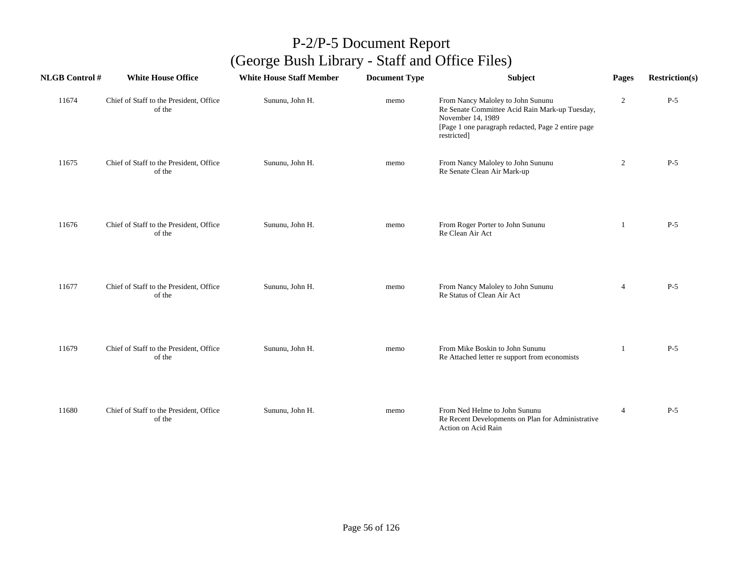# P-2/P-5 Document Report
## (George Bush Library - Staff and Office Files)

| NLGB Control # | White House Office | White House Staff Member | Document Type | Subject | Pages | Restriction(s) |
|---|---|---|---|---|---|---|
| 11674 | Chief of Staff to the President, Office of the | Sununu, John H. | memo | From Nancy Maloley to John Sununu Re Senate Committee Acid Rain Mark-up Tuesday, November 14, 1989 [Page 1 one paragraph redacted, Page 2 entire page restricted] | 2 | P-5 |
| 11675 | Chief of Staff to the President, Office of the | Sununu, John H. | memo | From Nancy Maloley to John Sununu Re Senate Clean Air Mark-up | 2 | P-5 |
| 11676 | Chief of Staff to the President, Office of the | Sununu, John H. | memo | From Roger Porter to John Sununu Re Clean Air Act | 1 | P-5 |
| 11677 | Chief of Staff to the President, Office of the | Sununu, John H. | memo | From Nancy Maloley to John Sununu Re Status of Clean Air Act | 4 | P-5 |
| 11679 | Chief of Staff to the President, Office of the | Sununu, John H. | memo | From Mike Boskin to John Sununu Re Attached letter re support from economists | 1 | P-5 |
| 11680 | Chief of Staff to the President, Office of the | Sununu, John H. | memo | From Ned Helme to John Sununu Re Recent Developments on Plan for Administrative Action on Acid Rain | 4 | P-5 |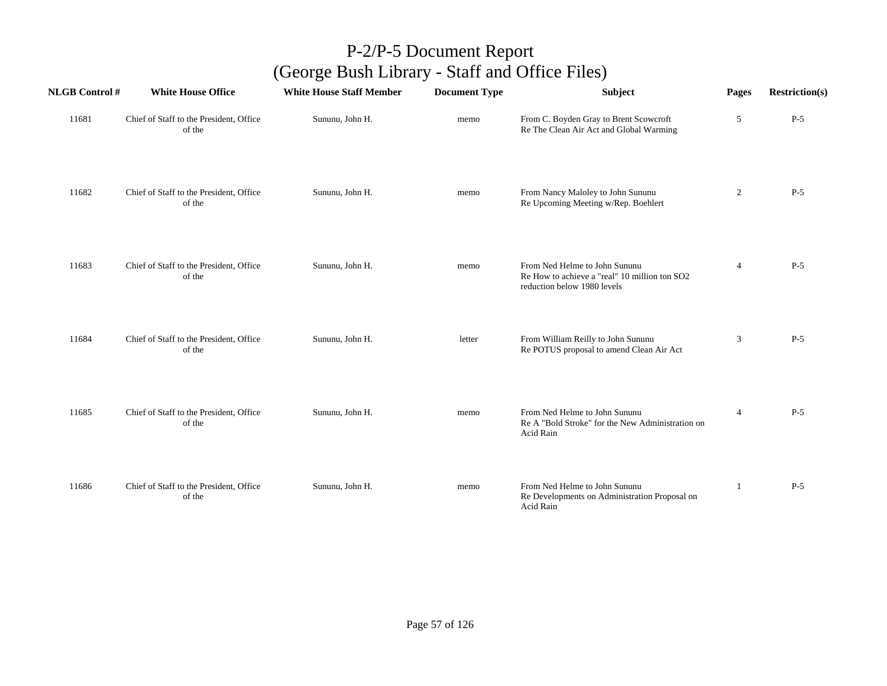# P-2/P-5 Document Report
## (George Bush Library - Staff and Office Files)

| NLGB Control # | White House Office | White House Staff Member | Document Type | Subject | Pages | Restriction(s) |
|---|---|---|---|---|---|---|
| 11681 | Chief of Staff to the President, Office of the | Sununu, John H. | memo | From C. Boyden Gray to Brent Scowcroft Re The Clean Air Act and Global Warming | 5 | P-5 |
| 11682 | Chief of Staff to the President, Office of the | Sununu, John H. | memo | From Nancy Maloley to John Sununu Re Upcoming Meeting w/Rep. Boehlert | 2 | P-5 |
| 11683 | Chief of Staff to the President, Office of the | Sununu, John H. | memo | From Ned Helme to John Sununu Re How to achieve a "real" 10 million ton SO2 reduction below 1980 levels | 4 | P-5 |
| 11684 | Chief of Staff to the President, Office of the | Sununu, John H. | letter | From William Reilly to John Sununu Re POTUS proposal to amend Clean Air Act | 3 | P-5 |
| 11685 | Chief of Staff to the President, Office of the | Sununu, John H. | memo | From Ned Helme to John Sununu Re A "Bold Stroke" for the New Administration on Acid Rain | 4 | P-5 |
| 11686 | Chief of Staff to the President, Office of the | Sununu, John H. | memo | From Ned Helme to John Sununu Re Developments on Administration Proposal on Acid Rain | 1 | P-5 |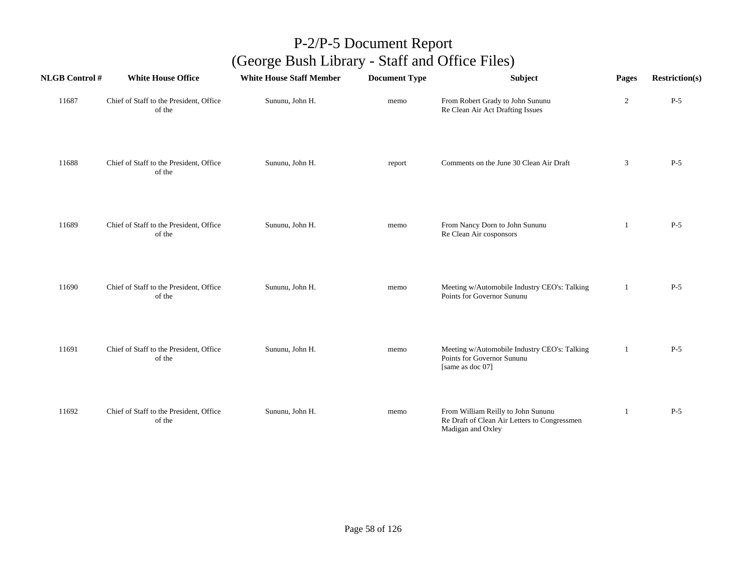# P-2/P-5 Document Report
## (George Bush Library - Staff and Office Files)

| NLGB Control # | White House Office | White House Staff Member | Document Type | Subject | Pages | Restriction(s) |
|---|---|---|---|---|---|---|
| 11687 | Chief of Staff to the President, Office of the | Sununu, John H. | memo | From Robert Grady to John Sununu Re Clean Air Act Drafting Issues | 2 | P-5 |
| 11688 | Chief of Staff to the President, Office of the | Sununu, John H. | report | Comments on the June 30 Clean Air Draft | 3 | P-5 |
| 11689 | Chief of Staff to the President, Office of the | Sununu, John H. | memo | From Nancy Dorn to John Sununu Re Clean Air cosponsors | 1 | P-5 |
| 11690 | Chief of Staff to the President, Office of the | Sununu, John H. | memo | Meeting w/Automobile Industry CEO's: Talking Points for Governor Sununu | 1 | P-5 |
| 11691 | Chief of Staff to the President, Office of the | Sununu, John H. | memo | Meeting w/Automobile Industry CEO's: Talking Points for Governor Sununu [same as doc 07] | 1 | P-5 |
| 11692 | Chief of Staff to the President, Office of the | Sununu, John H. | memo | From William Reilly to John Sununu Re Draft of Clean Air Letters to Congressmen Madigan and Oxley | 1 | P-5 |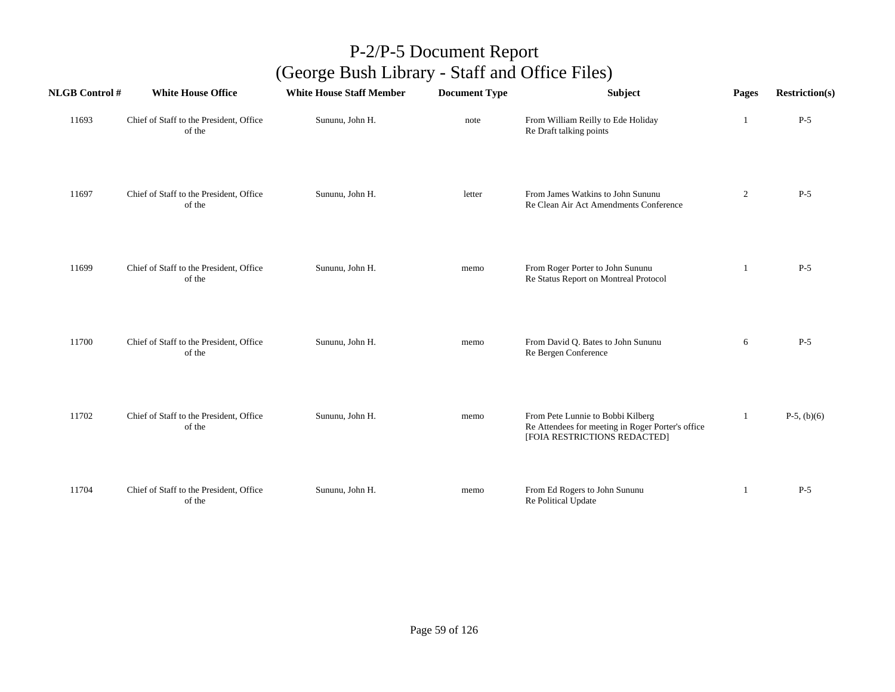# P-2/P-5 Document Report
## (George Bush Library - Staff and Office Files)

| NLGB Control # | White House Office | White House Staff Member | Document Type | Subject | Pages | Restriction(s) |
|---|---|---|---|---|---|---|
| 11693 | Chief of Staff to the President, Office of the | Sununu, John H. | note | From William Reilly to Ede Holiday<br>Re Draft talking points | 1 | P-5 |
| 11697 | Chief of Staff to the President, Office of the | Sununu, John H. | letter | From James Watkins to John Sununu<br>Re Clean Air Act Amendments Conference | 2 | P-5 |
| 11699 | Chief of Staff to the President, Office of the | Sununu, John H. | memo | From Roger Porter to John Sununu<br>Re Status Report on Montreal Protocol | 1 | P-5 |
| 11700 | Chief of Staff to the President, Office of the | Sununu, John H. | memo | From David Q. Bates to John Sununu<br>Re Bergen Conference | 6 | P-5 |
| 11702 | Chief of Staff to the President, Office of the | Sununu, John H. | memo | From Pete Lunnie to Bobbi Kilberg<br>Re Attendees for meeting in Roger Porter's office<br>[FOIA RESTRICTIONS REDACTED] | 1 | P-5, (b)(6) |
| 11704 | Chief of Staff to the President, Office of the | Sununu, John H. | memo | From Ed Rogers to John Sununu<br>Re Political Update | 1 | P-5 |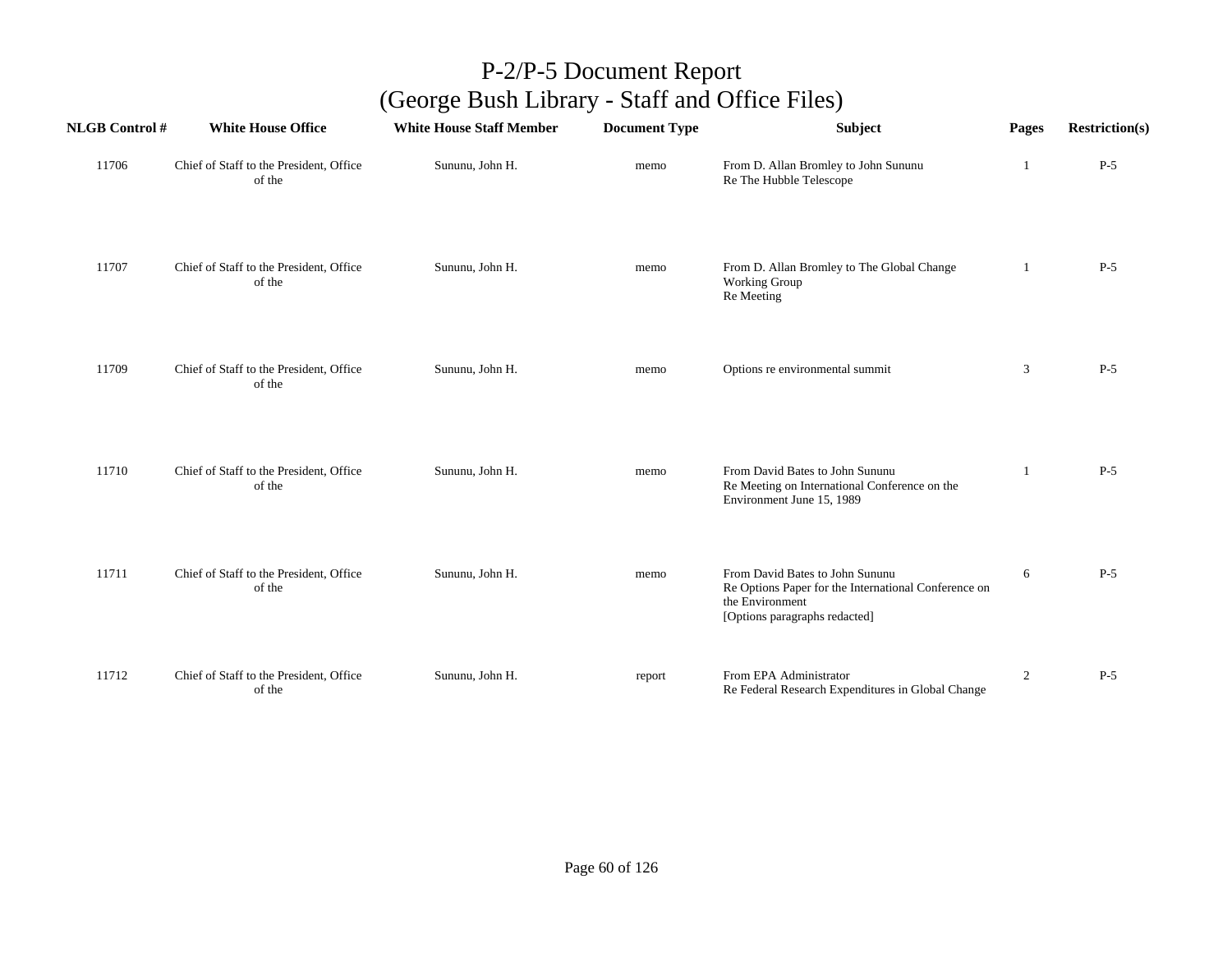# P-2/P-5 Document Report
## (George Bush Library - Staff and Office Files)

| NLGB Control # | White House Office | White House Staff Member | Document Type | Subject | Pages | Restriction(s) |
|---|---|---|---|---|---|---|
| 11706 | Chief of Staff to the President, Office of the | Sununu, John H. | memo | From D. Allan Bromley to John Sununu<br>Re The Hubble Telescope | 1 | P-5 |
| 11707 | Chief of Staff to the President, Office of the | Sununu, John H. | memo | From D. Allan Bromley to The Global Change Working Group<br>Re Meeting | 1 | P-5 |
| 11709 | Chief of Staff to the President, Office of the | Sununu, John H. | memo | Options re environmental summit | 3 | P-5 |
| 11710 | Chief of Staff to the President, Office of the | Sununu, John H. | memo | From David Bates to John Sununu<br>Re Meeting on International Conference on the Environment June 15, 1989 | 1 | P-5 |
| 11711 | Chief of Staff to the President, Office of the | Sununu, John H. | memo | From David Bates to John Sununu<br>Re Options Paper for the International Conference on the Environment<br>[Options paragraphs redacted] | 6 | P-5 |
| 11712 | Chief of Staff to the President, Office of the | Sununu, John H. | report | From EPA Administrator<br>Re Federal Research Expenditures in Global Change | 2 | P-5 |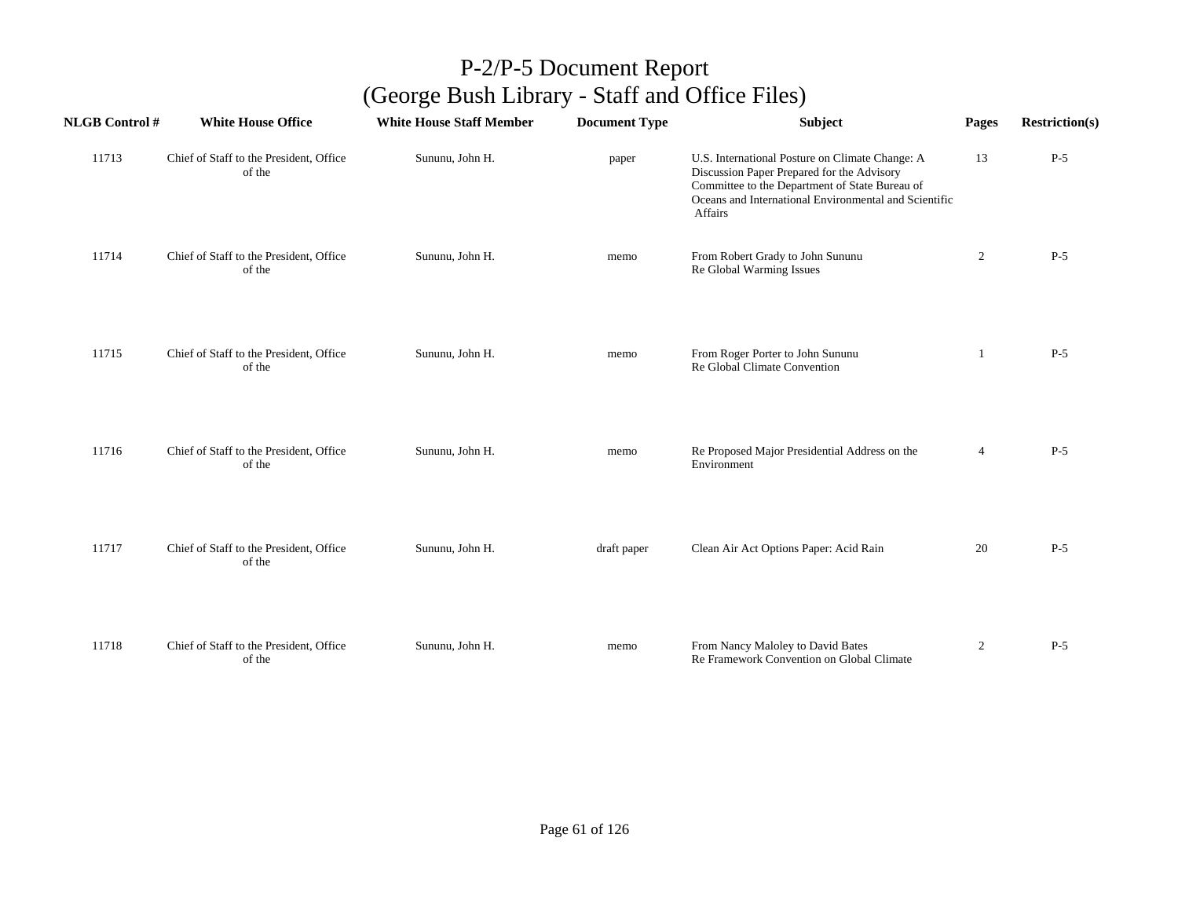# P-2/P-5 Document Report
## (George Bush Library - Staff and Office Files)

| NLGB Control # | White House Office | White House Staff Member | Document Type | Subject | Pages | Restriction(s) |
|---|---|---|---|---|---|---|
| 11713 | Chief of Staff to the President, Office of the | Sununu, John H. | paper | U.S. International Posture on Climate Change: A Discussion Paper Prepared for the Advisory Committee to the Department of State Bureau of Oceans and International Environmental and Scientific Affairs | 13 | P-5 |
| 11714 | Chief of Staff to the President, Office of the | Sununu, John H. | memo | From Robert Grady to John Sununu Re Global Warming Issues | 2 | P-5 |
| 11715 | Chief of Staff to the President, Office of the | Sununu, John H. | memo | From Roger Porter to John Sununu Re Global Climate Convention | 1 | P-5 |
| 11716 | Chief of Staff to the President, Office of the | Sununu, John H. | memo | Re Proposed Major Presidential Address on the Environment | 4 | P-5 |
| 11717 | Chief of Staff to the President, Office of the | Sununu, John H. | draft paper | Clean Air Act Options Paper: Acid Rain | 20 | P-5 |
| 11718 | Chief of Staff to the President, Office of the | Sununu, John H. | memo | From Nancy Maloley to David Bates Re Framework Convention on Global Climate | 2 | P-5 |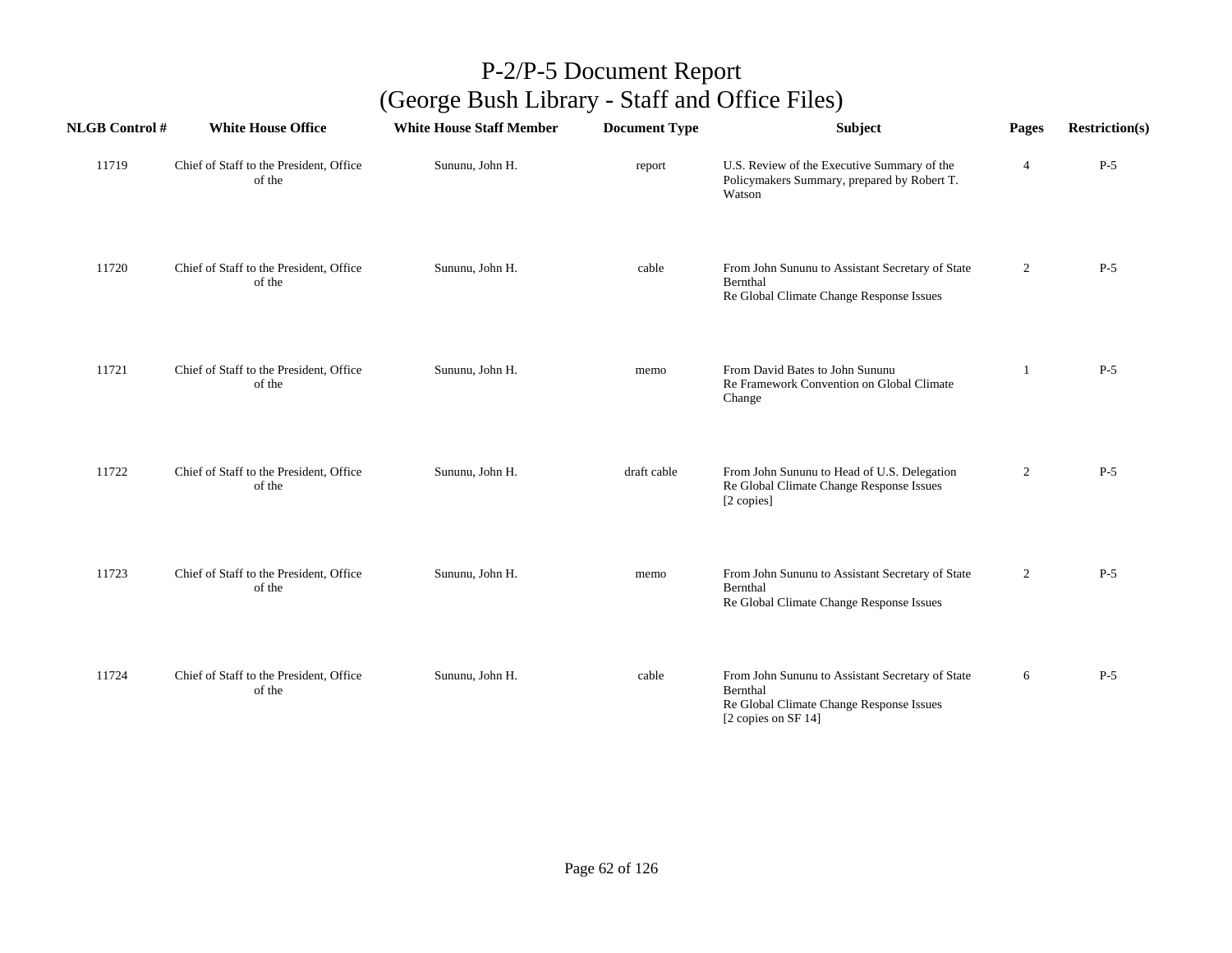# P-2/P-5 Document Report
## (George Bush Library - Staff and Office Files)

| NLGB Control # | White House Office | White House Staff Member | Document Type | Subject | Pages | Restriction(s) |
|---|---|---|---|---|---|---|
| 11719 | Chief of Staff to the President, Office of the | Sununu, John H. | report | U.S. Review of the Executive Summary of the Policymakers Summary, prepared by Robert T. Watson | 4 | P-5 |
| 11720 | Chief of Staff to the President, Office of the | Sununu, John H. | cable | From John Sununu to Assistant Secretary of State Bernthal<br>Re Global Climate Change Response Issues | 2 | P-5 |
| 11721 | Chief of Staff to the President, Office of the | Sununu, John H. | memo | From David Bates to John Sununu<br>Re Framework Convention on Global Climate Change | 1 | P-5 |
| 11722 | Chief of Staff to the President, Office of the | Sununu, John H. | draft cable | From John Sununu to Head of U.S. Delegation<br>Re Global Climate Change Response Issues<br>[2 copies] | 2 | P-5 |
| 11723 | Chief of Staff to the President, Office of the | Sununu, John H. | memo | From John Sununu to Assistant Secretary of State Bernthal<br>Re Global Climate Change Response Issues | 2 | P-5 |
| 11724 | Chief of Staff to the President, Office of the | Sununu, John H. | cable | From John Sununu to Assistant Secretary of State Bernthal<br>Re Global Climate Change Response Issues<br>[2 copies on SF 14] | 6 | P-5 |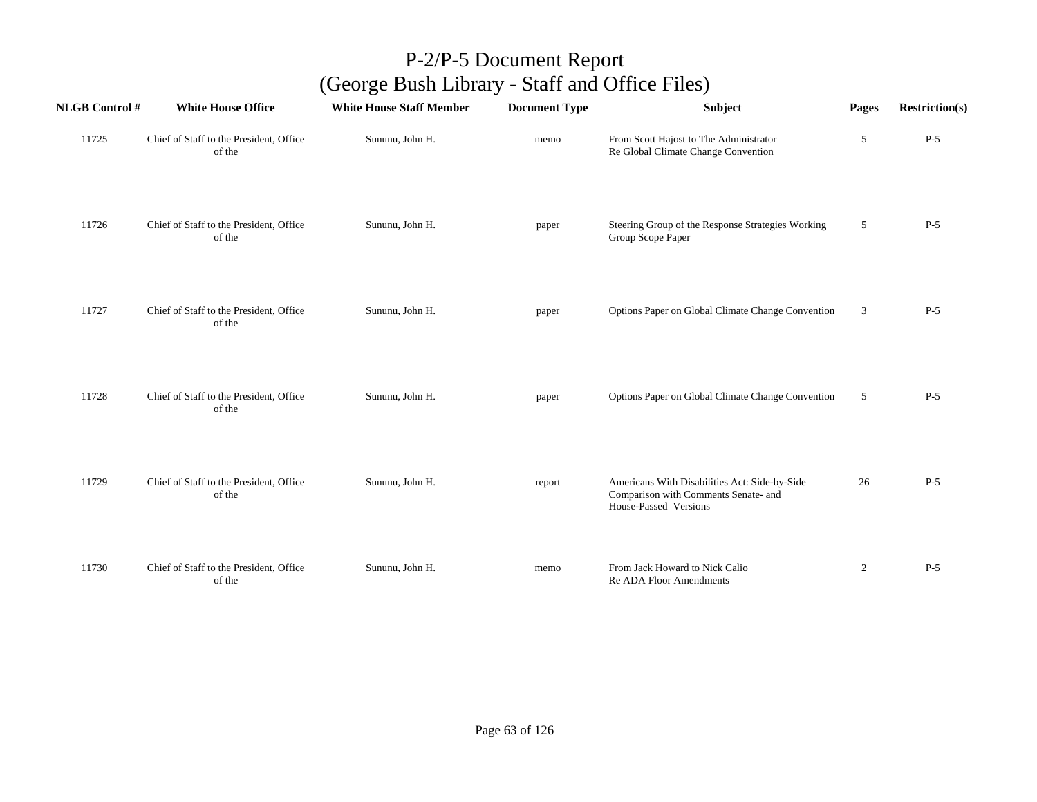# P-2/P-5 Document Report
## (George Bush Library - Staff and Office Files)

| NLGB Control # | White House Office | White House Staff Member | Document Type | Subject | Pages | Restriction(s) |
|---|---|---|---|---|---|---|
| 11725 | Chief of Staff to the President, Office of the | Sununu, John H. | memo | From Scott Hajost to The Administrator Re Global Climate Change Convention | 5 | P-5 |
| 11726 | Chief of Staff to the President, Office of the | Sununu, John H. | paper | Steering Group of the Response Strategies Working Group Scope Paper | 5 | P-5 |
| 11727 | Chief of Staff to the President, Office of the | Sununu, John H. | paper | Options Paper on Global Climate Change Convention | 3 | P-5 |
| 11728 | Chief of Staff to the President, Office of the | Sununu, John H. | paper | Options Paper on Global Climate Change Convention | 5 | P-5 |
| 11729 | Chief of Staff to the President, Office of the | Sununu, John H. | report | Americans With Disabilities Act: Side-by-Side Comparison with Comments Senate- and House-Passed Versions | 26 | P-5 |
| 11730 | Chief of Staff to the President, Office of the | Sununu, John H. | memo | From Jack Howard to Nick Calio Re ADA Floor Amendments | 2 | P-5 |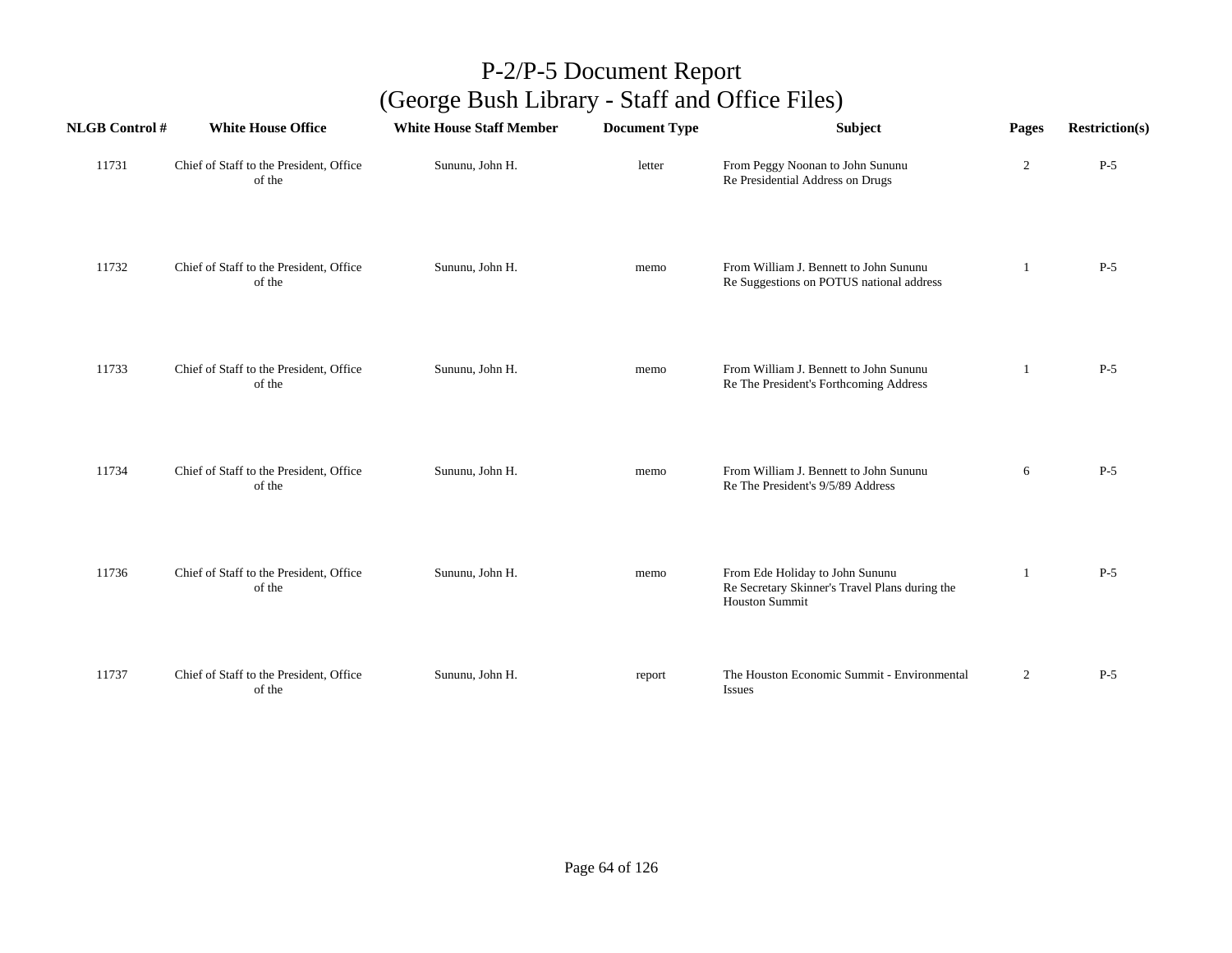# P-2/P-5 Document Report
## (George Bush Library - Staff and Office Files)

| NLGB Control # | White House Office | White House Staff Member | Document Type | Subject | Pages | Restriction(s) |
|---|---|---|---|---|---|---|
| 11731 | Chief of Staff to the President, Office of the | Sununu, John H. | letter | From Peggy Noonan to John Sununu Re Presidential Address on Drugs | 2 | P-5 |
| 11732 | Chief of Staff to the President, Office of the | Sununu, John H. | memo | From William J. Bennett to John Sununu Re Suggestions on POTUS national address | 1 | P-5 |
| 11733 | Chief of Staff to the President, Office of the | Sununu, John H. | memo | From William J. Bennett to John Sununu Re The President's Forthcoming Address | 1 | P-5 |
| 11734 | Chief of Staff to the President, Office of the | Sununu, John H. | memo | From William J. Bennett to John Sununu Re The President's 9/5/89 Address | 6 | P-5 |
| 11736 | Chief of Staff to the President, Office of the | Sununu, John H. | memo | From Ede Holiday to John Sununu Re Secretary Skinner's Travel Plans during the Houston Summit | 1 | P-5 |
| 11737 | Chief of Staff to the President, Office of the | Sununu, John H. | report | The Houston Economic Summit - Environmental Issues | 2 | P-5 |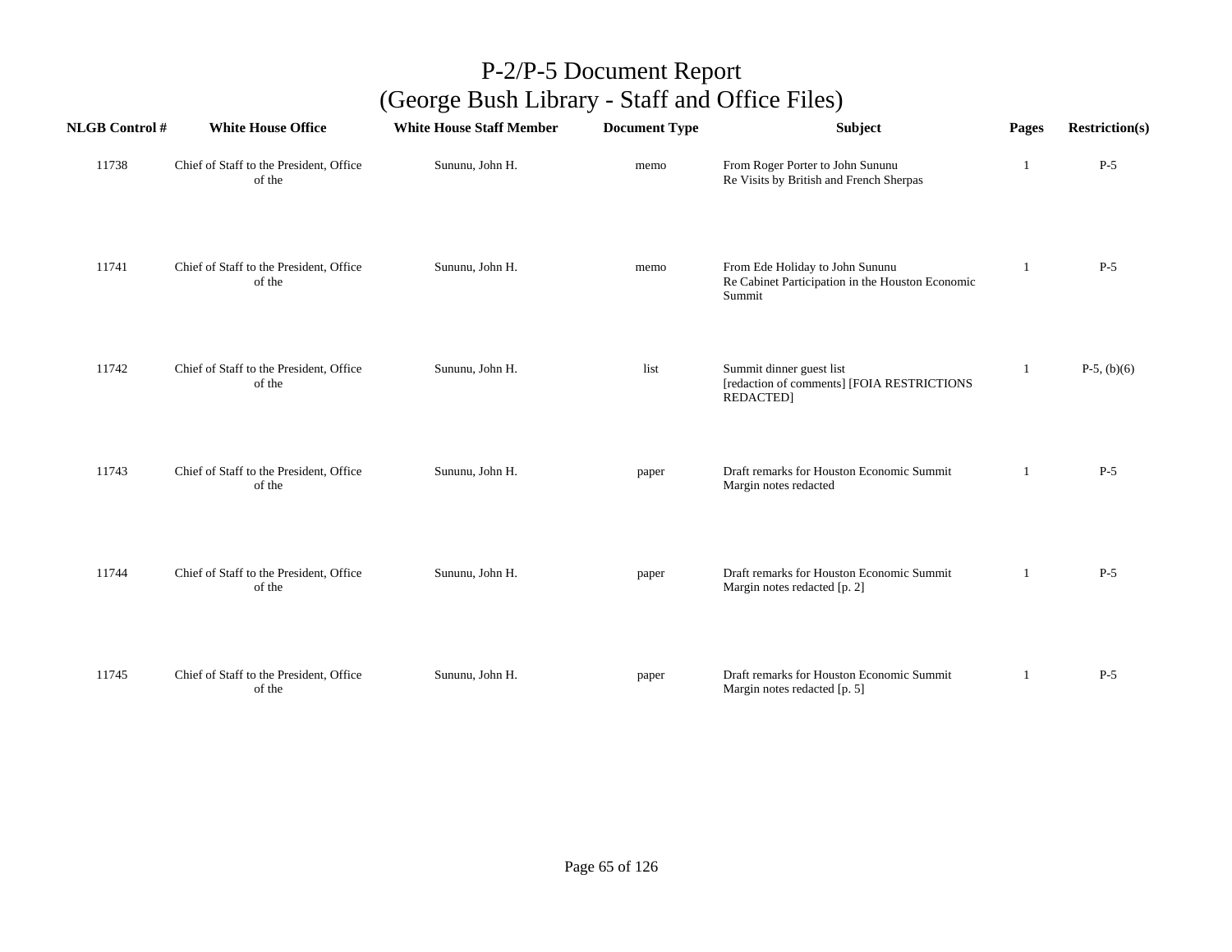# P-2/P-5 Document Report
# (George Bush Library - Staff and Office Files)

| NLGB Control # | White House Office | White House Staff Member | Document Type | Subject | Pages | Restriction(s) |
|---|---|---|---|---|---|---|
| 11738 | Chief of Staff to the President, Office of the | Sununu, John H. | memo | From Roger Porter to John Sununu Re Visits by British and French Sherpas | 1 | P-5 |
| 11741 | Chief of Staff to the President, Office of the | Sununu, John H. | memo | From Ede Holiday to John Sununu Re Cabinet Participation in the Houston Economic Summit | 1 | P-5 |
| 11742 | Chief of Staff to the President, Office of the | Sununu, John H. | list | Summit dinner guest list [redaction of comments] [FOIA RESTRICTIONS REDACTED] | 1 | P-5, (b)(6) |
| 11743 | Chief of Staff to the President, Office of the | Sununu, John H. | paper | Draft remarks for Houston Economic Summit Margin notes redacted | 1 | P-5 |
| 11744 | Chief of Staff to the President, Office of the | Sununu, John H. | paper | Draft remarks for Houston Economic Summit Margin notes redacted [p. 2] | 1 | P-5 |
| 11745 | Chief of Staff to the President, Office of the | Sununu, John H. | paper | Draft remarks for Houston Economic Summit Margin notes redacted [p. 5] | 1 | P-5 |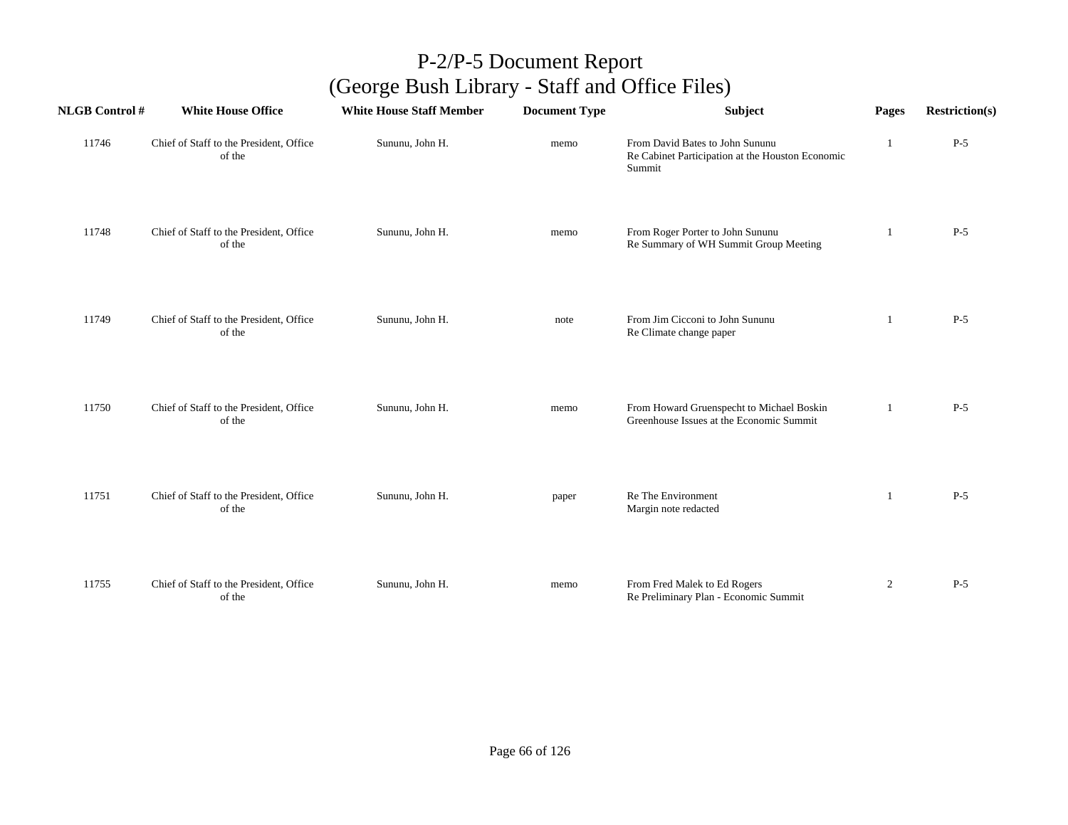# P-2/P-5 Document Report
## (George Bush Library - Staff and Office Files)

| NLGB Control # | White House Office | White House Staff Member | Document Type | Subject | Pages | Restriction(s) |
|---|---|---|---|---|---|---|
| 11746 | Chief of Staff to the President, Office of the | Sununu, John H. | memo | From David Bates to John Sununu<br>Re Cabinet Participation at the Houston Economic Summit | 1 | P-5 |
| 11748 | Chief of Staff to the President, Office of the | Sununu, John H. | memo | From Roger Porter to John Sununu<br>Re Summary of WH Summit Group Meeting | 1 | P-5 |
| 11749 | Chief of Staff to the President, Office of the | Sununu, John H. | note | From Jim Cicconi to John Sununu<br>Re Climate change paper | 1 | P-5 |
| 11750 | Chief of Staff to the President, Office of the | Sununu, John H. | memo | From Howard Gruenspecht to Michael Boskin<br>Greenhouse Issues at the Economic Summit | 1 | P-5 |
| 11751 | Chief of Staff to the President, Office of the | Sununu, John H. | paper | Re The Environment<br>Margin note redacted | 1 | P-5 |
| 11755 | Chief of Staff to the President, Office of the | Sununu, John H. | memo | From Fred Malek to Ed Rogers<br>Re Preliminary Plan - Economic Summit | 2 | P-5 |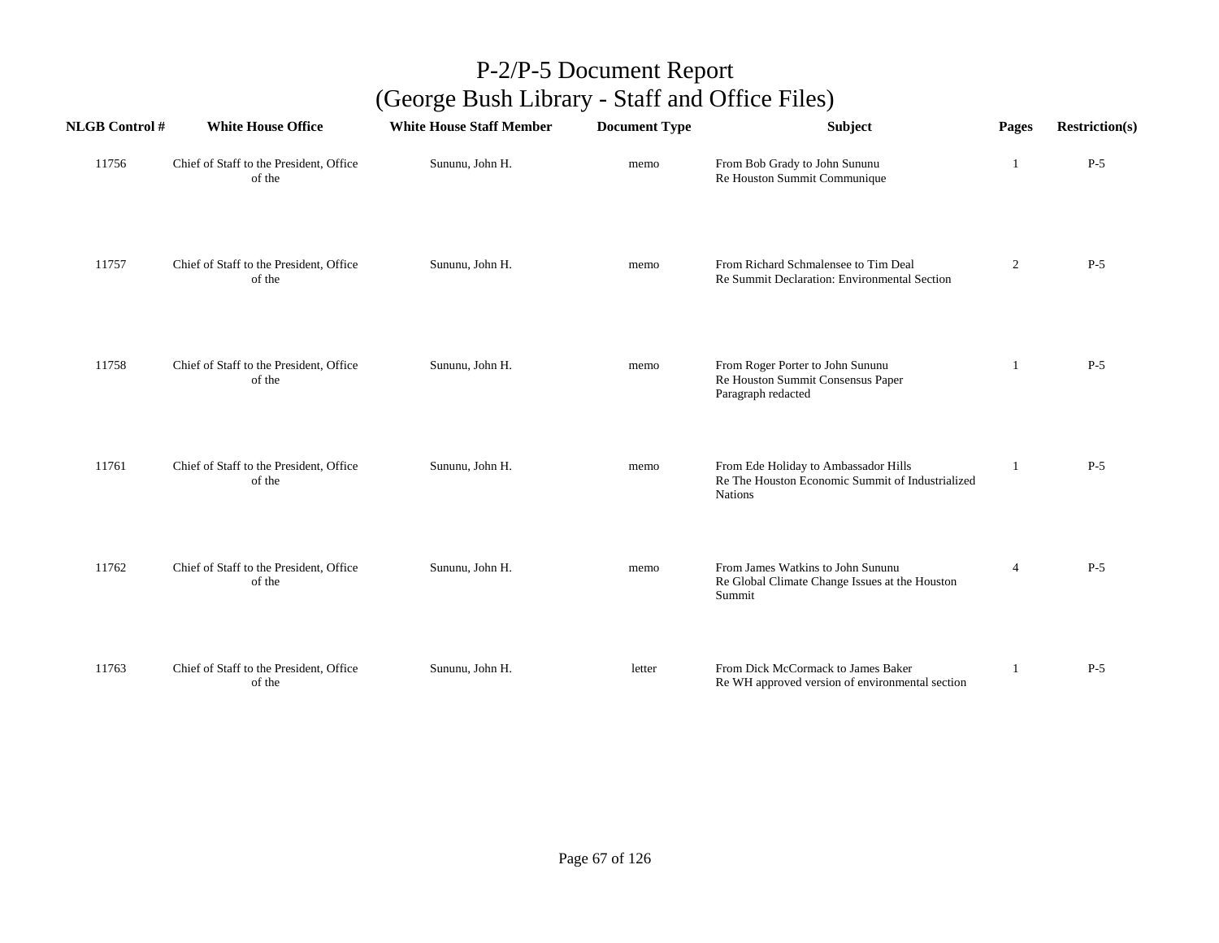# P-2/P-5 Document Report
## (George Bush Library - Staff and Office Files)

| NLGB Control # | White House Office | White House Staff Member | Document Type | Subject | Pages | Restriction(s) |
|---|---|---|---|---|---|---|
| 11756 | Chief of Staff to the President, Office of the | Sununu, John H. | memo | From Bob Grady to John Sununu<br>Re Houston Summit Communique | 1 | P-5 |
| 11757 | Chief of Staff to the President, Office of the | Sununu, John H. | memo | From Richard Schmalensee to Tim Deal<br>Re Summit Declaration: Environmental Section | 2 | P-5 |
| 11758 | Chief of Staff to the President, Office of the | Sununu, John H. | memo | From Roger Porter to John Sununu<br>Re Houston Summit Consensus Paper<br>Paragraph redacted | 1 | P-5 |
| 11761 | Chief of Staff to the President, Office of the | Sununu, John H. | memo | From Ede Holiday to Ambassador Hills<br>Re The Houston Economic Summit of Industrialized Nations | 1 | P-5 |
| 11762 | Chief of Staff to the President, Office of the | Sununu, John H. | memo | From James Watkins to John Sununu<br>Re Global Climate Change Issues at the Houston Summit | 4 | P-5 |
| 11763 | Chief of Staff to the President, Office of the | Sununu, John H. | letter | From Dick McCormack to James Baker<br>Re WH approved version of environmental section | 1 | P-5 |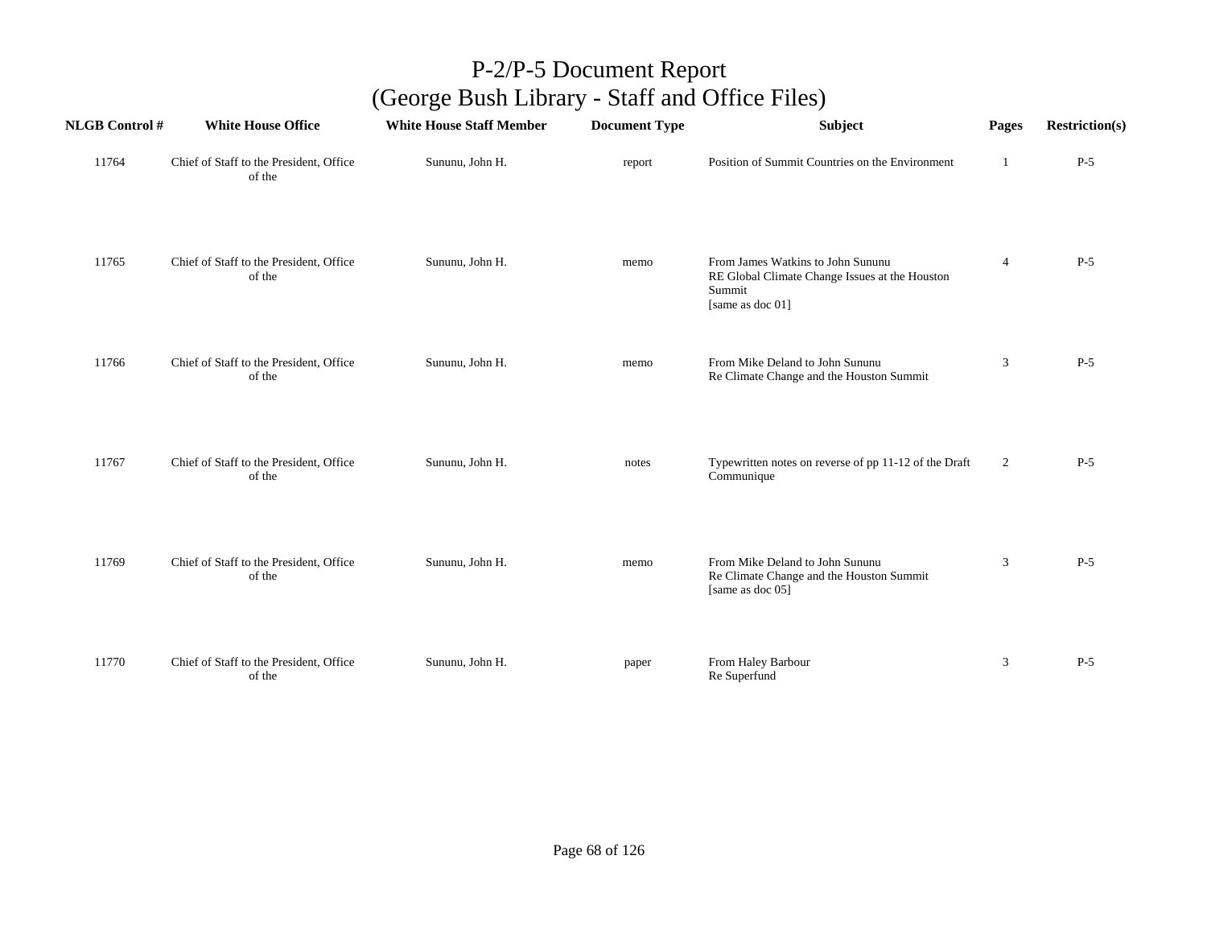# P-2/P-5 Document Report
## (George Bush Library - Staff and Office Files)

| NLGB Control # | White House Office | White House Staff Member | Document Type | Subject | Pages | Restriction(s) |
|---|---|---|---|---|---|---|
| 11764 | Chief of Staff to the President, Office of the | Sununu, John H. | report | Position of Summit Countries on the Environment | 1 | P-5 |
| 11765 | Chief of Staff to the President, Office of the | Sununu, John H. | memo | From James Watkins to John Sununu RE Global Climate Change Issues at the Houston Summit [same as doc 01] | 4 | P-5 |
| 11766 | Chief of Staff to the President, Office of the | Sununu, John H. | memo | From Mike Deland to John Sununu Re Climate Change and the Houston Summit | 3 | P-5 |
| 11767 | Chief of Staff to the President, Office of the | Sununu, John H. | notes | Typewritten notes on reverse of pp 11-12 of the Draft Communique | 2 | P-5 |
| 11769 | Chief of Staff to the President, Office of the | Sununu, John H. | memo | From Mike Deland to John Sununu Re Climate Change and the Houston Summit [same as doc 05] | 3 | P-5 |
| 11770 | Chief of Staff to the President, Office of the | Sununu, John H. | paper | From Haley Barbour Re Superfund | 3 | P-5 |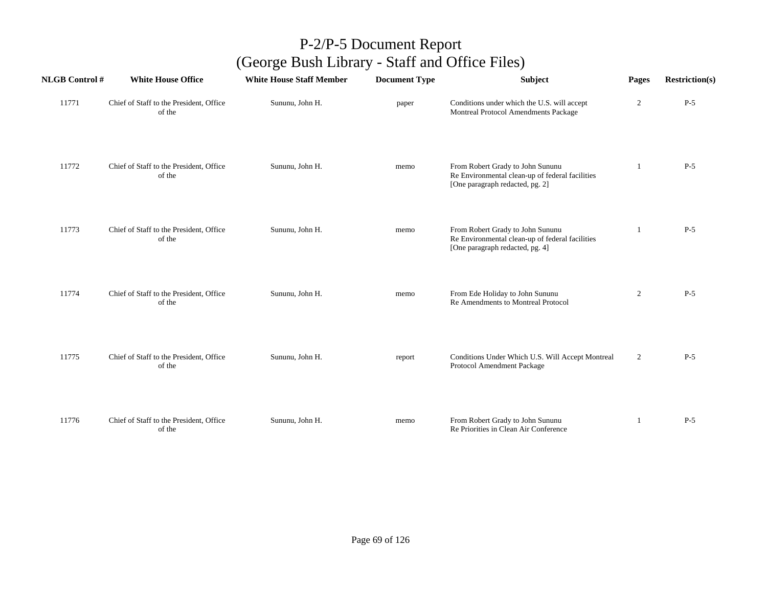# P-2/P-5 Document Report
## (George Bush Library - Staff and Office Files)

| NLGB Control # | White House Office | White House Staff Member | Document Type | Subject | Pages | Restriction(s) |
|---|---|---|---|---|---|---|
| 11771 | Chief of Staff to the President, Office of the | Sununu, John H. | paper | Conditions under which the U.S. will accept Montreal Protocol Amendments Package | 2 | P-5 |
| 11772 | Chief of Staff to the President, Office of the | Sununu, John H. | memo | From Robert Grady to John Sununu Re Environmental clean-up of federal facilities [One paragraph redacted, pg. 2] | 1 | P-5 |
| 11773 | Chief of Staff to the President, Office of the | Sununu, John H. | memo | From Robert Grady to John Sununu Re Environmental clean-up of federal facilities [One paragraph redacted, pg. 4] | 1 | P-5 |
| 11774 | Chief of Staff to the President, Office of the | Sununu, John H. | memo | From Ede Holiday to John Sununu Re Amendments to Montreal Protocol | 2 | P-5 |
| 11775 | Chief of Staff to the President, Office of the | Sununu, John H. | report | Conditions Under Which U.S. Will Accept Montreal Protocol Amendment Package | 2 | P-5 |
| 11776 | Chief of Staff to the President, Office of the | Sununu, John H. | memo | From Robert Grady to John Sununu Re Priorities in Clean Air Conference | 1 | P-5 |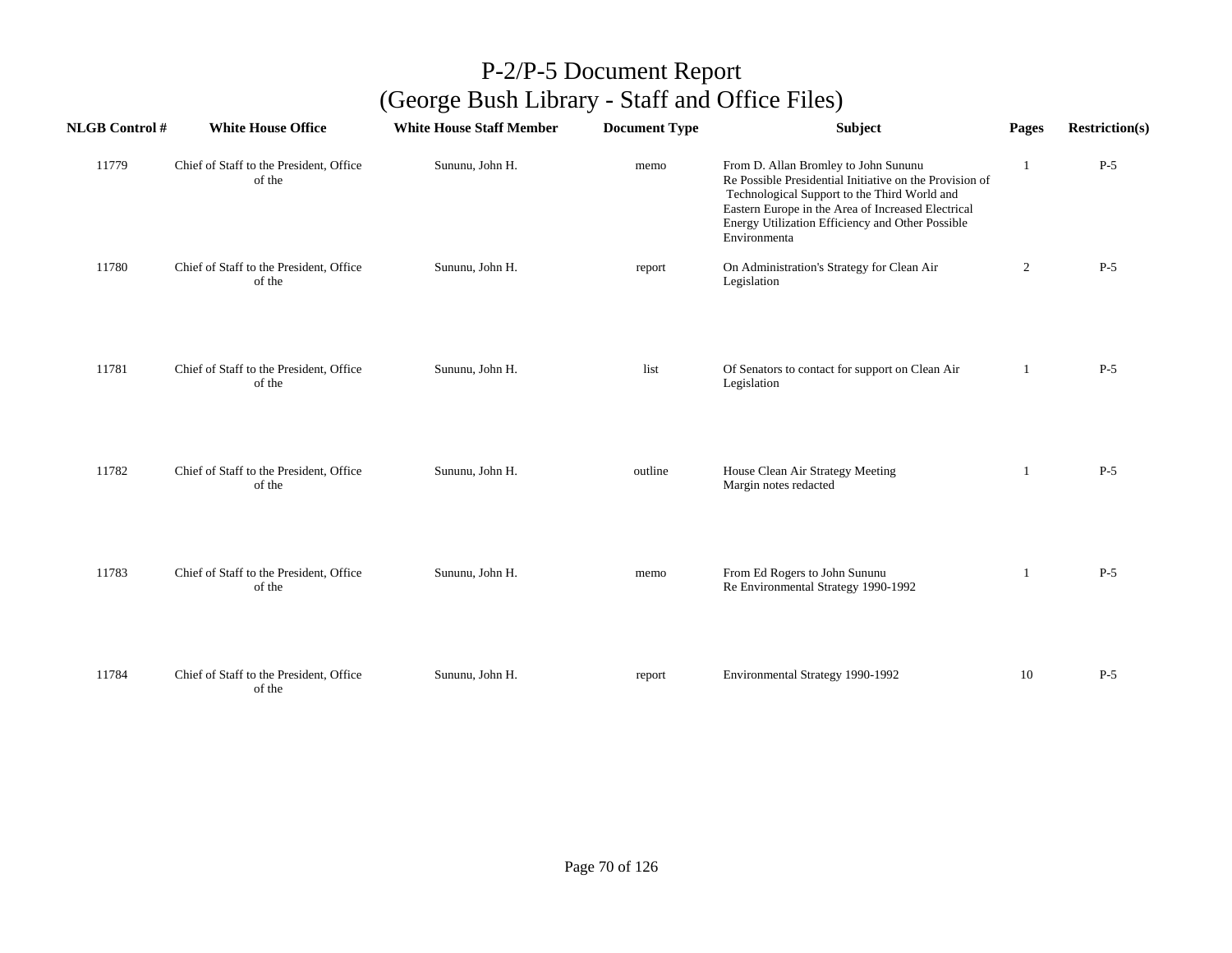# P-2/P-5 Document Report
## (George Bush Library - Staff and Office Files)

| NLGB Control # | White House Office | White House Staff Member | Document Type | Subject | Pages | Restriction(s) |
|---|---|---|---|---|---|---|
| 11779 | Chief of Staff to the President, Office of the | Sununu, John H. | memo | From D. Allan Bromley to John Sununu<br>Re Possible Presidential Initiative on the Provision of Technological Support to the Third World and Eastern Europe in the Area of Increased Electrical Energy Utilization Efficiency and Other Possible Environmenta | 1 | P-5 |
| 11780 | Chief of Staff to the President, Office of the | Sununu, John H. | report | On Administration's Strategy for Clean Air Legislation | 2 | P-5 |
| 11781 | Chief of Staff to the President, Office of the | Sununu, John H. | list | Of Senators to contact for support on Clean Air Legislation | 1 | P-5 |
| 11782 | Chief of Staff to the President, Office of the | Sununu, John H. | outline | House Clean Air Strategy Meeting<br>Margin notes redacted | 1 | P-5 |
| 11783 | Chief of Staff to the President, Office of the | Sununu, John H. | memo | From Ed Rogers to John Sununu<br>Re Environmental Strategy 1990-1992 | 1 | P-5 |
| 11784 | Chief of Staff to the President, Office of the | Sununu, John H. | report | Environmental Strategy 1990-1992 | 10 | P-5 |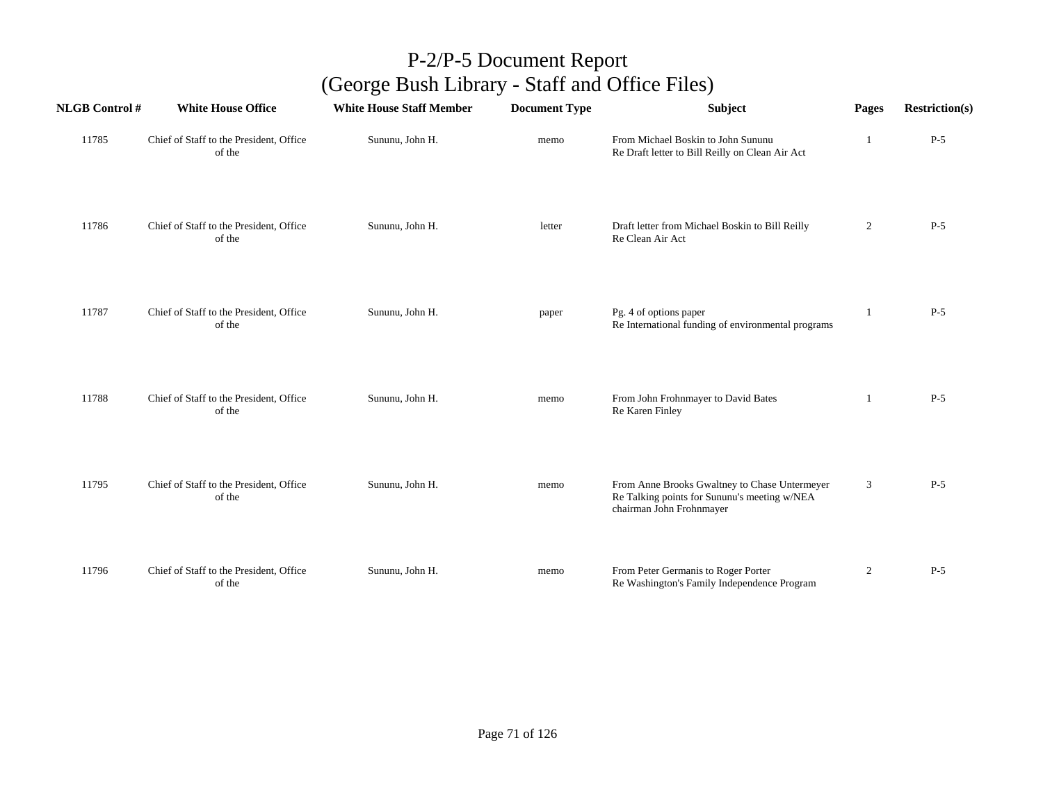# P-2/P-5 Document Report
## (George Bush Library - Staff and Office Files)

| NLGB Control # | White House Office | White House Staff Member | Document Type | Subject | Pages | Restriction(s) |
|---|---|---|---|---|---|---|
| 11785 | Chief of Staff to the President, Office of the | Sununu, John H. | memo | From Michael Boskin to John Sununu<br>Re Draft letter to Bill Reilly on Clean Air Act | 1 | P-5 |
| 11786 | Chief of Staff to the President, Office of the | Sununu, John H. | letter | Draft letter from Michael Boskin to Bill Reilly<br>Re Clean Air Act | 2 | P-5 |
| 11787 | Chief of Staff to the President, Office of the | Sununu, John H. | paper | Pg. 4 of options paper<br>Re International funding of environmental programs | 1 | P-5 |
| 11788 | Chief of Staff to the President, Office of the | Sununu, John H. | memo | From John Frohnmayer to David Bates<br>Re Karen Finley | 1 | P-5 |
| 11795 | Chief of Staff to the President, Office of the | Sununu, John H. | memo | From Anne Brooks Gwaltney to Chase Untermeyer<br>Re Talking points for Sununu's meeting w/NEA chairman John Frohnmayer | 3 | P-5 |
| 11796 | Chief of Staff to the President, Office of the | Sununu, John H. | memo | From Peter Germanis to Roger Porter<br>Re Washington's Family Independence Program | 2 | P-5 |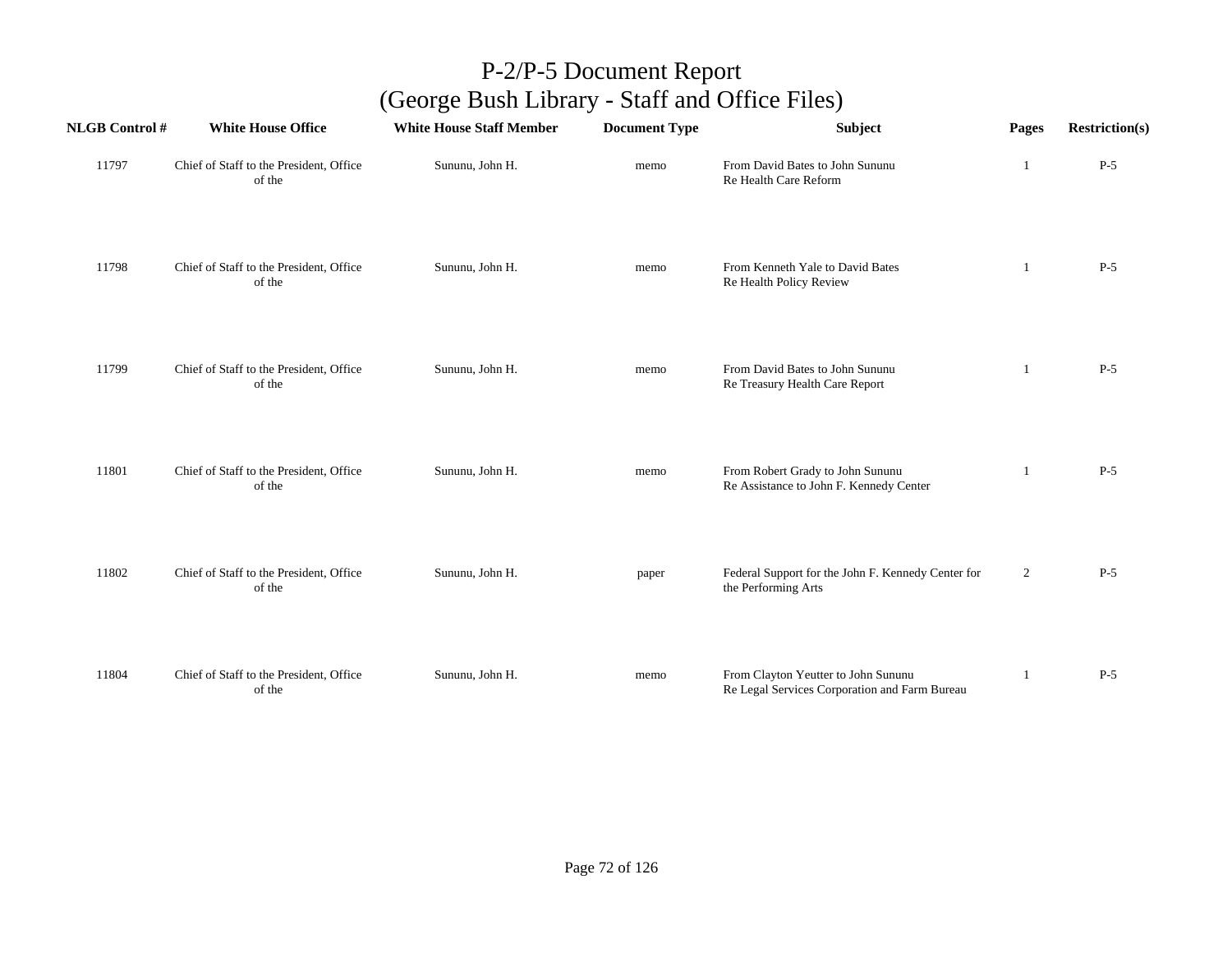# P-2/P-5 Document Report
## (George Bush Library - Staff and Office Files)

| NLGB Control # | White House Office | White House Staff Member | Document Type | Subject | Pages | Restriction(s) |
|---|---|---|---|---|---|---|
| 11797 | Chief of Staff to the President, Office of the | Sununu, John H. | memo | From David Bates to John Sununu Re Health Care Reform | 1 | P-5 |
| 11798 | Chief of Staff to the President, Office of the | Sununu, John H. | memo | From Kenneth Yale to David Bates Re Health Policy Review | 1 | P-5 |
| 11799 | Chief of Staff to the President, Office of the | Sununu, John H. | memo | From David Bates to John Sununu Re Treasury Health Care Report | 1 | P-5 |
| 11801 | Chief of Staff to the President, Office of the | Sununu, John H. | memo | From Robert Grady to John Sununu Re Assistance to John F. Kennedy Center | 1 | P-5 |
| 11802 | Chief of Staff to the President, Office of the | Sununu, John H. | paper | Federal Support for the John F. Kennedy Center for the Performing Arts | 2 | P-5 |
| 11804 | Chief of Staff to the President, Office of the | Sununu, John H. | memo | From Clayton Yeutter to John Sununu Re Legal Services Corporation and Farm Bureau | 1 | P-5 |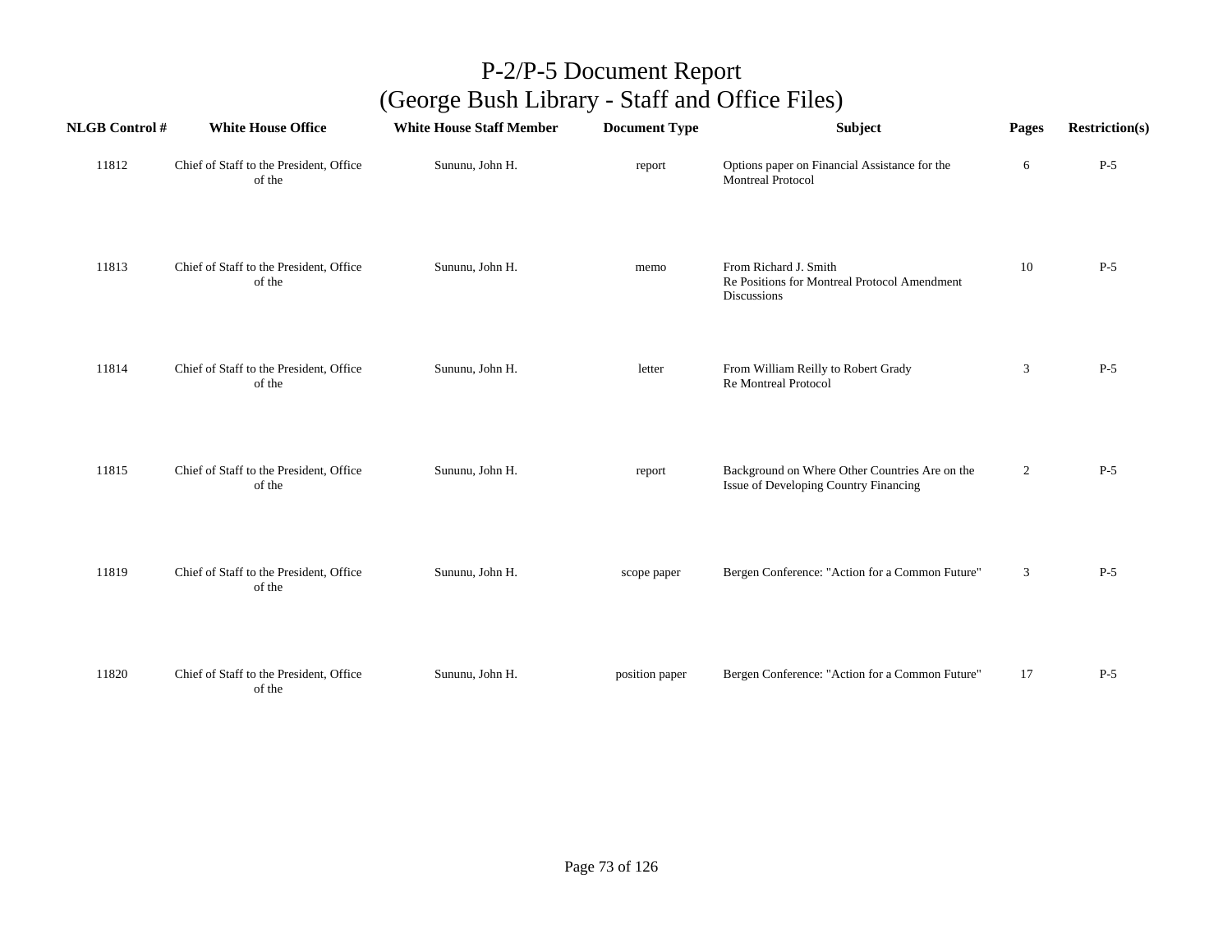# P-2/P-5 Document Report
## (George Bush Library - Staff and Office Files)

| NLGB Control # | White House Office | White House Staff Member | Document Type | Subject | Pages | Restriction(s) |
|---|---|---|---|---|---|---|
| 11812 | Chief of Staff to the President, Office of the | Sununu, John H. | report | Options paper on Financial Assistance for the Montreal Protocol | 6 | P-5 |
| 11813 | Chief of Staff to the President, Office of the | Sununu, John H. | memo | From Richard J. Smith<br>Re Positions for Montreal Protocol Amendment Discussions | 10 | P-5 |
| 11814 | Chief of Staff to the President, Office of the | Sununu, John H. | letter | From William Reilly to Robert Grady<br>Re Montreal Protocol | 3 | P-5 |
| 11815 | Chief of Staff to the President, Office of the | Sununu, John H. | report | Background on Where Other Countries Are on the Issue of Developing Country Financing | 2 | P-5 |
| 11819 | Chief of Staff to the President, Office of the | Sununu, John H. | scope paper | Bergen Conference: "Action for a Common Future" | 3 | P-5 |
| 11820 | Chief of Staff to the President, Office of the | Sununu, John H. | position paper | Bergen Conference: "Action for a Common Future" | 17 | P-5 |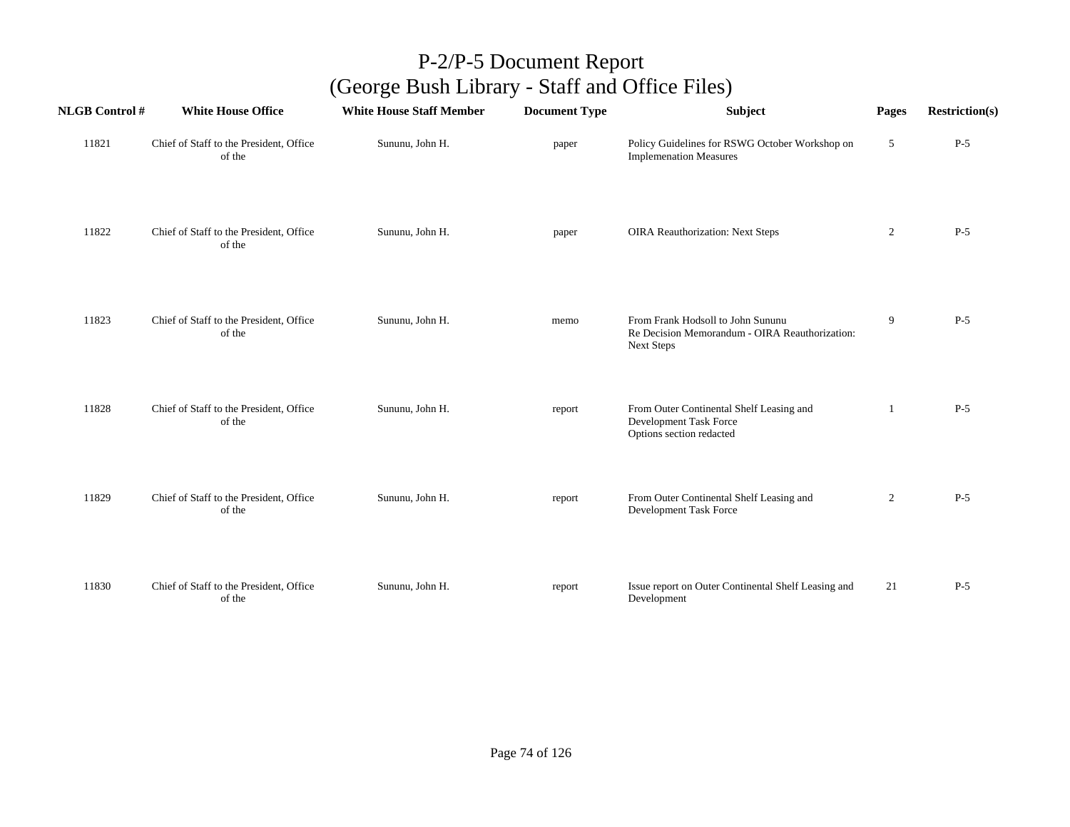# P-2/P-5 Document Report
## (George Bush Library - Staff and Office Files)

| NLGB Control # | White House Office | White House Staff Member | Document Type | Subject | Pages | Restriction(s) |
|---|---|---|---|---|---|---|
| 11821 | Chief of Staff to the President, Office of the | Sununu, John H. | paper | Policy Guidelines for RSWG October Workshop on Implemenation Measures | 5 | P-5 |
| 11822 | Chief of Staff to the President, Office of the | Sununu, John H. | paper | OIRA Reauthorization: Next Steps | 2 | P-5 |
| 11823 | Chief of Staff to the President, Office of the | Sununu, John H. | memo | From Frank Hodsoll to John Sununu Re Decision Memorandum - OIRA Reauthorization: Next Steps | 9 | P-5 |
| 11828 | Chief of Staff to the President, Office of the | Sununu, John H. | report | From Outer Continental Shelf Leasing and Development Task Force Options section redacted | 1 | P-5 |
| 11829 | Chief of Staff to the President, Office of the | Sununu, John H. | report | From Outer Continental Shelf Leasing and Development Task Force | 2 | P-5 |
| 11830 | Chief of Staff to the President, Office of the | Sununu, John H. | report | Issue report on Outer Continental Shelf Leasing and Development | 21 | P-5 |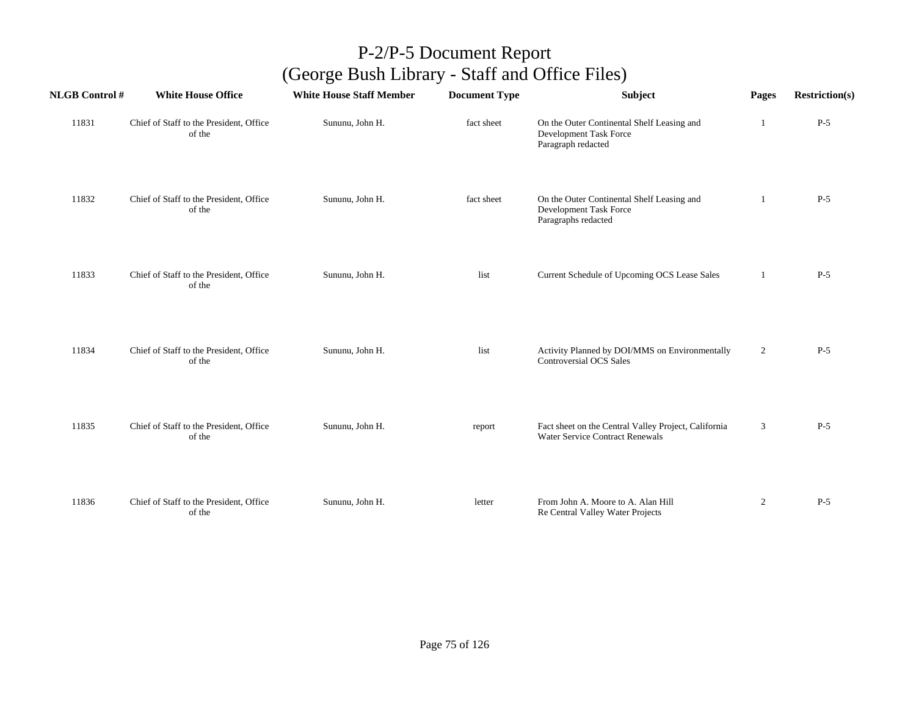# P-2/P-5 Document Report
# (George Bush Library - Staff and Office Files)

| NLGB Control # | White House Office | White House Staff Member | Document Type | Subject | Pages | Restriction(s) |
|---|---|---|---|---|---|---|
| 11831 | Chief of Staff to the President, Office of the | Sununu, John H. | fact sheet | On the Outer Continental Shelf Leasing and Development Task Force<br>Paragraph redacted | 1 | P-5 |
| 11832 | Chief of Staff to the President, Office of the | Sununu, John H. | fact sheet | On the Outer Continental Shelf Leasing and Development Task Force<br>Paragraphs redacted | 1 | P-5 |
| 11833 | Chief of Staff to the President, Office of the | Sununu, John H. | list | Current Schedule of Upcoming OCS Lease Sales | 1 | P-5 |
| 11834 | Chief of Staff to the President, Office of the | Sununu, John H. | list | Activity Planned by DOI/MMS on Environmentally Controversial OCS Sales | 2 | P-5 |
| 11835 | Chief of Staff to the President, Office of the | Sununu, John H. | report | Fact sheet on the Central Valley Project, California Water Service Contract Renewals | 3 | P-5 |
| 11836 | Chief of Staff to the President, Office of the | Sununu, John H. | letter | From John A. Moore to A. Alan Hill<br>Re Central Valley Water Projects | 2 | P-5 |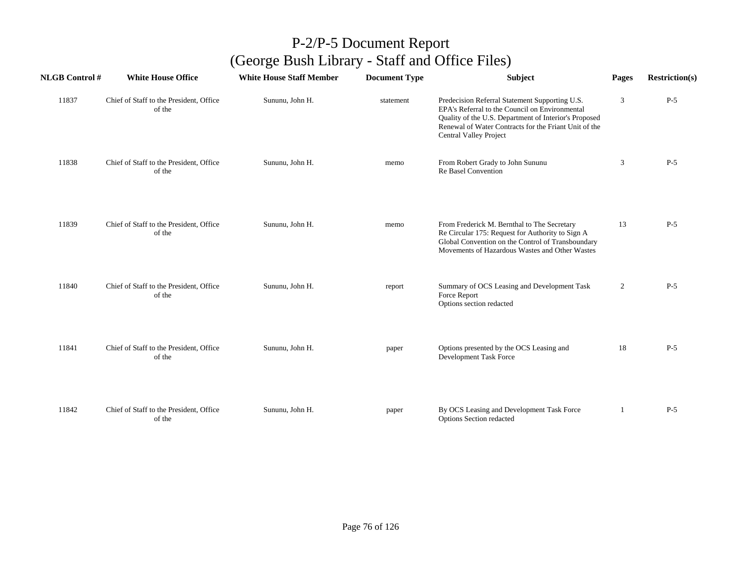# P-2/P-5 Document Report
## (George Bush Library - Staff and Office Files)

| NLGB Control # | White House Office | White House Staff Member | Document Type | Subject | Pages | Restriction(s) |
|---|---|---|---|---|---|---|
| 11837 | Chief of Staff to the President, Office of the | Sununu, John H. | statement | Predecision Referral Statement Supporting U.S. EPA's Referral to the Council on Environmental Quality of the U.S. Department of Interior's Proposed Renewal of Water Contracts for the Friant Unit of the Central Valley Project | 3 | P-5 |
| 11838 | Chief of Staff to the President, Office of the | Sununu, John H. | memo | From Robert Grady to John Sununu<br>Re Basel Convention | 3 | P-5 |
| 11839 | Chief of Staff to the President, Office of the | Sununu, John H. | memo | From Frederick M. Bernthal to The Secretary<br>Re Circular 175: Request for Authority to Sign A Global Convention on the Control of Transboundary Movements of Hazardous Wastes and Other Wastes | 13 | P-5 |
| 11840 | Chief of Staff to the President, Office of the | Sununu, John H. | report | Summary of OCS Leasing and Development Task Force Report<br>Options section redacted | 2 | P-5 |
| 11841 | Chief of Staff to the President, Office of the | Sununu, John H. | paper | Options presented by the OCS Leasing and Development Task Force | 18 | P-5 |
| 11842 | Chief of Staff to the President, Office of the | Sununu, John H. | paper | By OCS Leasing and Development Task Force<br>Options Section redacted | 1 | P-5 |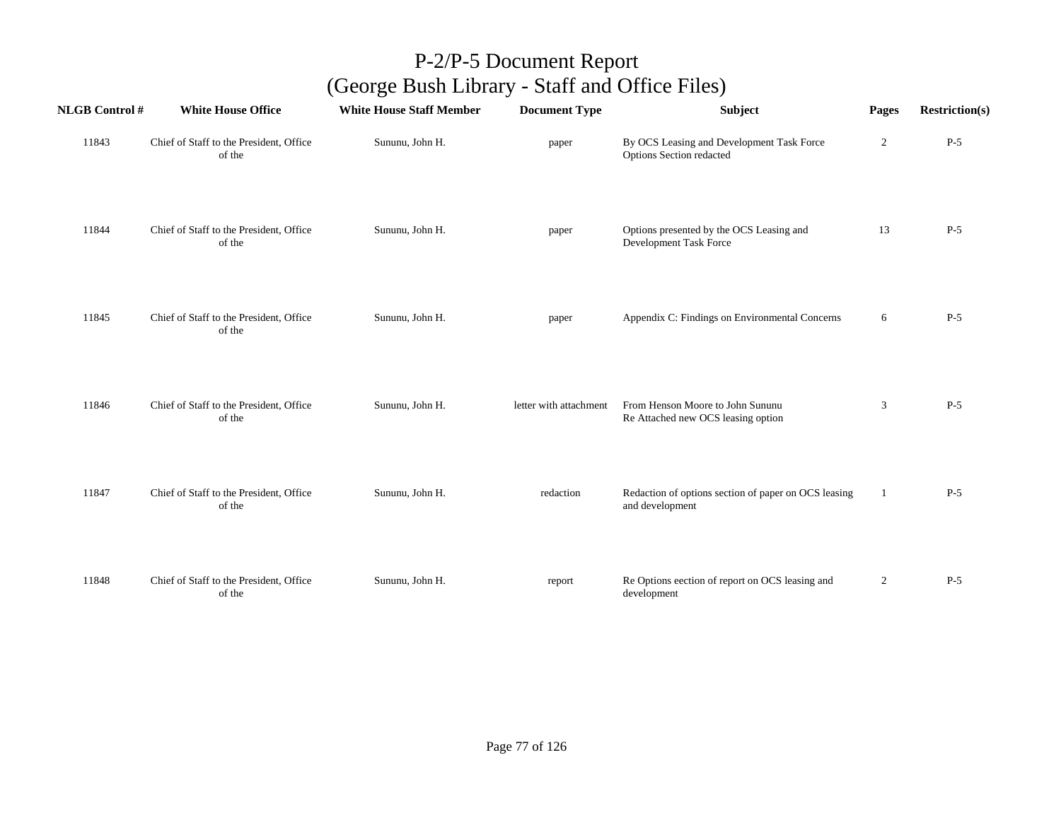# P-2/P-5 Document Report
## (George Bush Library - Staff and Office Files)

| NLGB Control # | White House Office | White House Staff Member | Document Type | Subject | Pages | Restriction(s) |
|---|---|---|---|---|---|---|
| 11843 | Chief of Staff to the President, Office of the | Sununu, John H. | paper | By OCS Leasing and Development Task Force Options Section redacted | 2 | P-5 |
| 11844 | Chief of Staff to the President, Office of the | Sununu, John H. | paper | Options presented by the OCS Leasing and Development Task Force | 13 | P-5 |
| 11845 | Chief of Staff to the President, Office of the | Sununu, John H. | paper | Appendix C: Findings on Environmental Concerns | 6 | P-5 |
| 11846 | Chief of Staff to the President, Office of the | Sununu, John H. | letter with attachment | From Henson Moore to John Sununu Re Attached new OCS leasing option | 3 | P-5 |
| 11847 | Chief of Staff to the President, Office of the | Sununu, John H. | redaction | Redaction of options section of paper on OCS leasing and development | 1 | P-5 |
| 11848 | Chief of Staff to the President, Office of the | Sununu, John H. | report | Re Options eection of report on OCS leasing and development | 2 | P-5 |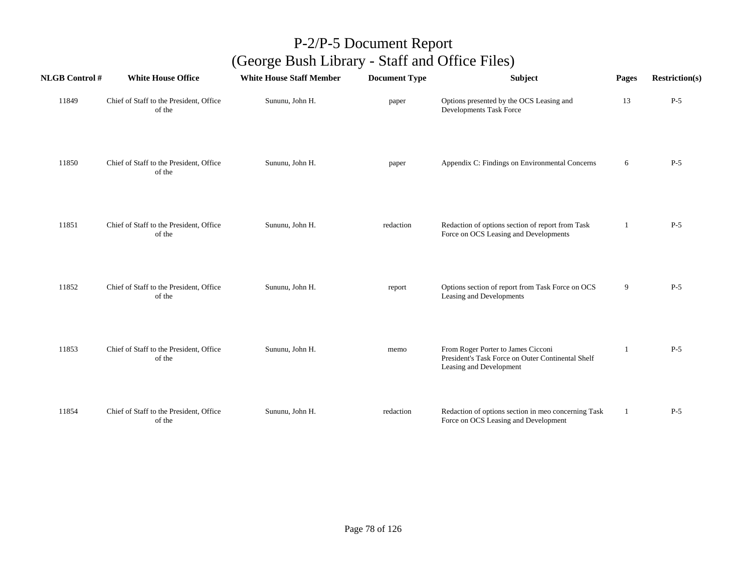# P-2/P-5 Document Report
## (George Bush Library - Staff and Office Files)

| NLGB Control # | White House Office | White House Staff Member | Document Type | Subject | Pages | Restriction(s) |
|---|---|---|---|---|---|---|
| 11849 | Chief of Staff to the President, Office of the | Sununu, John H. | paper | Options presented by the OCS Leasing and Developments Task Force | 13 | P-5 |
| 11850 | Chief of Staff to the President, Office of the | Sununu, John H. | paper | Appendix C: Findings on Environmental Concerns | 6 | P-5 |
| 11851 | Chief of Staff to the President, Office of the | Sununu, John H. | redaction | Redaction of options section of report from Task Force on OCS Leasing and Developments | 1 | P-5 |
| 11852 | Chief of Staff to the President, Office of the | Sununu, John H. | report | Options section of report from Task Force on OCS Leasing and Developments | 9 | P-5 |
| 11853 | Chief of Staff to the President, Office of the | Sununu, John H. | memo | From Roger Porter to James Cicconi President's Task Force on Outer Continental Shelf Leasing and Development | 1 | P-5 |
| 11854 | Chief of Staff to the President, Office of the | Sununu, John H. | redaction | Redaction of options section in meo concerning Task Force on OCS Leasing and Development | 1 | P-5 |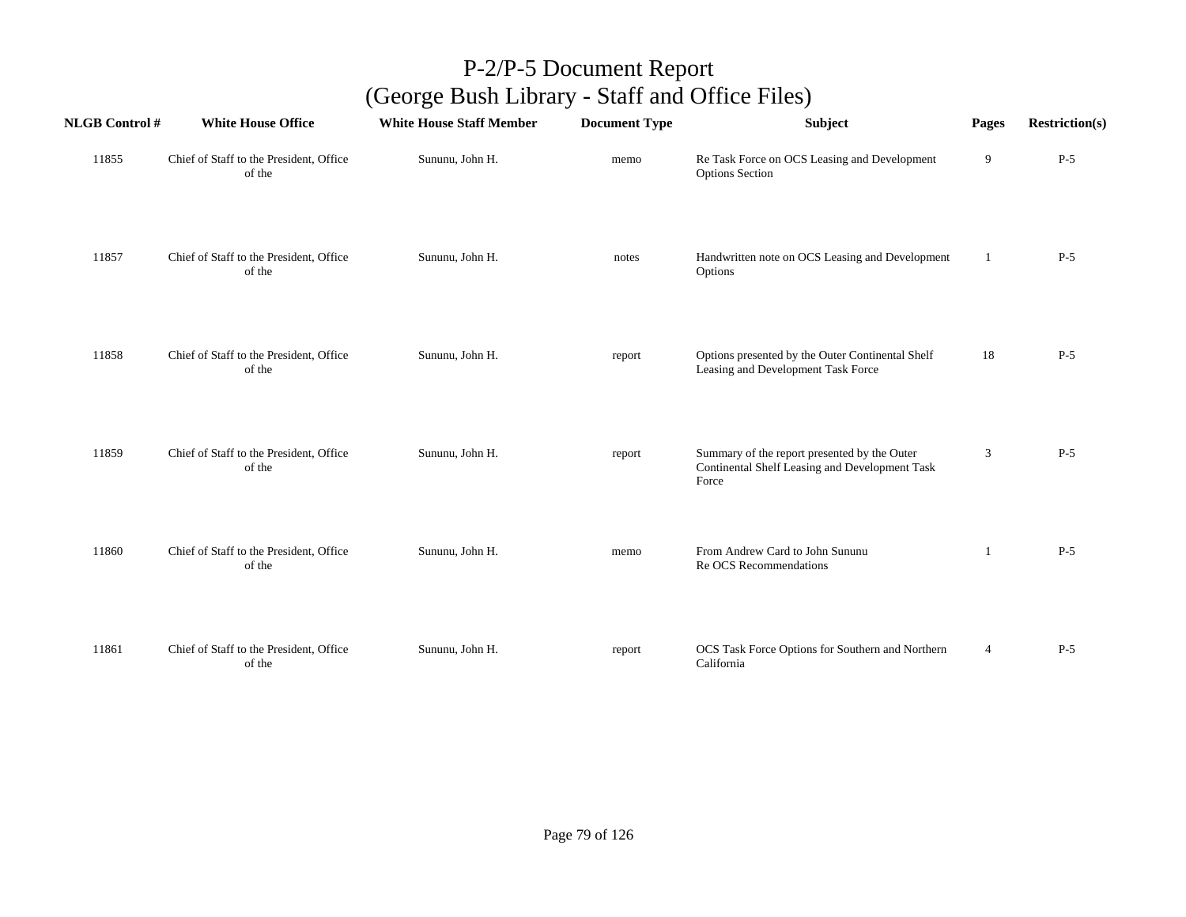# P-2/P-5 Document Report
## (George Bush Library - Staff and Office Files)

| NLGB Control # | White House Office | White House Staff Member | Document Type | Subject | Pages | Restriction(s) |
|---|---|---|---|---|---|---|
| 11855 | Chief of Staff to the President, Office of the | Sununu, John H. | memo | Re Task Force on OCS Leasing and Development Options Section | 9 | P-5 |
| 11857 | Chief of Staff to the President, Office of the | Sununu, John H. | notes | Handwritten note on OCS Leasing and Development Options | 1 | P-5 |
| 11858 | Chief of Staff to the President, Office of the | Sununu, John H. | report | Options presented by the Outer Continental Shelf Leasing and Development Task Force | 18 | P-5 |
| 11859 | Chief of Staff to the President, Office of the | Sununu, John H. | report | Summary of the report presented by the Outer Continental Shelf Leasing and Development Task Force | 3 | P-5 |
| 11860 | Chief of Staff to the President, Office of the | Sununu, John H. | memo | From Andrew Card to John Sununu Re OCS Recommendations | 1 | P-5 |
| 11861 | Chief of Staff to the President, Office of the | Sununu, John H. | report | OCS Task Force Options for Southern and Northern California | 4 | P-5 |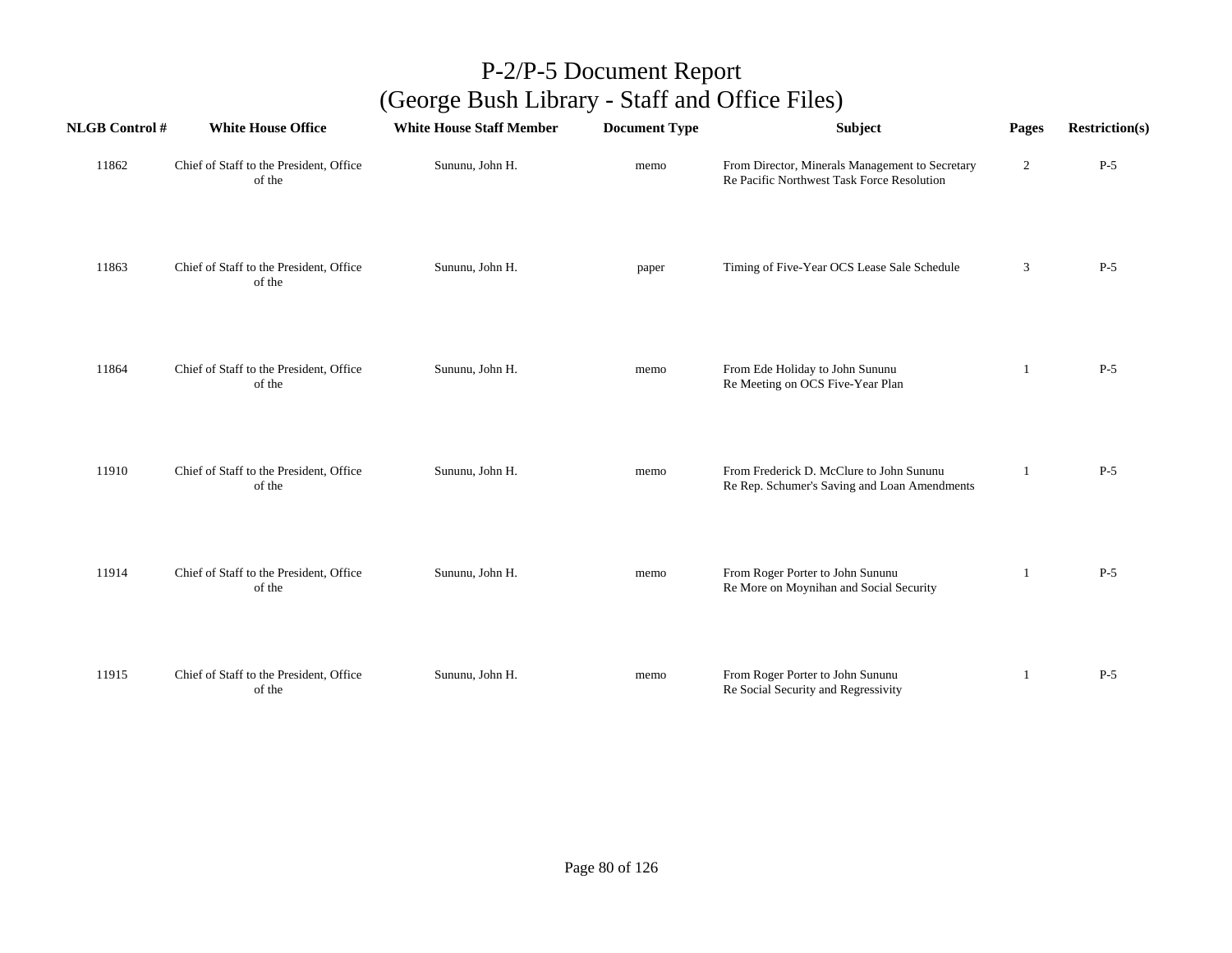# P-2/P-5 Document Report
## (George Bush Library - Staff and Office Files)

| NLGB Control # | White House Office | White House Staff Member | Document Type | Subject | Pages | Restriction(s) |
|---|---|---|---|---|---|---|
| 11862 | Chief of Staff to the President, Office of the | Sununu, John H. | memo | From Director, Minerals Management to Secretary Re Pacific Northwest Task Force Resolution | 2 | P-5 |
| 11863 | Chief of Staff to the President, Office of the | Sununu, John H. | paper | Timing of Five-Year OCS Lease Sale Schedule | 3 | P-5 |
| 11864 | Chief of Staff to the President, Office of the | Sununu, John H. | memo | From Ede Holiday to John Sununu Re Meeting on OCS Five-Year Plan | 1 | P-5 |
| 11910 | Chief of Staff to the President, Office of the | Sununu, John H. | memo | From Frederick D. McClure to John Sununu Re Rep. Schumer's Saving and Loan Amendments | 1 | P-5 |
| 11914 | Chief of Staff to the President, Office of the | Sununu, John H. | memo | From Roger Porter to John Sununu Re More on Moynihan and Social Security | 1 | P-5 |
| 11915 | Chief of Staff to the President, Office of the | Sununu, John H. | memo | From Roger Porter to John Sununu Re Social Security and Regressivity | 1 | P-5 |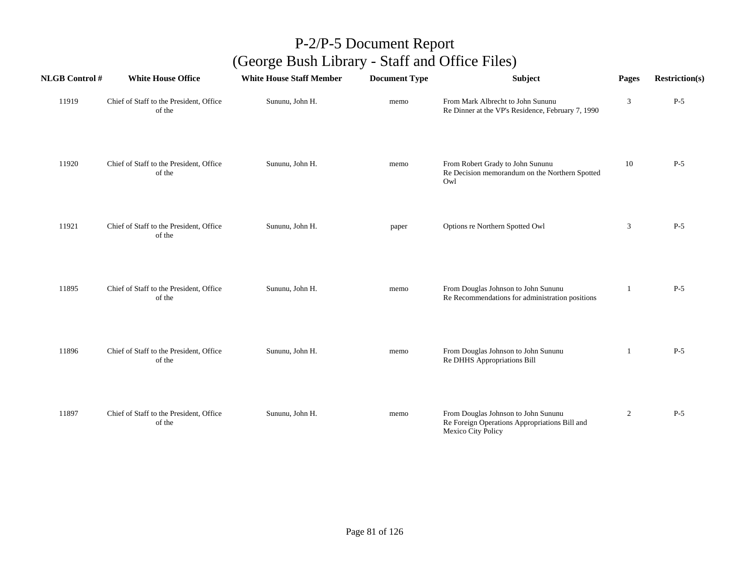# P-2/P-5 Document Report
## (George Bush Library - Staff and Office Files)

| NLGB Control # | White House Office | White House Staff Member | Document Type | Subject | Pages | Restriction(s) |
|---|---|---|---|---|---|---|
| 11919 | Chief of Staff to the President, Office of the | Sununu, John H. | memo | From Mark Albrecht to John Sununu Re Dinner at the VP's Residence, February 7, 1990 | 3 | P-5 |
| 11920 | Chief of Staff to the President, Office of the | Sununu, John H. | memo | From Robert Grady to John Sununu Re Decision memorandum on the Northern Spotted Owl | 10 | P-5 |
| 11921 | Chief of Staff to the President, Office of the | Sununu, John H. | paper | Options re Northern Spotted Owl | 3 | P-5 |
| 11895 | Chief of Staff to the President, Office of the | Sununu, John H. | memo | From Douglas Johnson to John Sununu Re Recommendations for administration positions | 1 | P-5 |
| 11896 | Chief of Staff to the President, Office of the | Sununu, John H. | memo | From Douglas Johnson to John Sununu Re DHHS Appropriations Bill | 1 | P-5 |
| 11897 | Chief of Staff to the President, Office of the | Sununu, John H. | memo | From Douglas Johnson to John Sununu Re Foreign Operations Appropriations Bill and Mexico City Policy | 2 | P-5 |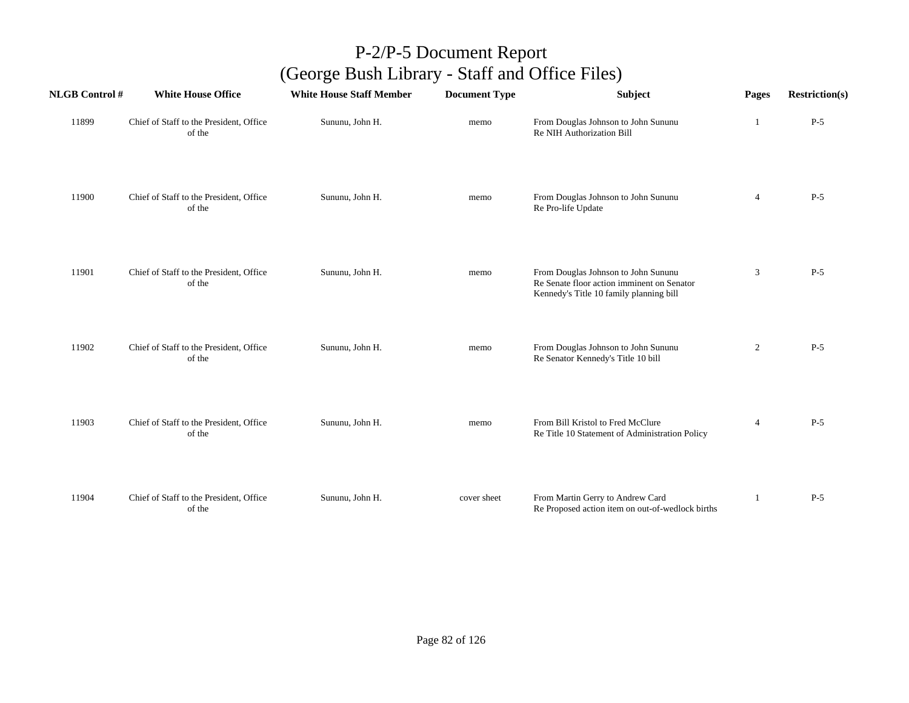# P-2/P-5 Document Report
## (George Bush Library - Staff and Office Files)

| NLGB Control # | White House Office | White House Staff Member | Document Type | Subject | Pages | Restriction(s) |
|---|---|---|---|---|---|---|
| 11899 | Chief of Staff to the President, Office of the | Sununu, John H. | memo | From Douglas Johnson to John Sununu<br>Re NIH Authorization Bill | 1 | P-5 |
| 11900 | Chief of Staff to the President, Office of the | Sununu, John H. | memo | From Douglas Johnson to John Sununu<br>Re Pro-life Update | 4 | P-5 |
| 11901 | Chief of Staff to the President, Office of the | Sununu, John H. | memo | From Douglas Johnson to John Sununu<br>Re Senate floor action imminent on Senator Kennedy's Title 10 family planning bill | 3 | P-5 |
| 11902 | Chief of Staff to the President, Office of the | Sununu, John H. | memo | From Douglas Johnson to John Sununu<br>Re Senator Kennedy's Title 10 bill | 2 | P-5 |
| 11903 | Chief of Staff to the President, Office of the | Sununu, John H. | memo | From Bill Kristol to Fred McClure<br>Re Title 10 Statement of Administration Policy | 4 | P-5 |
| 11904 | Chief of Staff to the President, Office of the | Sununu, John H. | cover sheet | From Martin Gerry to Andrew Card<br>Re Proposed action item on out-of-wedlock births | 1 | P-5 |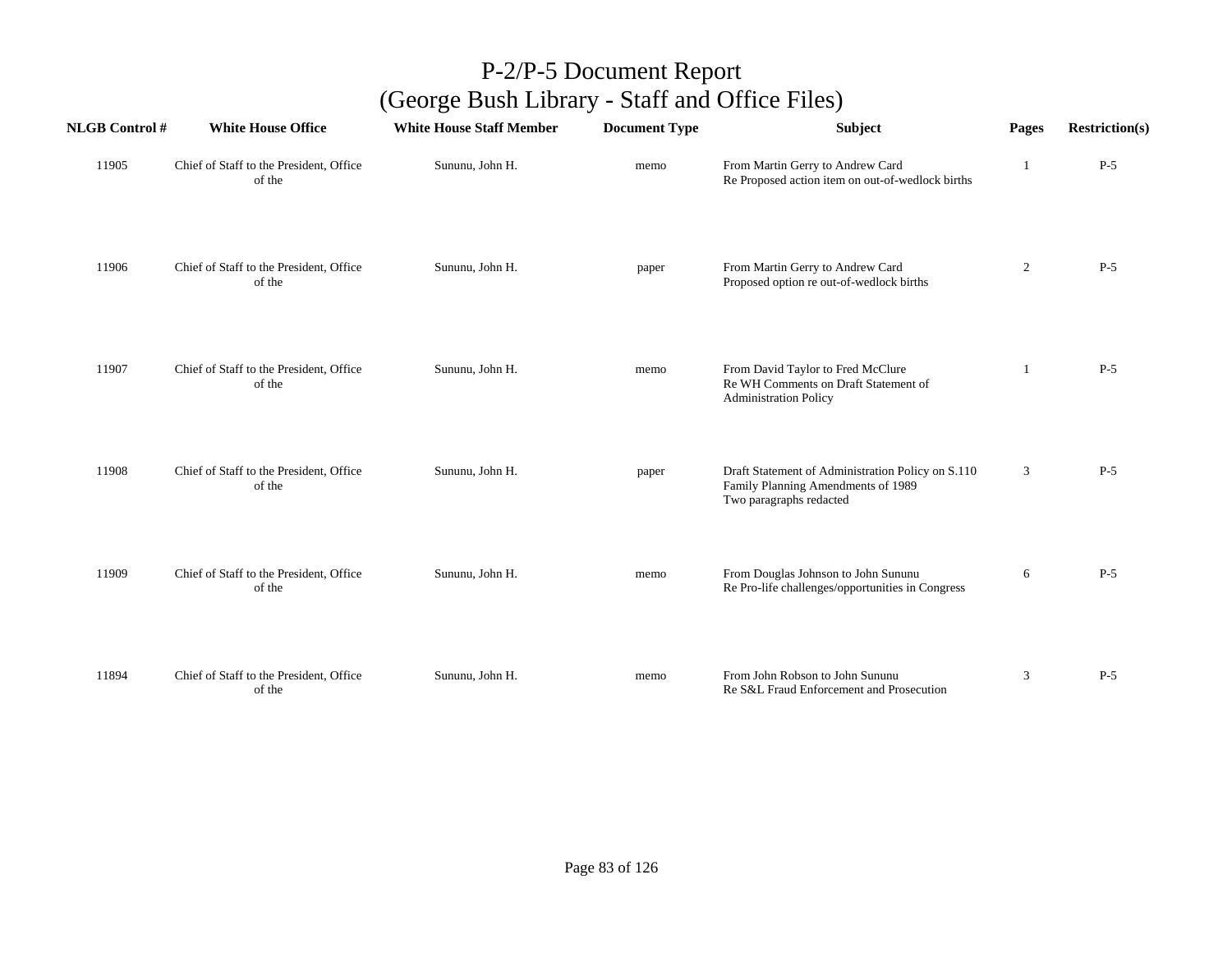# P-2/P-5 Document Report
## (George Bush Library - Staff and Office Files)

| NLGB Control # | White House Office | White House Staff Member | Document Type | Subject | Pages | Restriction(s) |
|---|---|---|---|---|---|---|
| 11905 | Chief of Staff to the President, Office of the | Sununu, John H. | memo | From Martin Gerry to Andrew Card<br>Re Proposed action item on out-of-wedlock births | 1 | P-5 |
| 11906 | Chief of Staff to the President, Office of the | Sununu, John H. | paper | From Martin Gerry to Andrew Card<br>Proposed option re out-of-wedlock births | 2 | P-5 |
| 11907 | Chief of Staff to the President, Office of the | Sununu, John H. | memo | From David Taylor to Fred McClure<br>Re WH Comments on Draft Statement of Administration Policy | 1 | P-5 |
| 11908 | Chief of Staff to the President, Office of the | Sununu, John H. | paper | Draft Statement of Administration Policy on S.110 Family Planning Amendments of 1989<br>Two paragraphs redacted | 3 | P-5 |
| 11909 | Chief of Staff to the President, Office of the | Sununu, John H. | memo | From Douglas Johnson to John Sununu<br>Re Pro-life challenges/opportunities in Congress | 6 | P-5 |
| 11894 | Chief of Staff to the President, Office of the | Sununu, John H. | memo | From John Robson to John Sununu<br>Re S&L Fraud Enforcement and Prosecution | 3 | P-5 |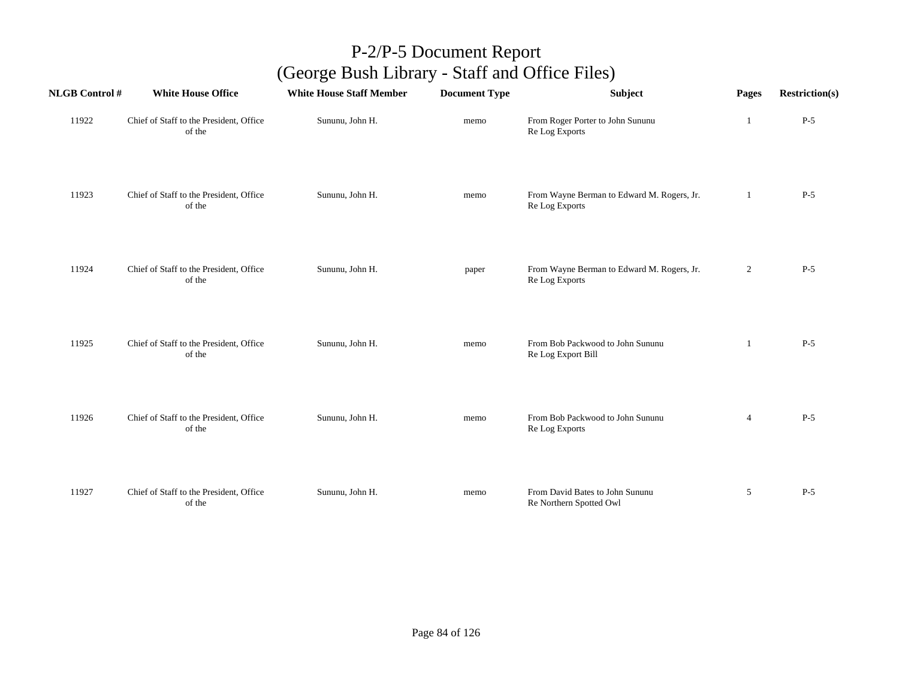# P-2/P-5 Document Report
# (George Bush Library - Staff and Office Files)

| NLGB Control # | White House Office | White House Staff Member | Document Type | Subject | Pages | Restriction(s) |
|---|---|---|---|---|---|---|
| 11922 | Chief of Staff to the President, Office of the | Sununu, John H. | memo | From Roger Porter to John Sununu Re Log Exports | 1 | P-5 |
| 11923 | Chief of Staff to the President, Office of the | Sununu, John H. | memo | From Wayne Berman to Edward M. Rogers, Jr. Re Log Exports | 1 | P-5 |
| 11924 | Chief of Staff to the President, Office of the | Sununu, John H. | paper | From Wayne Berman to Edward M. Rogers, Jr. Re Log Exports | 2 | P-5 |
| 11925 | Chief of Staff to the President, Office of the | Sununu, John H. | memo | From Bob Packwood to John Sununu Re Log Export Bill | 1 | P-5 |
| 11926 | Chief of Staff to the President, Office of the | Sununu, John H. | memo | From Bob Packwood to John Sununu Re Log Exports | 4 | P-5 |
| 11927 | Chief of Staff to the President, Office of the | Sununu, John H. | memo | From David Bates to John Sununu Re Northern Spotted Owl | 5 | P-5 |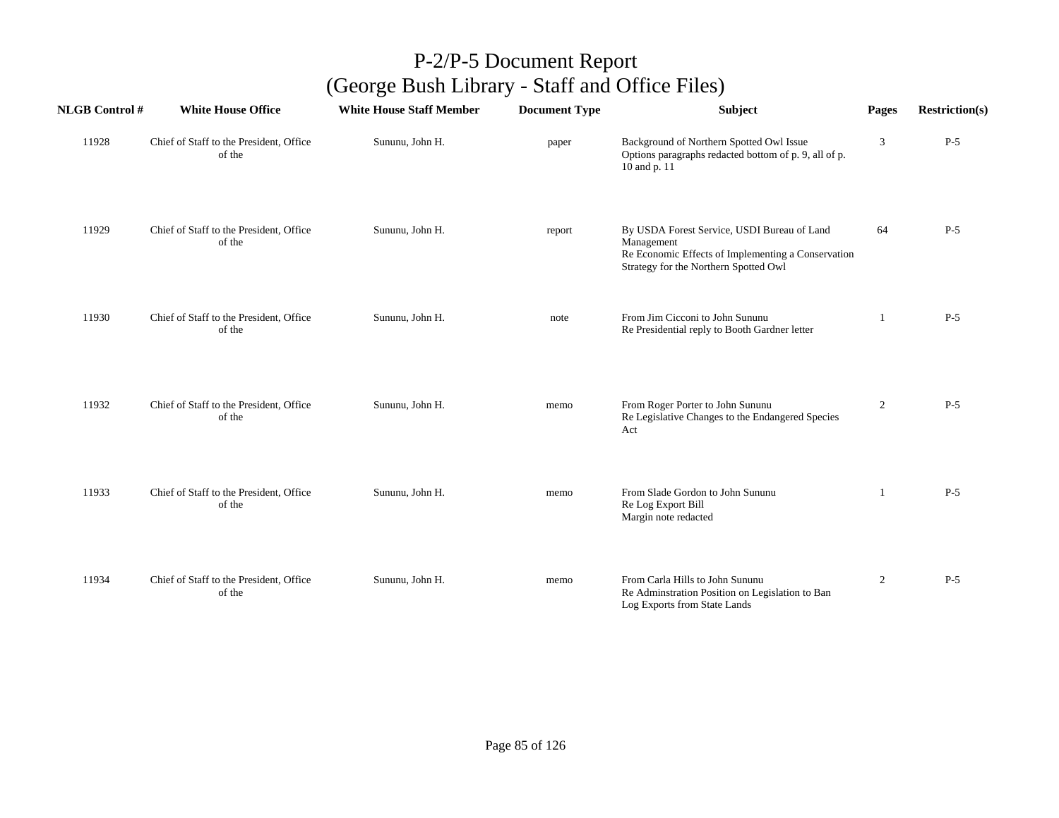# P-2/P-5 Document Report
## (George Bush Library - Staff and Office Files)

| NLGB Control # | White House Office | White House Staff Member | Document Type | Subject | Pages | Restriction(s) |
|---|---|---|---|---|---|---|
| 11928 | Chief of Staff to the President, Office of the | Sununu, John H. | paper | Background of Northern Spotted Owl Issue<br>Options paragraphs redacted bottom of p. 9, all of p. 10 and p. 11 | 3 | P-5 |
| 11929 | Chief of Staff to the President, Office of the | Sununu, John H. | report | By USDA Forest Service, USDI Bureau of Land Management<br>Re Economic Effects of Implementing a Conservation Strategy for the Northern Spotted Owl | 64 | P-5 |
| 11930 | Chief of Staff to the President, Office of the | Sununu, John H. | note | From Jim Cicconi to John Sununu<br>Re Presidential reply to Booth Gardner letter | 1 | P-5 |
| 11932 | Chief of Staff to the President, Office of the | Sununu, John H. | memo | From Roger Porter to John Sununu<br>Re Legislative Changes to the Endangered Species Act | 2 | P-5 |
| 11933 | Chief of Staff to the President, Office of the | Sununu, John H. | memo | From Slade Gordon to John Sununu<br>Re Log Export Bill<br>Margin note redacted | 1 | P-5 |
| 11934 | Chief of Staff to the President, Office of the | Sununu, John H. | memo | From Carla Hills to John Sununu<br>Re Adminstration Position on Legislation to Ban Log Exports from State Lands | 2 | P-5 |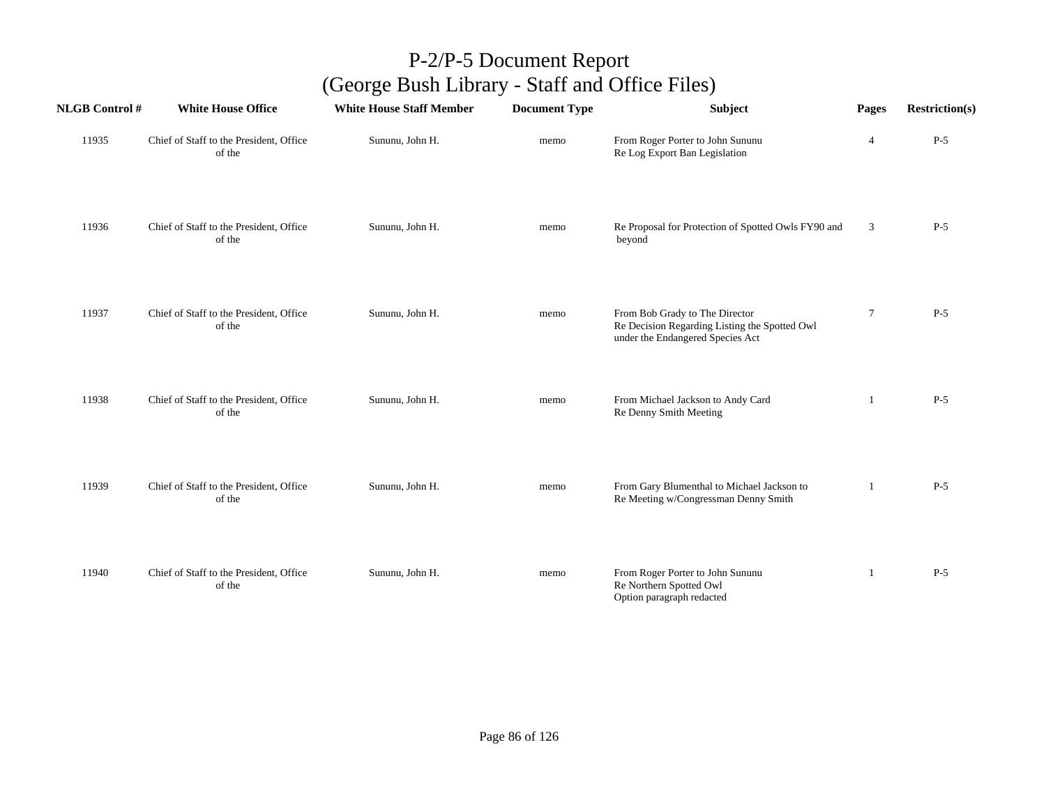# P-2/P-5 Document Report
## (George Bush Library - Staff and Office Files)

| NLGB Control # | White House Office | White House Staff Member | Document Type | Subject | Pages | Restriction(s) |
|---|---|---|---|---|---|---|
| 11935 | Chief of Staff to the President, Office of the | Sununu, John H. | memo | From Roger Porter to John Sununu<br>Re Log Export Ban Legislation | 4 | P-5 |
| 11936 | Chief of Staff to the President, Office of the | Sununu, John H. | memo | Re Proposal for Protection of Spotted Owls FY90 and beyond | 3 | P-5 |
| 11937 | Chief of Staff to the President, Office of the | Sununu, John H. | memo | From Bob Grady to The Director<br>Re Decision Regarding Listing the Spotted Owl under the Endangered Species Act | 7 | P-5 |
| 11938 | Chief of Staff to the President, Office of the | Sununu, John H. | memo | From Michael Jackson to Andy Card<br>Re Denny Smith Meeting | 1 | P-5 |
| 11939 | Chief of Staff to the President, Office of the | Sununu, John H. | memo | From Gary Blumenthal to Michael Jackson to<br>Re Meeting w/Congressman Denny Smith | 1 | P-5 |
| 11940 | Chief of Staff to the President, Office of the | Sununu, John H. | memo | From Roger Porter to John Sununu<br>Re Northern Spotted Owl<br>Option paragraph redacted | 1 | P-5 |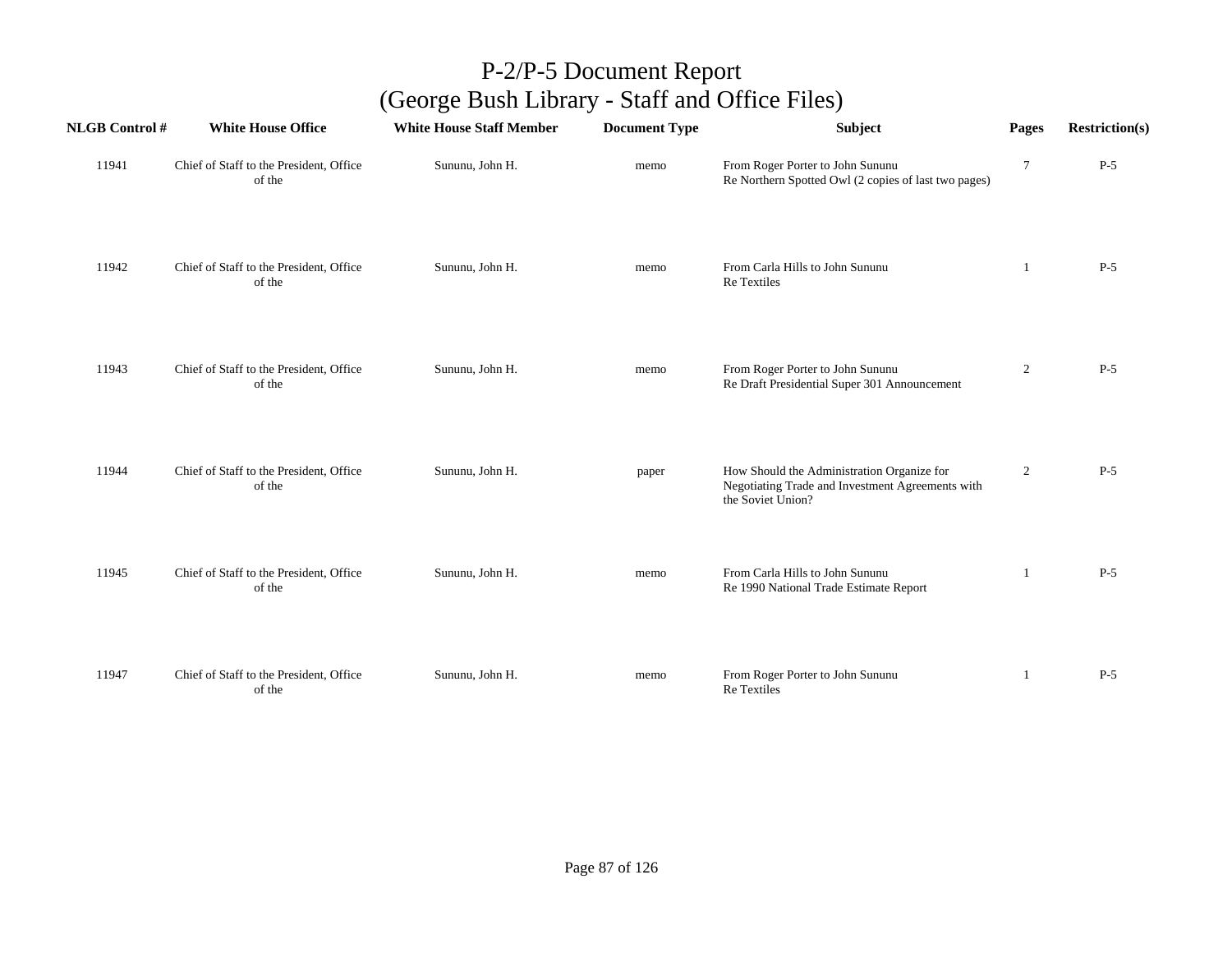# P-2/P-5 Document Report
## (George Bush Library - Staff and Office Files)

| NLGB Control # | White House Office | White House Staff Member | Document Type | Subject | Pages | Restriction(s) |
|---|---|---|---|---|---|---|
| 11941 | Chief of Staff to the President, Office of the | Sununu, John H. | memo | From Roger Porter to John Sununu Re Northern Spotted Owl (2 copies of last two pages) | 7 | P-5 |
| 11942 | Chief of Staff to the President, Office of the | Sununu, John H. | memo | From Carla Hills to John Sununu Re Textiles | 1 | P-5 |
| 11943 | Chief of Staff to the President, Office of the | Sununu, John H. | memo | From Roger Porter to John Sununu Re Draft Presidential Super 301 Announcement | 2 | P-5 |
| 11944 | Chief of Staff to the President, Office of the | Sununu, John H. | paper | How Should the Administration Organize for Negotiating Trade and Investment Agreements with the Soviet Union? | 2 | P-5 |
| 11945 | Chief of Staff to the President, Office of the | Sununu, John H. | memo | From Carla Hills to John Sununu Re 1990 National Trade Estimate Report | 1 | P-5 |
| 11947 | Chief of Staff to the President, Office of the | Sununu, John H. | memo | From Roger Porter to John Sununu Re Textiles | 1 | P-5 |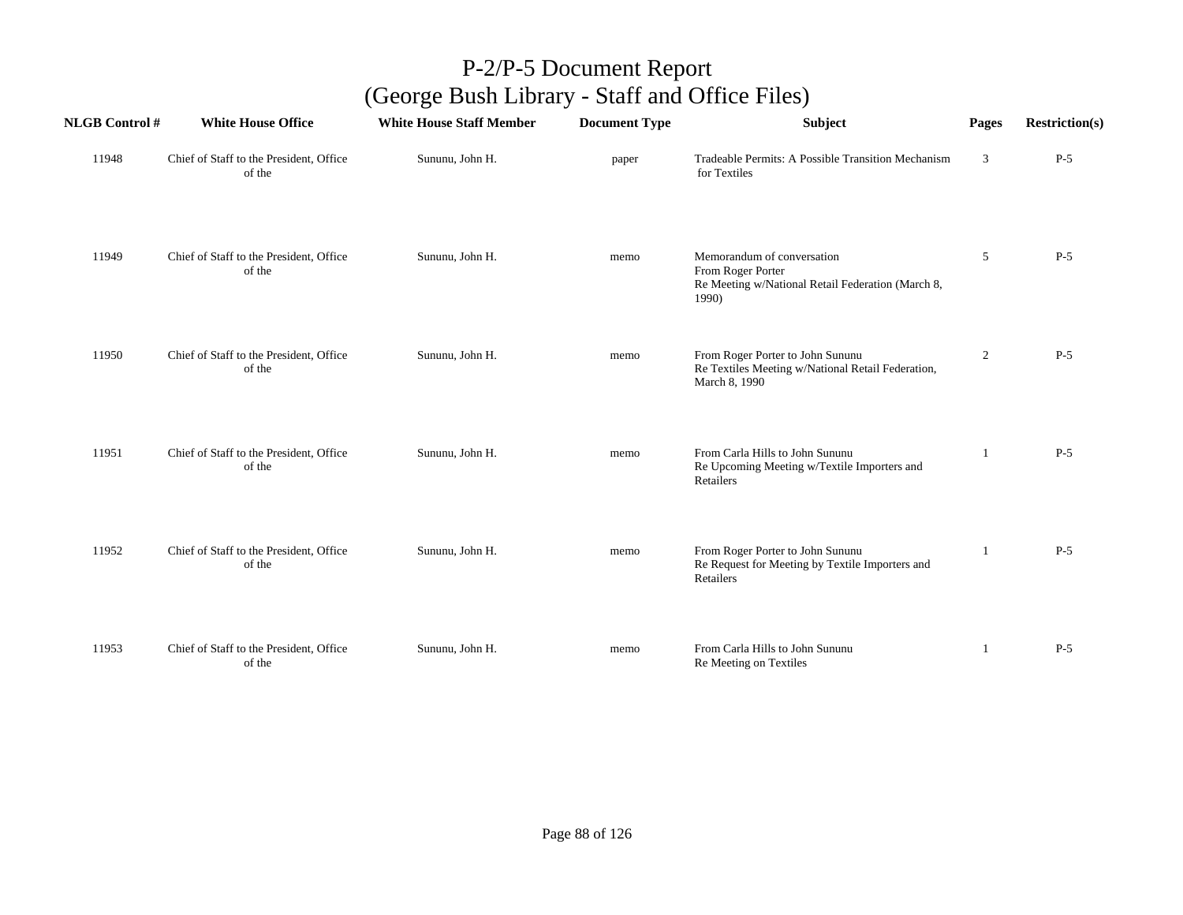# P-2/P-5 Document Report
## (George Bush Library - Staff and Office Files)

| NLGB Control # | White House Office | White House Staff Member | Document Type | Subject | Pages | Restriction(s) |
|---|---|---|---|---|---|---|
| 11948 | Chief of Staff to the President, Office of the | Sununu, John H. | paper | Tradeable Permits: A Possible Transition Mechanism for Textiles | 3 | P-5 |
| 11949 | Chief of Staff to the President, Office of the | Sununu, John H. | memo | Memorandum of conversation<br>From Roger Porter<br>Re Meeting w/National Retail Federation (March 8, 1990) | 5 | P-5 |
| 11950 | Chief of Staff to the President, Office of the | Sununu, John H. | memo | From Roger Porter to John Sununu<br>Re Textiles Meeting w/National Retail Federation, March 8, 1990 | 2 | P-5 |
| 11951 | Chief of Staff to the President, Office of the | Sununu, John H. | memo | From Carla Hills to John Sununu<br>Re Upcoming Meeting w/Textile Importers and Retailers | 1 | P-5 |
| 11952 | Chief of Staff to the President, Office of the | Sununu, John H. | memo | From Roger Porter to John Sununu<br>Re Request for Meeting by Textile Importers and Retailers | 1 | P-5 |
| 11953 | Chief of Staff to the President, Office of the | Sununu, John H. | memo | From Carla Hills to John Sununu<br>Re Meeting on Textiles | 1 | P-5 |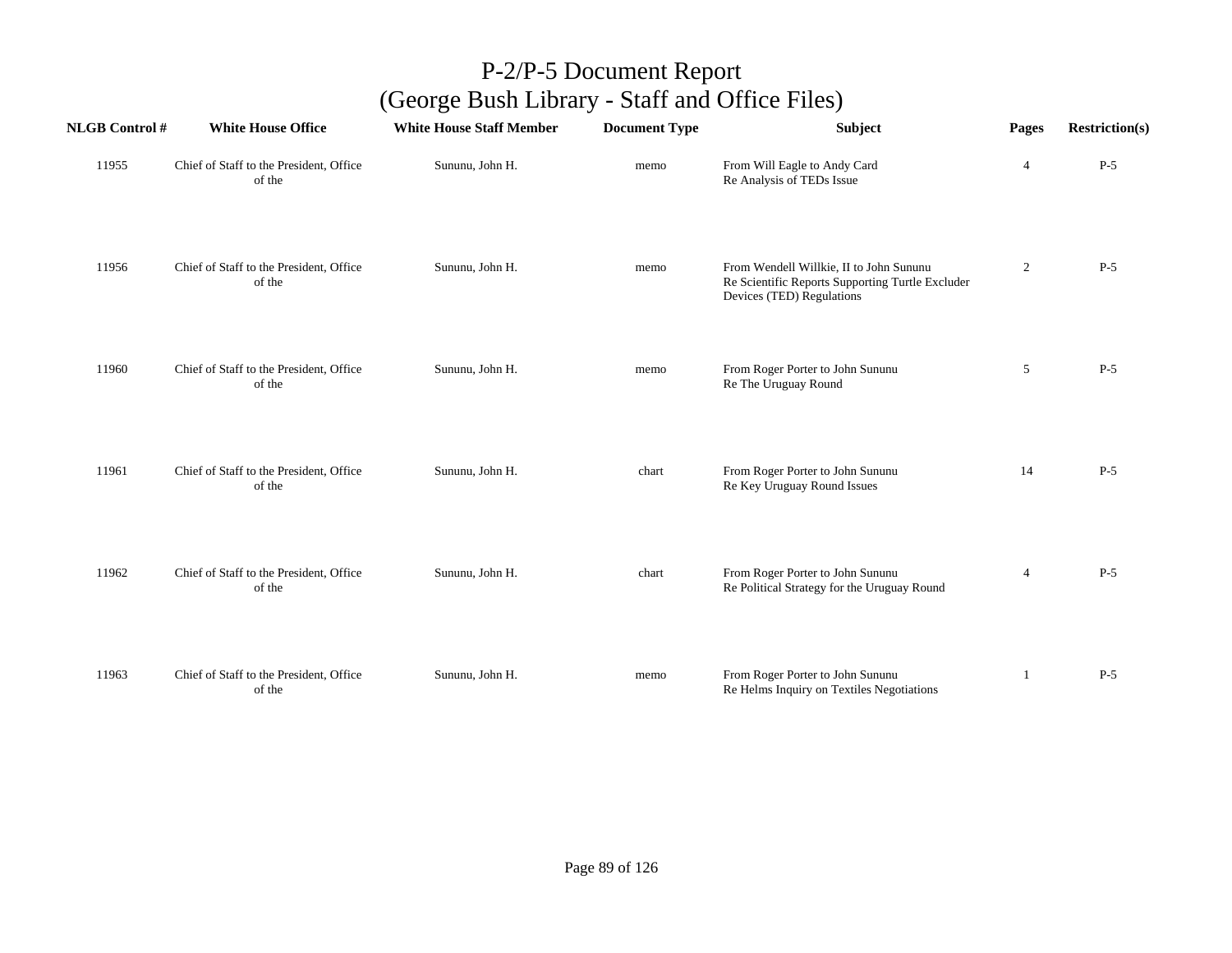# P-2/P-5 Document Report
## (George Bush Library - Staff and Office Files)

| NLGB Control # | White House Office | White House Staff Member | Document Type | Subject | Pages | Restriction(s) |
|---|---|---|---|---|---|---|
| 11955 | Chief of Staff to the President, Office of the | Sununu, John H. | memo | From Will Eagle to Andy Card<br>Re Analysis of TEDs Issue | 4 | P-5 |
| 11956 | Chief of Staff to the President, Office of the | Sununu, John H. | memo | From Wendell Willkie, II to John Sununu<br>Re Scientific Reports Supporting Turtle Excluder Devices (TED) Regulations | 2 | P-5 |
| 11960 | Chief of Staff to the President, Office of the | Sununu, John H. | memo | From Roger Porter to John Sununu<br>Re The Uruguay Round | 5 | P-5 |
| 11961 | Chief of Staff to the President, Office of the | Sununu, John H. | chart | From Roger Porter to John Sununu<br>Re Key Uruguay Round Issues | 14 | P-5 |
| 11962 | Chief of Staff to the President, Office of the | Sununu, John H. | chart | From Roger Porter to John Sununu<br>Re Political Strategy for the Uruguay Round | 4 | P-5 |
| 11963 | Chief of Staff to the President, Office of the | Sununu, John H. | memo | From Roger Porter to John Sununu<br>Re Helms Inquiry on Textiles Negotiations | 1 | P-5 |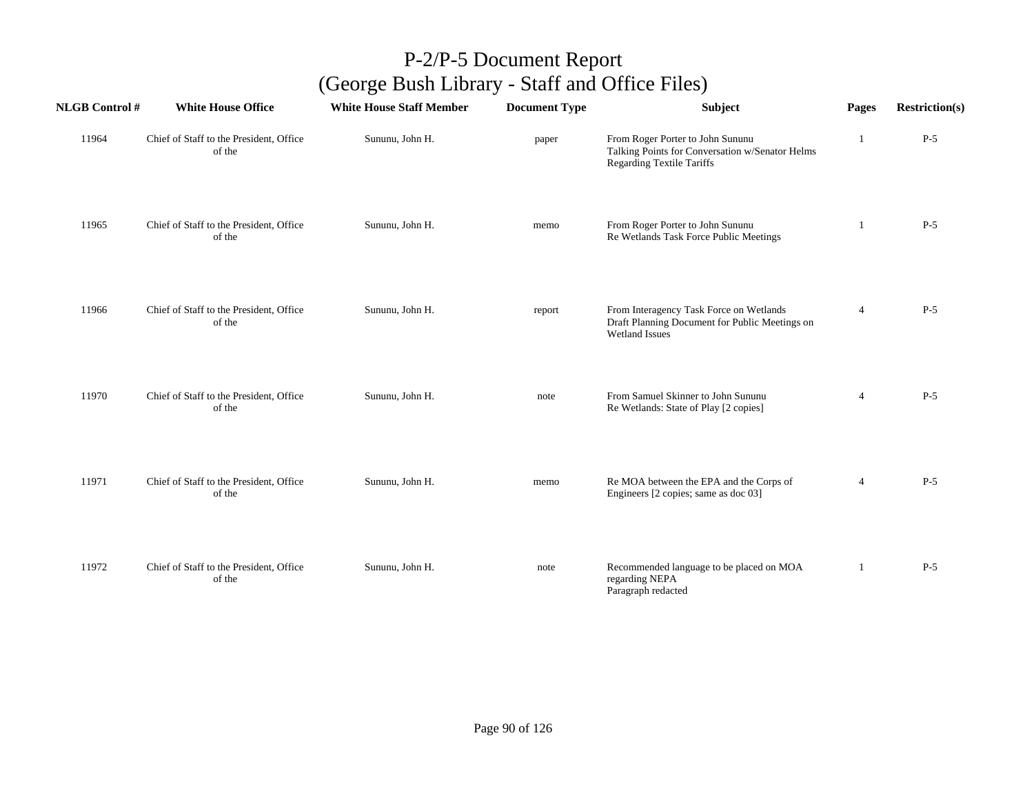# P-2/P-5 Document Report
## (George Bush Library - Staff and Office Files)

| NLGB Control # | White House Office | White House Staff Member | Document Type | Subject | Pages | Restriction(s) |
|---|---|---|---|---|---|---|
| 11964 | Chief of Staff to the President, Office of the | Sununu, John H. | paper | From Roger Porter to John Sununu Talking Points for Conversation w/Senator Helms Regarding Textile Tariffs | 1 | P-5 |
| 11965 | Chief of Staff to the President, Office of the | Sununu, John H. | memo | From Roger Porter to John Sununu Re Wetlands Task Force Public Meetings | 1 | P-5 |
| 11966 | Chief of Staff to the President, Office of the | Sununu, John H. | report | From Interagency Task Force on Wetlands Draft Planning Document for Public Meetings on Wetland Issues | 4 | P-5 |
| 11970 | Chief of Staff to the President, Office of the | Sununu, John H. | note | From Samuel Skinner to John Sununu Re Wetlands: State of Play [2 copies] | 4 | P-5 |
| 11971 | Chief of Staff to the President, Office of the | Sununu, John H. | memo | Re MOA between the EPA and the Corps of Engineers [2 copies; same as doc 03] | 4 | P-5 |
| 11972 | Chief of Staff to the President, Office of the | Sununu, John H. | note | Recommended language to be placed on MOA regarding NEPA Paragraph redacted | 1 | P-5 |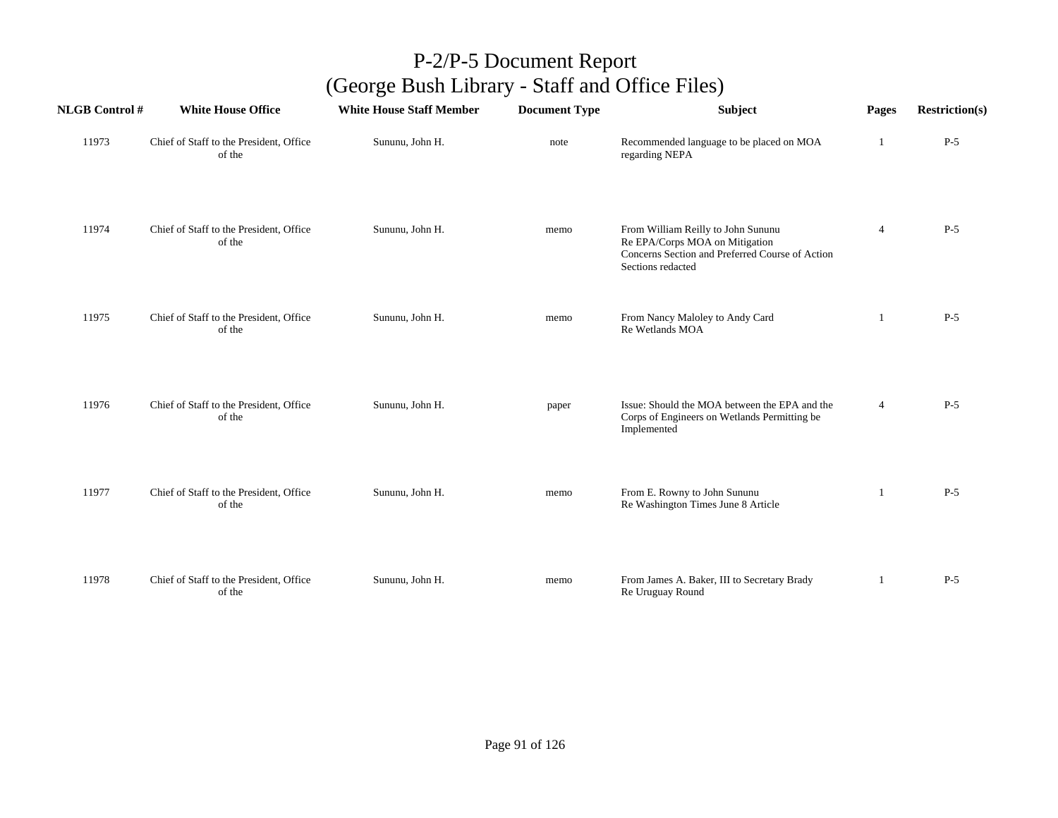# P-2/P-5 Document Report
## (George Bush Library - Staff and Office Files)

| NLGB Control # | White House Office | White House Staff Member | Document Type | Subject | Pages | Restriction(s) |
|---|---|---|---|---|---|---|
| 11973 | Chief of Staff to the President, Office of the | Sununu, John H. | note | Recommended language to be placed on MOA regarding NEPA | 1 | P-5 |
| 11974 | Chief of Staff to the President, Office of the | Sununu, John H. | memo | From William Reilly to John Sununu<br>Re EPA/Corps MOA on Mitigation<br>Concerns Section and Preferred Course of Action Sections redacted | 4 | P-5 |
| 11975 | Chief of Staff to the President, Office of the | Sununu, John H. | memo | From Nancy Maloley to Andy Card<br>Re Wetlands MOA | 1 | P-5 |
| 11976 | Chief of Staff to the President, Office of the | Sununu, John H. | paper | Issue: Should the MOA between the EPA and the Corps of Engineers on Wetlands Permitting be Implemented | 4 | P-5 |
| 11977 | Chief of Staff to the President, Office of the | Sununu, John H. | memo | From E. Rowny to John Sununu<br>Re Washington Times June 8 Article | 1 | P-5 |
| 11978 | Chief of Staff to the President, Office of the | Sununu, John H. | memo | From James A. Baker, III to Secretary Brady<br>Re Uruguay Round | 1 | P-5 |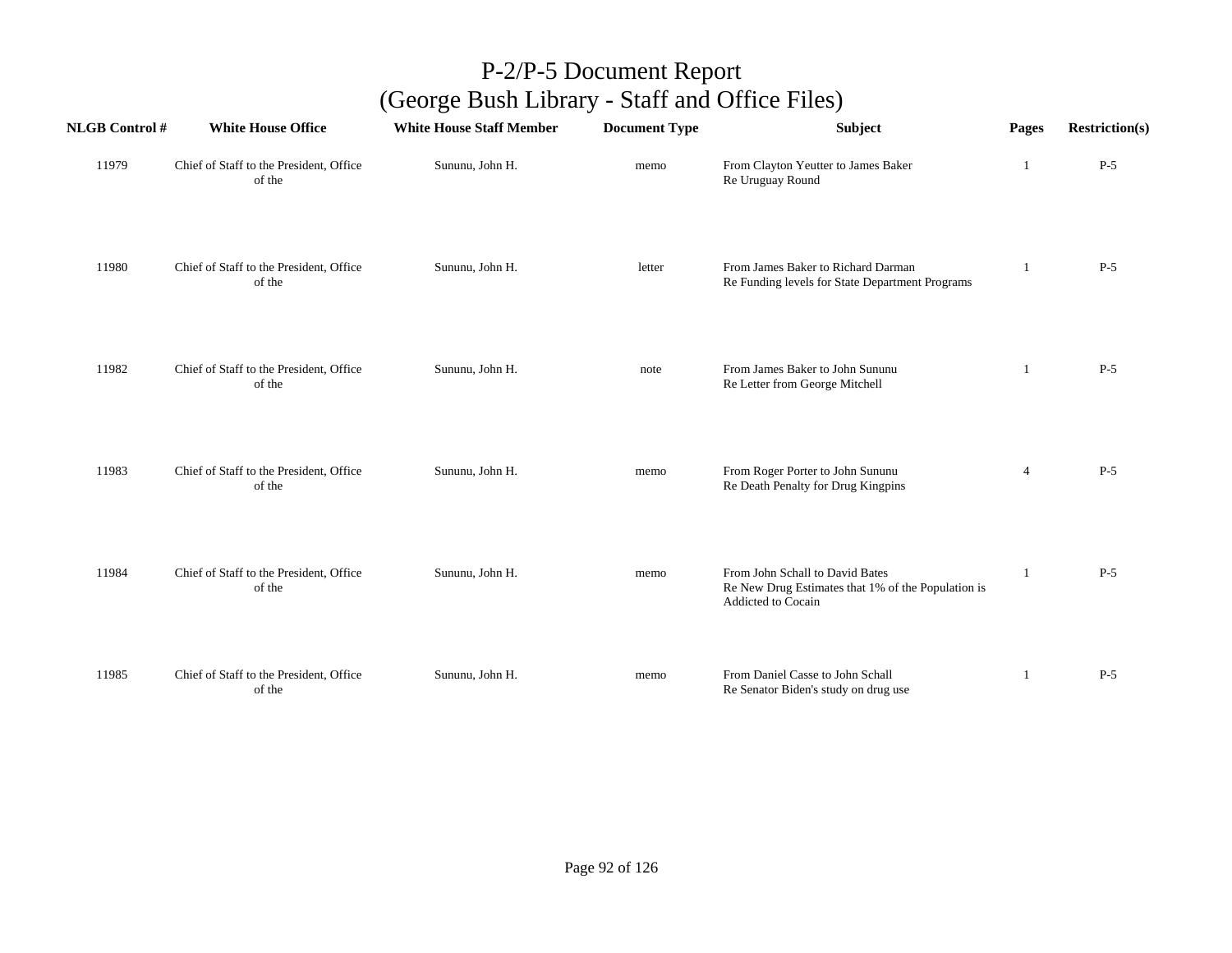# P-2/P-5 Document Report
# (George Bush Library - Staff and Office Files)

| NLGB Control # | White House Office | White House Staff Member | Document Type | Subject | Pages | Restriction(s) |
|---|---|---|---|---|---|---|
| 11979 | Chief of Staff to the President, Office of the | Sununu, John H. | memo | From Clayton Yeutter to James Baker<br>Re Uruguay Round | 1 | P-5 |
| 11980 | Chief of Staff to the President, Office of the | Sununu, John H. | letter | From James Baker to Richard Darman<br>Re Funding levels for State Department Programs | 1 | P-5 |
| 11982 | Chief of Staff to the President, Office of the | Sununu, John H. | note | From James Baker to John Sununu<br>Re Letter from George Mitchell | 1 | P-5 |
| 11983 | Chief of Staff to the President, Office of the | Sununu, John H. | memo | From Roger Porter to John Sununu<br>Re Death Penalty for Drug Kingpins | 4 | P-5 |
| 11984 | Chief of Staff to the President, Office of the | Sununu, John H. | memo | From John Schall to David Bates<br>Re New Drug Estimates that 1% of the Population is Addicted to Cocain | 1 | P-5 |
| 11985 | Chief of Staff to the President, Office of the | Sununu, John H. | memo | From Daniel Casse to John Schall<br>Re Senator Biden's study on drug use | 1 | P-5 |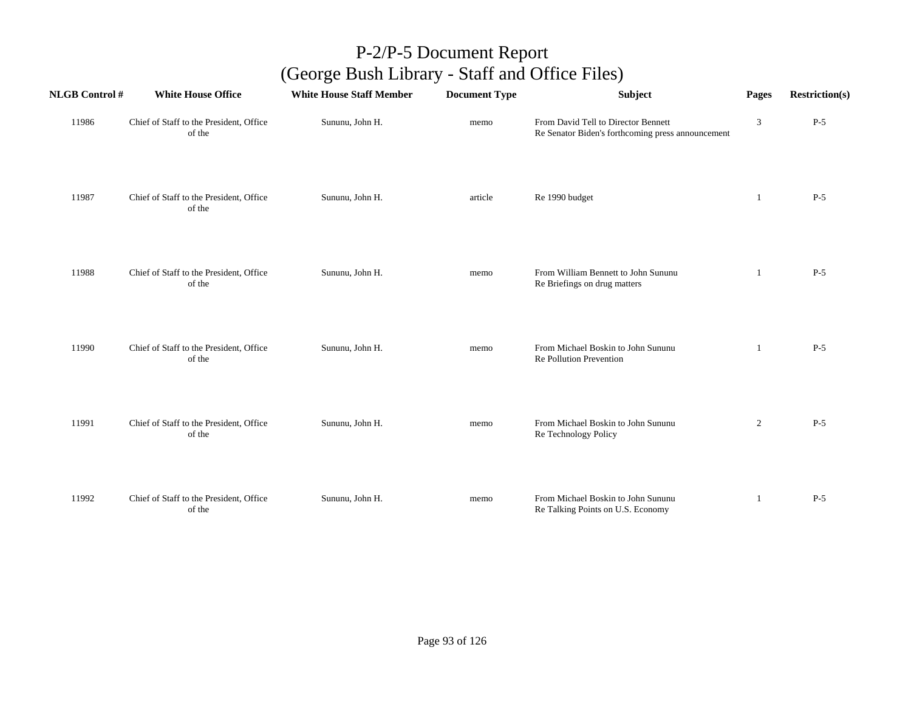# P-2/P-5 Document Report
## (George Bush Library - Staff and Office Files)

| NLGB Control # | White House Office | White House Staff Member | Document Type | Subject | Pages | Restriction(s) |
|---|---|---|---|---|---|---|
| 11986 | Chief of Staff to the President, Office of the | Sununu, John H. | memo | From David Tell to Director Bennett<br>Re Senator Biden's forthcoming press announcement | 3 | P-5 |
| 11987 | Chief of Staff to the President, Office of the | Sununu, John H. | article | Re 1990 budget | 1 | P-5 |
| 11988 | Chief of Staff to the President, Office of the | Sununu, John H. | memo | From William Bennett to John Sununu<br>Re Briefings on drug matters | 1 | P-5 |
| 11990 | Chief of Staff to the President, Office of the | Sununu, John H. | memo | From Michael Boskin to John Sununu<br>Re Pollution Prevention | 1 | P-5 |
| 11991 | Chief of Staff to the President, Office of the | Sununu, John H. | memo | From Michael Boskin to John Sununu<br>Re Technology Policy | 2 | P-5 |
| 11992 | Chief of Staff to the President, Office of the | Sununu, John H. | memo | From Michael Boskin to John Sununu<br>Re Talking Points on U.S. Economy | 1 | P-5 |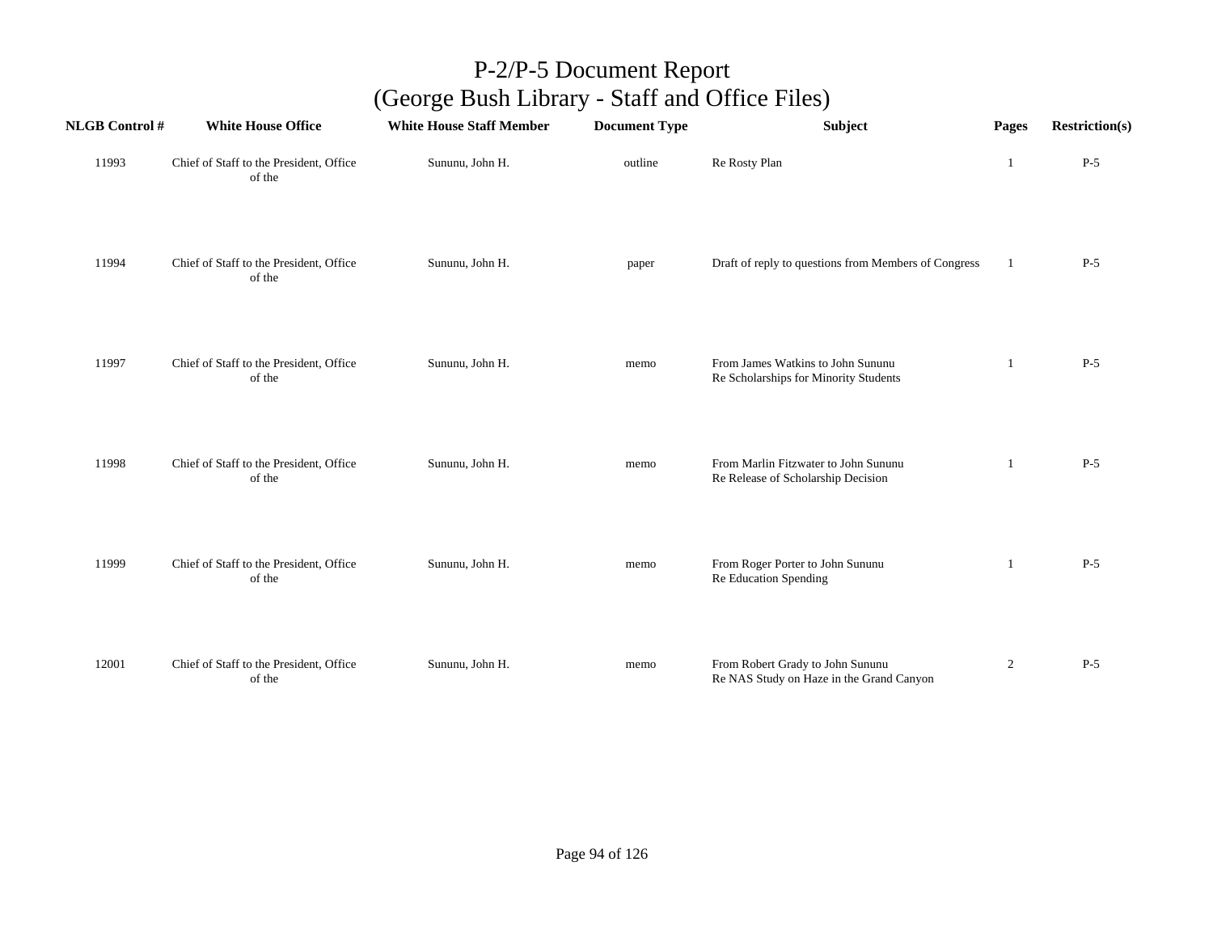# P-2/P-5 Document Report
## (George Bush Library - Staff and Office Files)

| NLGB Control # | White House Office | White House Staff Member | Document Type | Subject | Pages | Restriction(s) |
|---|---|---|---|---|---|---|
| 11993 | Chief of Staff to the President, Office of the | Sununu, John H. | outline | Re Rosty Plan | 1 | P-5 |
| 11994 | Chief of Staff to the President, Office of the | Sununu, John H. | paper | Draft of reply to questions from Members of Congress | 1 | P-5 |
| 11997 | Chief of Staff to the President, Office of the | Sununu, John H. | memo | From James Watkins to John Sununu Re Scholarships for Minority Students | 1 | P-5 |
| 11998 | Chief of Staff to the President, Office of the | Sununu, John H. | memo | From Marlin Fitzwater to John Sununu Re Release of Scholarship Decision | 1 | P-5 |
| 11999 | Chief of Staff to the President, Office of the | Sununu, John H. | memo | From Roger Porter to John Sununu Re Education Spending | 1 | P-5 |
| 12001 | Chief of Staff to the President, Office of the | Sununu, John H. | memo | From Robert Grady to John Sununu Re NAS Study on Haze in the Grand Canyon | 2 | P-5 |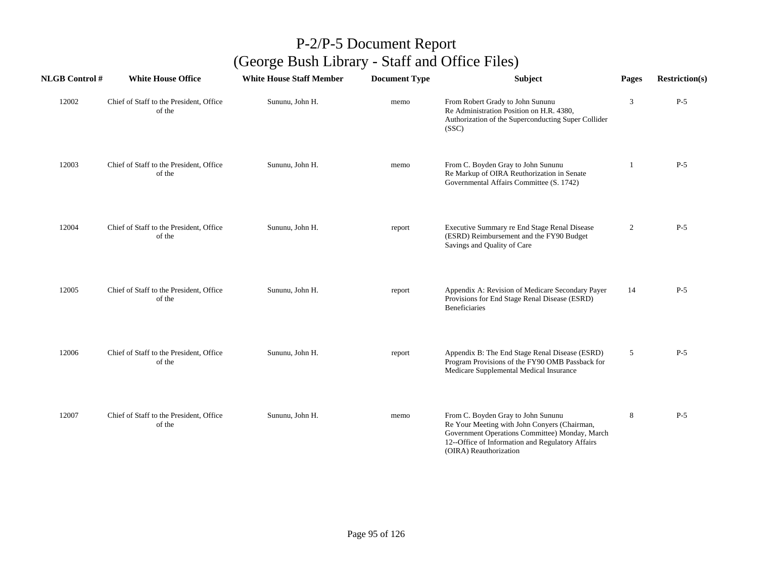# P-2/P-5 Document Report
## (George Bush Library - Staff and Office Files)

| NLGB Control # | White House Office | White House Staff Member | Document Type | Subject | Pages | Restriction(s) |
|---|---|---|---|---|---|---|
| 12002 | Chief of Staff to the President, Office of the | Sununu, John H. | memo | From Robert Grady to John Sununu Re Administration Position on H.R. 4380, Authorization of the Superconducting Super Collider (SSC) | 3 | P-5 |
| 12003 | Chief of Staff to the President, Office of the | Sununu, John H. | memo | From C. Boyden Gray to John Sununu Re Markup of OIRA Reuthorization in Senate Governmental Affairs Committee (S. 1742) | 1 | P-5 |
| 12004 | Chief of Staff to the President, Office of the | Sununu, John H. | report | Executive Summary re End Stage Renal Disease (ESRD) Reimbursement and the FY90 Budget Savings and Quality of Care | 2 | P-5 |
| 12005 | Chief of Staff to the President, Office of the | Sununu, John H. | report | Appendix A: Revision of Medicare Secondary Payer Provisions for End Stage Renal Disease (ESRD) Beneficiaries | 14 | P-5 |
| 12006 | Chief of Staff to the President, Office of the | Sununu, John H. | report | Appendix B: The End Stage Renal Disease (ESRD) Program Provisions of the FY90 OMB Passback for Medicare Supplemental Medical Insurance | 5 | P-5 |
| 12007 | Chief of Staff to the President, Office of the | Sununu, John H. | memo | From C. Boyden Gray to John Sununu Re Your Meeting with John Conyers (Chairman, Government Operations Committee) Monday, March 12--Office of Information and Regulatory Affairs (OIRA) Reauthorization | 8 | P-5 |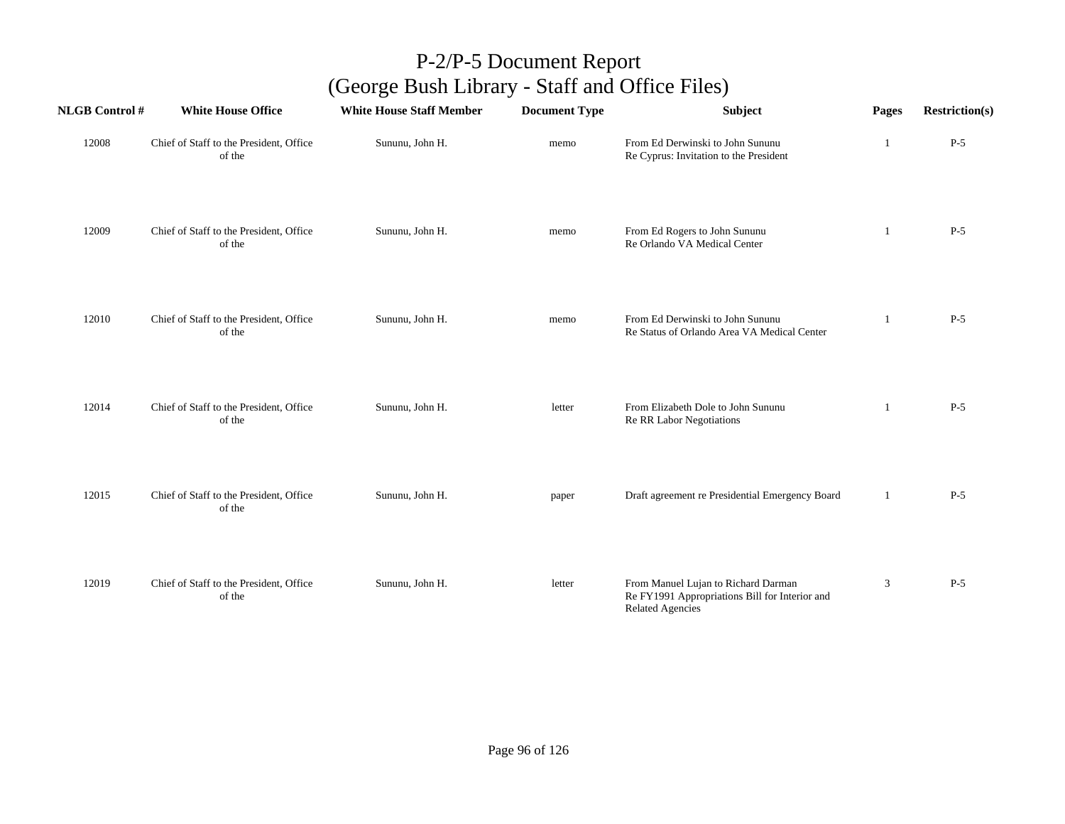# P-2/P-5 Document Report
## (George Bush Library - Staff and Office Files)

| NLGB Control # | White House Office | White House Staff Member | Document Type | Subject | Pages | Restriction(s) |
|---|---|---|---|---|---|---|
| 12008 | Chief of Staff to the President, Office of the | Sununu, John H. | memo | From Ed Derwinski to John Sununu<br>Re Cyprus: Invitation to the President | 1 | P-5 |
| 12009 | Chief of Staff to the President, Office of the | Sununu, John H. | memo | From Ed Rogers to John Sununu<br>Re Orlando VA Medical Center | 1 | P-5 |
| 12010 | Chief of Staff to the President, Office of the | Sununu, John H. | memo | From Ed Derwinski to John Sununu<br>Re Status of Orlando Area VA Medical Center | 1 | P-5 |
| 12014 | Chief of Staff to the President, Office of the | Sununu, John H. | letter | From Elizabeth Dole to John Sununu<br>Re RR Labor Negotiations | 1 | P-5 |
| 12015 | Chief of Staff to the President, Office of the | Sununu, John H. | paper | Draft agreement re Presidential Emergency Board | 1 | P-5 |
| 12019 | Chief of Staff to the President, Office of the | Sununu, John H. | letter | From Manuel Lujan to Richard Darman<br>Re FY1991 Appropriations Bill for Interior and Related Agencies | 3 | P-5 |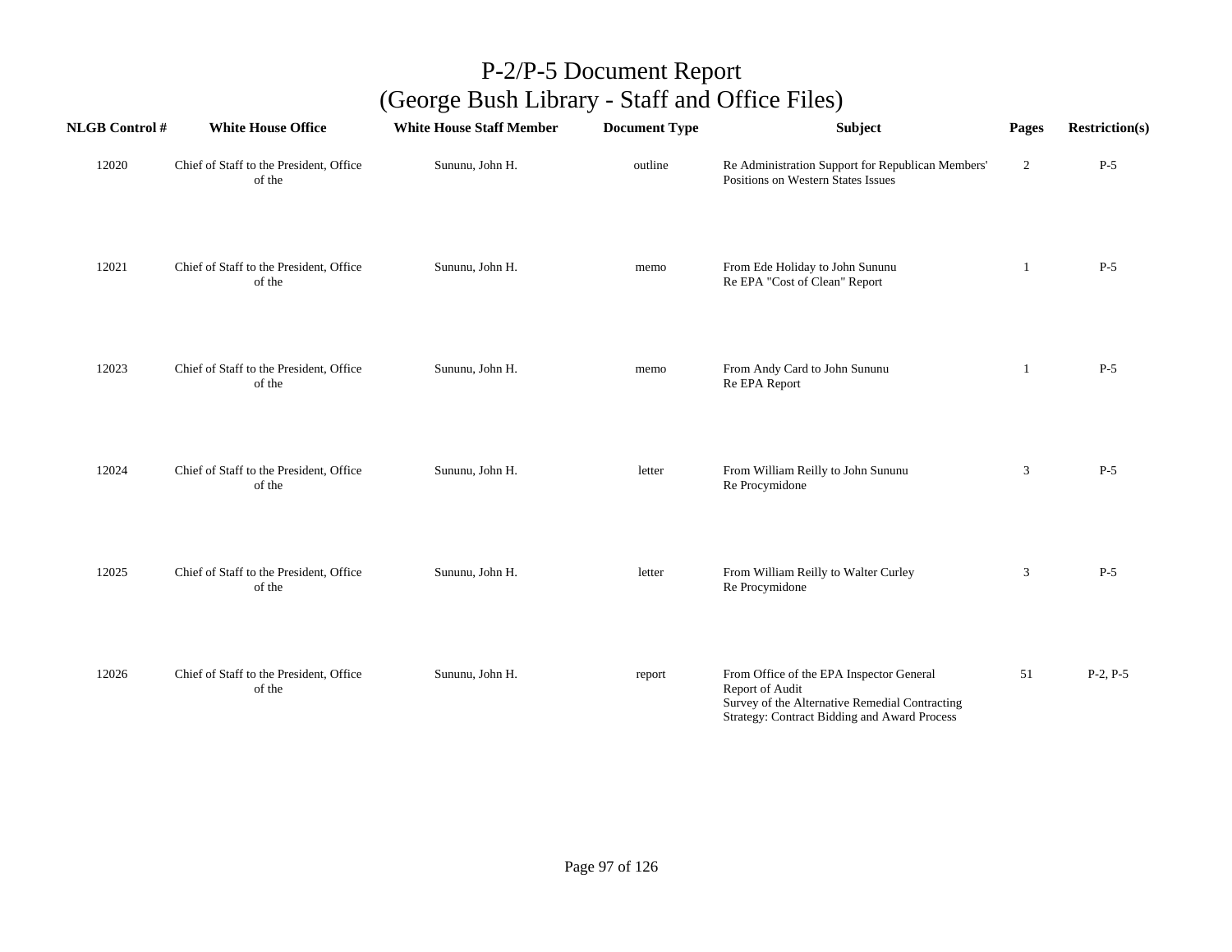# P-2/P-5 Document Report
## (George Bush Library - Staff and Office Files)

| NLGB Control # | White House Office | White House Staff Member | Document Type | Subject | Pages | Restriction(s) |
|---|---|---|---|---|---|---|
| 12020 | Chief of Staff to the President, Office of the | Sununu, John H. | outline | Re Administration Support for Republican Members' Positions on Western States Issues | 2 | P-5 |
| 12021 | Chief of Staff to the President, Office of the | Sununu, John H. | memo | From Ede Holiday to John Sununu<br>Re EPA "Cost of Clean" Report | 1 | P-5 |
| 12023 | Chief of Staff to the President, Office of the | Sununu, John H. | memo | From Andy Card to John Sununu<br>Re EPA Report | 1 | P-5 |
| 12024 | Chief of Staff to the President, Office of the | Sununu, John H. | letter | From William Reilly to John Sununu<br>Re Procymidone | 3 | P-5 |
| 12025 | Chief of Staff to the President, Office of the | Sununu, John H. | letter | From William Reilly to Walter Curley<br>Re Procymidone | 3 | P-5 |
| 12026 | Chief of Staff to the President, Office of the | Sununu, John H. | report | From Office of the EPA Inspector General<br>Report of Audit<br>Survey of the Alternative Remedial Contracting Strategy: Contract Bidding and Award Process | 51 | P-2, P-5 |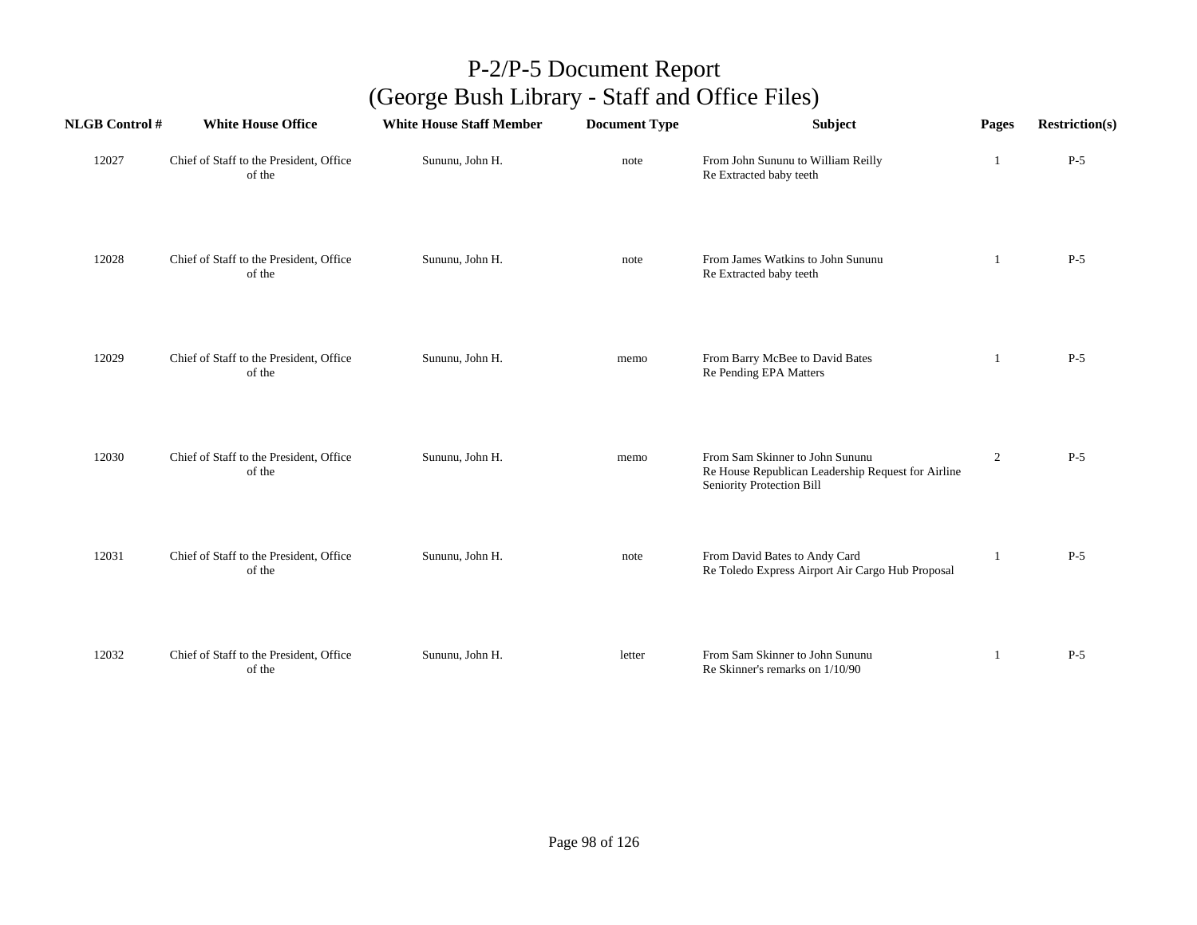# P-2/P-5 Document Report
## (George Bush Library - Staff and Office Files)

| NLGB Control # | White House Office | White House Staff Member | Document Type | Subject | Pages | Restriction(s) |
|---|---|---|---|---|---|---|
| 12027 | Chief of Staff to the President, Office of the | Sununu, John H. | note | From John Sununu to William Reilly<br>Re Extracted baby teeth | 1 | P-5 |
| 12028 | Chief of Staff to the President, Office of the | Sununu, John H. | note | From James Watkins to John Sununu<br>Re Extracted baby teeth | 1 | P-5 |
| 12029 | Chief of Staff to the President, Office of the | Sununu, John H. | memo | From Barry McBee to David Bates<br>Re Pending EPA Matters | 1 | P-5 |
| 12030 | Chief of Staff to the President, Office of the | Sununu, John H. | memo | From Sam Skinner to John Sununu<br>Re House Republican Leadership Request for Airline Seniority Protection Bill | 2 | P-5 |
| 12031 | Chief of Staff to the President, Office of the | Sununu, John H. | note | From David Bates to Andy Card<br>Re Toledo Express Airport Air Cargo Hub Proposal | 1 | P-5 |
| 12032 | Chief of Staff to the President, Office of the | Sununu, John H. | letter | From Sam Skinner to John Sununu<br>Re Skinner's remarks on 1/10/90 | 1 | P-5 |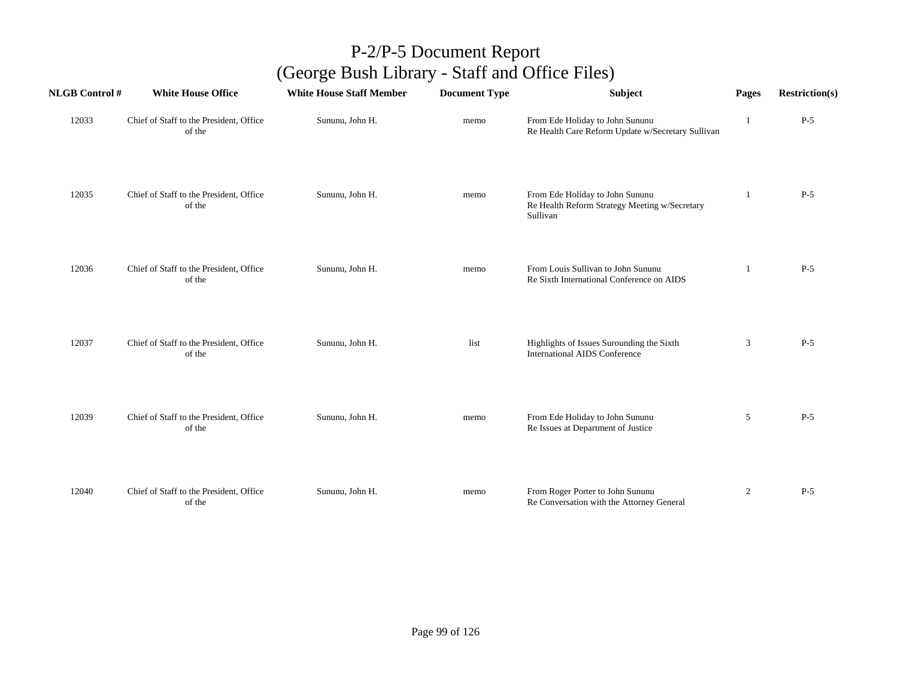# P-2/P-5 Document Report
## (George Bush Library - Staff and Office Files)

| NLGB Control # | White House Office | White House Staff Member | Document Type | Subject | Pages | Restriction(s) |
|---|---|---|---|---|---|---|
| 12033 | Chief of Staff to the President, Office of the | Sununu, John H. | memo | From Ede Holiday to John Sununu Re Health Care Reform Update w/Secretary Sullivan | 1 | P-5 |
| 12035 | Chief of Staff to the President, Office of the | Sununu, John H. | memo | From Ede Holiday to John Sununu Re Health Reform Strategy Meeting w/Secretary Sullivan | 1 | P-5 |
| 12036 | Chief of Staff to the President, Office of the | Sununu, John H. | memo | From Louis Sullivan to John Sununu Re Sixth International Conference on AIDS | 1 | P-5 |
| 12037 | Chief of Staff to the President, Office of the | Sununu, John H. | list | Highlights of Issues Surounding the Sixth International AIDS Conference | 3 | P-5 |
| 12039 | Chief of Staff to the President, Office of the | Sununu, John H. | memo | From Ede Holiday to John Sununu Re Issues at Department of Justice | 5 | P-5 |
| 12040 | Chief of Staff to the President, Office of the | Sununu, John H. | memo | From Roger Porter to John Sununu Re Conversation with the Attorney General | 2 | P-5 |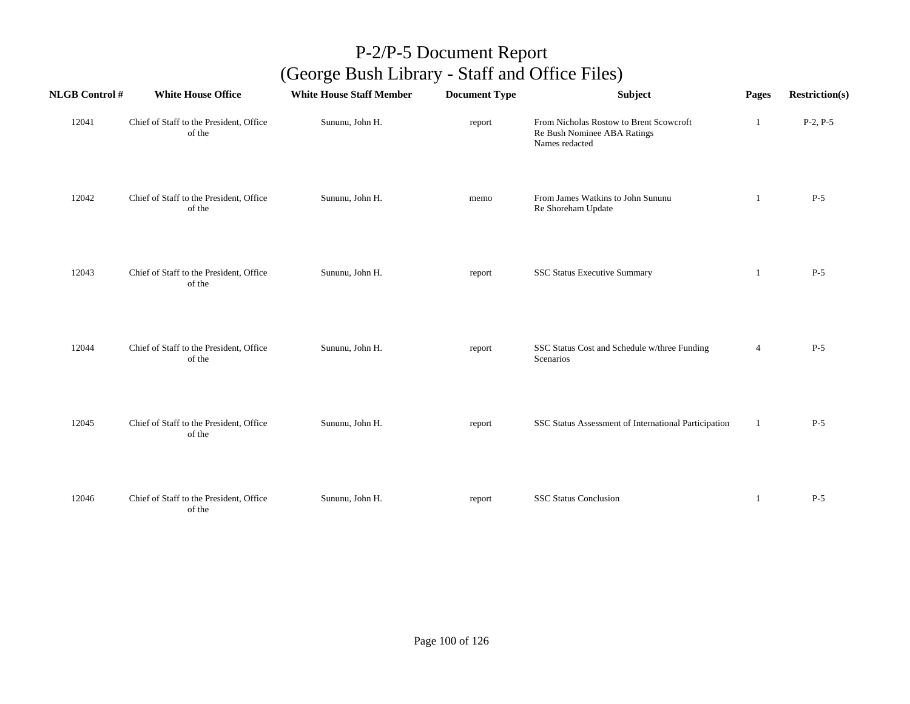# P-2/P-5 Document Report
## (George Bush Library - Staff and Office Files)

| NLGB Control # | White House Office | White House Staff Member | Document Type | Subject | Pages | Restriction(s) |
|---|---|---|---|---|---|---|
| 12041 | Chief of Staff to the President, Office of the | Sununu, John H. | report | From Nicholas Rostow to Brent Scowcroft<br>Re Bush Nominee ABA Ratings<br>Names redacted | 1 | P-2, P-5 |
| 12042 | Chief of Staff to the President, Office of the | Sununu, John H. | memo | From James Watkins to John Sununu<br>Re Shoreham Update | 1 | P-5 |
| 12043 | Chief of Staff to the President, Office of the | Sununu, John H. | report | SSC Status Executive Summary | 1 | P-5 |
| 12044 | Chief of Staff to the President, Office of the | Sununu, John H. | report | SSC Status Cost and Schedule w/three Funding Scenarios | 4 | P-5 |
| 12045 | Chief of Staff to the President, Office of the | Sununu, John H. | report | SSC Status Assessment of International Participation | 1 | P-5 |
| 12046 | Chief of Staff to the President, Office of the | Sununu, John H. | report | SSC Status Conclusion | 1 | P-5 |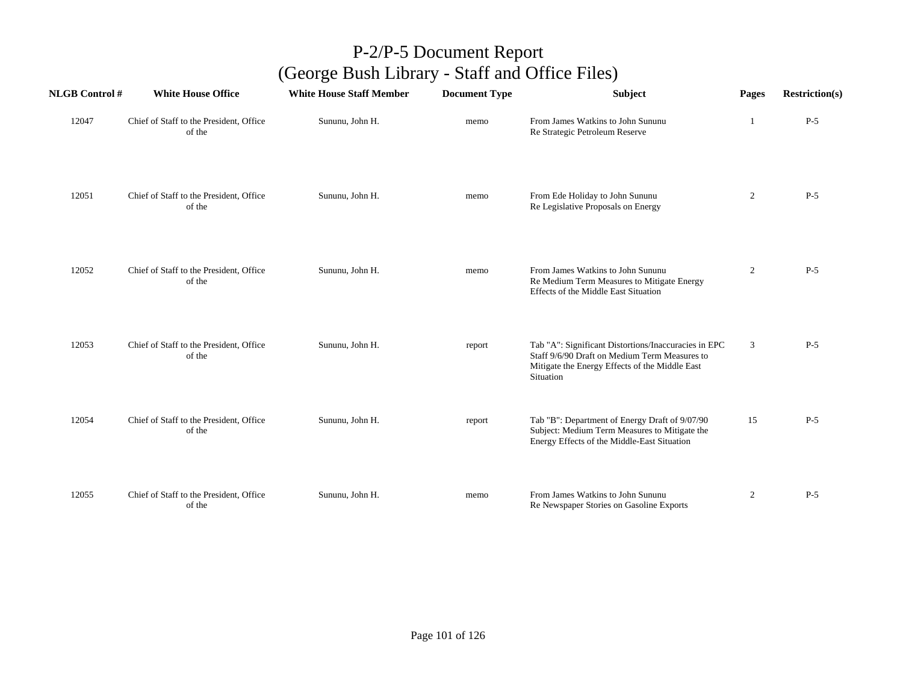# P-2/P-5 Document Report
## (George Bush Library - Staff and Office Files)

| NLGB Control # | White House Office | White House Staff Member | Document Type | Subject | Pages | Restriction(s) |
|---|---|---|---|---|---|---|
| 12047 | Chief of Staff to the President, Office of the | Sununu, John H. | memo | From James Watkins to John Sununu Re Strategic Petroleum Reserve | 1 | P-5 |
| 12051 | Chief of Staff to the President, Office of the | Sununu, John H. | memo | From Ede Holiday to John Sununu Re Legislative Proposals on Energy | 2 | P-5 |
| 12052 | Chief of Staff to the President, Office of the | Sununu, John H. | memo | From James Watkins to John Sununu Re Medium Term Measures to Mitigate Energy Effects of the Middle East Situation | 2 | P-5 |
| 12053 | Chief of Staff to the President, Office of the | Sununu, John H. | report | Tab "A": Significant Distortions/Inaccuracies in EPC Staff 9/6/90 Draft on Medium Term Measures to Mitigate the Energy Effects of the Middle East Situation | 3 | P-5 |
| 12054 | Chief of Staff to the President, Office of the | Sununu, John H. | report | Tab "B": Department of Energy Draft of 9/07/90 Subject: Medium Term Measures to Mitigate the Energy Effects of the Middle-East Situation | 15 | P-5 |
| 12055 | Chief of Staff to the President, Office of the | Sununu, John H. | memo | From James Watkins to John Sununu Re Newspaper Stories on Gasoline Exports | 2 | P-5 |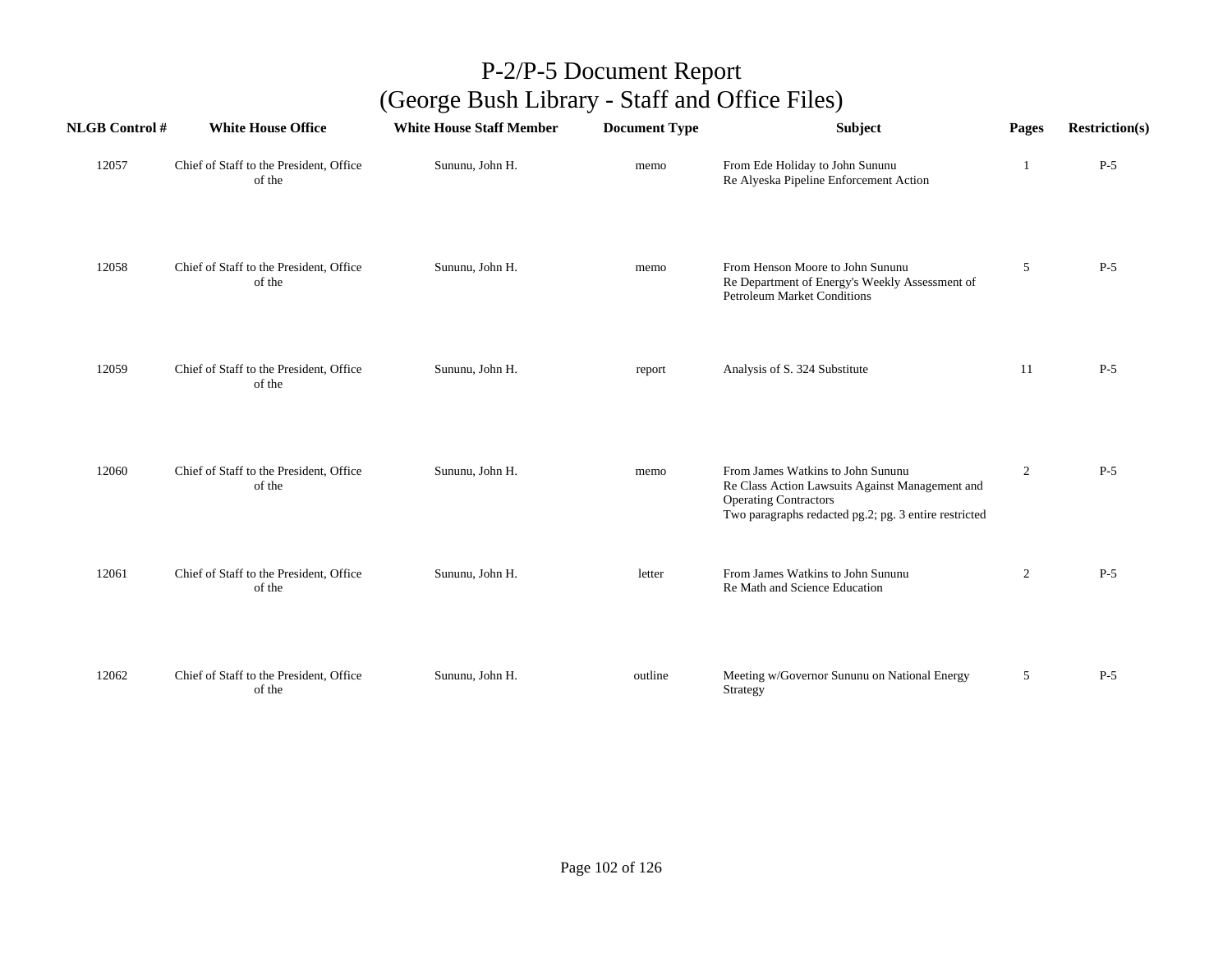# P-2/P-5 Document Report
## (George Bush Library - Staff and Office Files)

| NLGB Control # | White House Office | White House Staff Member | Document Type | Subject | Pages | Restriction(s) |
|---|---|---|---|---|---|---|
| 12057 | Chief of Staff to the President, Office of the | Sununu, John H. | memo | From Ede Holiday to John Sununu<br>Re Alyeska Pipeline Enforcement Action | 1 | P-5 |
| 12058 | Chief of Staff to the President, Office of the | Sununu, John H. | memo | From Henson Moore to John Sununu<br>Re Department of Energy's Weekly Assessment of Petroleum Market Conditions | 5 | P-5 |
| 12059 | Chief of Staff to the President, Office of the | Sununu, John H. | report | Analysis of S. 324 Substitute | 11 | P-5 |
| 12060 | Chief of Staff to the President, Office of the | Sununu, John H. | memo | From James Watkins to John Sununu<br>Re Class Action Lawsuits Against Management and Operating Contractors<br>Two paragraphs redacted pg.2; pg. 3 entire restricted | 2 | P-5 |
| 12061 | Chief of Staff to the President, Office of the | Sununu, John H. | letter | From James Watkins to John Sununu<br>Re Math and Science Education | 2 | P-5 |
| 12062 | Chief of Staff to the President, Office of the | Sununu, John H. | outline | Meeting w/Governor Sununu on National Energy Strategy | 5 | P-5 |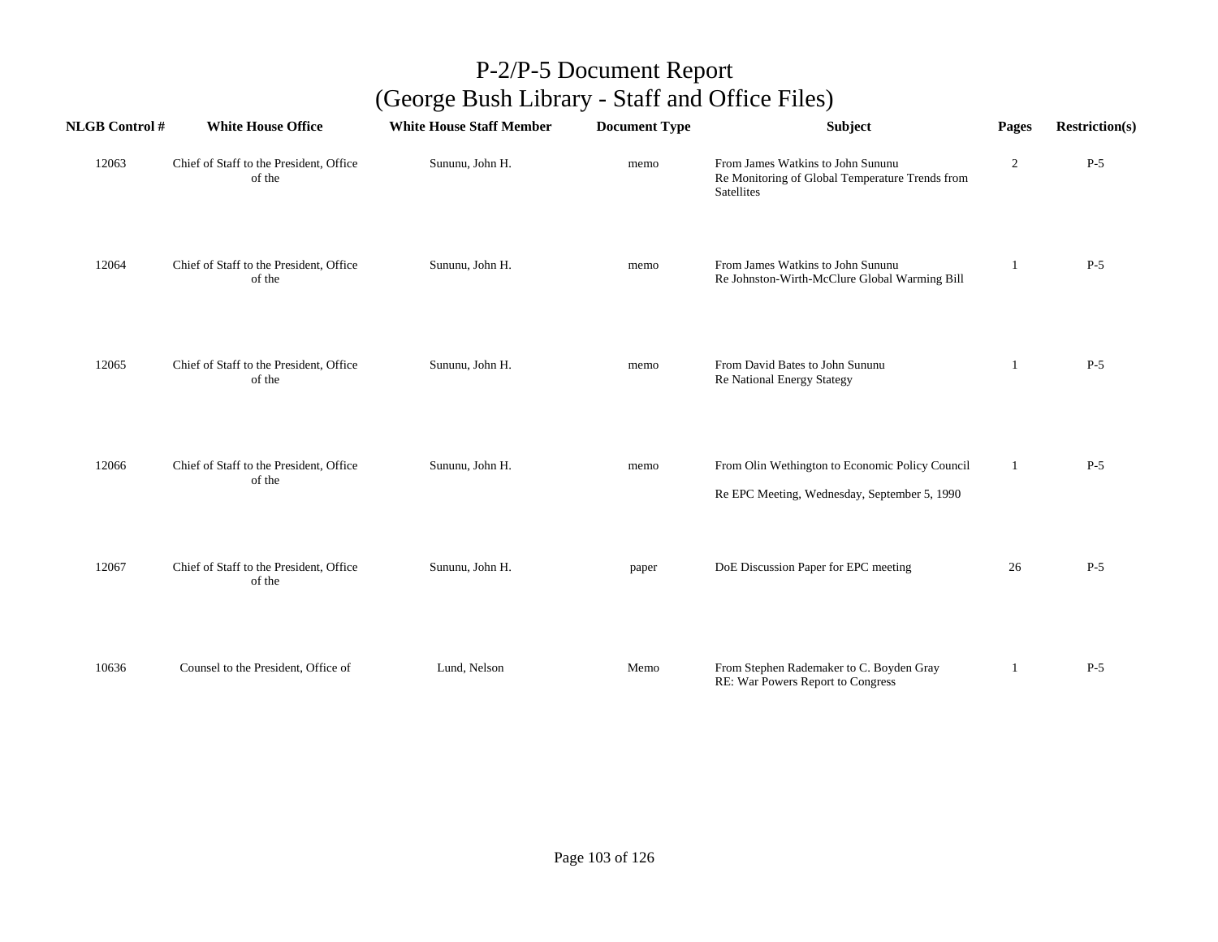# P-2/P-5 Document Report
## (George Bush Library - Staff and Office Files)

| NLGB Control # | White House Office | White House Staff Member | Document Type | Subject | Pages | Restriction(s) |
|---|---|---|---|---|---|---|
| 12063 | Chief of Staff to the President, Office of the | Sununu, John H. | memo | From James Watkins to John Sununu<br>Re Monitoring of Global Temperature Trends from Satellites | 2 | P-5 |
| 12064 | Chief of Staff to the President, Office of the | Sununu, John H. | memo | From James Watkins to John Sununu<br>Re Johnston-Wirth-McClure Global Warming Bill | 1 | P-5 |
| 12065 | Chief of Staff to the President, Office of the | Sununu, John H. | memo | From David Bates to John Sununu<br>Re National Energy Stategy | 1 | P-5 |
| 12066 | Chief of Staff to the President, Office of the | Sununu, John H. | memo | From Olin Wethington to Economic Policy Council<br>Re EPC Meeting, Wednesday, September 5, 1990 | 1 | P-5 |
| 12067 | Chief of Staff to the President, Office of the | Sununu, John H. | paper | DoE Discussion Paper for EPC meeting | 26 | P-5 |
| 10636 | Counsel to the President, Office of | Lund, Nelson | Memo | From Stephen Rademaker to C. Boyden Gray<br>RE: War Powers Report to Congress | 1 | P-5 |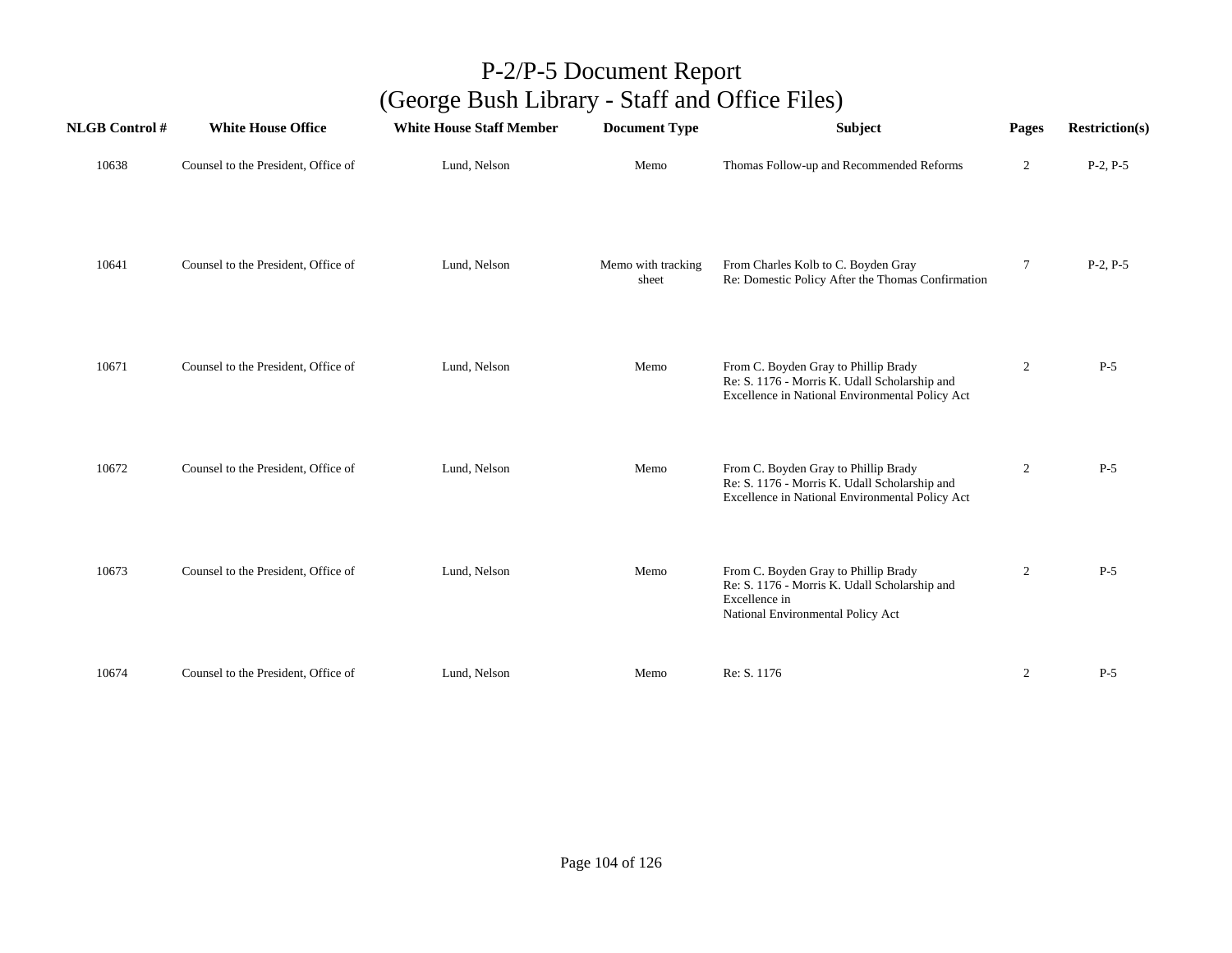# P-2/P-5 Document Report
# (George Bush Library - Staff and Office Files)

| NLGB Control # | White House Office | White House Staff Member | Document Type | Subject | Pages | Restriction(s) |
|---|---|---|---|---|---|---|
| 10638 | Counsel to the President, Office of | Lund, Nelson | Memo | Thomas Follow-up and Recommended Reforms | 2 | P-2, P-5 |
| 10641 | Counsel to the President, Office of | Lund, Nelson | Memo with tracking sheet | From Charles Kolb to C. Boyden Gray Re: Domestic Policy After the Thomas Confirmation | 7 | P-2, P-5 |
| 10671 | Counsel to the President, Office of | Lund, Nelson | Memo | From C. Boyden Gray to Phillip Brady Re: S. 1176 - Morris K. Udall Scholarship and Excellence in National Environmental Policy Act | 2 | P-5 |
| 10672 | Counsel to the President, Office of | Lund, Nelson | Memo | From C. Boyden Gray to Phillip Brady Re: S. 1176 - Morris K. Udall Scholarship and Excellence in National Environmental Policy Act | 2 | P-5 |
| 10673 | Counsel to the President, Office of | Lund, Nelson | Memo | From C. Boyden Gray to Phillip Brady Re: S. 1176 - Morris K. Udall Scholarship and Excellence in National Environmental Policy Act | 2 | P-5 |
| 10674 | Counsel to the President, Office of | Lund, Nelson | Memo | Re: S. 1176 | 2 | P-5 |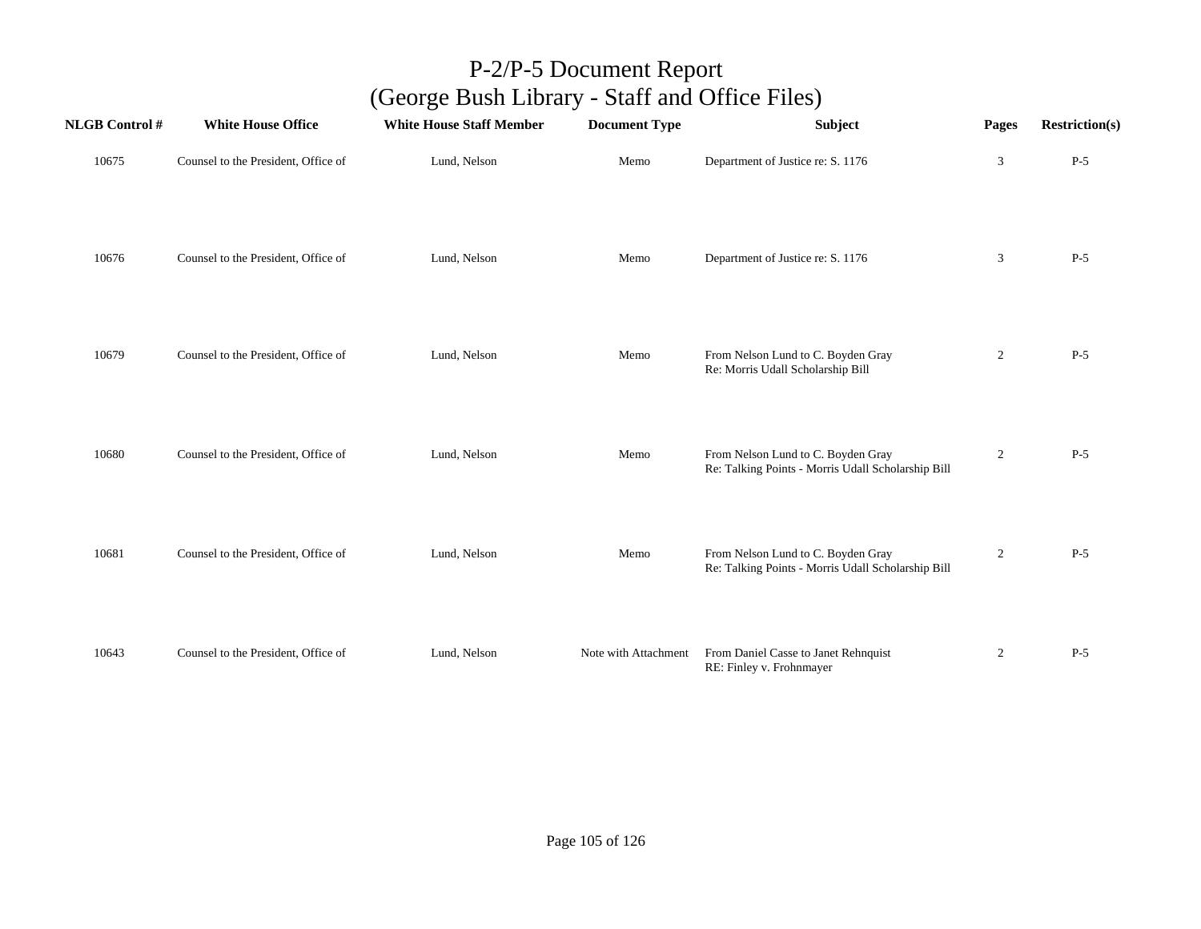# P-2/P-5 Document Report
## (George Bush Library - Staff and Office Files)

| NLGB Control # | White House Office | White House Staff Member | Document Type | Subject | Pages | Restriction(s) |
|---|---|---|---|---|---|---|
| 10675 | Counsel to the President, Office of | Lund, Nelson | Memo | Department of Justice re: S. 1176 | 3 | P-5 |
| 10676 | Counsel to the President, Office of | Lund, Nelson | Memo | Department of Justice re: S. 1176 | 3 | P-5 |
| 10679 | Counsel to the President, Office of | Lund, Nelson | Memo | From Nelson Lund to C. Boyden Gray Re: Morris Udall Scholarship Bill | 2 | P-5 |
| 10680 | Counsel to the President, Office of | Lund, Nelson | Memo | From Nelson Lund to C. Boyden Gray Re: Talking Points - Morris Udall Scholarship Bill | 2 | P-5 |
| 10681 | Counsel to the President, Office of | Lund, Nelson | Memo | From Nelson Lund to C. Boyden Gray Re: Talking Points - Morris Udall Scholarship Bill | 2 | P-5 |
| 10643 | Counsel to the President, Office of | Lund, Nelson | Note with Attachment | From Daniel Casse to Janet Rehnquist RE: Finley v. Frohnmayer | 2 | P-5 |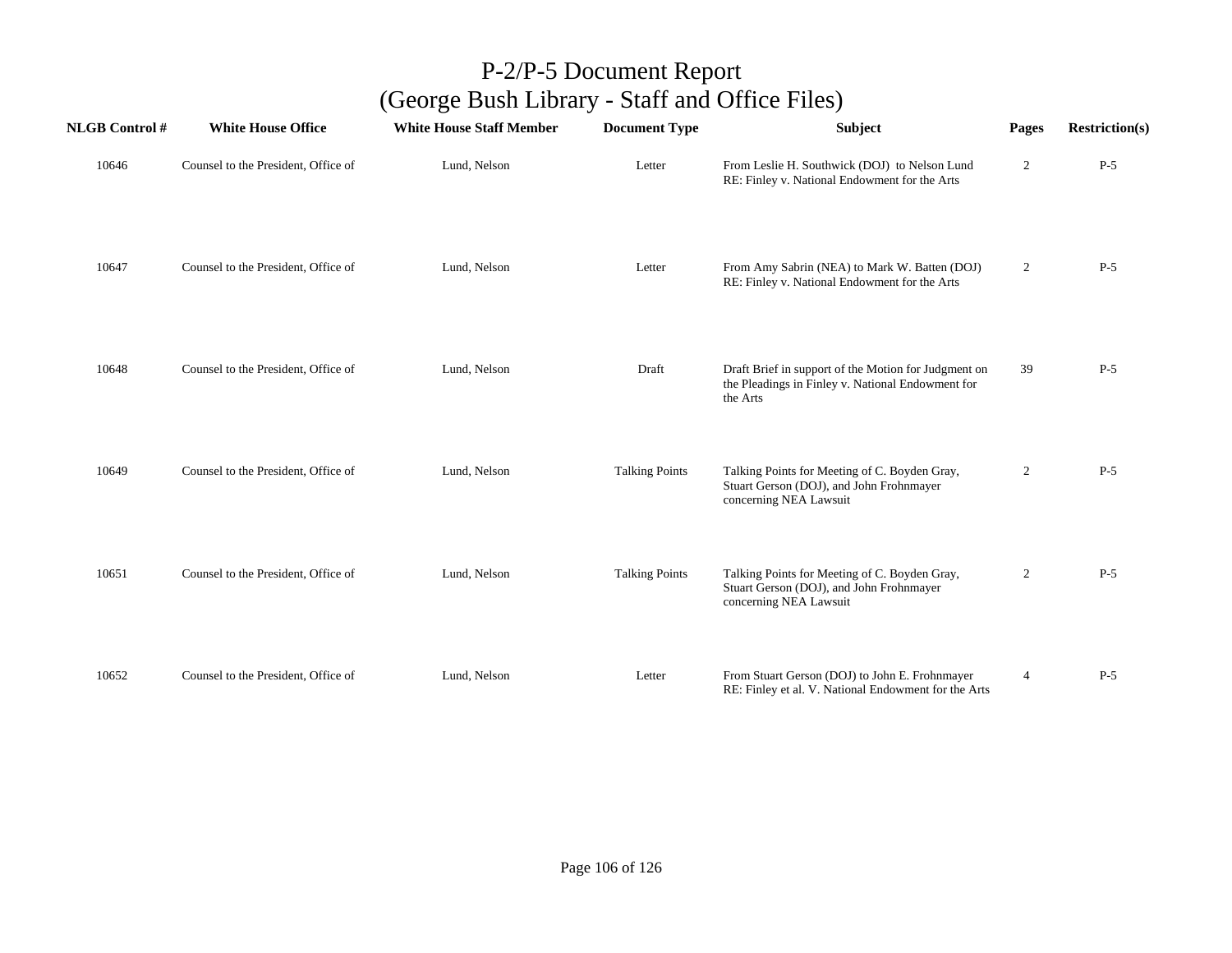# P-2/P-5 Document Report
# (George Bush Library - Staff and Office Files)

| NLGB Control # | White House Office | White House Staff Member | Document Type | Subject | Pages | Restriction(s) |
|---|---|---|---|---|---|---|
| 10646 | Counsel to the President, Office of | Lund, Nelson | Letter | From Leslie H. Southwick (DOJ) to Nelson Lund RE: Finley v. National Endowment for the Arts | 2 | P-5 |
| 10647 | Counsel to the President, Office of | Lund, Nelson | Letter | From Amy Sabrin (NEA) to Mark W. Batten (DOJ) RE: Finley v. National Endowment for the Arts | 2 | P-5 |
| 10648 | Counsel to the President, Office of | Lund, Nelson | Draft | Draft Brief in support of the Motion for Judgment on the Pleadings in Finley v. National Endowment for the Arts | 39 | P-5 |
| 10649 | Counsel to the President, Office of | Lund, Nelson | Talking Points | Talking Points for Meeting of C. Boyden Gray, Stuart Gerson (DOJ), and John Frohnmayer concerning NEA Lawsuit | 2 | P-5 |
| 10651 | Counsel to the President, Office of | Lund, Nelson | Talking Points | Talking Points for Meeting of C. Boyden Gray, Stuart Gerson (DOJ), and John Frohnmayer concerning NEA Lawsuit | 2 | P-5 |
| 10652 | Counsel to the President, Office of | Lund, Nelson | Letter | From Stuart Gerson (DOJ) to John E. Frohnmayer RE: Finley et al. V. National Endowment for the Arts | 4 | P-5 |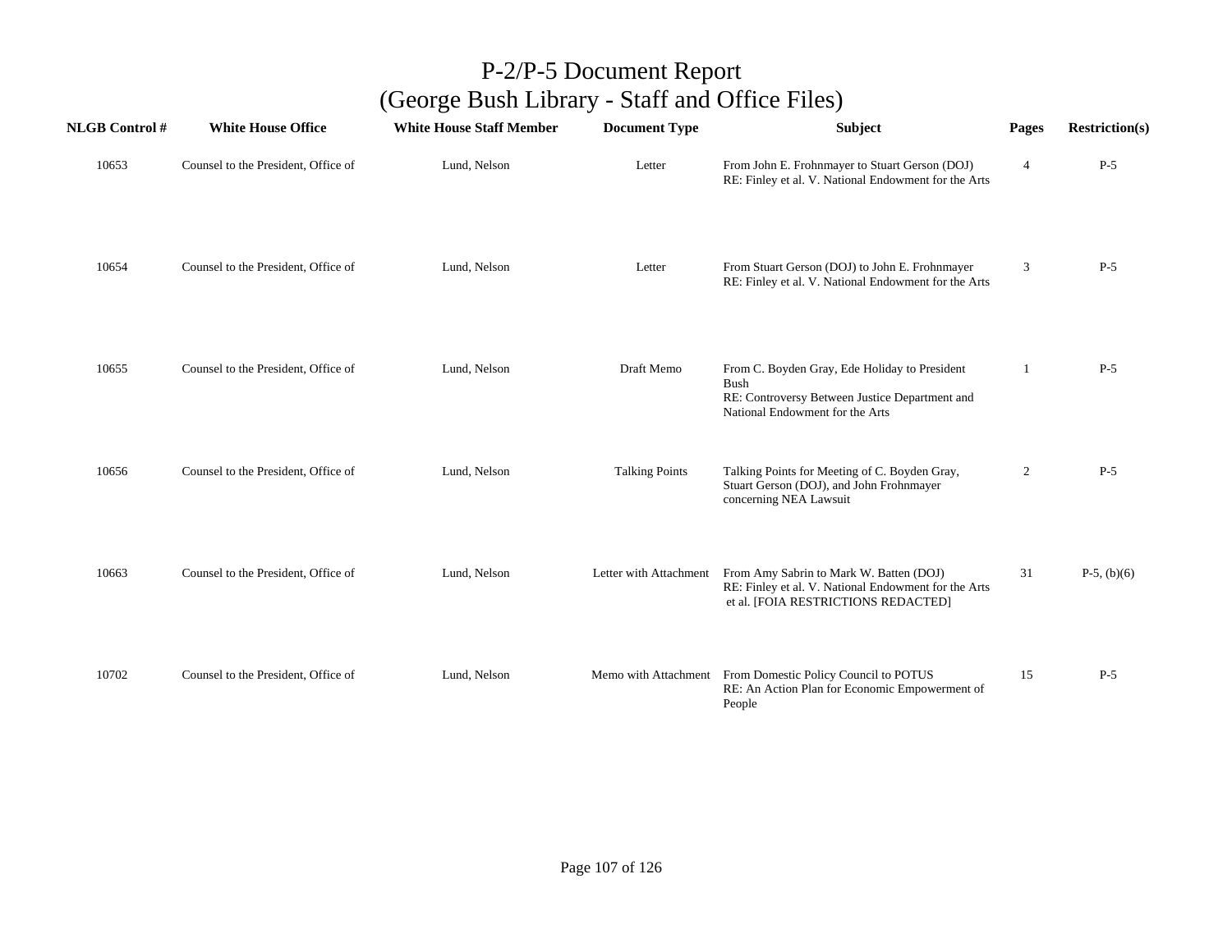# P-2/P-5 Document Report
# (George Bush Library - Staff and Office Files)

| NLGB Control # | White House Office | White House Staff Member | Document Type | Subject | Pages | Restriction(s) |
|---|---|---|---|---|---|---|
| 10653 | Counsel to the President, Office of | Lund, Nelson | Letter | From John E. Frohnmayer to Stuart Gerson (DOJ) RE: Finley et al. V. National Endowment for the Arts | 4 | P-5 |
| 10654 | Counsel to the President, Office of | Lund, Nelson | Letter | From Stuart Gerson (DOJ) to John E. Frohnmayer RE: Finley et al. V. National Endowment for the Arts | 3 | P-5 |
| 10655 | Counsel to the President, Office of | Lund, Nelson | Draft Memo | From C. Boyden Gray, Ede Holiday to President Bush RE: Controversy Between Justice Department and National Endowment for the Arts | 1 | P-5 |
| 10656 | Counsel to the President, Office of | Lund, Nelson | Talking Points | Talking Points for Meeting of C. Boyden Gray, Stuart Gerson (DOJ), and John Frohnmayer concerning NEA Lawsuit | 2 | P-5 |
| 10663 | Counsel to the President, Office of | Lund, Nelson | Letter with Attachment | From Amy Sabrin to Mark W. Batten (DOJ) RE: Finley et al. V. National Endowment for the Arts et al. [FOIA RESTRICTIONS REDACTED] | 31 | P-5, (b)(6) |
| 10702 | Counsel to the President, Office of | Lund, Nelson | Memo with Attachment | From Domestic Policy Council to POTUS RE: An Action Plan for Economic Empowerment of People | 15 | P-5 |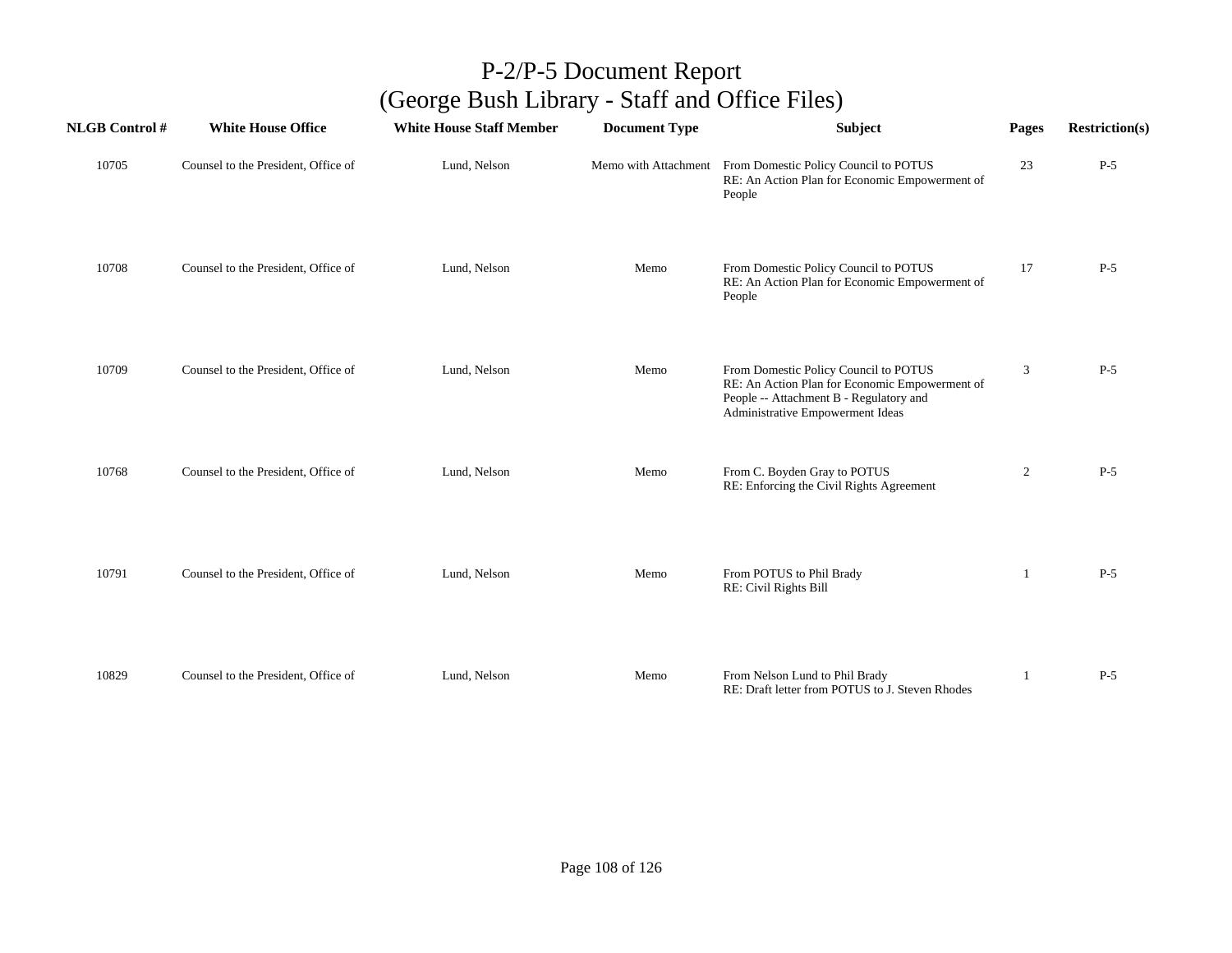# P-2/P-5 Document Report
## (George Bush Library - Staff and Office Files)

| NLGB Control # | White House Office | White House Staff Member | Document Type | Subject | Pages | Restriction(s) |
|---|---|---|---|---|---|---|
| 10705 | Counsel to the President, Office of | Lund, Nelson | Memo with Attachment | From Domestic Policy Council to POTUS RE: An Action Plan for Economic Empowerment of People | 23 | P-5 |
| 10708 | Counsel to the President, Office of | Lund, Nelson | Memo | From Domestic Policy Council to POTUS RE: An Action Plan for Economic Empowerment of People | 17 | P-5 |
| 10709 | Counsel to the President, Office of | Lund, Nelson | Memo | From Domestic Policy Council to POTUS RE: An Action Plan for Economic Empowerment of People -- Attachment B - Regulatory and Administrative Empowerment Ideas | 3 | P-5 |
| 10768 | Counsel to the President, Office of | Lund, Nelson | Memo | From C. Boyden Gray to POTUS RE: Enforcing the Civil Rights Agreement | 2 | P-5 |
| 10791 | Counsel to the President, Office of | Lund, Nelson | Memo | From POTUS to Phil Brady RE: Civil Rights Bill | 1 | P-5 |
| 10829 | Counsel to the President, Office of | Lund, Nelson | Memo | From Nelson Lund to Phil Brady RE: Draft letter from POTUS to J. Steven Rhodes | 1 | P-5 |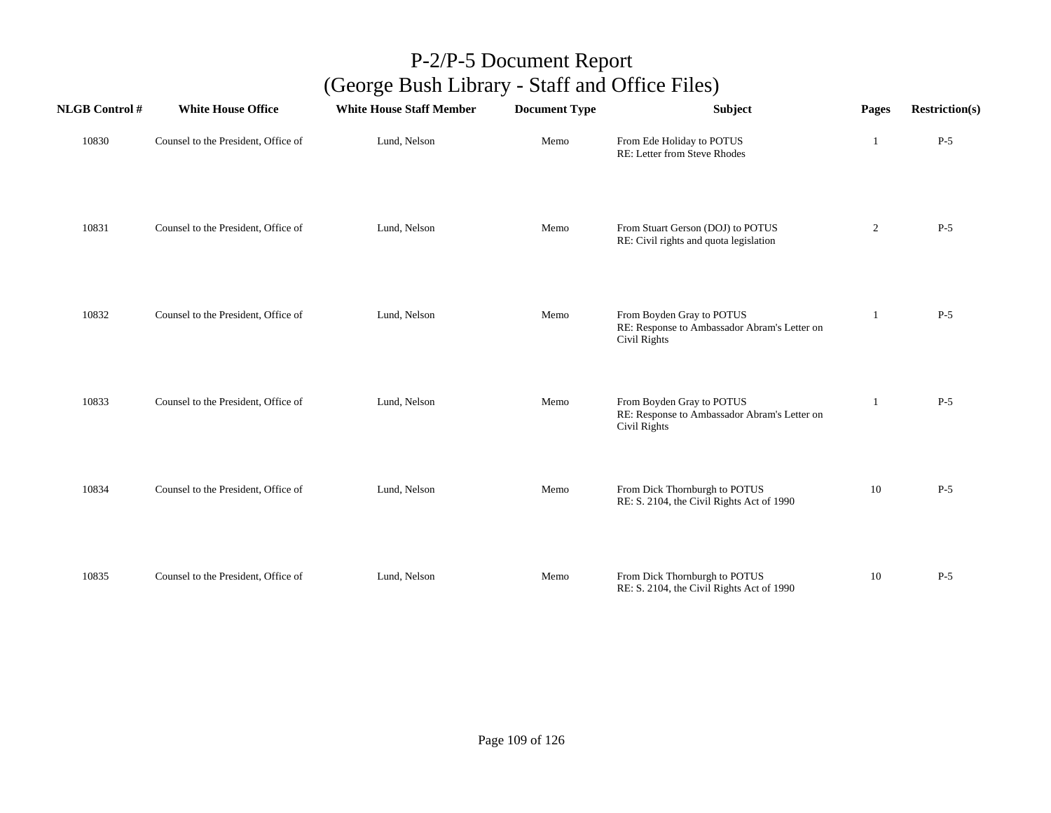# P-2/P-5 Document Report
## (George Bush Library - Staff and Office Files)

| NLGB Control # | White House Office | White House Staff Member | Document Type | Subject | Pages | Restriction(s) |
|---|---|---|---|---|---|---|
| 10830 | Counsel to the President, Office of | Lund, Nelson | Memo | From Ede Holiday to POTUS<br>RE: Letter from Steve Rhodes | 1 | P-5 |
| 10831 | Counsel to the President, Office of | Lund, Nelson | Memo | From Stuart Gerson (DOJ) to POTUS<br>RE: Civil rights and quota legislation | 2 | P-5 |
| 10832 | Counsel to the President, Office of | Lund, Nelson | Memo | From Boyden Gray to POTUS<br>RE: Response to Ambassador Abram's Letter on Civil Rights | 1 | P-5 |
| 10833 | Counsel to the President, Office of | Lund, Nelson | Memo | From Boyden Gray to POTUS<br>RE: Response to Ambassador Abram's Letter on Civil Rights | 1 | P-5 |
| 10834 | Counsel to the President, Office of | Lund, Nelson | Memo | From Dick Thornburgh to POTUS<br>RE: S. 2104, the Civil Rights Act of 1990 | 10 | P-5 |
| 10835 | Counsel to the President, Office of | Lund, Nelson | Memo | From Dick Thornburgh to POTUS<br>RE: S. 2104, the Civil Rights Act of 1990 | 10 | P-5 |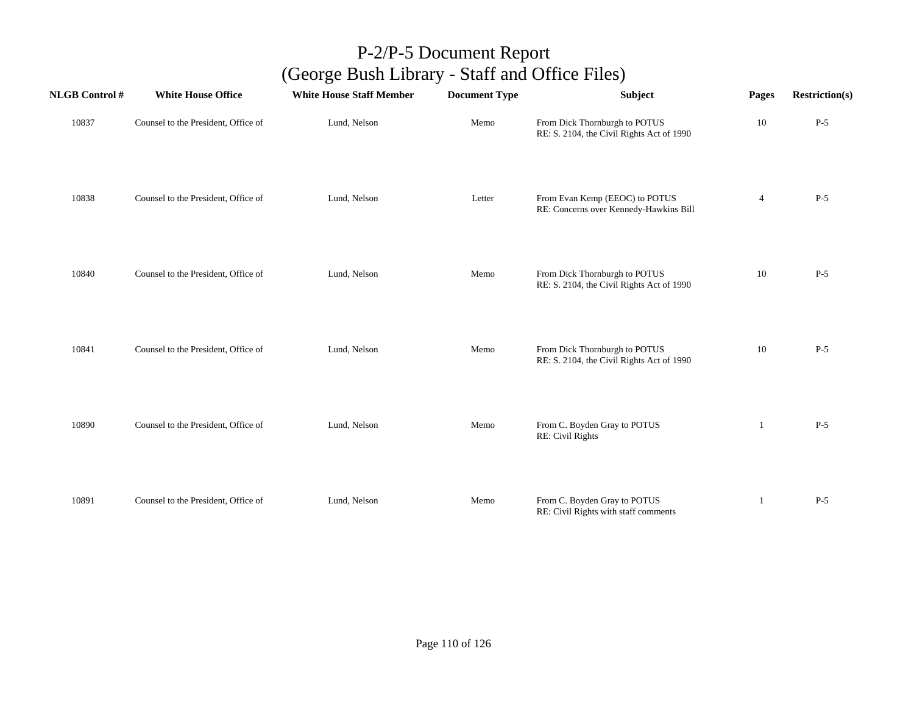# P-2/P-5 Document Report
## (George Bush Library - Staff and Office Files)

| NLGB Control # | White House Office | White House Staff Member | Document Type | Subject | Pages | Restriction(s) |
|---|---|---|---|---|---|---|
| 10837 | Counsel to the President, Office of | Lund, Nelson | Memo | From Dick Thornburgh to POTUS RE: S. 2104, the Civil Rights Act of 1990 | 10 | P-5 |
| 10838 | Counsel to the President, Office of | Lund, Nelson | Letter | From Evan Kemp (EEOC) to POTUS RE: Concerns over Kennedy-Hawkins Bill | 4 | P-5 |
| 10840 | Counsel to the President, Office of | Lund, Nelson | Memo | From Dick Thornburgh to POTUS RE: S. 2104, the Civil Rights Act of 1990 | 10 | P-5 |
| 10841 | Counsel to the President, Office of | Lund, Nelson | Memo | From Dick Thornburgh to POTUS RE: S. 2104, the Civil Rights Act of 1990 | 10 | P-5 |
| 10890 | Counsel to the President, Office of | Lund, Nelson | Memo | From C. Boyden Gray to POTUS RE: Civil Rights | 1 | P-5 |
| 10891 | Counsel to the President, Office of | Lund, Nelson | Memo | From C. Boyden Gray to POTUS RE: Civil Rights with staff comments | 1 | P-5 |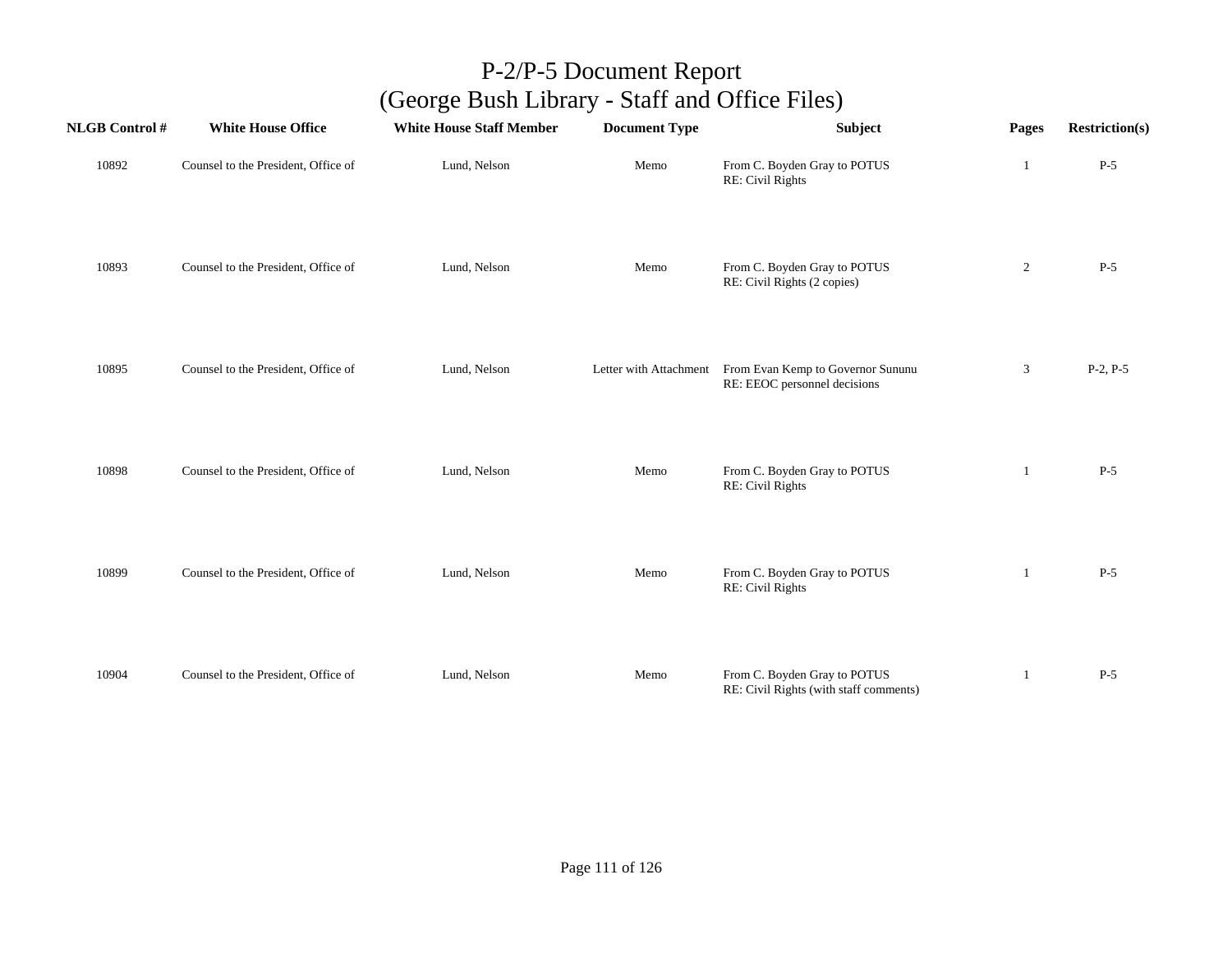# P-2/P-5 Document Report
# (George Bush Library - Staff and Office Files)

| NLGB Control # | White House Office | White House Staff Member | Document Type | Subject | Pages | Restriction(s) |
|---|---|---|---|---|---|---|
| 10892 | Counsel to the President, Office of | Lund, Nelson | Memo | From C. Boyden Gray to POTUS<br>RE: Civil Rights | 1 | P-5 |
| 10893 | Counsel to the President, Office of | Lund, Nelson | Memo | From C. Boyden Gray to POTUS<br>RE: Civil Rights (2 copies) | 2 | P-5 |
| 10895 | Counsel to the President, Office of | Lund, Nelson | Letter with Attachment | From Evan Kemp to Governor Sununu<br>RE: EEOC personnel decisions | 3 | P-2, P-5 |
| 10898 | Counsel to the President, Office of | Lund, Nelson | Memo | From C. Boyden Gray to POTUS<br>RE: Civil Rights | 1 | P-5 |
| 10899 | Counsel to the President, Office of | Lund, Nelson | Memo | From C. Boyden Gray to POTUS<br>RE: Civil Rights | 1 | P-5 |
| 10904 | Counsel to the President, Office of | Lund, Nelson | Memo | From C. Boyden Gray to POTUS<br>RE: Civil Rights (with staff comments) | 1 | P-5 |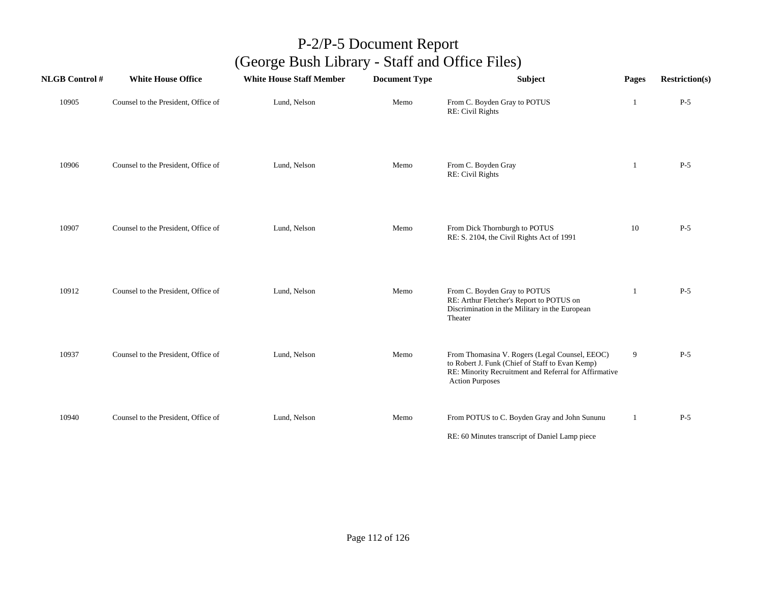# P-2/P-5 Document Report
## (George Bush Library - Staff and Office Files)

| NLGB Control # | White House Office | White House Staff Member | Document Type | Subject | Pages | Restriction(s) |
|---|---|---|---|---|---|---|
| 10905 | Counsel to the President, Office of | Lund, Nelson | Memo | From C. Boyden Gray to POTUS<br>RE: Civil Rights | 1 | P-5 |
| 10906 | Counsel to the President, Office of | Lund, Nelson | Memo | From C. Boyden Gray<br>RE: Civil Rights | 1 | P-5 |
| 10907 | Counsel to the President, Office of | Lund, Nelson | Memo | From Dick Thornburgh to POTUS<br>RE: S. 2104, the Civil Rights Act of 1991 | 10 | P-5 |
| 10912 | Counsel to the President, Office of | Lund, Nelson | Memo | From C. Boyden Gray to POTUS<br>RE: Arthur Fletcher's Report to POTUS on Discrimination in the Military in the European Theater | 1 | P-5 |
| 10937 | Counsel to the President, Office of | Lund, Nelson | Memo | From Thomasina V. Rogers (Legal Counsel, EEOC) to Robert J. Funk (Chief of Staff to Evan Kemp)<br>RE: Minority Recruitment and Referral for Affirmative Action Purposes | 9 | P-5 |
| 10940 | Counsel to the President, Office of | Lund, Nelson | Memo | From POTUS to C. Boyden Gray and John Sununu<br>RE: 60 Minutes transcript of Daniel Lamp piece | 1 | P-5 |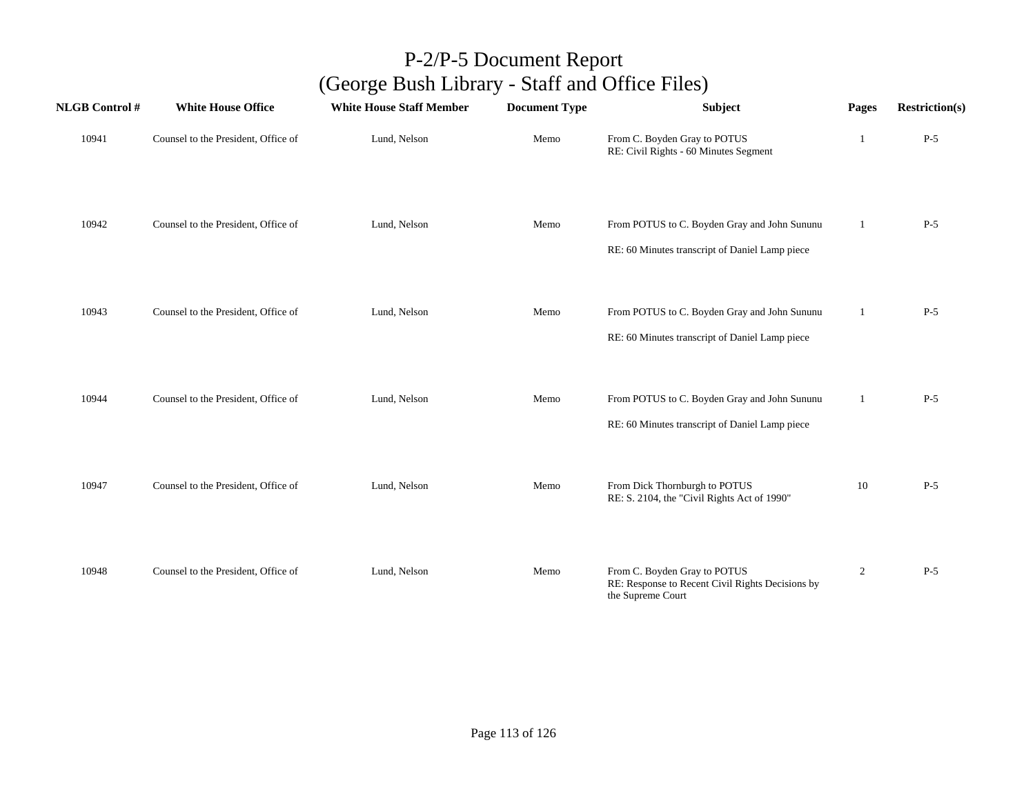# P-2/P-5 Document Report
# (George Bush Library - Staff and Office Files)

| NLGB Control # | White House Office | White House Staff Member | Document Type | Subject | Pages | Restriction(s) |
|---|---|---|---|---|---|---|
| 10941 | Counsel to the President, Office of | Lund, Nelson | Memo | From C. Boyden Gray to POTUS<br>RE: Civil Rights - 60 Minutes Segment | 1 | P-5 |
| 10942 | Counsel to the President, Office of | Lund, Nelson | Memo | From POTUS to C. Boyden Gray and John Sununu<br>RE: 60 Minutes transcript of Daniel Lamp piece | 1 | P-5 |
| 10943 | Counsel to the President, Office of | Lund, Nelson | Memo | From POTUS to C. Boyden Gray and John Sununu<br>RE: 60 Minutes transcript of Daniel Lamp piece | 1 | P-5 |
| 10944 | Counsel to the President, Office of | Lund, Nelson | Memo | From POTUS to C. Boyden Gray and John Sununu<br>RE: 60 Minutes transcript of Daniel Lamp piece | 1 | P-5 |
| 10947 | Counsel to the President, Office of | Lund, Nelson | Memo | From Dick Thornburgh to POTUS<br>RE: S. 2104, the "Civil Rights Act of 1990" | 10 | P-5 |
| 10948 | Counsel to the President, Office of | Lund, Nelson | Memo | From C. Boyden Gray to POTUS<br>RE: Response to Recent Civil Rights Decisions by the Supreme Court | 2 | P-5 |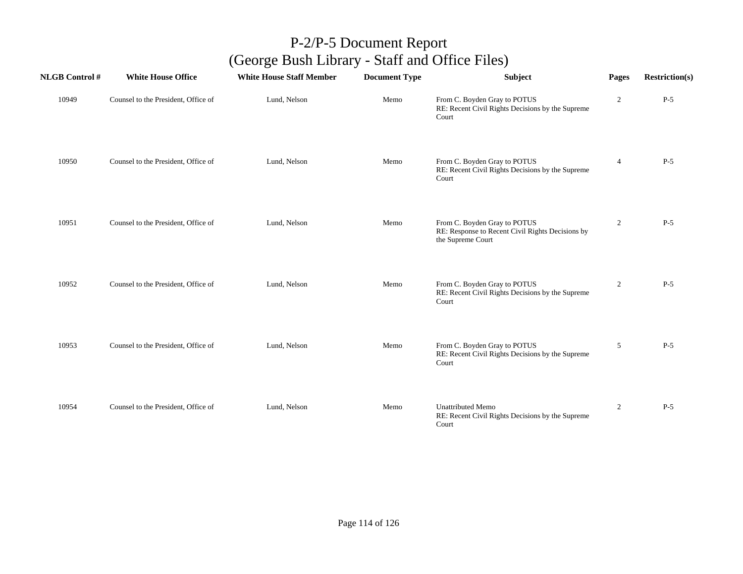# P-2/P-5 Document Report
## (George Bush Library - Staff and Office Files)

| NLGB Control # | White House Office | White House Staff Member | Document Type | Subject | Pages | Restriction(s) |
|---|---|---|---|---|---|---|
| 10949 | Counsel to the President, Office of | Lund, Nelson | Memo | From C. Boyden Gray to POTUS<br>RE: Recent Civil Rights Decisions by the Supreme Court | 2 | P-5 |
| 10950 | Counsel to the President, Office of | Lund, Nelson | Memo | From C. Boyden Gray to POTUS<br>RE: Recent Civil Rights Decisions by the Supreme Court | 4 | P-5 |
| 10951 | Counsel to the President, Office of | Lund, Nelson | Memo | From C. Boyden Gray to POTUS<br>RE: Response to Recent Civil Rights Decisions by the Supreme Court | 2 | P-5 |
| 10952 | Counsel to the President, Office of | Lund, Nelson | Memo | From C. Boyden Gray to POTUS<br>RE: Recent Civil Rights Decisions by the Supreme Court | 2 | P-5 |
| 10953 | Counsel to the President, Office of | Lund, Nelson | Memo | From C. Boyden Gray to POTUS<br>RE: Recent Civil Rights Decisions by the Supreme Court | 5 | P-5 |
| 10954 | Counsel to the President, Office of | Lund, Nelson | Memo | Unattributed Memo<br>RE: Recent Civil Rights Decisions by the Supreme Court | 2 | P-5 |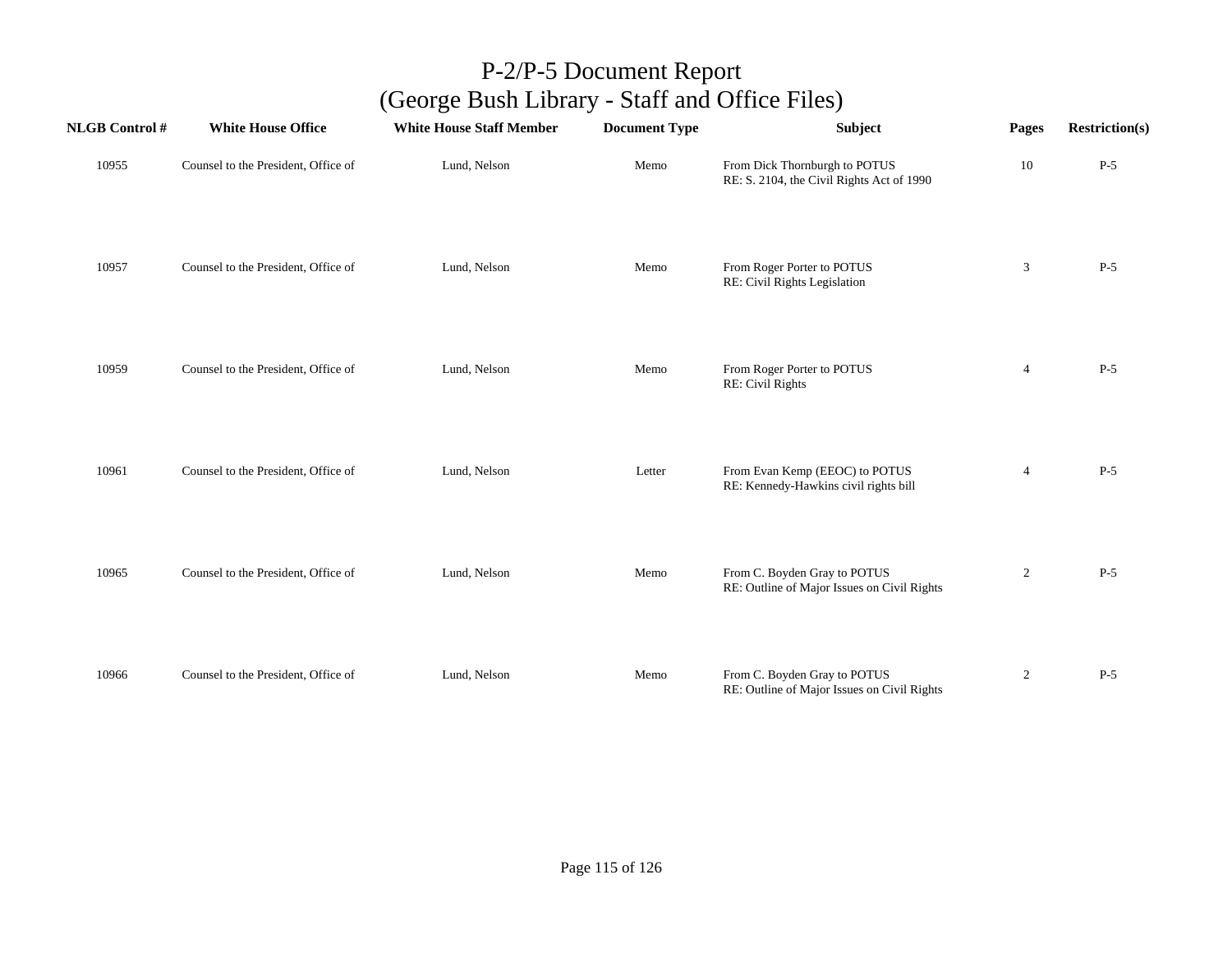# P-2/P-5 Document Report
## (George Bush Library - Staff and Office Files)

| NLGB Control # | White House Office | White House Staff Member | Document Type | Subject | Pages | Restriction(s) |
|---|---|---|---|---|---|---|
| 10955 | Counsel to the President, Office of | Lund, Nelson | Memo | From Dick Thornburgh to POTUS<br>RE: S. 2104, the Civil Rights Act of 1990 | 10 | P-5 |
| 10957 | Counsel to the President, Office of | Lund, Nelson | Memo | From Roger Porter to POTUS<br>RE: Civil Rights Legislation | 3 | P-5 |
| 10959 | Counsel to the President, Office of | Lund, Nelson | Memo | From Roger Porter to POTUS<br>RE: Civil Rights | 4 | P-5 |
| 10961 | Counsel to the President, Office of | Lund, Nelson | Letter | From Evan Kemp (EEOC) to POTUS<br>RE: Kennedy-Hawkins civil rights bill | 4 | P-5 |
| 10965 | Counsel to the President, Office of | Lund, Nelson | Memo | From C. Boyden Gray to POTUS<br>RE: Outline of Major Issues on Civil Rights | 2 | P-5 |
| 10966 | Counsel to the President, Office of | Lund, Nelson | Memo | From C. Boyden Gray to POTUS<br>RE: Outline of Major Issues on Civil Rights | 2 | P-5 |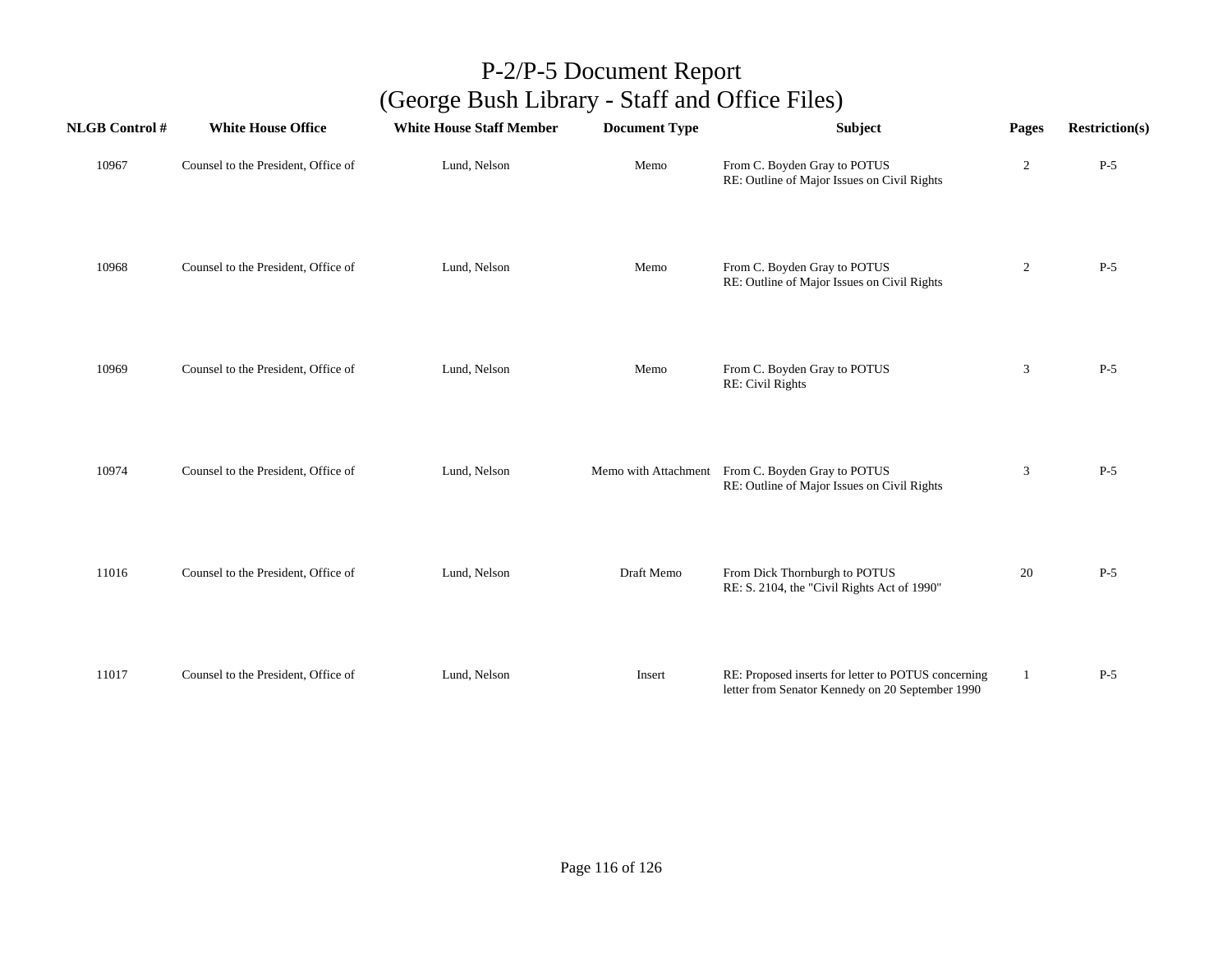# P-2/P-5 Document Report
## (George Bush Library - Staff and Office Files)

| NLGB Control # | White House Office | White House Staff Member | Document Type | Subject | Pages | Restriction(s) |
|---|---|---|---|---|---|---|
| 10967 | Counsel to the President, Office of | Lund, Nelson | Memo | From C. Boyden Gray to POTUS<br>RE: Outline of Major Issues on Civil Rights | 2 | P-5 |
| 10968 | Counsel to the President, Office of | Lund, Nelson | Memo | From C. Boyden Gray to POTUS<br>RE: Outline of Major Issues on Civil Rights | 2 | P-5 |
| 10969 | Counsel to the President, Office of | Lund, Nelson | Memo | From C. Boyden Gray to POTUS<br>RE: Civil Rights | 3 | P-5 |
| 10974 | Counsel to the President, Office of | Lund, Nelson | Memo with Attachment | From C. Boyden Gray to POTUS<br>RE: Outline of Major Issues on Civil Rights | 3 | P-5 |
| 11016 | Counsel to the President, Office of | Lund, Nelson | Draft Memo | From Dick Thornburgh to POTUS<br>RE: S. 2104, the "Civil Rights Act of 1990" | 20 | P-5 |
| 11017 | Counsel to the President, Office of | Lund, Nelson | Insert | RE: Proposed inserts for letter to POTUS concerning letter from Senator Kennedy on 20 September 1990 | 1 | P-5 |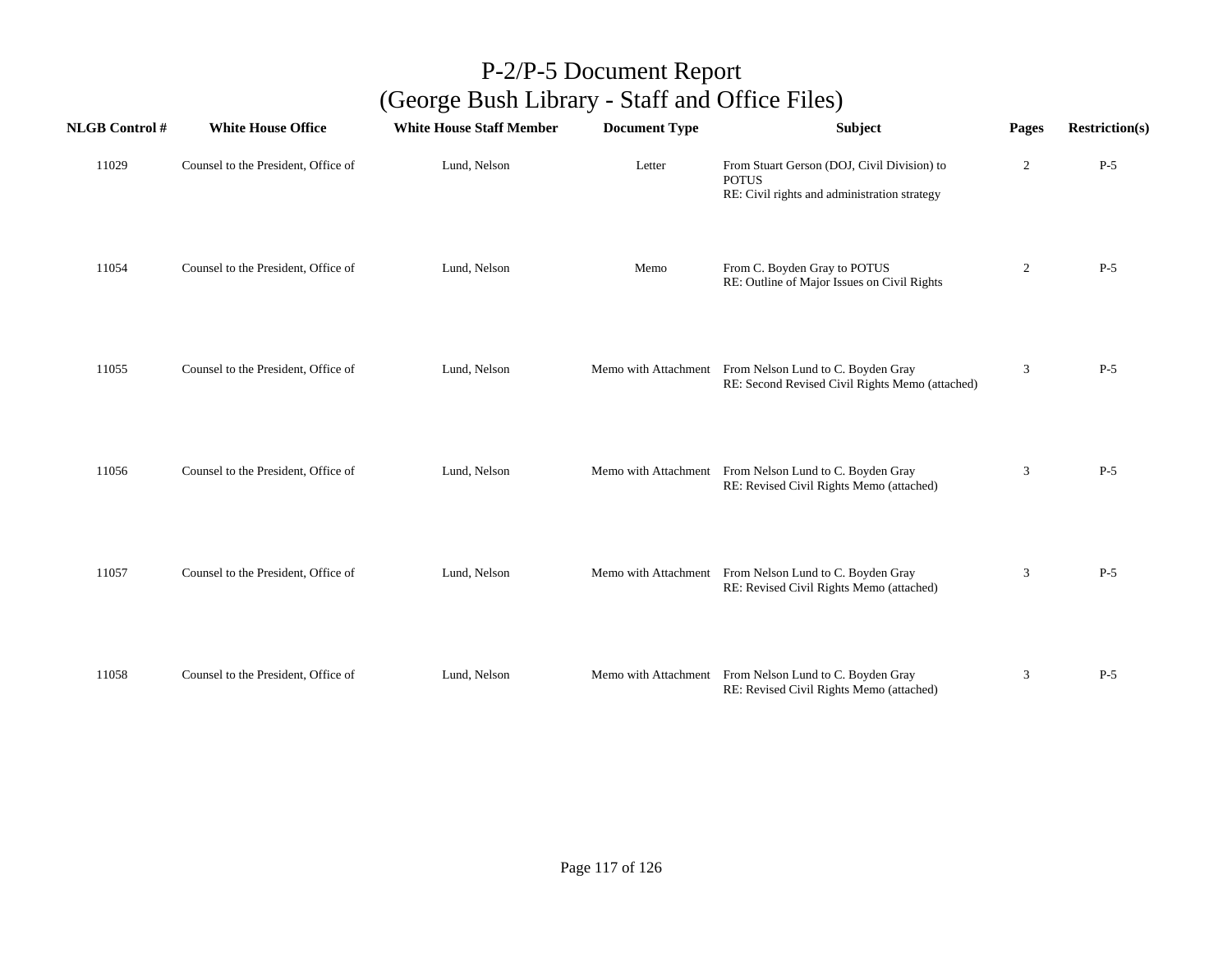# P-2/P-5 Document Report
## (George Bush Library - Staff and Office Files)

| NLGB Control # | White House Office | White House Staff Member | Document Type | Subject | Pages | Restriction(s) |
|---|---|---|---|---|---|---|
| 11029 | Counsel to the President, Office of | Lund, Nelson | Letter | From Stuart Gerson (DOJ, Civil Division) to POTUS<br>RE: Civil rights and administration strategy | 2 | P-5 |
| 11054 | Counsel to the President, Office of | Lund, Nelson | Memo | From C. Boyden Gray to POTUS<br>RE: Outline of Major Issues on Civil Rights | 2 | P-5 |
| 11055 | Counsel to the President, Office of | Lund, Nelson | Memo with Attachment | From Nelson Lund to C. Boyden Gray<br>RE: Second Revised Civil Rights Memo (attached) | 3 | P-5 |
| 11056 | Counsel to the President, Office of | Lund, Nelson | Memo with Attachment | From Nelson Lund to C. Boyden Gray<br>RE: Revised Civil Rights Memo (attached) | 3 | P-5 |
| 11057 | Counsel to the President, Office of | Lund, Nelson | Memo with Attachment | From Nelson Lund to C. Boyden Gray<br>RE: Revised Civil Rights Memo (attached) | 3 | P-5 |
| 11058 | Counsel to the President, Office of | Lund, Nelson | Memo with Attachment | From Nelson Lund to C. Boyden Gray<br>RE: Revised Civil Rights Memo (attached) | 3 | P-5 |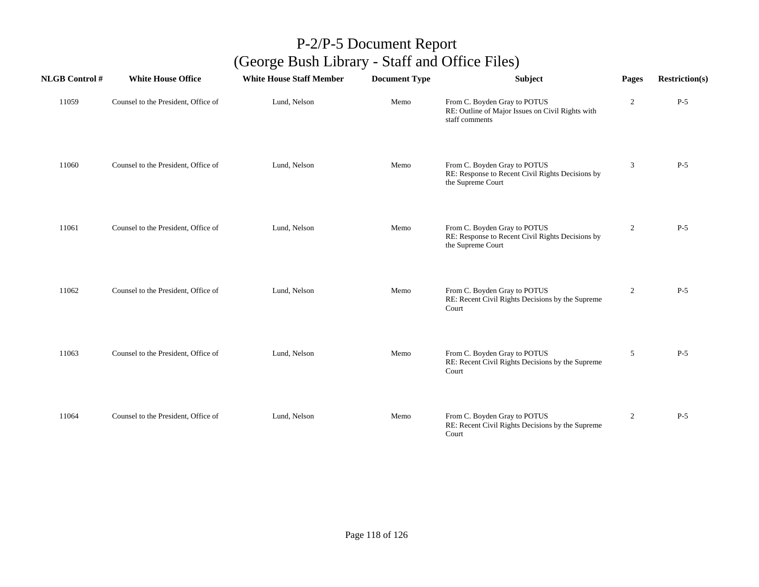# P-2/P-5 Document Report
## (George Bush Library - Staff and Office Files)

| NLGB Control # | White House Office | White House Staff Member | Document Type | Subject | Pages | Restriction(s) |
|---|---|---|---|---|---|---|
| 11059 | Counsel to the President, Office of | Lund, Nelson | Memo | From C. Boyden Gray to POTUS<br>RE: Outline of Major Issues on Civil Rights with staff comments | 2 | P-5 |
| 11060 | Counsel to the President, Office of | Lund, Nelson | Memo | From C. Boyden Gray to POTUS<br>RE: Response to Recent Civil Rights Decisions by the Supreme Court | 3 | P-5 |
| 11061 | Counsel to the President, Office of | Lund, Nelson | Memo | From C. Boyden Gray to POTUS<br>RE: Response to Recent Civil Rights Decisions by the Supreme Court | 2 | P-5 |
| 11062 | Counsel to the President, Office of | Lund, Nelson | Memo | From C. Boyden Gray to POTUS<br>RE: Recent Civil Rights Decisions by the Supreme Court | 2 | P-5 |
| 11063 | Counsel to the President, Office of | Lund, Nelson | Memo | From C. Boyden Gray to POTUS<br>RE: Recent Civil Rights Decisions by the Supreme Court | 5 | P-5 |
| 11064 | Counsel to the President, Office of | Lund, Nelson | Memo | From C. Boyden Gray to POTUS<br>RE: Recent Civil Rights Decisions by the Supreme Court | 2 | P-5 |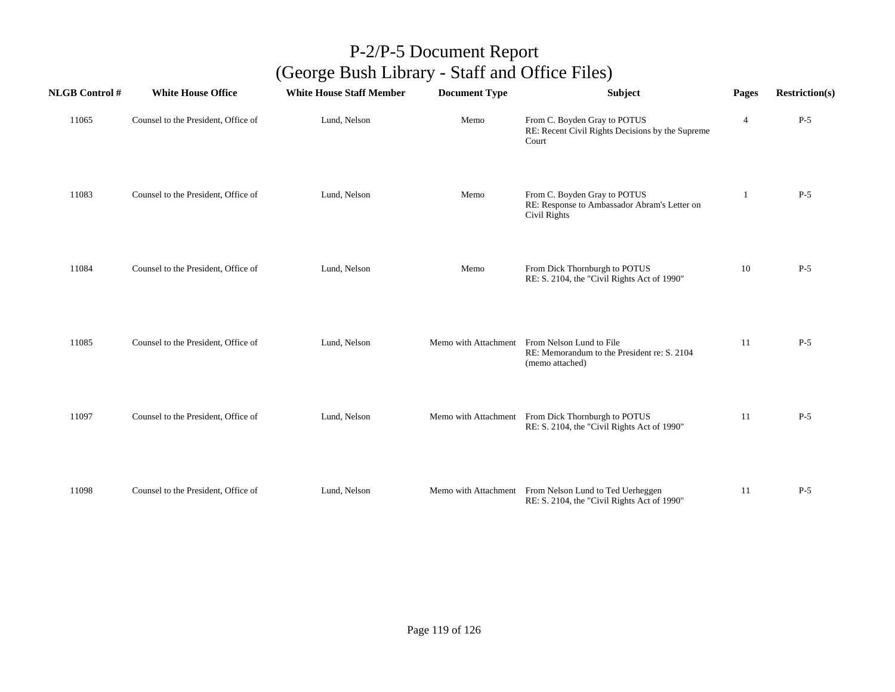# P-2/P-5 Document Report
## (George Bush Library - Staff and Office Files)

| NLGB Control # | White House Office | White House Staff Member | Document Type | Subject | Pages | Restriction(s) |
|---|---|---|---|---|---|---|
| 11065 | Counsel to the President, Office of | Lund, Nelson | Memo | From C. Boyden Gray to POTUS<br>RE: Recent Civil Rights Decisions by the Supreme Court | 4 | P-5 |
| 11083 | Counsel to the President, Office of | Lund, Nelson | Memo | From C. Boyden Gray to POTUS<br>RE: Response to Ambassador Abram's Letter on Civil Rights | 1 | P-5 |
| 11084 | Counsel to the President, Office of | Lund, Nelson | Memo | From Dick Thornburgh to POTUS<br>RE: S. 2104, the "Civil Rights Act of 1990" | 10 | P-5 |
| 11085 | Counsel to the President, Office of | Lund, Nelson | Memo with Attachment | From Nelson Lund to File<br>RE: Memorandum to the President re: S. 2104 (memo attached) | 11 | P-5 |
| 11097 | Counsel to the President, Office of | Lund, Nelson | Memo with Attachment | From Dick Thornburgh to POTUS<br>RE: S. 2104, the "Civil Rights Act of 1990" | 11 | P-5 |
| 11098 | Counsel to the President, Office of | Lund, Nelson | Memo with Attachment | From Nelson Lund to Ted Uerheggen<br>RE: S. 2104, the "Civil Rights Act of 1990" | 11 | P-5 |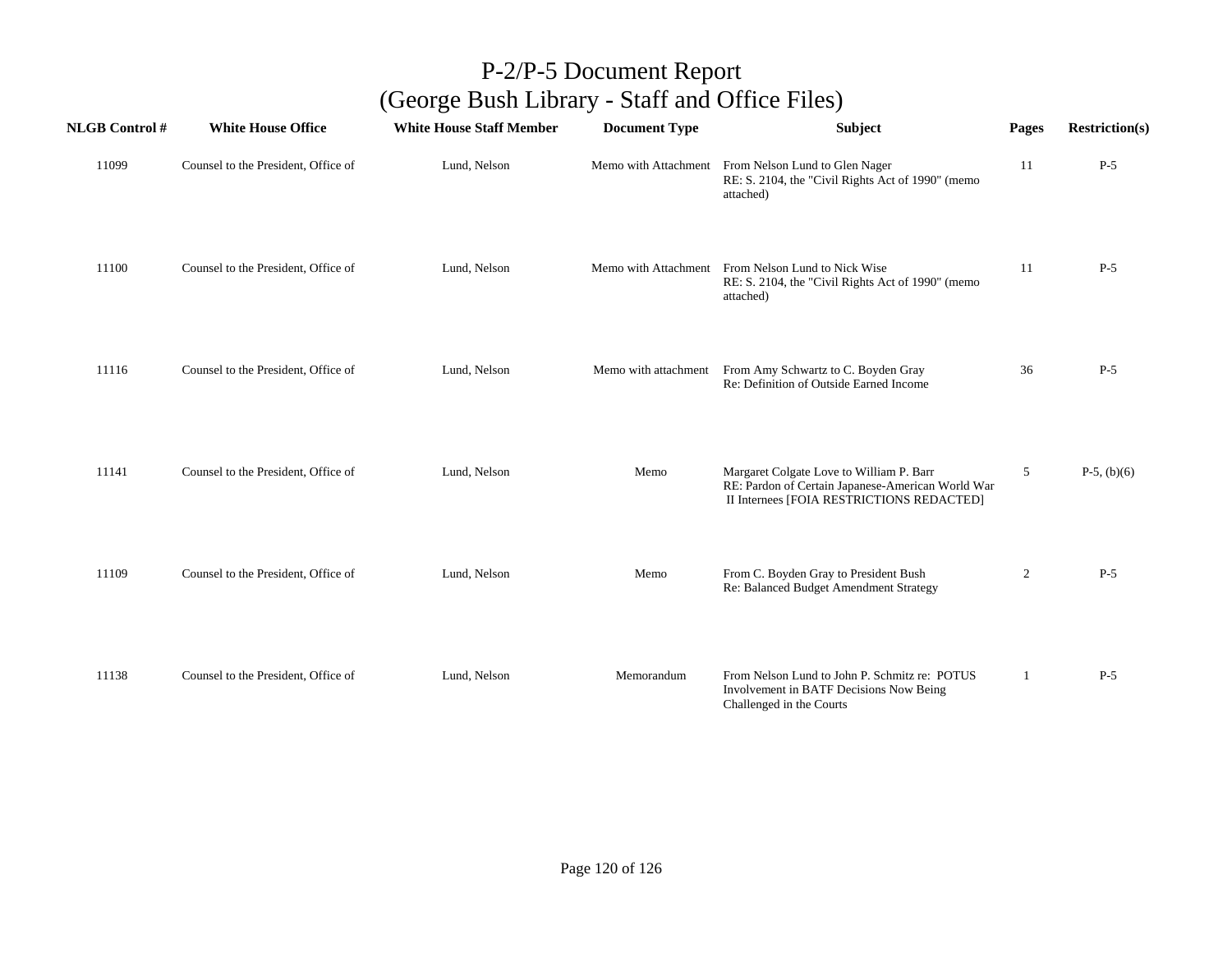# P-2/P-5 Document Report
## (George Bush Library - Staff and Office Files)

| NLGB Control # | White House Office | White House Staff Member | Document Type | Subject | Pages | Restriction(s) |
|---|---|---|---|---|---|---|
| 11099 | Counsel to the President, Office of | Lund, Nelson | Memo with Attachment | From Nelson Lund to Glen Nager RE: S. 2104, the "Civil Rights Act of 1990" (memo attached) | 11 | P-5 |
| 11100 | Counsel to the President, Office of | Lund, Nelson | Memo with Attachment | From Nelson Lund to Nick Wise RE: S. 2104, the "Civil Rights Act of 1990" (memo attached) | 11 | P-5 |
| 11116 | Counsel to the President, Office of | Lund, Nelson | Memo with attachment | From Amy Schwartz to C. Boyden Gray Re: Definition of Outside Earned Income | 36 | P-5 |
| 11141 | Counsel to the President, Office of | Lund, Nelson | Memo | Margaret Colgate Love to William P. Barr RE: Pardon of Certain Japanese-American World War II Internees [FOIA RESTRICTIONS REDACTED] | 5 | P-5, (b)(6) |
| 11109 | Counsel to the President, Office of | Lund, Nelson | Memo | From C. Boyden Gray to President Bush Re: Balanced Budget Amendment Strategy | 2 | P-5 |
| 11138 | Counsel to the President, Office of | Lund, Nelson | Memorandum | From Nelson Lund to John P. Schmitz re: POTUS Involvement in BATF Decisions Now Being Challenged in the Courts | 1 | P-5 |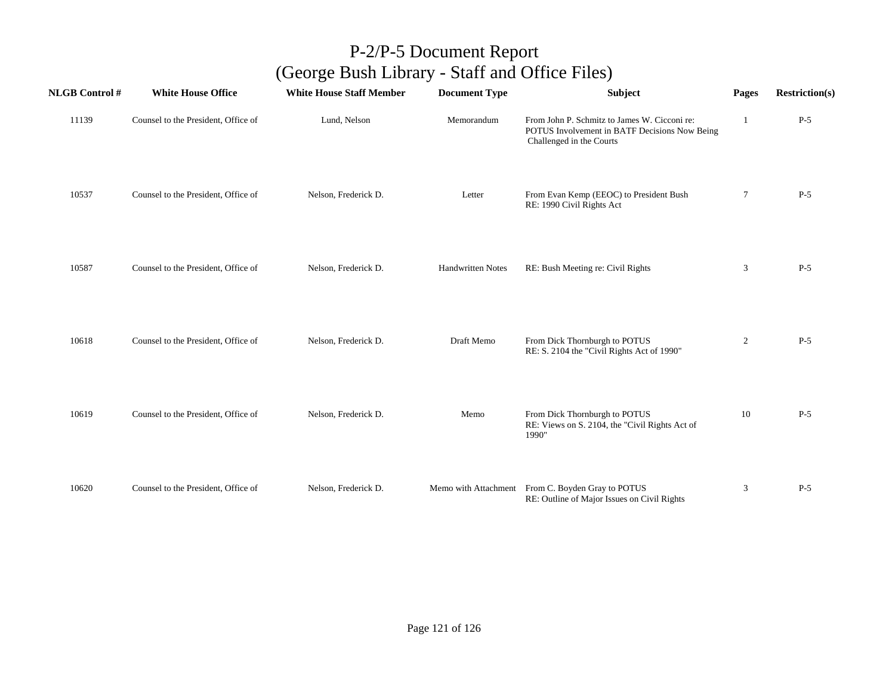# P-2/P-5 Document Report
## (George Bush Library - Staff and Office Files)

| NLGB Control # | White House Office | White House Staff Member | Document Type | Subject | Pages | Restriction(s) |
| --- | --- | --- | --- | --- | --- | --- |
| 11139 | Counsel to the President, Office of | Lund, Nelson | Memorandum | From John P. Schmitz to James W. Cicconi re: POTUS Involvement in BATF Decisions Now Being Challenged in the Courts | 1 | P-5 |
| 10537 | Counsel to the President, Office of | Nelson, Frederick D. | Letter | From Evan Kemp (EEOC) to President Bush RE: 1990 Civil Rights Act | 7 | P-5 |
| 10587 | Counsel to the President, Office of | Nelson, Frederick D. | Handwritten Notes | RE: Bush Meeting re: Civil Rights | 3 | P-5 |
| 10618 | Counsel to the President, Office of | Nelson, Frederick D. | Draft Memo | From Dick Thornburgh to POTUS RE: S. 2104 the "Civil Rights Act of 1990" | 2 | P-5 |
| 10619 | Counsel to the President, Office of | Nelson, Frederick D. | Memo | From Dick Thornburgh to POTUS RE: Views on S. 2104, the "Civil Rights Act of 1990" | 10 | P-5 |
| 10620 | Counsel to the President, Office of | Nelson, Frederick D. | Memo with Attachment | From C. Boyden Gray to POTUS RE: Outline of Major Issues on Civil Rights | 3 | P-5 |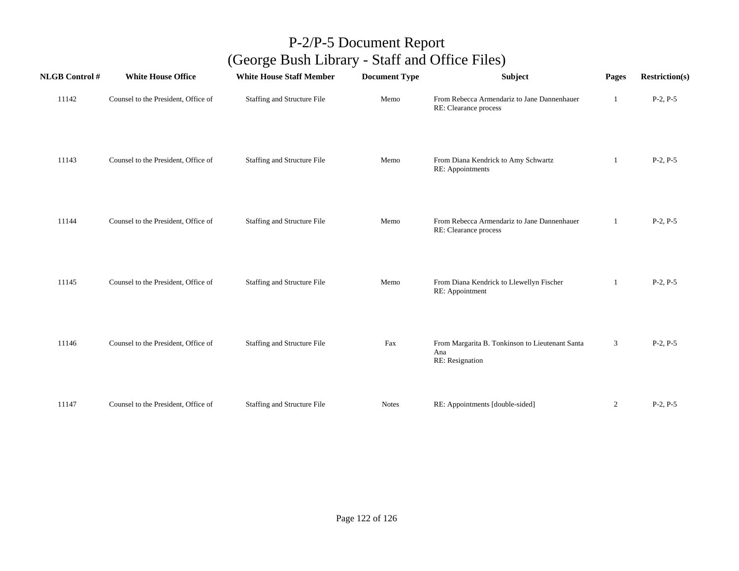# P-2/P-5 Document Report
## (George Bush Library - Staff and Office Files)

| NLGB Control # | White House Office | White House Staff Member | Document Type | Subject | Pages | Restriction(s) |
|---|---|---|---|---|---|---|
| 11142 | Counsel to the President, Office of | Staffing and Structure File | Memo | From Rebecca Armendariz to Jane Dannenhauer RE: Clearance process | 1 | P-2, P-5 |
| 11143 | Counsel to the President, Office of | Staffing and Structure File | Memo | From Diana Kendrick to Amy Schwartz RE: Appointments | 1 | P-2, P-5 |
| 11144 | Counsel to the President, Office of | Staffing and Structure File | Memo | From Rebecca Armendariz to Jane Dannenhauer RE: Clearance process | 1 | P-2, P-5 |
| 11145 | Counsel to the President, Office of | Staffing and Structure File | Memo | From Diana Kendrick to Llewellyn Fischer RE: Appointment | 1 | P-2, P-5 |
| 11146 | Counsel to the President, Office of | Staffing and Structure File | Fax | From Margarita B. Tonkinson to Lieutenant Santa Ana RE: Resignation | 3 | P-2, P-5 |
| 11147 | Counsel to the President, Office of | Staffing and Structure File | Notes | RE: Appointments [double-sided] | 2 | P-2, P-5 |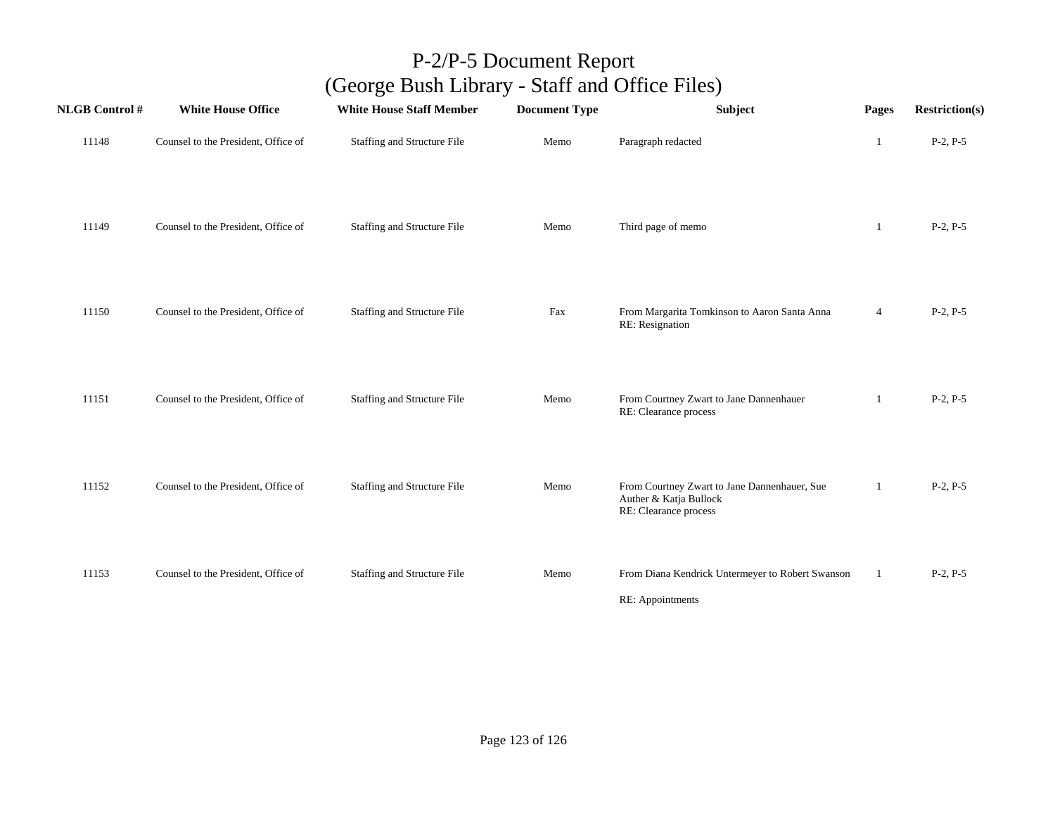# P-2/P-5 Document Report
## (George Bush Library - Staff and Office Files)

| NLGB Control # | White House Office | White House Staff Member | Document Type | Subject | Pages | Restriction(s) |
|---|---|---|---|---|---|---|
| 11148 | Counsel to the President, Office of | Staffing and Structure File | Memo | Paragraph redacted | 1 | P-2, P-5 |
| 11149 | Counsel to the President, Office of | Staffing and Structure File | Memo | Third page of memo | 1 | P-2, P-5 |
| 11150 | Counsel to the President, Office of | Staffing and Structure File | Fax | From Margarita Tomkinson to Aaron Santa Anna RE: Resignation | 4 | P-2, P-5 |
| 11151 | Counsel to the President, Office of | Staffing and Structure File | Memo | From Courtney Zwart to Jane Dannenhauer RE: Clearance process | 1 | P-2, P-5 |
| 11152 | Counsel to the President, Office of | Staffing and Structure File | Memo | From Courtney Zwart to Jane Dannenhauer, Sue Auther & Katja Bullock RE: Clearance process | 1 | P-2, P-5 |
| 11153 | Counsel to the President, Office of | Staffing and Structure File | Memo | From Diana Kendrick Untermeyer to Robert Swanson RE: Appointments | 1 | P-2, P-5 |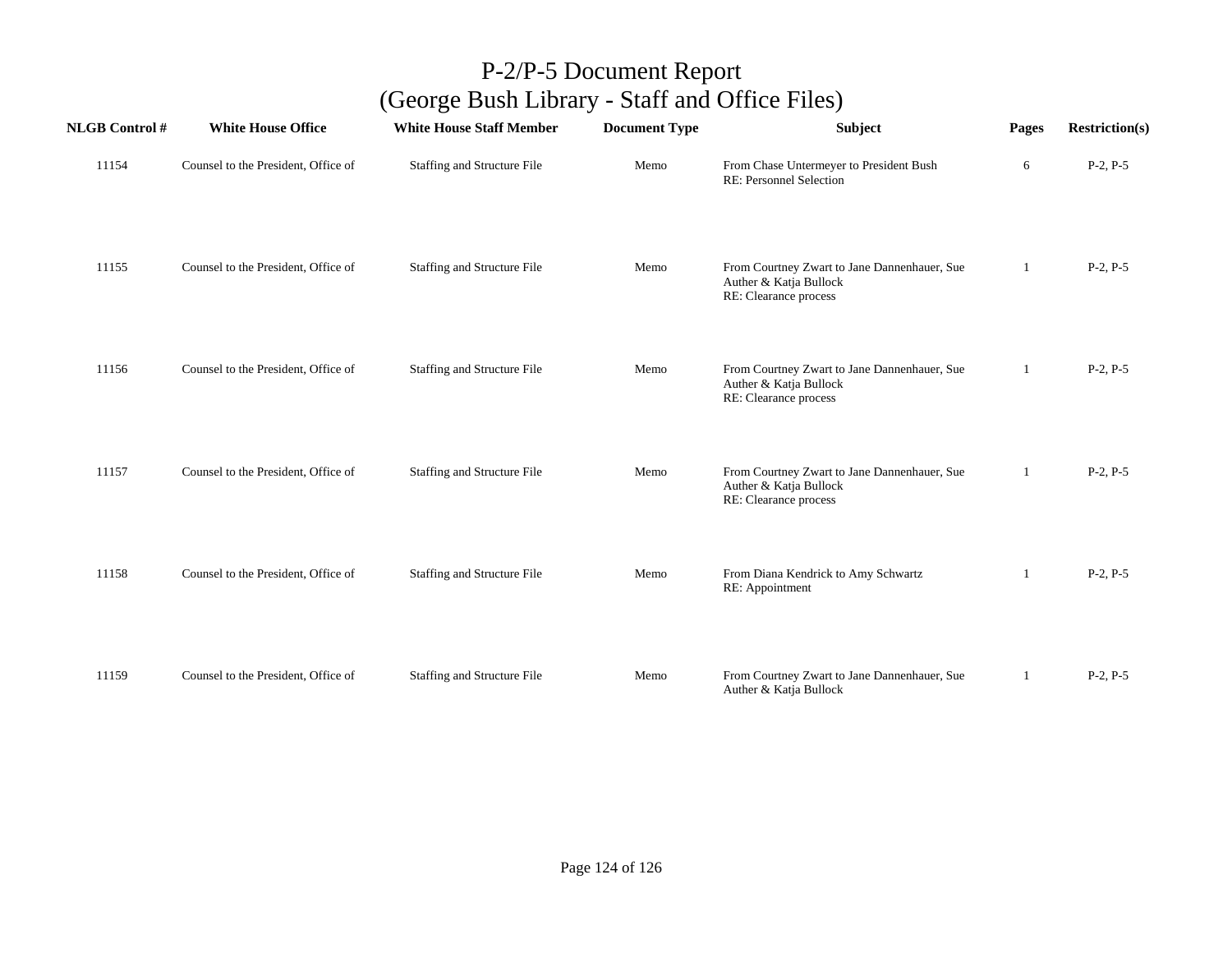# P-2/P-5 Document Report
# (George Bush Library - Staff and Office Files)

| NLGB Control # | White House Office | White House Staff Member | Document Type | Subject | Pages | Restriction(s) |
|---|---|---|---|---|---|---|
| 11154 | Counsel to the President, Office of | Staffing and Structure File | Memo | From Chase Untermeyer to President Bush<br>RE: Personnel Selection | 6 | P-2, P-5 |
| 11155 | Counsel to the President, Office of | Staffing and Structure File | Memo | From Courtney Zwart to Jane Dannenhauer, Sue Auther & Katja Bullock<br>RE: Clearance process | 1 | P-2, P-5 |
| 11156 | Counsel to the President, Office of | Staffing and Structure File | Memo | From Courtney Zwart to Jane Dannenhauer, Sue Auther & Katja Bullock<br>RE: Clearance process | 1 | P-2, P-5 |
| 11157 | Counsel to the President, Office of | Staffing and Structure File | Memo | From Courtney Zwart to Jane Dannenhauer, Sue Auther & Katja Bullock<br>RE: Clearance process | 1 | P-2, P-5 |
| 11158 | Counsel to the President, Office of | Staffing and Structure File | Memo | From Diana Kendrick to Amy Schwartz<br>RE: Appointment | 1 | P-2, P-5 |
| 11159 | Counsel to the President, Office of | Staffing and Structure File | Memo | From Courtney Zwart to Jane Dannenhauer, Sue Auther & Katja Bullock | 1 | P-2, P-5 |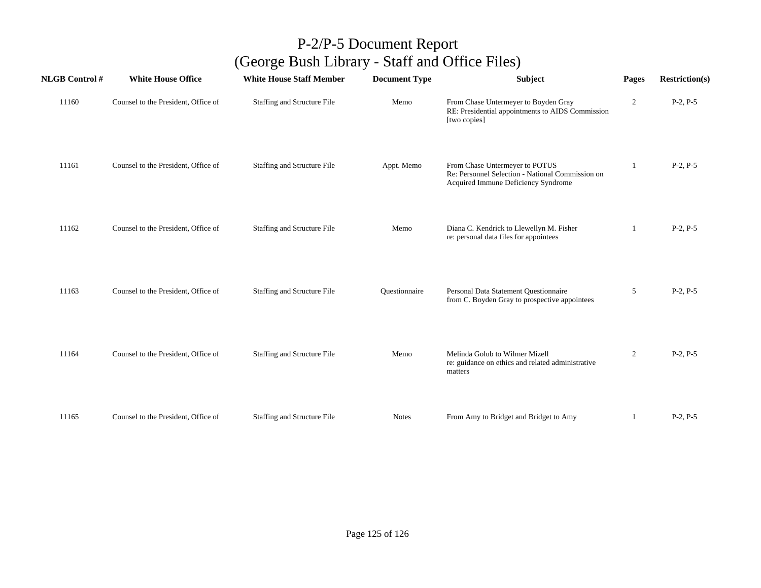# P-2/P-5 Document Report
## (George Bush Library - Staff and Office Files)

| NLGB Control # | White House Office | White House Staff Member | Document Type | Subject | Pages | Restriction(s) |
|---|---|---|---|---|---|---|
| 11160 | Counsel to the President, Office of | Staffing and Structure File | Memo | From Chase Untermeyer to Boyden Gray<br>RE: Presidential appointments to AIDS Commission [two copies] | 2 | P-2, P-5 |
| 11161 | Counsel to the President, Office of | Staffing and Structure File | Appt. Memo | From Chase Untermeyer to POTUS<br>Re: Personnel Selection - National Commission on Acquired Immune Deficiency Syndrome | 1 | P-2, P-5 |
| 11162 | Counsel to the President, Office of | Staffing and Structure File | Memo | Diana C. Kendrick to Llewellyn M. Fisher<br>re: personal data files for appointees | 1 | P-2, P-5 |
| 11163 | Counsel to the President, Office of | Staffing and Structure File | Questionnaire | Personal Data Statement Questionnaire<br>from C. Boyden Gray to prospective appointees | 5 | P-2, P-5 |
| 11164 | Counsel to the President, Office of | Staffing and Structure File | Memo | Melinda Golub to Wilmer Mizell<br>re: guidance on ethics and related administrative matters | 2 | P-2, P-5 |
| 11165 | Counsel to the President, Office of | Staffing and Structure File | Notes | From Amy to Bridget and Bridget to Amy | 1 | P-2, P-5 |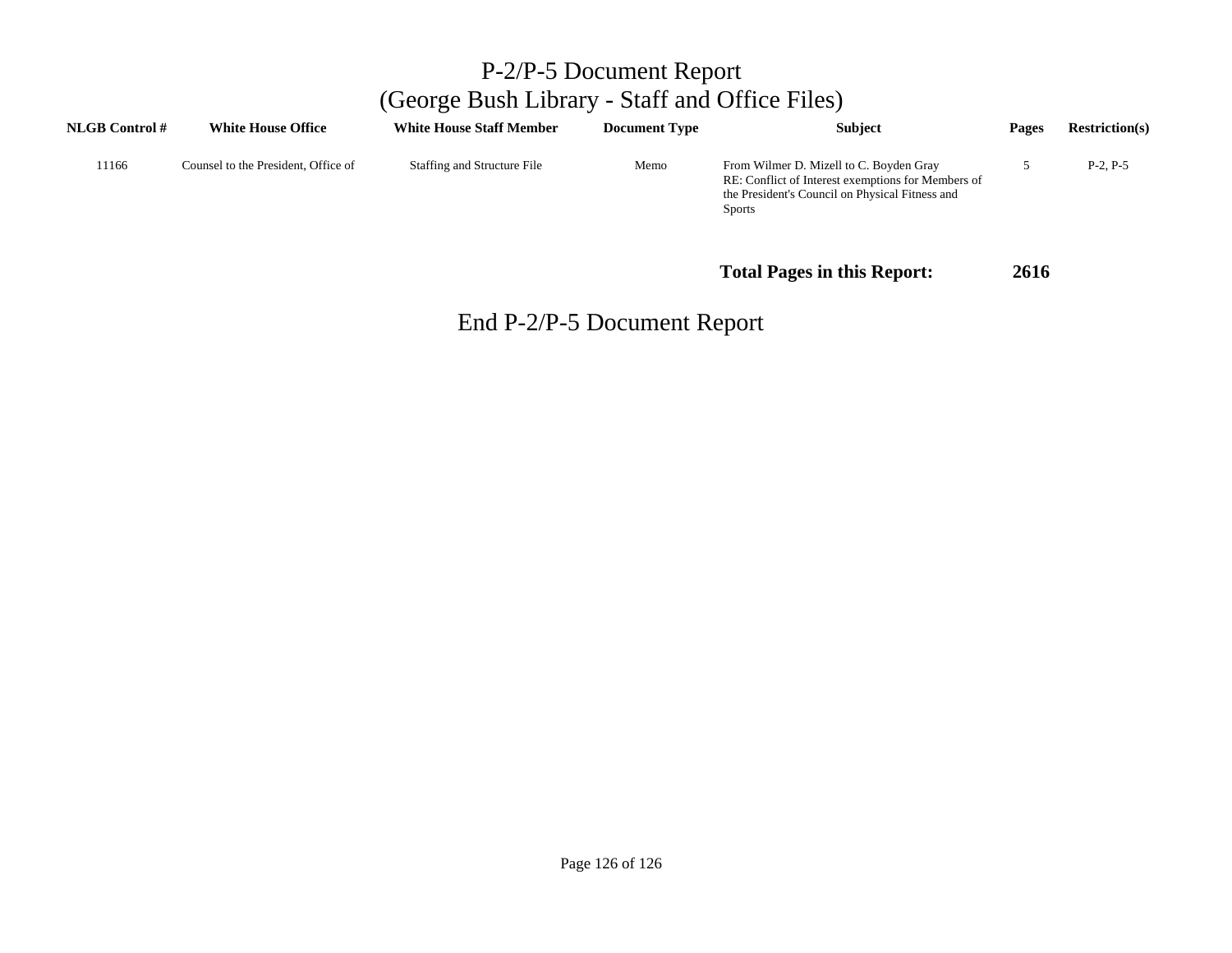# P-2/P-5 Document Report
## (George Bush Library - Staff and Office Files)

| NLGB Control # | White House Office | White House Staff Member | Document Type | Subject | Pages | Restriction(s) |
| --- | --- | --- | --- | --- | --- | --- |
| 11166 | Counsel to the President, Office of | Staffing and Structure File | Memo | From Wilmer D. Mizell to C. Boyden Gray RE: Conflict of Interest exemptions for Members of the President's Council on Physical Fitness and Sports | 5 | P-2, P-5 |

**Total Pages in this Report:** **2616**

# End P-2/P-5 Document Report